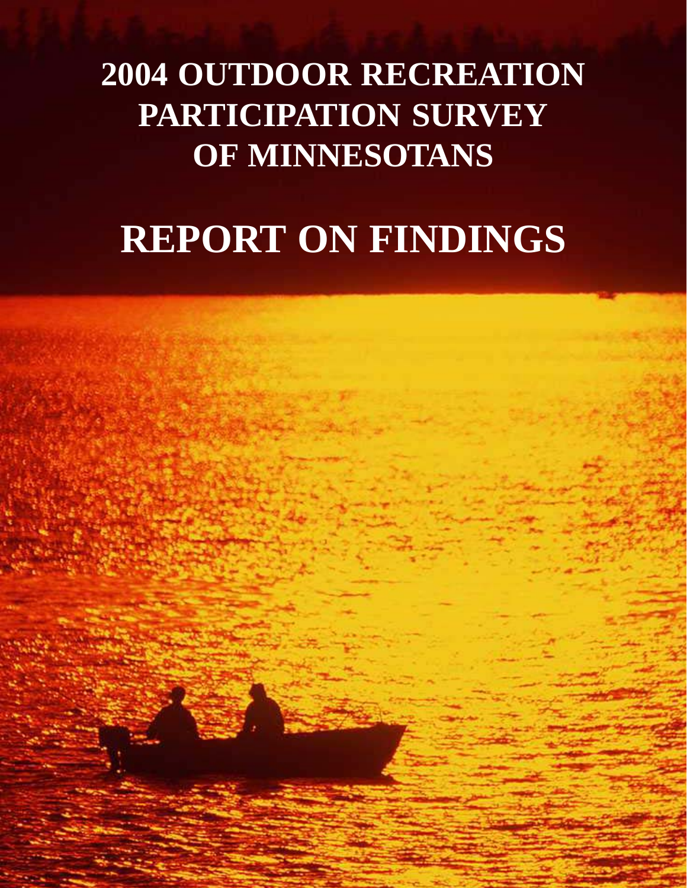# 2004 OUTDOOR RECREATION PARTICIPATION SURVEY OF MINNESOTANS

# REPORT ON FINDINGS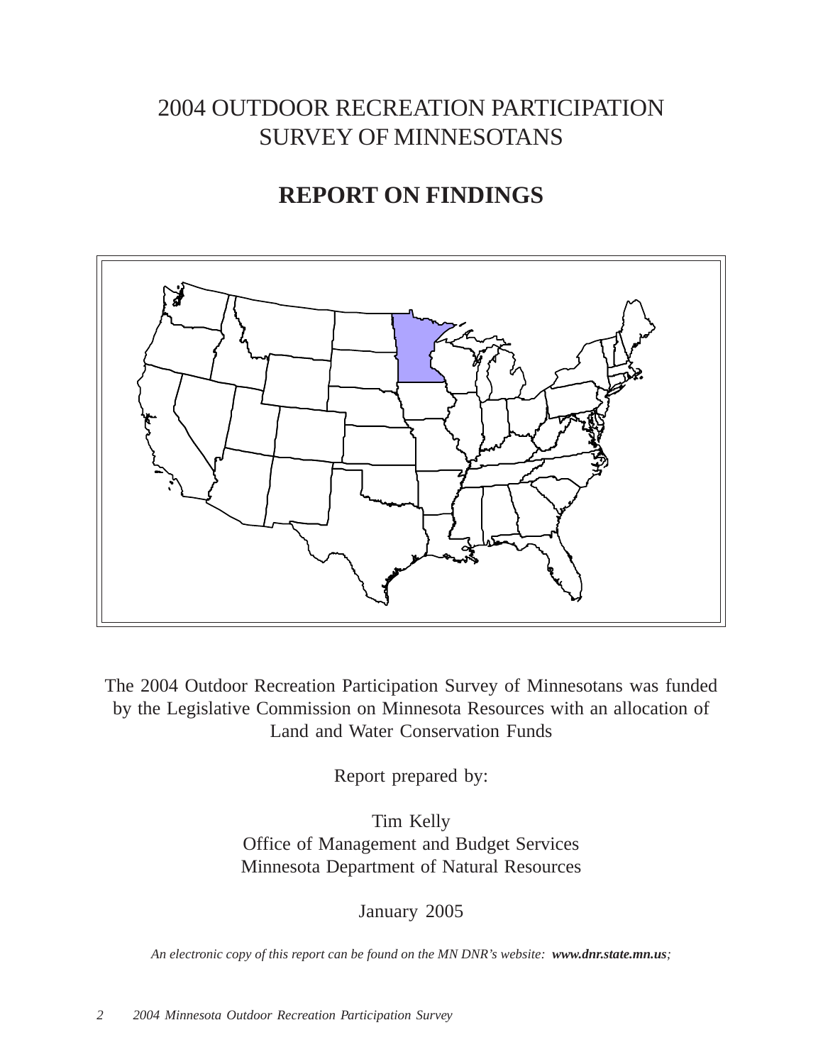# 2004 OUTDOOR RECREATION PARTICIPATION SURVEY OF MINNESOTANS

## REPORT ON FINDINGS

The 2004 Outdoor Recreation Participation Survey of Minnesotans was funded by the Legislative Commission on Minnesota Resources with an allocation of Land and Water Conservation Funds

Report prepared by:

Tim Kelly
Office of Management and Budget Services
Minnesota Department of Natural Resources

January 2005

*An electronic copy of this report can be found on the MN DNR's website:* ***www.dnr.state.mn.us****;*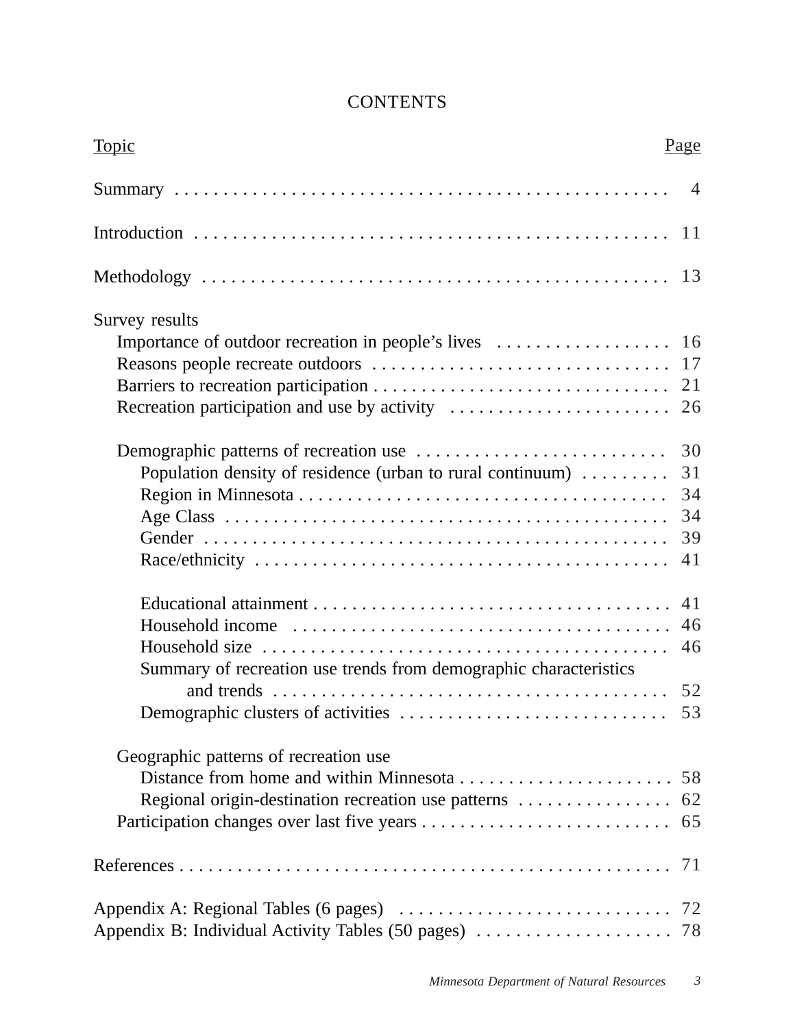# CONTENTS

| Topic | Page |
|---|---|
| Summary | 4 |
| Introduction | 11 |
| Methodology | 13 |
| Survey results | |
| Importance of outdoor recreation in people's lives | 16 |
| Reasons people recreate outdoors | 17 |
| Barriers to recreation participation | 21 |
| Recreation participation and use by activity | 26 |
| Demographic patterns of recreation use | 30 |
| Population density of residence (urban to rural continuum) | 31 |
| Region in Minnesota | 34 |
| Age Class | 34 |
| Gender | 39 |
| Race/ethnicity | 41 |
| Educational attainment | 41 |
| Household income | 46 |
| Household size | 46 |
| Summary of recreation use trends from demographic characteristics and trends | 52 |
| Demographic clusters of activities | 53 |
| Geographic patterns of recreation use | |
| Distance from home and within Minnesota | 58 |
| Regional origin-destination recreation use patterns | 62 |
| Participation changes over last five years | 65 |
| References | 71 |
| Appendix A: Regional Tables (6 pages) | 72 |
| Appendix B: Individual Activity Tables (50 pages) | 78 |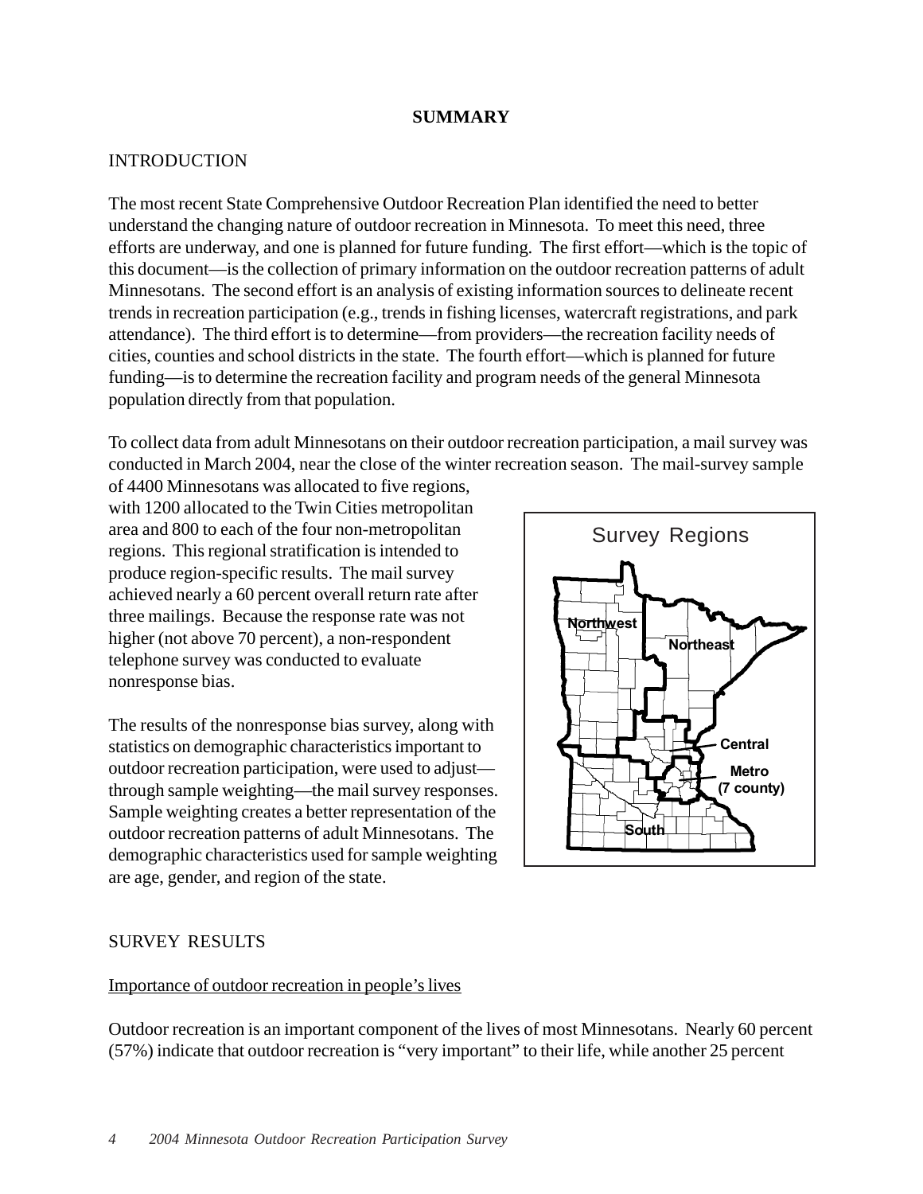# SUMMARY

## INTRODUCTION

The most recent State Comprehensive Outdoor Recreation Plan identified the need to better understand the changing nature of outdoor recreation in Minnesota. To meet this need, three efforts are underway, and one is planned for future funding. The first effort—which is the topic of this document—is the collection of primary information on the outdoor recreation patterns of adult Minnesotans. The second effort is an analysis of existing information sources to delineate recent trends in recreation participation (e.g., trends in fishing licenses, watercraft registrations, and park attendance). The third effort is to determine—from providers—the recreation facility needs of cities, counties and school districts in the state. The fourth effort—which is planned for future funding—is to determine the recreation facility and program needs of the general Minnesota population directly from that population.

To collect data from adult Minnesotans on their outdoor recreation participation, a mail survey was conducted in March 2004, near the close of the winter recreation season. The mail-survey sample of 4400 Minnesotans was allocated to five regions, with 1200 allocated to the Twin Cities metropolitan area and 800 to each of the four non-metropolitan regions. This regional stratification is intended to produce region-specific results. The mail survey achieved nearly a 60 percent overall return rate after three mailings. Because the response rate was not higher (not above 70 percent), a non-respondent telephone survey was conducted to evaluate nonresponse bias.

Survey Regions

Northwest, Northeast, Central, Metro (7 county), South

The results of the nonresponse bias survey, along with statistics on demographic characteristics important to outdoor recreation participation, were used to adjust—through sample weighting—the mail survey responses. Sample weighting creates a better representation of the outdoor recreation patterns of adult Minnesotans. The demographic characteristics used for sample weighting are age, gender, and region of the state.

## SURVEY RESULTS

### Importance of outdoor recreation in people's lives

Outdoor recreation is an important component of the lives of most Minnesotans. Nearly 60 percent (57%) indicate that outdoor recreation is "very important" to their life, while another 25 percent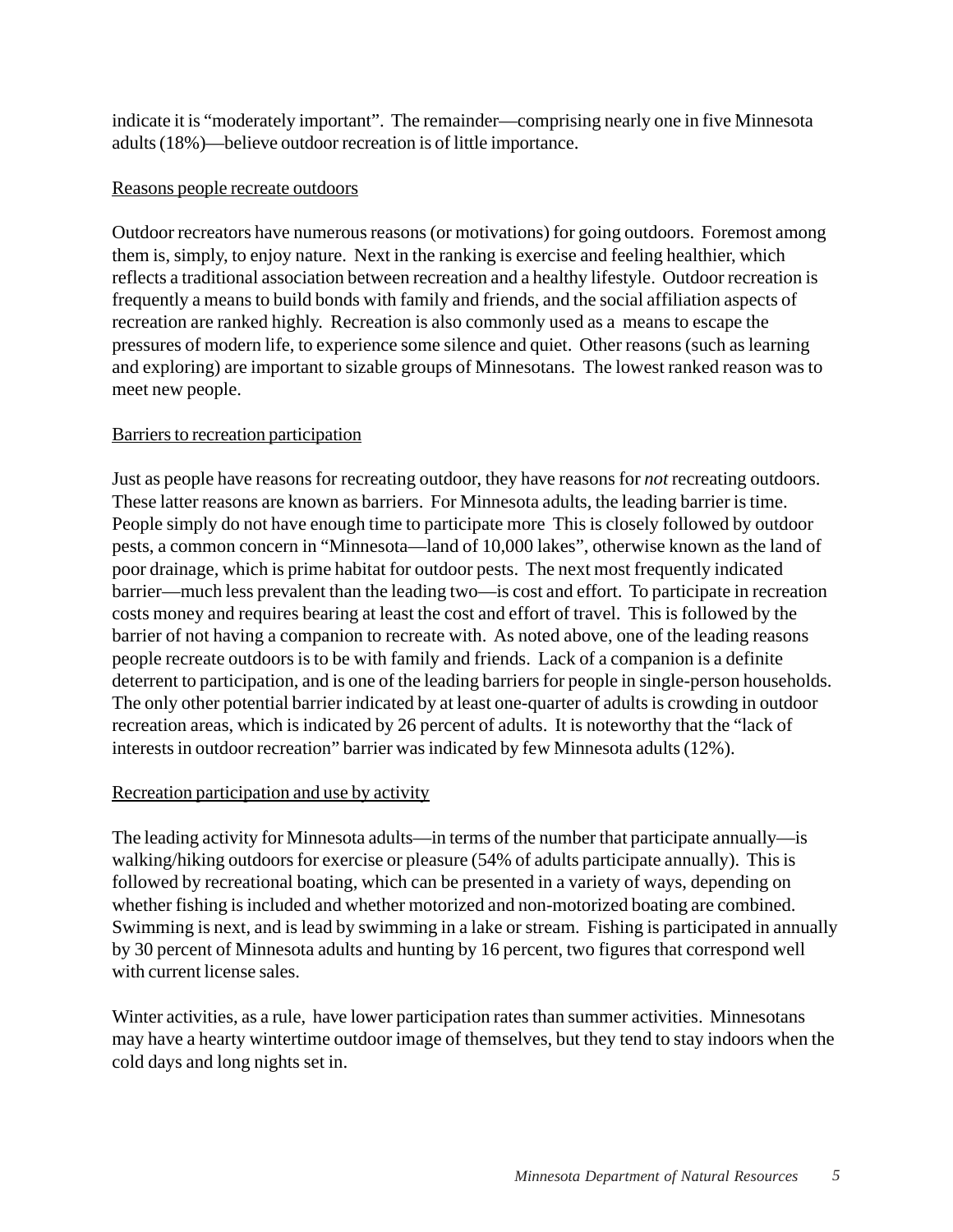indicate it is “moderately important”. The remainder—comprising nearly one in five Minnesota adults (18%)—believe outdoor recreation is of little importance.

Reasons people recreate outdoors

Outdoor recreators have numerous reasons (or motivations) for going outdoors. Foremost among them is, simply, to enjoy nature. Next in the ranking is exercise and feeling healthier, which reflects a traditional association between recreation and a healthy lifestyle. Outdoor recreation is frequently a means to build bonds with family and friends, and the social affiliation aspects of recreation are ranked highly. Recreation is also commonly used as a means to escape the pressures of modern life, to experience some silence and quiet. Other reasons (such as learning and exploring) are important to sizable groups of Minnesotans. The lowest ranked reason was to meet new people.

Barriers to recreation participation

Just as people have reasons for recreating outdoor, they have reasons for *not* recreating outdoors. These latter reasons are known as barriers. For Minnesota adults, the leading barrier is time. People simply do not have enough time to participate more This is closely followed by outdoor pests, a common concern in “Minnesota—land of 10,000 lakes”, otherwise known as the land of poor drainage, which is prime habitat for outdoor pests. The next most frequently indicated barrier—much less prevalent than the leading two—is cost and effort. To participate in recreation costs money and requires bearing at least the cost and effort of travel. This is followed by the barrier of not having a companion to recreate with. As noted above, one of the leading reasons people recreate outdoors is to be with family and friends. Lack of a companion is a definite deterrent to participation, and is one of the leading barriers for people in single-person households. The only other potential barrier indicated by at least one-quarter of adults is crowding in outdoor recreation areas, which is indicated by 26 percent of adults. It is noteworthy that the “lack of interests in outdoor recreation” barrier was indicated by few Minnesota adults (12%).

Recreation participation and use by activity

The leading activity for Minnesota adults—in terms of the number that participate annually—is walking/hiking outdoors for exercise or pleasure (54% of adults participate annually). This is followed by recreational boating, which can be presented in a variety of ways, depending on whether fishing is included and whether motorized and non-motorized boating are combined. Swimming is next, and is lead by swimming in a lake or stream. Fishing is participated in annually by 30 percent of Minnesota adults and hunting by 16 percent, two figures that correspond well with current license sales.

Winter activities, as a rule, have lower participation rates than summer activities. Minnesotans may have a hearty wintertime outdoor image of themselves, but they tend to stay indoors when the cold days and long nights set in.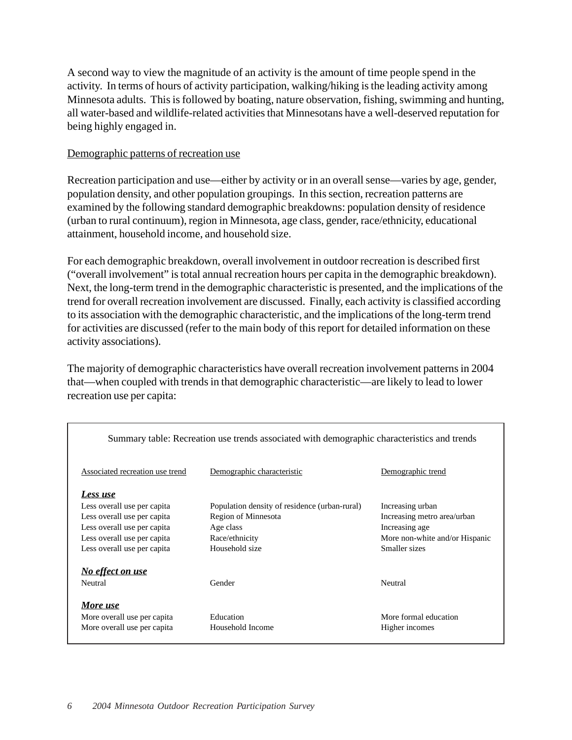A second way to view the magnitude of an activity is the amount of time people spend in the activity. In terms of hours of activity participation, walking/hiking is the leading activity among Minnesota adults. This is followed by boating, nature observation, fishing, swimming and hunting, all water-based and wildlife-related activities that Minnesotans have a well-deserved reputation for being highly engaged in.

<u>Demographic patterns of recreation use</u>

Recreation participation and use—either by activity or in an overall sense—varies by age, gender, population density, and other population groupings. In this section, recreation patterns are examined by the following standard demographic breakdowns: population density of residence (urban to rural continuum), region in Minnesota, age class, gender, race/ethnicity, educational attainment, household income, and household size.

For each demographic breakdown, overall involvement in outdoor recreation is described first ("overall involvement" is total annual recreation hours per capita in the demographic breakdown). Next, the long-term trend in the demographic characteristic is presented, and the implications of the trend for overall recreation involvement are discussed. Finally, each activity is classified according to its association with the demographic characteristic, and the implications of the long-term trend for activities are discussed (refer to the main body of this report for detailed information on these activity associations).

The majority of demographic characteristics have overall recreation involvement patterns in 2004 that—when coupled with trends in that demographic characteristic—are likely to lead to lower recreation use per capita:

Summary table: Recreation use trends associated with demographic characteristics and trends

| Associated recreation use trend | Demographic characteristic | Demographic trend |
|---|---|---|
| ***Less use*** | | |
| Less overall use per capita | Population density of residence (urban-rural) | Increasing urban |
| Less overall use per capita | Region of Minnesota | Increasing metro area/urban |
| Less overall use per capita | Age class | Increasing age |
| Less overall use per capita | Race/ethnicity | More non-white and/or Hispanic |
| Less overall use per capita | Household size | Smaller sizes |
| ***No effect on use*** | | |
| Neutral | Gender | Neutral |
| ***More use*** | | |
| More overall use per capita | Education | More formal education |
| More overall use per capita | Household Income | Higher incomes |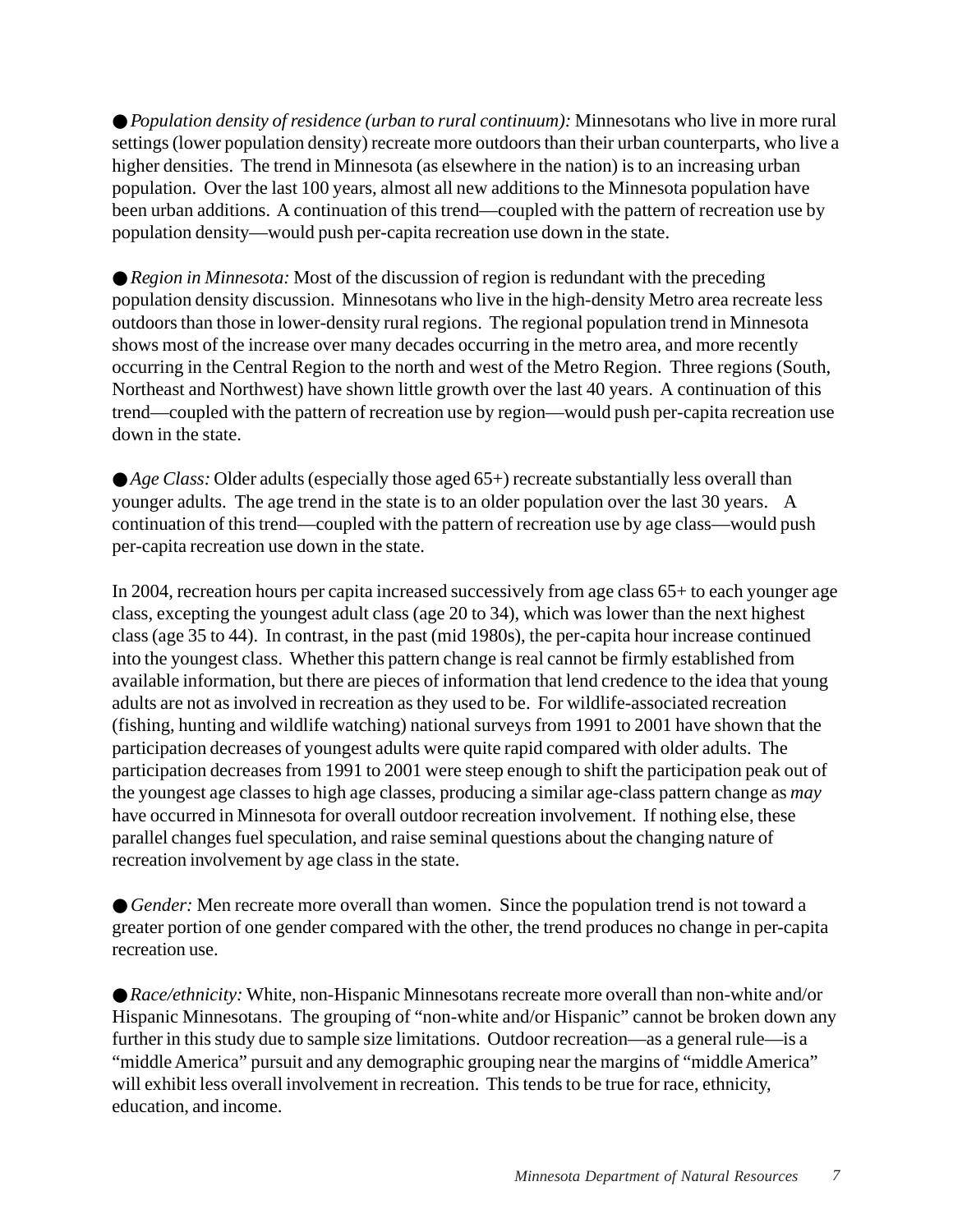● *Population density of residence (urban to rural continuum):* Minnesotans who live in more rural settings (lower population density) recreate more outdoors than their urban counterparts, who live a higher densities. The trend in Minnesota (as elsewhere in the nation) is to an increasing urban population. Over the last 100 years, almost all new additions to the Minnesota population have been urban additions. A continuation of this trend—coupled with the pattern of recreation use by population density—would push per-capita recreation use down in the state.

● *Region in Minnesota:* Most of the discussion of region is redundant with the preceding population density discussion. Minnesotans who live in the high-density Metro area recreate less outdoors than those in lower-density rural regions. The regional population trend in Minnesota shows most of the increase over many decades occurring in the metro area, and more recently occurring in the Central Region to the north and west of the Metro Region. Three regions (South, Northeast and Northwest) have shown little growth over the last 40 years. A continuation of this trend—coupled with the pattern of recreation use by region—would push per-capita recreation use down in the state.

● *Age Class:* Older adults (especially those aged 65+) recreate substantially less overall than younger adults. The age trend in the state is to an older population over the last 30 years. A continuation of this trend—coupled with the pattern of recreation use by age class—would push per-capita recreation use down in the state.

In 2004, recreation hours per capita increased successively from age class 65+ to each younger age class, excepting the youngest adult class (age 20 to 34), which was lower than the next highest class (age 35 to 44). In contrast, in the past (mid 1980s), the per-capita hour increase continued into the youngest class. Whether this pattern change is real cannot be firmly established from available information, but there are pieces of information that lend credence to the idea that young adults are not as involved in recreation as they used to be. For wildlife-associated recreation (fishing, hunting and wildlife watching) national surveys from 1991 to 2001 have shown that the participation decreases of youngest adults were quite rapid compared with older adults. The participation decreases from 1991 to 2001 were steep enough to shift the participation peak out of the youngest age classes to high age classes, producing a similar age-class pattern change as *may* have occurred in Minnesota for overall outdoor recreation involvement. If nothing else, these parallel changes fuel speculation, and raise seminal questions about the changing nature of recreation involvement by age class in the state.

● *Gender:* Men recreate more overall than women. Since the population trend is not toward a greater portion of one gender compared with the other, the trend produces no change in per-capita recreation use.

● *Race/ethnicity:* White, non-Hispanic Minnesotans recreate more overall than non-white and/or Hispanic Minnesotans. The grouping of "non-white and/or Hispanic" cannot be broken down any further in this study due to sample size limitations. Outdoor recreation—as a general rule—is a "middle America" pursuit and any demographic grouping near the margins of "middle America" will exhibit less overall involvement in recreation. This tends to be true for race, ethnicity, education, and income.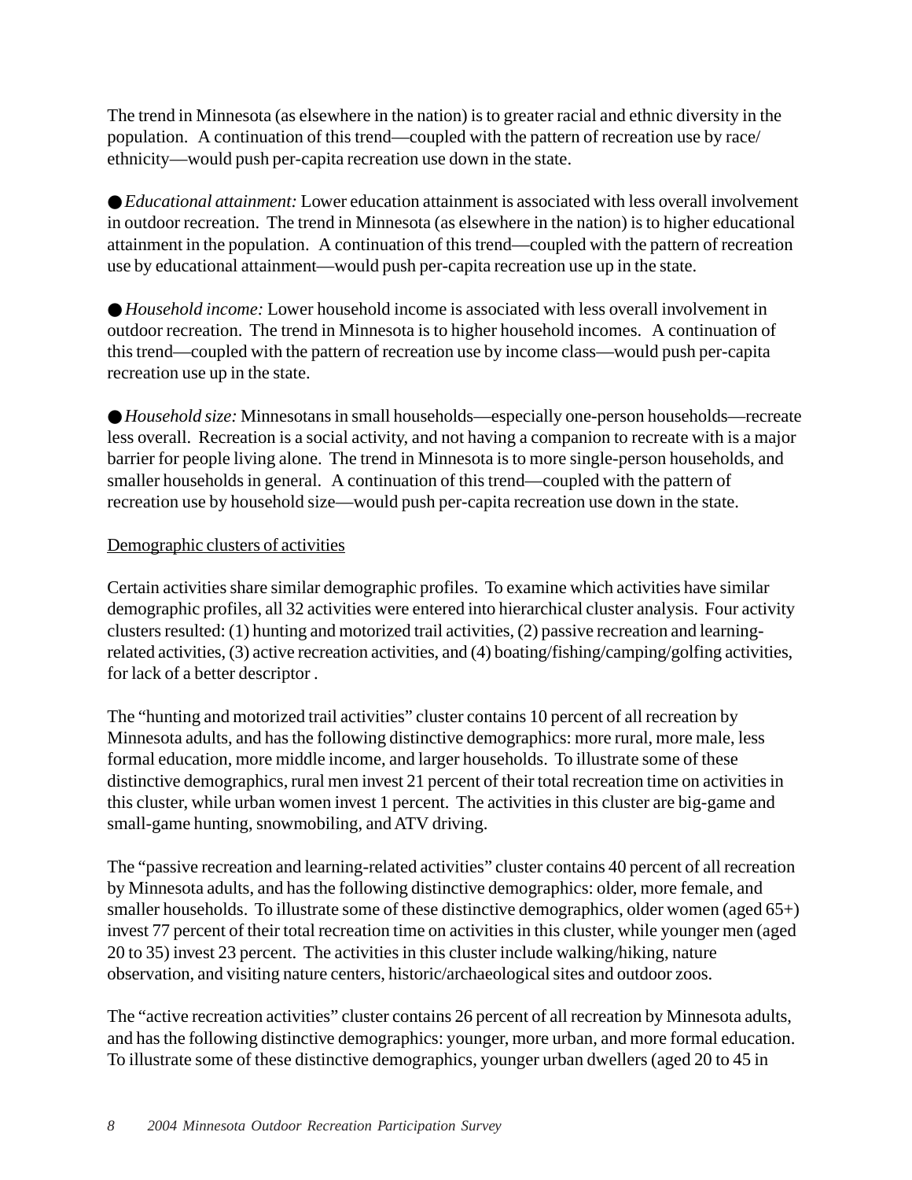The trend in Minnesota (as elsewhere in the nation) is to greater racial and ethnic diversity in the population. A continuation of this trend—coupled with the pattern of recreation use by race/ethnicity—would push per-capita recreation use down in the state.

● *Educational attainment:* Lower education attainment is associated with less overall involvement in outdoor recreation. The trend in Minnesota (as elsewhere in the nation) is to higher educational attainment in the population. A continuation of this trend—coupled with the pattern of recreation use by educational attainment—would push per-capita recreation use up in the state.

● *Household income:* Lower household income is associated with less overall involvement in outdoor recreation. The trend in Minnesota is to higher household incomes. A continuation of this trend—coupled with the pattern of recreation use by income class—would push per-capita recreation use up in the state.

● *Household size:* Minnesotans in small households—especially one-person households—recreate less overall. Recreation is a social activity, and not having a companion to recreate with is a major barrier for people living alone. The trend in Minnesota is to more single-person households, and smaller households in general. A continuation of this trend—coupled with the pattern of recreation use by household size—would push per-capita recreation use down in the state.

<u>Demographic clusters of activities</u>

Certain activities share similar demographic profiles. To examine which activities have similar demographic profiles, all 32 activities were entered into hierarchical cluster analysis. Four activity clusters resulted: (1) hunting and motorized trail activities, (2) passive recreation and learning-related activities, (3) active recreation activities, and (4) boating/fishing/camping/golfing activities, for lack of a better descriptor .

The "hunting and motorized trail activities" cluster contains 10 percent of all recreation by Minnesota adults, and has the following distinctive demographics: more rural, more male, less formal education, more middle income, and larger households. To illustrate some of these distinctive demographics, rural men invest 21 percent of their total recreation time on activities in this cluster, while urban women invest 1 percent. The activities in this cluster are big-game and small-game hunting, snowmobiling, and ATV driving.

The "passive recreation and learning-related activities" cluster contains 40 percent of all recreation by Minnesota adults, and has the following distinctive demographics: older, more female, and smaller households. To illustrate some of these distinctive demographics, older women (aged 65+) invest 77 percent of their total recreation time on activities in this cluster, while younger men (aged 20 to 35) invest 23 percent. The activities in this cluster include walking/hiking, nature observation, and visiting nature centers, historic/archaeological sites and outdoor zoos.

The "active recreation activities" cluster contains 26 percent of all recreation by Minnesota adults, and has the following distinctive demographics: younger, more urban, and more formal education. To illustrate some of these distinctive demographics, younger urban dwellers (aged 20 to 45 in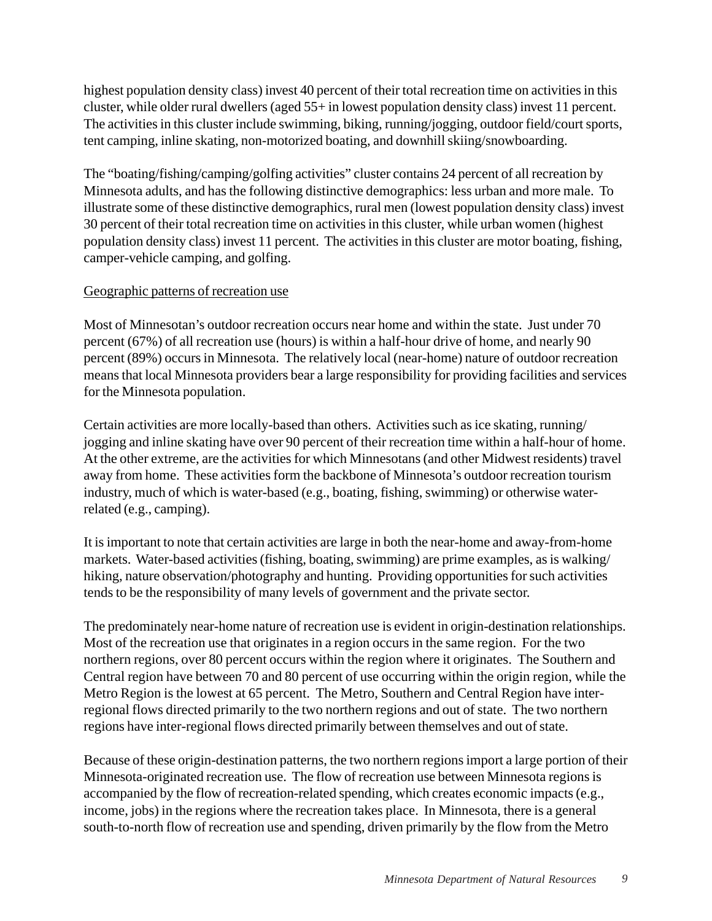highest population density class) invest 40 percent of their total recreation time on activities in this cluster, while older rural dwellers (aged 55+ in lowest population density class) invest 11 percent. The activities in this cluster include swimming, biking, running/jogging, outdoor field/court sports, tent camping, inline skating, non-motorized boating, and downhill skiing/snowboarding.

The "boating/fishing/camping/golfing activities" cluster contains 24 percent of all recreation by Minnesota adults, and has the following distinctive demographics: less urban and more male. To illustrate some of these distinctive demographics, rural men (lowest population density class) invest 30 percent of their total recreation time on activities in this cluster, while urban women (highest population density class) invest 11 percent. The activities in this cluster are motor boating, fishing, camper-vehicle camping, and golfing.

Geographic patterns of recreation use

Most of Minnesotan's outdoor recreation occurs near home and within the state. Just under 70 percent (67%) of all recreation use (hours) is within a half-hour drive of home, and nearly 90 percent (89%) occurs in Minnesota. The relatively local (near-home) nature of outdoor recreation means that local Minnesota providers bear a large responsibility for providing facilities and services for the Minnesota population.

Certain activities are more locally-based than others. Activities such as ice skating, running/jogging and inline skating have over 90 percent of their recreation time within a half-hour of home. At the other extreme, are the activities for which Minnesotans (and other Midwest residents) travel away from home. These activities form the backbone of Minnesota's outdoor recreation tourism industry, much of which is water-based (e.g., boating, fishing, swimming) or otherwise water-related (e.g., camping).

It is important to note that certain activities are large in both the near-home and away-from-home markets. Water-based activities (fishing, boating, swimming) are prime examples, as is walking/hiking, nature observation/photography and hunting. Providing opportunities for such activities tends to be the responsibility of many levels of government and the private sector.

The predominately near-home nature of recreation use is evident in origin-destination relationships. Most of the recreation use that originates in a region occurs in the same region. For the two northern regions, over 80 percent occurs within the region where it originates. The Southern and Central region have between 70 and 80 percent of use occurring within the origin region, while the Metro Region is the lowest at 65 percent. The Metro, Southern and Central Region have inter-regional flows directed primarily to the two northern regions and out of state. The two northern regions have inter-regional flows directed primarily between themselves and out of state.

Because of these origin-destination patterns, the two northern regions import a large portion of their Minnesota-originated recreation use. The flow of recreation use between Minnesota regions is accompanied by the flow of recreation-related spending, which creates economic impacts (e.g., income, jobs) in the regions where the recreation takes place. In Minnesota, there is a general south-to-north flow of recreation use and spending, driven primarily by the flow from the Metro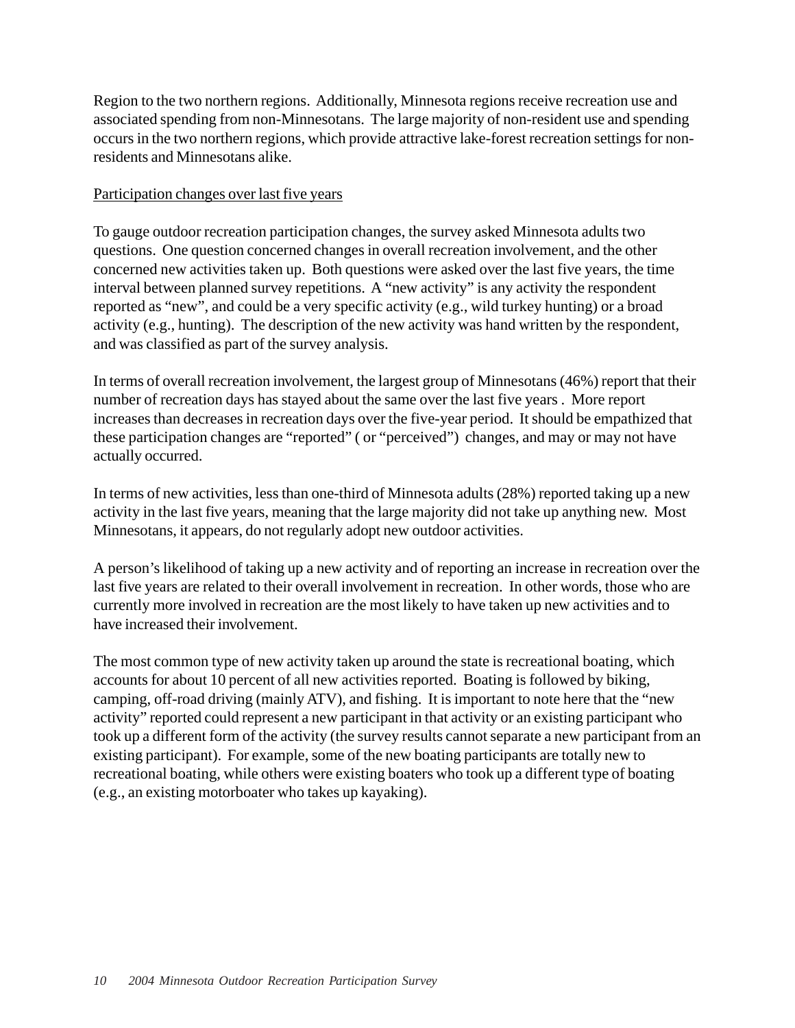Region to the two northern regions. Additionally, Minnesota regions receive recreation use and associated spending from non-Minnesotans. The large majority of non-resident use and spending occurs in the two northern regions, which provide attractive lake-forest recreation settings for non-residents and Minnesotans alike.

Participation changes over last five years

To gauge outdoor recreation participation changes, the survey asked Minnesota adults two questions. One question concerned changes in overall recreation involvement, and the other concerned new activities taken up. Both questions were asked over the last five years, the time interval between planned survey repetitions. A "new activity" is any activity the respondent reported as "new", and could be a very specific activity (e.g., wild turkey hunting) or a broad activity (e.g., hunting). The description of the new activity was hand written by the respondent, and was classified as part of the survey analysis.

In terms of overall recreation involvement, the largest group of Minnesotans (46%) report that their number of recreation days has stayed about the same over the last five years . More report increases than decreases in recreation days over the five-year period. It should be empathized that these participation changes are "reported" ( or "perceived") changes, and may or may not have actually occurred.

In terms of new activities, less than one-third of Minnesota adults (28%) reported taking up a new activity in the last five years, meaning that the large majority did not take up anything new. Most Minnesotans, it appears, do not regularly adopt new outdoor activities.

A person's likelihood of taking up a new activity and of reporting an increase in recreation over the last five years are related to their overall involvement in recreation. In other words, those who are currently more involved in recreation are the most likely to have taken up new activities and to have increased their involvement.

The most common type of new activity taken up around the state is recreational boating, which accounts for about 10 percent of all new activities reported. Boating is followed by biking, camping, off-road driving (mainly ATV), and fishing. It is important to note here that the "new activity" reported could represent a new participant in that activity or an existing participant who took up a different form of the activity (the survey results cannot separate a new participant from an existing participant). For example, some of the new boating participants are totally new to recreational boating, while others were existing boaters who took up a different type of boating (e.g., an existing motorboater who takes up kayaking).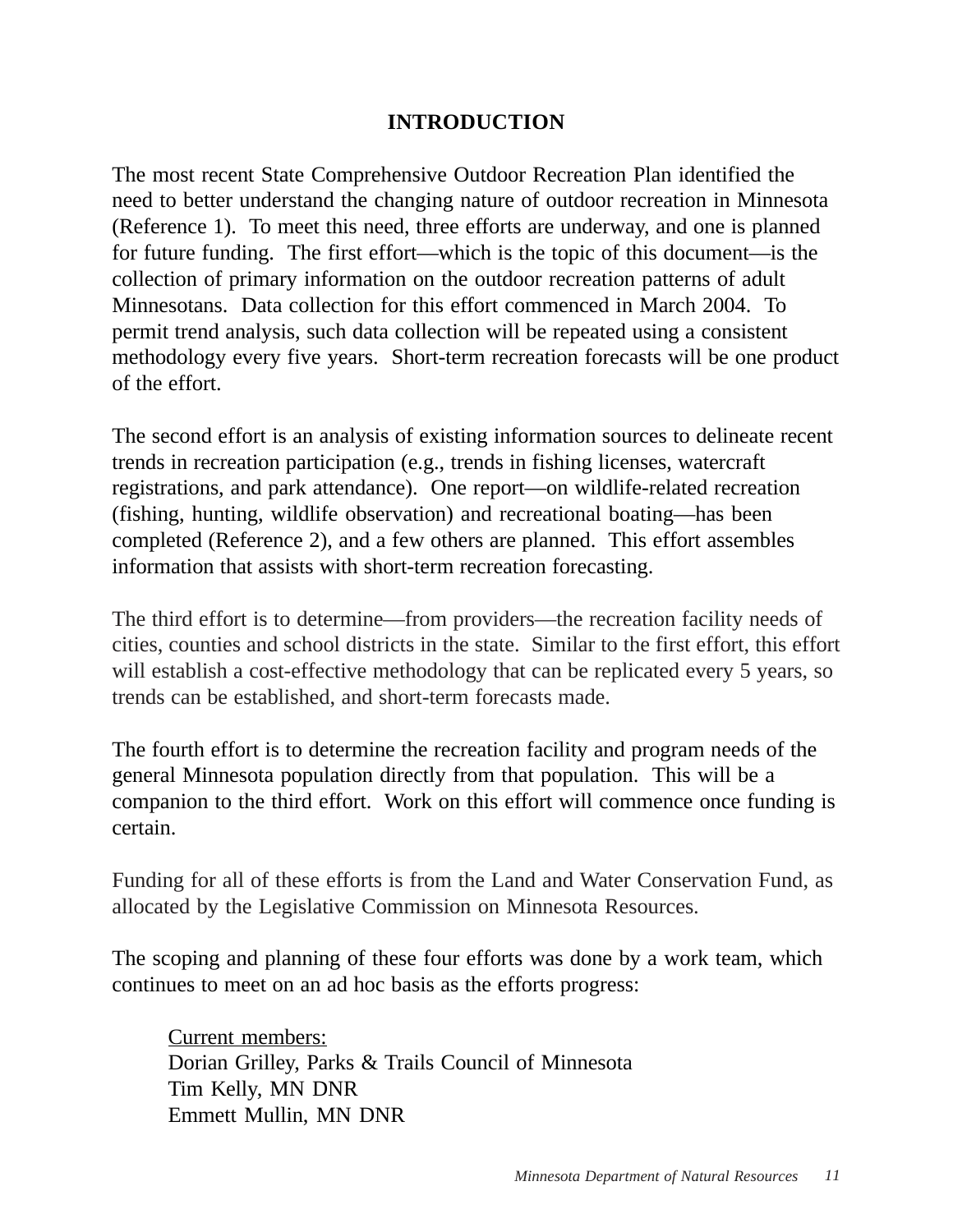# INTRODUCTION

The most recent State Comprehensive Outdoor Recreation Plan identified the need to better understand the changing nature of outdoor recreation in Minnesota (Reference 1). To meet this need, three efforts are underway, and one is planned for future funding. The first effort—which is the topic of this document—is the collection of primary information on the outdoor recreation patterns of adult Minnesotans. Data collection for this effort commenced in March 2004. To permit trend analysis, such data collection will be repeated using a consistent methodology every five years. Short-term recreation forecasts will be one product of the effort.

The second effort is an analysis of existing information sources to delineate recent trends in recreation participation (e.g., trends in fishing licenses, watercraft registrations, and park attendance). One report—on wildlife-related recreation (fishing, hunting, wildlife observation) and recreational boating—has been completed (Reference 2), and a few others are planned. This effort assembles information that assists with short-term recreation forecasting.

The third effort is to determine—from providers—the recreation facility needs of cities, counties and school districts in the state. Similar to the first effort, this effort will establish a cost-effective methodology that can be replicated every 5 years, so trends can be established, and short-term forecasts made.

The fourth effort is to determine the recreation facility and program needs of the general Minnesota population directly from that population. This will be a companion to the third effort. Work on this effort will commence once funding is certain.

Funding for all of these efforts is from the Land and Water Conservation Fund, as allocated by the Legislative Commission on Minnesota Resources.

The scoping and planning of these four efforts was done by a work team, which continues to meet on an ad hoc basis as the efforts progress:

<u>Current members:</u>
Dorian Grilley, Parks & Trails Council of Minnesota
Tim Kelly, MN DNR
Emmett Mullin, MN DNR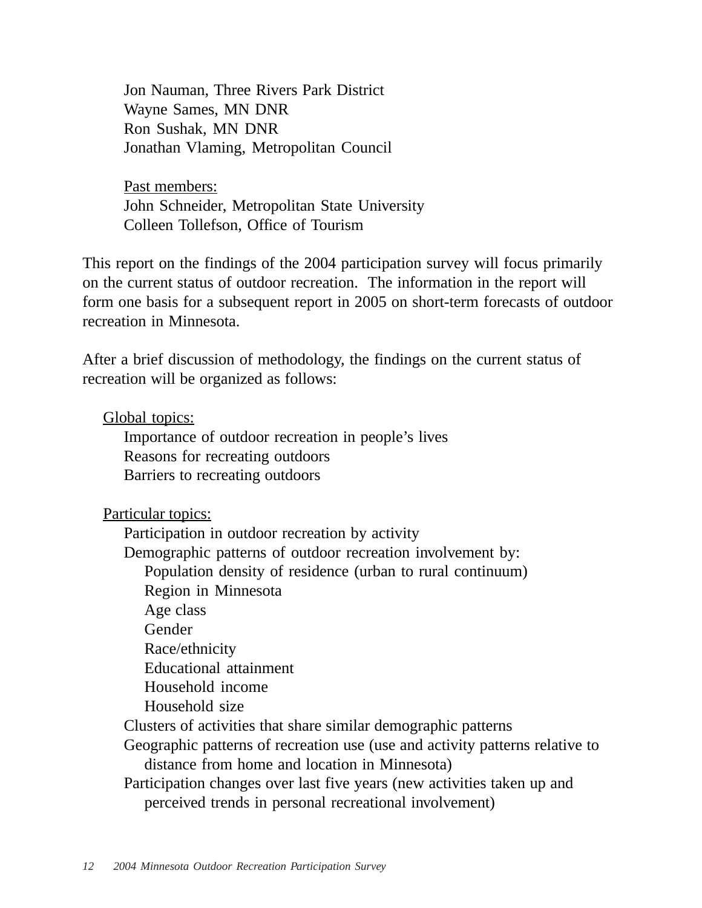Jon Nauman, Three Rivers Park District
Wayne Sames, MN DNR
Ron Sushak, MN DNR
Jonathan Vlaming, Metropolitan Council

Past members:
John Schneider, Metropolitan State University
Colleen Tollefson, Office of Tourism

This report on the findings of the 2004 participation survey will focus primarily on the current status of outdoor recreation. The information in the report will form one basis for a subsequent report in 2005 on short-term forecasts of outdoor recreation in Minnesota.

After a brief discussion of methodology, the findings on the current status of recreation will be organized as follows:

Global topics:
- Importance of outdoor recreation in people's lives
- Reasons for recreating outdoors
- Barriers to recreating outdoors

Particular topics:
- Participation in outdoor recreation by activity
- Demographic patterns of outdoor recreation involvement by:
  - Population density of residence (urban to rural continuum)
  - Region in Minnesota
  - Age class
  - Gender
  - Race/ethnicity
  - Educational attainment
  - Household income
  - Household size
- Clusters of activities that share similar demographic patterns
- Geographic patterns of recreation use (use and activity patterns relative to distance from home and location in Minnesota)
- Participation changes over last five years (new activities taken up and perceived trends in personal recreational involvement)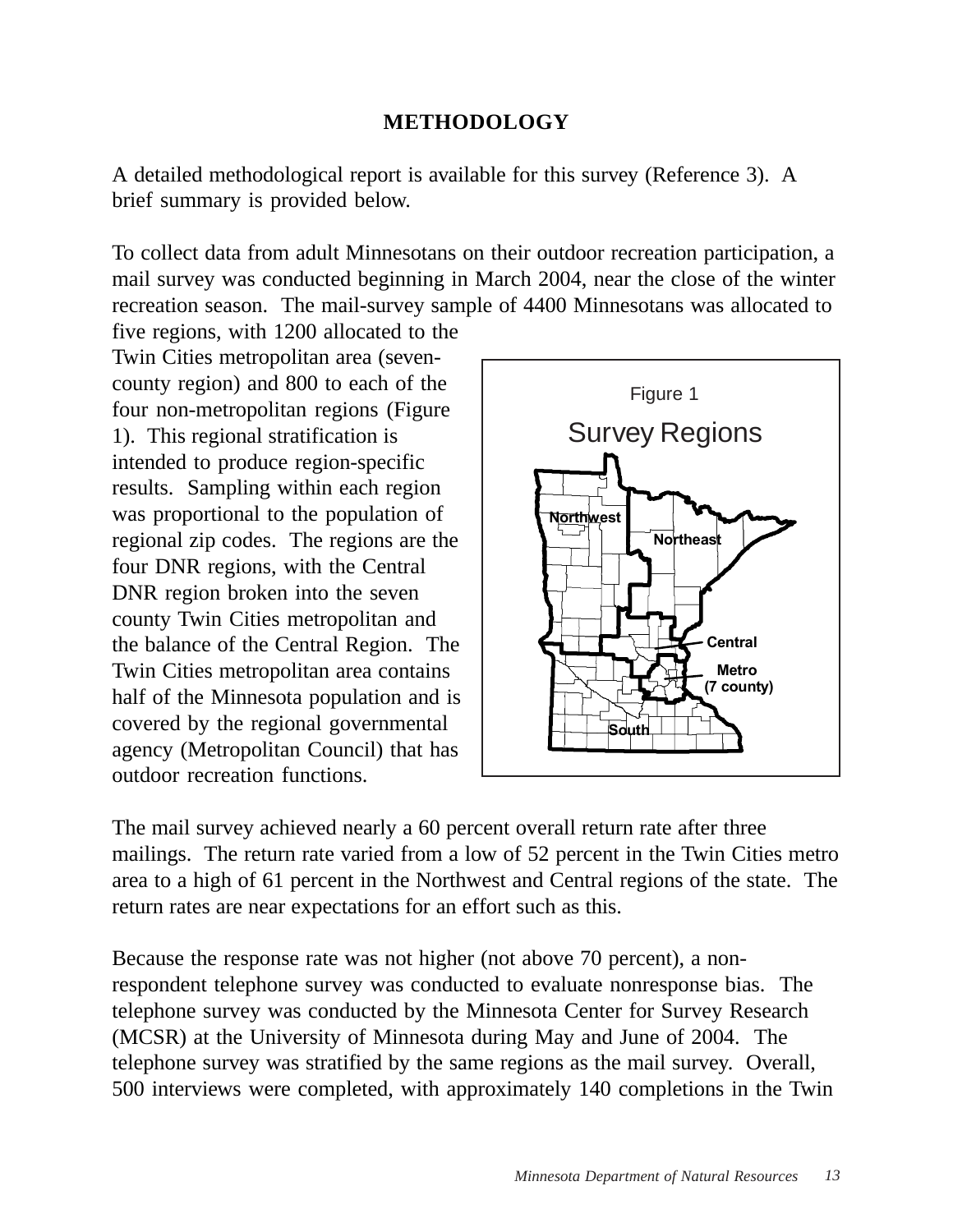# METHODOLOGY

A detailed methodological report is available for this survey (Reference 3). A brief summary is provided below.

To collect data from adult Minnesotans on their outdoor recreation participation, a mail survey was conducted beginning in March 2004, near the close of the winter recreation season. The mail-survey sample of 4400 Minnesotans was allocated to five regions, with 1200 allocated to the Twin Cities metropolitan area (seven-county region) and 800 to each of the four non-metropolitan regions (Figure 1). This regional stratification is intended to produce region-specific results. Sampling within each region was proportional to the population of regional zip codes. The regions are the four DNR regions, with the Central DNR region broken into the seven county Twin Cities metropolitan and the balance of the Central Region. The Twin Cities metropolitan area contains half of the Minnesota population and is covered by the regional governmental agency (Metropolitan Council) that has outdoor recreation functions.

Figure 1

Survey Regions

Northwest

Northeast

Central

Metro (7 county)

South

The mail survey achieved nearly a 60 percent overall return rate after three mailings. The return rate varied from a low of 52 percent in the Twin Cities metro area to a high of 61 percent in the Northwest and Central regions of the state. The return rates are near expectations for an effort such as this.

Because the response rate was not higher (not above 70 percent), a non-respondent telephone survey was conducted to evaluate nonresponse bias. The telephone survey was conducted by the Minnesota Center for Survey Research (MCSR) at the University of Minnesota during May and June of 2004. The telephone survey was stratified by the same regions as the mail survey. Overall, 500 interviews were completed, with approximately 140 completions in the Twin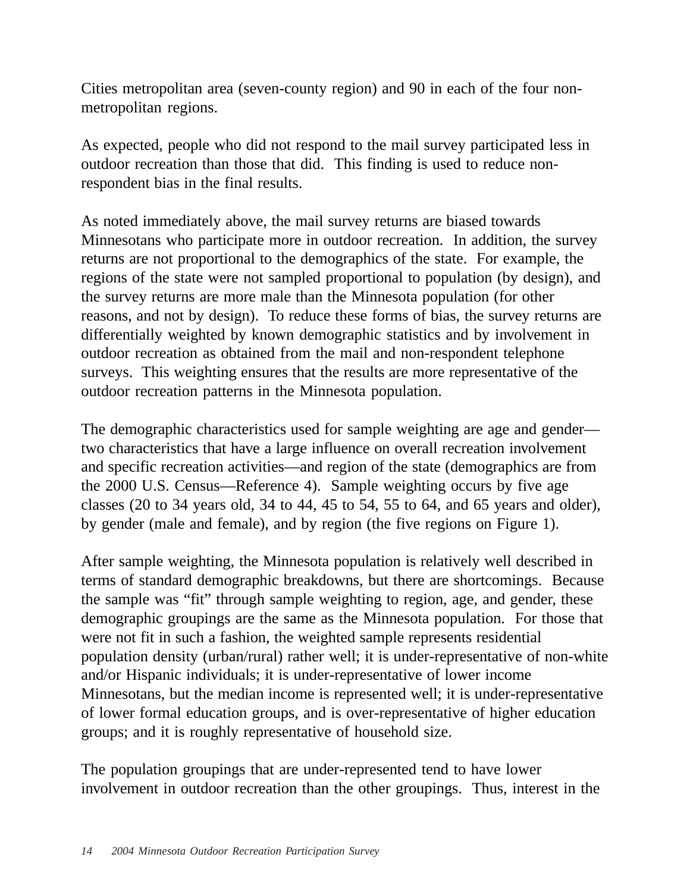Cities metropolitan area (seven-county region) and 90 in each of the four non-metropolitan regions.

As expected, people who did not respond to the mail survey participated less in outdoor recreation than those that did. This finding is used to reduce non-respondent bias in the final results.

As noted immediately above, the mail survey returns are biased towards Minnesotans who participate more in outdoor recreation. In addition, the survey returns are not proportional to the demographics of the state. For example, the regions of the state were not sampled proportional to population (by design), and the survey returns are more male than the Minnesota population (for other reasons, and not by design). To reduce these forms of bias, the survey returns are differentially weighted by known demographic statistics and by involvement in outdoor recreation as obtained from the mail and non-respondent telephone surveys. This weighting ensures that the results are more representative of the outdoor recreation patterns in the Minnesota population.

The demographic characteristics used for sample weighting are age and gender—two characteristics that have a large influence on overall recreation involvement and specific recreation activities—and region of the state (demographics are from the 2000 U.S. Census—Reference 4). Sample weighting occurs by five age classes (20 to 34 years old, 34 to 44, 45 to 54, 55 to 64, and 65 years and older), by gender (male and female), and by region (the five regions on Figure 1).

After sample weighting, the Minnesota population is relatively well described in terms of standard demographic breakdowns, but there are shortcomings. Because the sample was "fit" through sample weighting to region, age, and gender, these demographic groupings are the same as the Minnesota population. For those that were not fit in such a fashion, the weighted sample represents residential population density (urban/rural) rather well; it is under-representative of non-white and/or Hispanic individuals; it is under-representative of lower income Minnesotans, but the median income is represented well; it is under-representative of lower formal education groups, and is over-representative of higher education groups; and it is roughly representative of household size.

The population groupings that are under-represented tend to have lower involvement in outdoor recreation than the other groupings. Thus, interest in the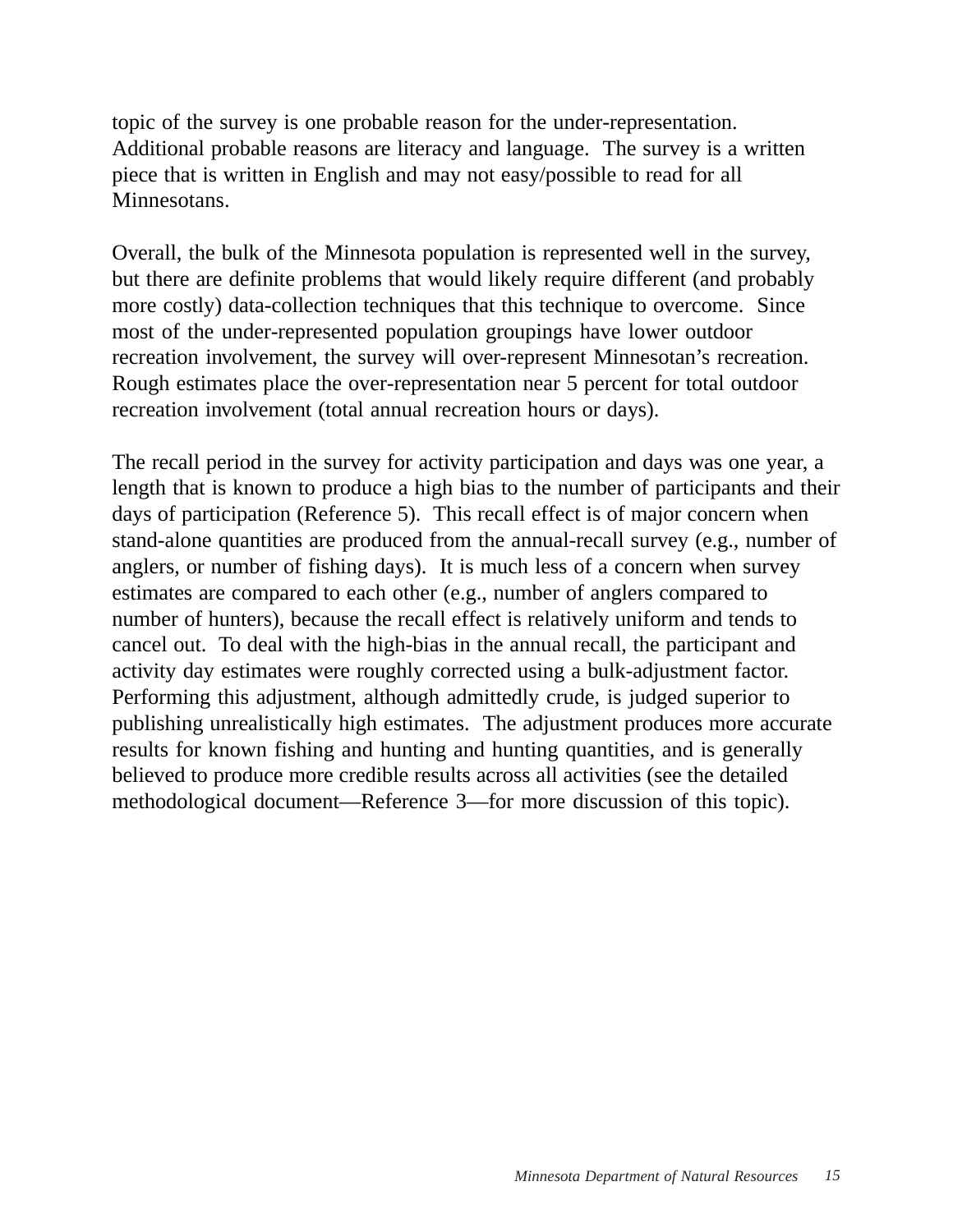topic of the survey is one probable reason for the under-representation. Additional probable reasons are literacy and language. The survey is a written piece that is written in English and may not easy/possible to read for all Minnesotans.

Overall, the bulk of the Minnesota population is represented well in the survey, but there are definite problems that would likely require different (and probably more costly) data-collection techniques that this technique to overcome. Since most of the under-represented population groupings have lower outdoor recreation involvement, the survey will over-represent Minnesotan's recreation. Rough estimates place the over-representation near 5 percent for total outdoor recreation involvement (total annual recreation hours or days).

The recall period in the survey for activity participation and days was one year, a length that is known to produce a high bias to the number of participants and their days of participation (Reference 5). This recall effect is of major concern when stand-alone quantities are produced from the annual-recall survey (e.g., number of anglers, or number of fishing days). It is much less of a concern when survey estimates are compared to each other (e.g., number of anglers compared to number of hunters), because the recall effect is relatively uniform and tends to cancel out. To deal with the high-bias in the annual recall, the participant and activity day estimates were roughly corrected using a bulk-adjustment factor. Performing this adjustment, although admittedly crude, is judged superior to publishing unrealistically high estimates. The adjustment produces more accurate results for known fishing and hunting and hunting quantities, and is generally believed to produce more credible results across all activities (see the detailed methodological document—Reference 3—for more discussion of this topic).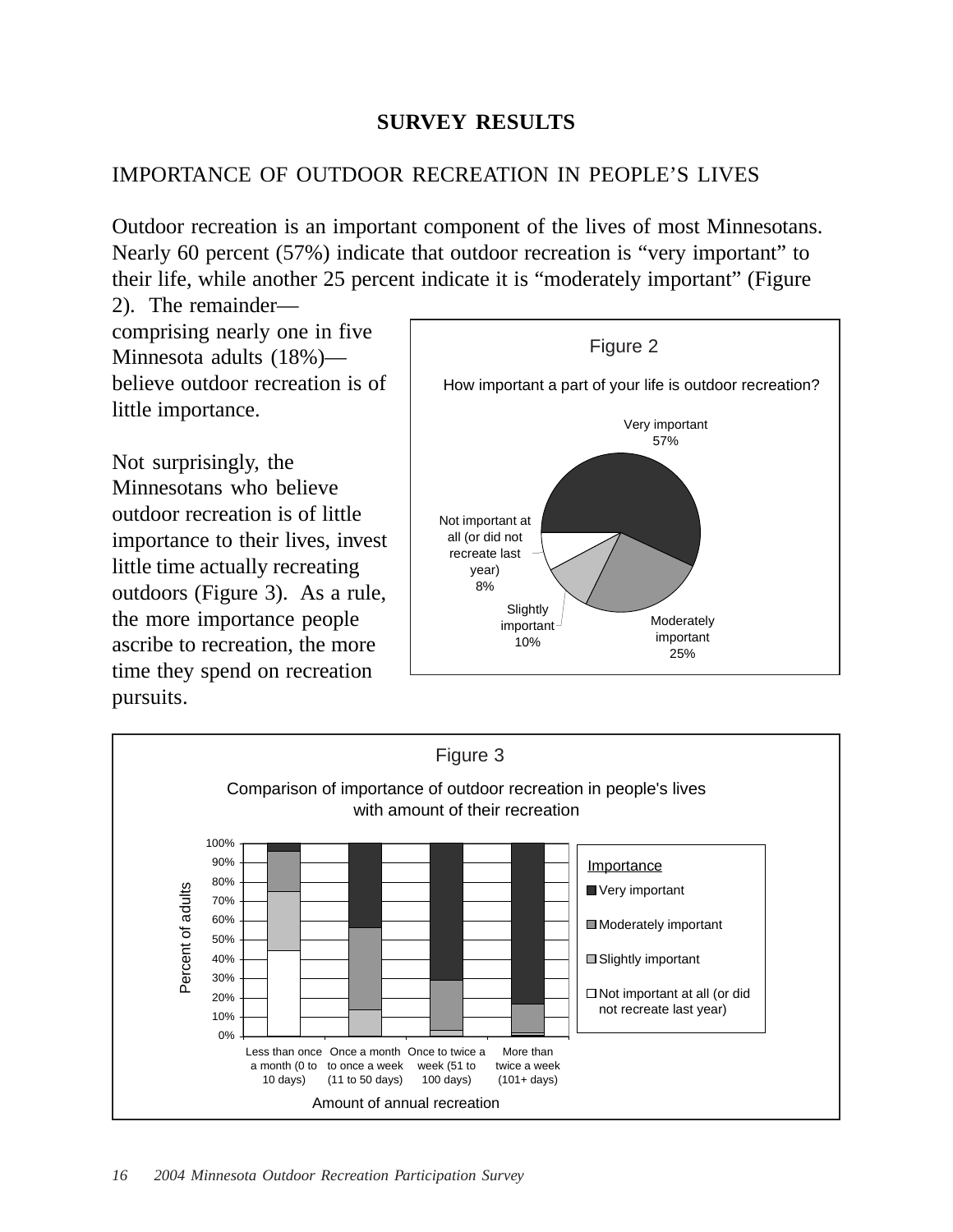## SURVEY RESULTS

### IMPORTANCE OF OUTDOOR RECREATION IN PEOPLE'S LIVES

Outdoor recreation is an important component of the lives of most Minnesotans. Nearly 60 percent (57%) indicate that outdoor recreation is "very important" to their life, while another 25 percent indicate it is "moderately important" (Figure 2). The remainder—comprising nearly one in five Minnesota adults (18%)—believe outdoor recreation is of little importance.

Not surprisingly, the Minnesotans who believe outdoor recreation is of little importance to their lives, invest little time actually recreating outdoors (Figure 3). As a rule, the more importance people ascribe to recreation, the more time they spend on recreation pursuits.

Figure 2

How important a part of your life is outdoor recreation?

- Very important 57%
- Moderately important 25%
- Slightly important 10%
- Not important at all (or did not recreate last year) 8%

Figure 3

Comparison of importance of outdoor recreation in people's lives with amount of their recreation

Importance: Very important; Moderately important; Slightly important; Not important at all (or did not recreate last year)

Percent of adults (0%–100%)

Amount of annual recreation: Less than once a month (0 to 10 days); Once a month to once a week (11 to 50 days); Once to twice a week (51 to 100 days); More than twice a week (101+ days)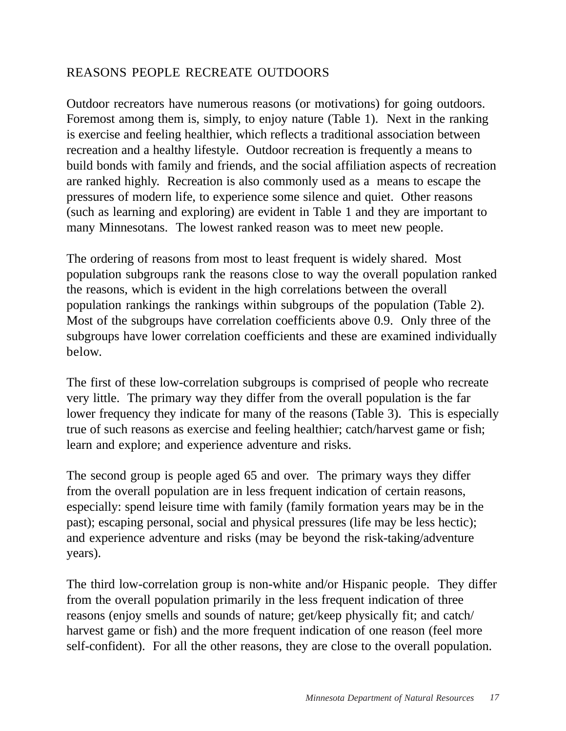## REASONS PEOPLE RECREATE OUTDOORS

Outdoor recreators have numerous reasons (or motivations) for going outdoors. Foremost among them is, simply, to enjoy nature (Table 1). Next in the ranking is exercise and feeling healthier, which reflects a traditional association between recreation and a healthy lifestyle. Outdoor recreation is frequently a means to build bonds with family and friends, and the social affiliation aspects of recreation are ranked highly. Recreation is also commonly used as a means to escape the pressures of modern life, to experience some silence and quiet. Other reasons (such as learning and exploring) are evident in Table 1 and they are important to many Minnesotans. The lowest ranked reason was to meet new people.

The ordering of reasons from most to least frequent is widely shared. Most population subgroups rank the reasons close to way the overall population ranked the reasons, which is evident in the high correlations between the overall population rankings the rankings within subgroups of the population (Table 2). Most of the subgroups have correlation coefficients above 0.9. Only three of the subgroups have lower correlation coefficients and these are examined individually below.

The first of these low-correlation subgroups is comprised of people who recreate very little. The primary way they differ from the overall population is the far lower frequency they indicate for many of the reasons (Table 3). This is especially true of such reasons as exercise and feeling healthier; catch/harvest game or fish; learn and explore; and experience adventure and risks.

The second group is people aged 65 and over. The primary ways they differ from the overall population are in less frequent indication of certain reasons, especially: spend leisure time with family (family formation years may be in the past); escaping personal, social and physical pressures (life may be less hectic); and experience adventure and risks (may be beyond the risk-taking/adventure years).

The third low-correlation group is non-white and/or Hispanic people. They differ from the overall population primarily in the less frequent indication of three reasons (enjoy smells and sounds of nature; get/keep physically fit; and catch/harvest game or fish) and the more frequent indication of one reason (feel more self-confident). For all the other reasons, they are close to the overall population.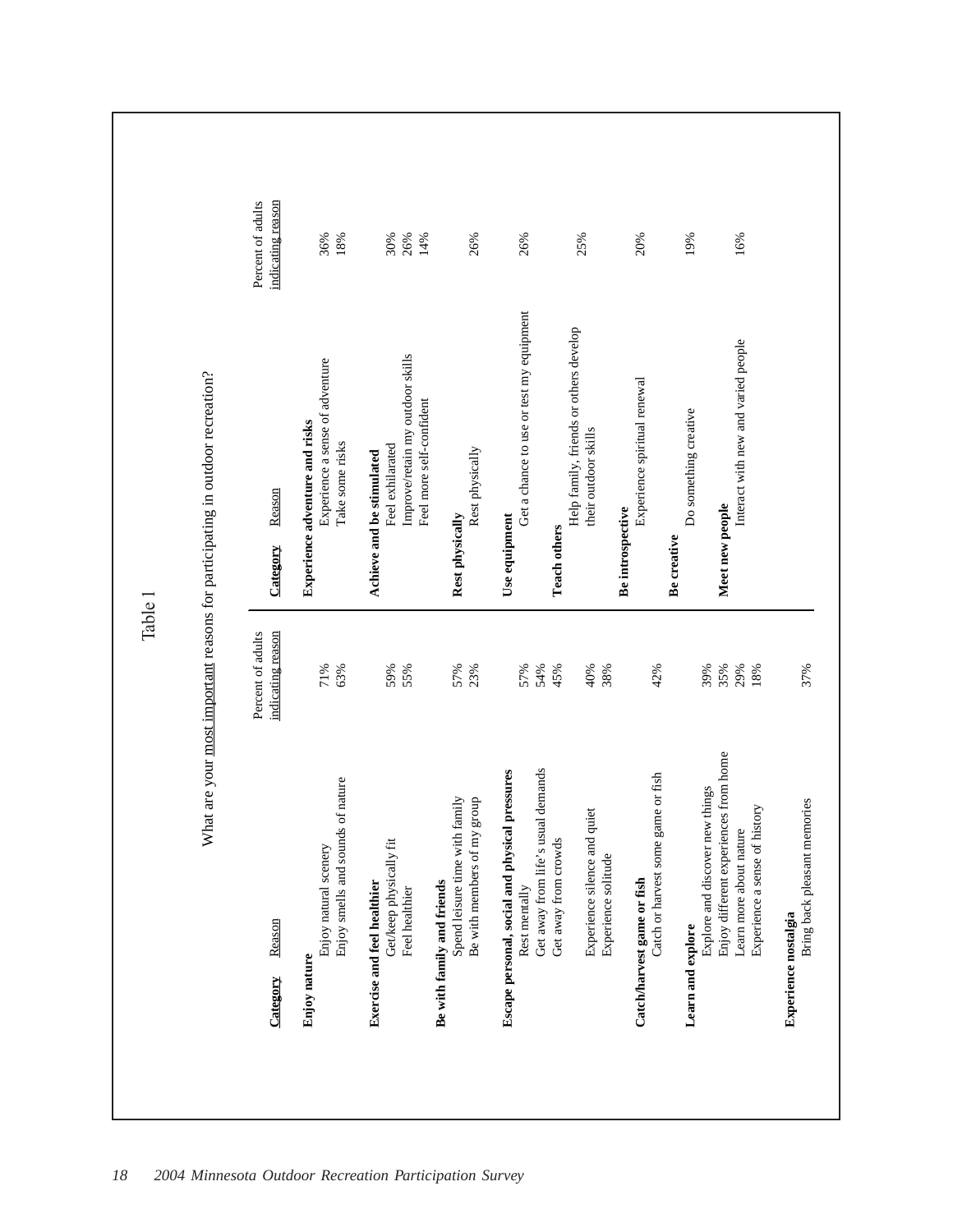Table 1

What are your most important reasons for participating in outdoor recreation?

| Category | Reason | Percent of adults indicating reason |
|---|---|---|
| **Enjoy nature** | | |
| | Enjoy natural scenery | 71% |
| | Enjoy smells and sounds of nature | 63% |
| **Exercise and feel healthier** | | |
| | Get/keep physically fit | 59% |
| | Feel healthier | 55% |
| **Be with family and friends** | | |
| | Spend leisure time with family | 57% |
| | Be with members of my group | 23% |
| **Escape personal, social and physical pressures** | | |
| | Rest mentally | 57% |
| | Get away from life's usual demands | 54% |
| | Get away from crowds | 45% |
| | Experience silence and quiet | 40% |
| | Experience solitude | 38% |
| **Catch/harvest game or fish** | | |
| | Catch or harvest some game or fish | 42% |
| **Learn and explore** | | |
| | Explore and discover new things | 39% |
| | Enjoy different experiences from home | 35% |
| | Learn more about nature | 29% |
| | Experience a sense of history | 18% |
| **Experience nostalgia** | | |
| | Bring back pleasant memories | 37% |
| **Experience adventure and risks** | | |
| | Experience a sense of adventure | 36% |
| | Take some risks | 18% |
| **Achieve and be stimulated** | | |
| | Feel exhilarated | 30% |
| | Improve/retain my outdoor skills | 26% |
| | Feel more self-confident | 14% |
| **Rest physically** | | |
| | Rest physically | 26% |
| **Use equipment** | | |
| | Get a chance to use or test my equipment | 26% |
| **Teach others** | | |
| | Help family, friends or others develop their outdoor skills | 25% |
| **Be introspective** | | |
| | Experience spiritual renewal | 20% |
| **Be creative** | | |
| | Do something creative | 19% |
| **Meet new people** | | |
| | Interact with new and varied people | 16% |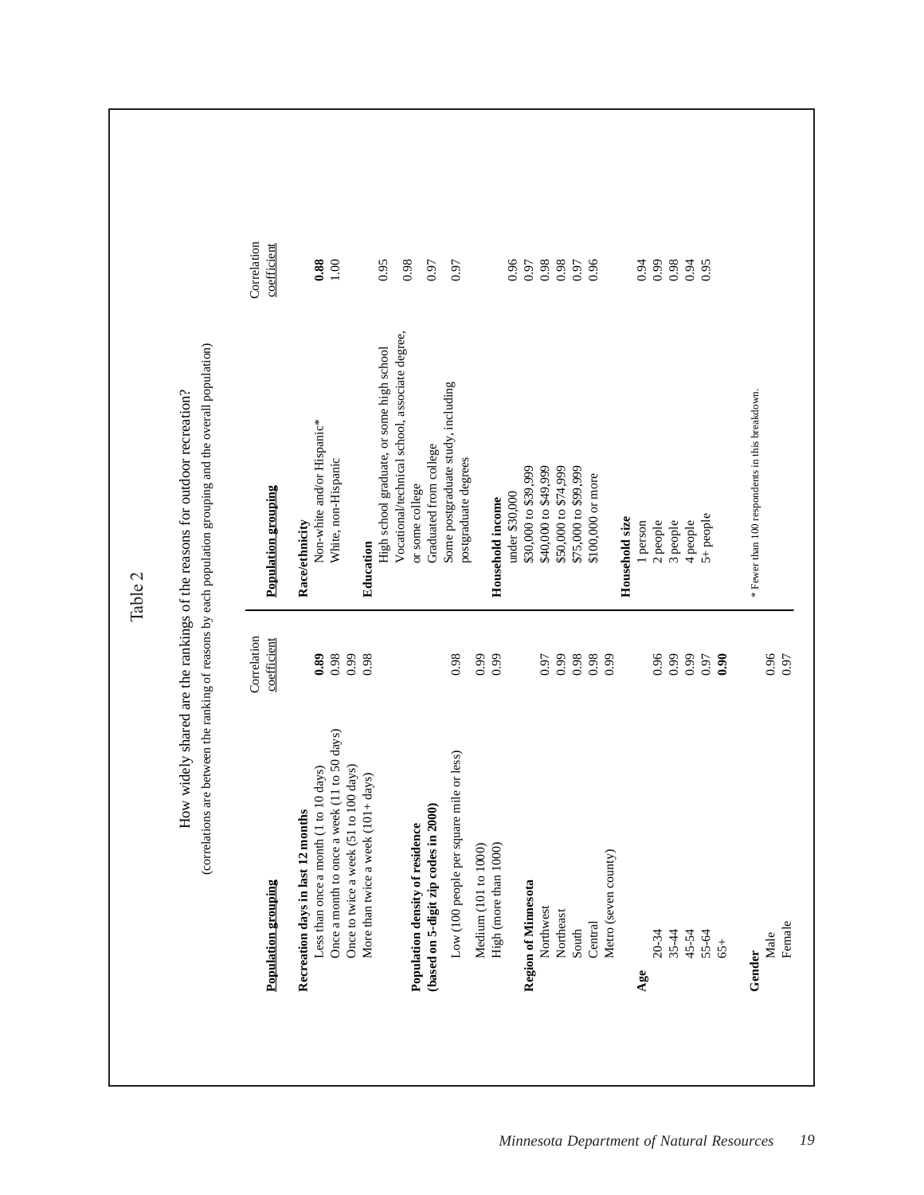# Table 2

How widely shared are the rankings of the reasons for outdoor recreation?

(correlations are between the ranking of reasons by each population grouping and the overall population)

| Population grouping | Correlation coefficient |
|---|---|
| **Recreation days in last 12 months** | |
| Less than once a month (1 to 10 days) | **0.89** |
| Once a month to once a week (11 to 50 days) | 0.98 |
| Once to twice a week (51 to 100 days) | 0.99 |
| More than twice a week (101+ days) | 0.98 |
| **Population density of residence (based on 5-digit zip codes in 2000)** | |
| Low (100 people per square mile or less) | 0.98 |
| Medium (101 to 1000) | 0.99 |
| High (more than 1000) | 0.99 |
| **Region of Minnesota** | |
| Northwest | 0.97 |
| Northeast | 0.99 |
| South | 0.98 |
| Central | 0.98 |
| Metro (seven county) | 0.99 |
| **Age** | |
| 20-34 | 0.96 |
| 35-44 | 0.99 |
| 45-54 | 0.99 |
| 55-64 | 0.97 |
| 65+ | **0.90** |
| **Gender** | |
| Male | 0.96 |
| Female | 0.97 |

| Population grouping | Correlation coefficient |
|---|---|
| **Race/ethnicity** | |
| Non-white and/or Hispanic* | **0.88** |
| White, non-Hispanic | 1.00 |
| **Education** | |
| High school graduate, or some high school | 0.95 |
| Vocational/technical school, associate degree, or some college | 0.98 |
| Graduated from college | 0.97 |
| Some postgraduate study, including postgraduate degrees | 0.97 |
| **Household income** | |
| under $30,000 | 0.96 |
| $30,000 to $39,999 | 0.97 |
| $40,000 to $49,999 | 0.98 |
| $50,000 to $74,999 | 0.98 |
| $75,000 to $99,999 | 0.97 |
| $100,000 or more | 0.96 |
| **Household size** | |
| 1 person | 0.94 |
| 2 people | 0.99 |
| 3 people | 0.98 |
| 4 people | 0.94 |
| 5+ people | 0.95 |

* Fewer than 100 respondents in this breakdown.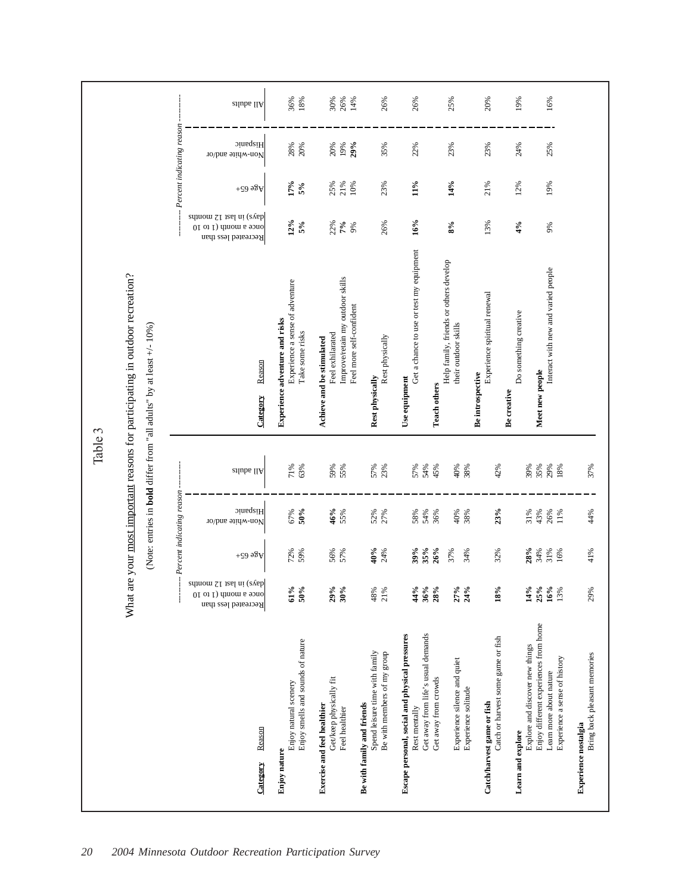# Table 3

## What are your most important reasons for participating in outdoor recreation?

(Note: entries in **bold** differ from "all adults" by at least +/- 10%)

| Category | Reason | Recreated less than once a month (1 to 10 days) in last 12 months | Age 65+ | Non-white and/or Hispanic | All adults |
|---|---|---|---|---|---|
| | | --------- Percent indicating reason --------- | | | |
| **Enjoy nature** | | | | | |
| | Enjoy natural scenery | **61%** | 72% | 67% | 71% |
| | Enjoy smells and sounds of nature | **50%** | 59% | **50%** | 63% |
| **Exercise and feel healthier** | | | | | |
| | Get/keep physically fit | **29%** | 56% | **46%** | 59% |
| | Feel healthier | **30%** | 57% | 55% | 55% |
| **Be with family and friends** | | | | | |
| | Spend leisure time with family | 48% | **40%** | 52% | 57% |
| | Be with members of my group | 21% | 24% | 27% | 23% |
| **Escape personal, social and physical pressures** | | | | | |
| | Rest mentally | **44%** | **39%** | 58% | 57% |
| | Get away from life's usual demands | **36%** | **35%** | 54% | 54% |
| | Get away from crowds | **28%** | **26%** | 36% | 45% |
| | Experience silence and quiet | **27%** | 37% | 40% | 40% |
| | Experience solitude | **24%** | 34% | 38% | 38% |
| **Catch/harvest game or fish** | | | | | |
| | Catch or harvest some game or fish | **18%** | 32% | **23%** | 42% |
| **Learn and explore** | | | | | |
| | Explore and discover new things | **14%** | **28%** | 31% | 39% |
| | Enjoy different experiences from home | **25%** | 34% | 43% | 35% |
| | Learn more about nature | **16%** | 31% | 26% | 29% |
| | Experience a sense of history | 13% | 16% | 11% | 18% |
| **Experience nostalgia** | | | | | |
| | Bring back pleasant memories | 29% | 41% | 44% | 37% |
| **Experience adventure and risks** | | | | | |
| | Experience a sense of adventure | **12%** | **17%** | 28% | 36% |
| | Take some risks | **5%** | **5%** | 20% | 18% |
| **Achieve and be stimulated** | | | | | |
| | Feel exhilarated | 22% | 25% | 20% | 30% |
| | Improve/retain my outdoor skills | **7%** | 21% | 19% | 26% |
| | Feel more self-confident | 9% | 10% | **29%** | 14% |
| **Rest physically** | | | | | |
| | Rest physically | 26% | 23% | 35% | 26% |
| **Use equipment** | | | | | |
| | Get a chance to use or test my equipment | **16%** | **11%** | 22% | 26% |
| **Teach others** | | | | | |
| | Help family, friends or others develop their outdoor skills | **8%** | **14%** | 23% | 25% |
| **Be introspective** | | | | | |
| | Experience spiritual renewal | 13% | 21% | 23% | 20% |
| **Be creative** | | | | | |
| | Do something creative | **4%** | 12% | 24% | 19% |
| **Meet new people** | | | | | |
| | Interact with new and varied people | 9% | 19% | 25% | 16% |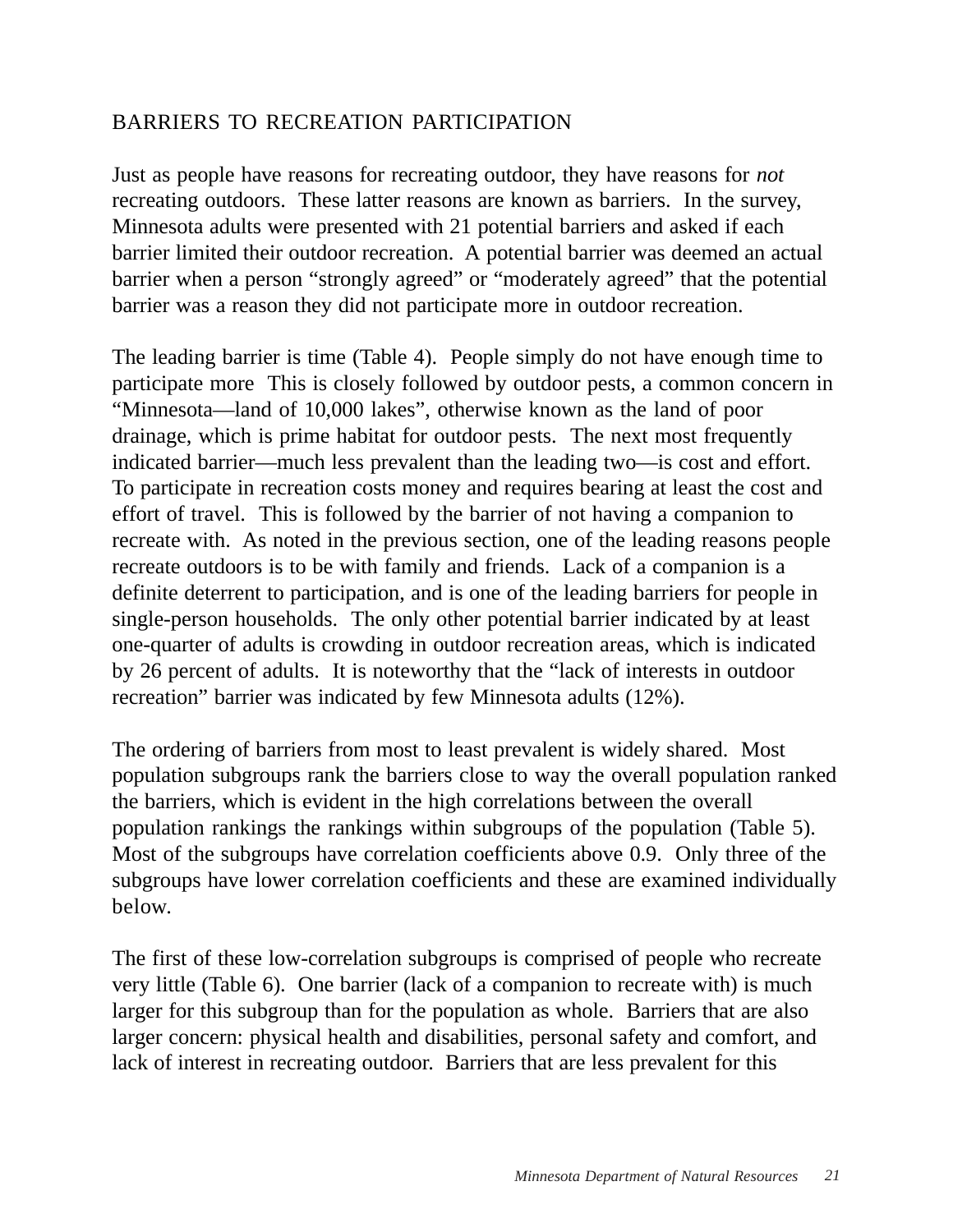## BARRIERS TO RECREATION PARTICIPATION

Just as people have reasons for recreating outdoor, they have reasons for *not* recreating outdoors. These latter reasons are known as barriers. In the survey, Minnesota adults were presented with 21 potential barriers and asked if each barrier limited their outdoor recreation. A potential barrier was deemed an actual barrier when a person "strongly agreed" or "moderately agreed" that the potential barrier was a reason they did not participate more in outdoor recreation.

The leading barrier is time (Table 4). People simply do not have enough time to participate more This is closely followed by outdoor pests, a common concern in "Minnesota—land of 10,000 lakes", otherwise known as the land of poor drainage, which is prime habitat for outdoor pests. The next most frequently indicated barrier—much less prevalent than the leading two—is cost and effort. To participate in recreation costs money and requires bearing at least the cost and effort of travel. This is followed by the barrier of not having a companion to recreate with. As noted in the previous section, one of the leading reasons people recreate outdoors is to be with family and friends. Lack of a companion is a definite deterrent to participation, and is one of the leading barriers for people in single-person households. The only other potential barrier indicated by at least one-quarter of adults is crowding in outdoor recreation areas, which is indicated by 26 percent of adults. It is noteworthy that the "lack of interests in outdoor recreation" barrier was indicated by few Minnesota adults (12%).

The ordering of barriers from most to least prevalent is widely shared. Most population subgroups rank the barriers close to way the overall population ranked the barriers, which is evident in the high correlations between the overall population rankings the rankings within subgroups of the population (Table 5). Most of the subgroups have correlation coefficients above 0.9. Only three of the subgroups have lower correlation coefficients and these are examined individually below.

The first of these low-correlation subgroups is comprised of people who recreate very little (Table 6). One barrier (lack of a companion to recreate with) is much larger for this subgroup than for the population as whole. Barriers that are also larger concern: physical health and disabilities, personal safety and comfort, and lack of interest in recreating outdoor. Barriers that are less prevalent for this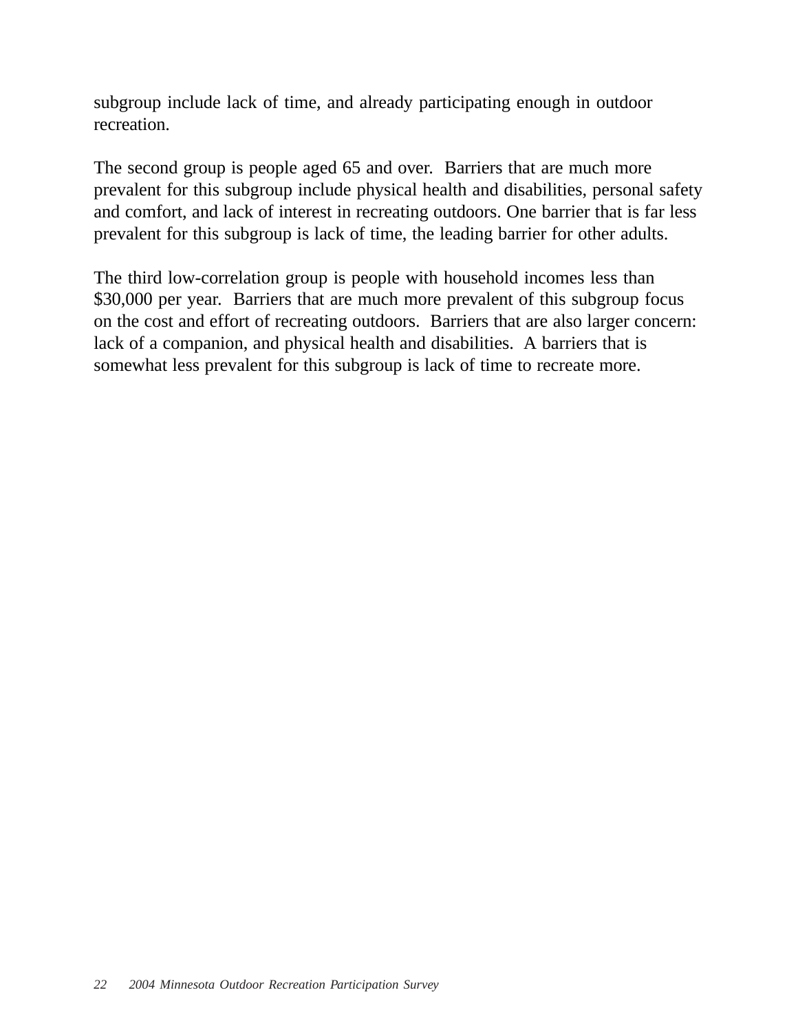subgroup include lack of time, and already participating enough in outdoor recreation.

The second group is people aged 65 and over. Barriers that are much more prevalent for this subgroup include physical health and disabilities, personal safety and comfort, and lack of interest in recreating outdoors. One barrier that is far less prevalent for this subgroup is lack of time, the leading barrier for other adults.

The third low-correlation group is people with household incomes less than $30,000 per year. Barriers that are much more prevalent of this subgroup focus on the cost and effort of recreating outdoors. Barriers that are also larger concern: lack of a companion, and physical health and disabilities. A barriers that is somewhat less prevalent for this subgroup is lack of time to recreate more.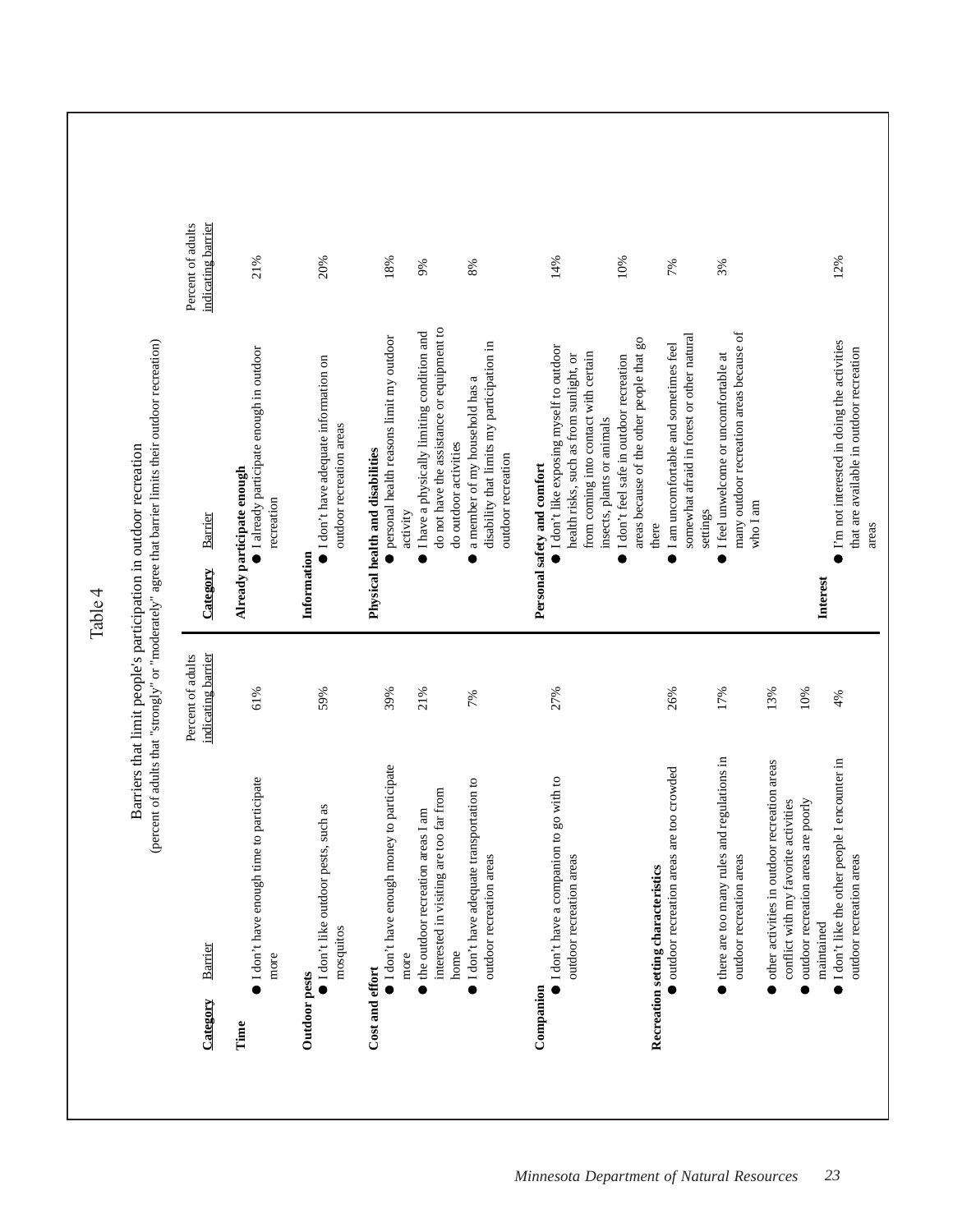# Table 4

Barriers that limit people's participation in outdoor recreation
(percent of adults that "strongly" or "moderately" agree that barrier limits their outdoor recreation)

| Category | Barrier | Percent of adults indicating barrier |
|---|---|---|
| **Time** | ● I don't have enough time to participate more | 61% |
| **Outdoor pests** | ● I don't like outdoor pests, such as mosquitos | 59% |
| **Cost and effort** | ● I don't have enough money to participate more | 39% |
| | ● the outdoor recreation areas I am interested in visiting are too far from home | 21% |
| | ● I don't have adequate transportation to outdoor recreation areas | 7% |
| **Companion** | ● I don't have a companion to go with to outdoor recreation areas | 27% |
| **Recreation setting characteristics** | ● outdoor recreation areas are too crowded | 26% |
| | ● there are too many rules and regulations in outdoor recreation areas | 17% |
| | ● other activities in outdoor recreation areas conflict with my favorite activities | 13% |
| | ● outdoor recreation areas are poorly maintained | 10% |
| | ● I don't like the other people I encounter in outdoor recreation areas | 4% |
| **Already participate enough** | ● I already participate enough in outdoor recreation | 21% |
| **Information** | ● I don't have adequate information on outdoor recreation areas | 20% |
| **Physical health and disabilities** | ● personal health reasons limit my outdoor activity | 18% |
| | ● I have a physically limiting condition and do not have the assistance or equipment to do outdoor activities | 9% |
| | ● a member of my household has a disability that limits my participation in outdoor recreation | 8% |
| **Personal safety and comfort** | ● I don't like exposing myself to outdoor health risks, such as from sunlight, or from coming into contact with certain insects, plants or animals | 14% |
| | ● I don't feel safe in outdoor recreation areas because of the other people that go there | 10% |
| | ● I am uncomfortable and sometimes feel somewhat afraid in forest or other natural settings | 7% |
| | ● I feel unwelcome or uncomfortable at many outdoor recreation areas because of who I am | 3% |
| **Interest** | ● I'm not interested in doing the activities that are available in outdoor recreation areas | 12% |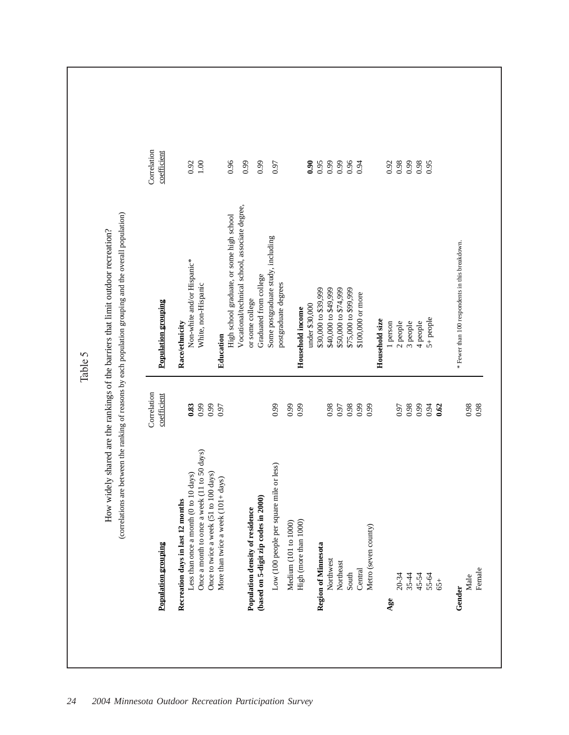## Table 5

How widely shared are the rankings of the barriers that limit outdoor recreation?

(correlations are between the ranking of reasons by each population grouping and the overall population)

| Population grouping | Correlation coefficient |
|---|---|
| **Recreation days in last 12 months** | |
| Less than once a month (0 to 10 days) | **0.83** |
| Once a month to once a week (11 to 50 days) | 0.99 |
| Once to twice a week (51 to 100 days) | 0.99 |
| More than twice a week (101+ days) | 0.97 |
| **Population density of residence (based on 5-digit zip codes in 2000)** | |
| Low (100 people per square mile or less) | 0.99 |
| Medium (101 to 1000) | 0.99 |
| High (more than 1000) | 0.99 |
| **Region of Minnesota** | |
| Northwest | 0.98 |
| Northeast | 0.97 |
| South | 0.98 |
| Central | 0.99 |
| Metro (seven county) | 0.99 |
| **Age** | |
| 20-34 | 0.97 |
| 35-44 | 0.98 |
| 45-54 | 0.99 |
| 55-64 | 0.94 |
| 65+ | **0.62** |
| **Gender** | |
| Male | 0.98 |
| Female | 0.98 |

| Population grouping | Correlation coefficient |
|---|---|
| **Race/ethnicity** | |
| Non-white and/or Hispanic* | 0.92 |
| White, non-Hispanic | 1.00 |
| **Education** | |
| High school graduate, or some high school | 0.96 |
| Vocational/technical school, associate degree, or some college | 0.99 |
| Graduated from college | 0.99 |
| Some postgraduate study, including postgraduate degrees | 0.97 |
| **Household income** | |
| under $30,000 | **0.90** |
| $30,000 to $39,999 | 0.95 |
| $40,000 to $49,999 | 0.99 |
| $50,000 to $74,999 | 0.99 |
| $75,000 to $99,999 | 0.96 |
| $100,000 or more | 0.94 |
| **Household size** | |
| 1 person | 0.92 |
| 2 people | 0.98 |
| 3 people | 0.99 |
| 4 people | 0.98 |
| 5+ people | 0.95 |

* Fewer than 100 respondents in this breakdown.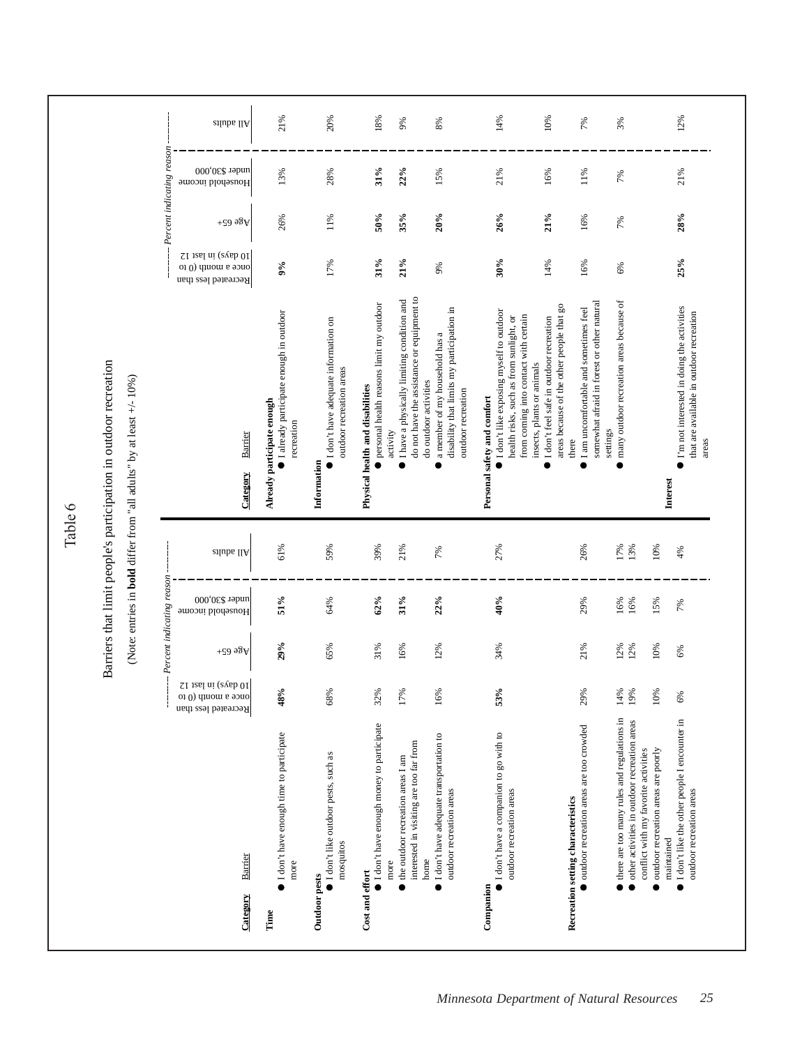# Table 6

## Barriers that limit people's participation in outdoor recreation

(Note: entries in **bold** differ from "all adults" by at least +/- 10%)

| Category | Barrier | Recreated less than once a month (0 to 10 days) in last 12 | Age 65+ | Household income under $30,000 | All adults |
|---|---|---|---|---|---|
| | | *Percent indicating reason* | | | |
| **Time** | I don't have enough time to participate more | **48%** | **29%** | **51%** | 61% |
| **Outdoor pests** | I don't like outdoor pests, such as mosquitos | 68% | 65% | 64% | 59% |
| **Cost and effort** | I don't have enough money to participate more | 32% | 31% | **62%** | 39% |
| | the outdoor recreation areas I am interested in visiting are too far from home | 17% | 16% | **31%** | 21% |
| | I don't have adequate transportation to outdoor recreation areas | 16% | 12% | **22%** | 7% |
| **Companion** | I don't have a companion to go with to outdoor recreation areas | **53%** | 34% | **40%** | 27% |
| **Recreation setting characteristics** | outdoor recreation areas are too crowded | 29% | 21% | 29% | 26% |
| | there are too many rules and regulations in outdoor recreation areas | 14% | 12% | 16% | 17% |
| | other activities in outdoor recreation areas conflict with my favorite activities | 19% | 12% | 16% | 13% |
| | outdoor recreation areas are poorly maintained | 10% | 10% | 15% | 10% |
| | I don't like the other people I encounter in outdoor recreation areas | 6% | 6% | 7% | 4% |
| **Already participate enough** | I already participate enough in outdoor recreation | **9%** | 26% | 13% | 21% |
| **Information** | I don't have adequate information on outdoor recreation areas | 17% | 11% | 28% | 20% |
| **Physical health and disabilities** | personal health reasons limit my outdoor activity | **31%** | **50%** | **31%** | 18% |
| | I have a physically limiting condition and do not have the assistance or equipment to do outdoor activities | **21%** | **35%** | **22%** | 9% |
| | a member of my household has a disability that limits my participation in outdoor recreation | 9% | **20%** | 15% | 8% |
| **Personal safety and comfort** | I don't like exposing myself to outdoor health risks, such as from sunlight, or from coming into contact with certain insects, plants or animals | **30%** | **26%** | 21% | 14% |
| | I don't feel safe in outdoor recreation areas because of the other people that go there | 14% | **21%** | 16% | 10% |
| | I am uncomfortable and sometimes feel somewhat afraid in forest or other natural settings | 16% | 16% | 11% | 7% |
| | many outdoor recreation areas are because of | 6% | 7% | 7% | 3% |
| **Interest** | I'm not interested in doing the activities that are available in outdoor recreation areas | **25%** | **28%** | 21% | 12% |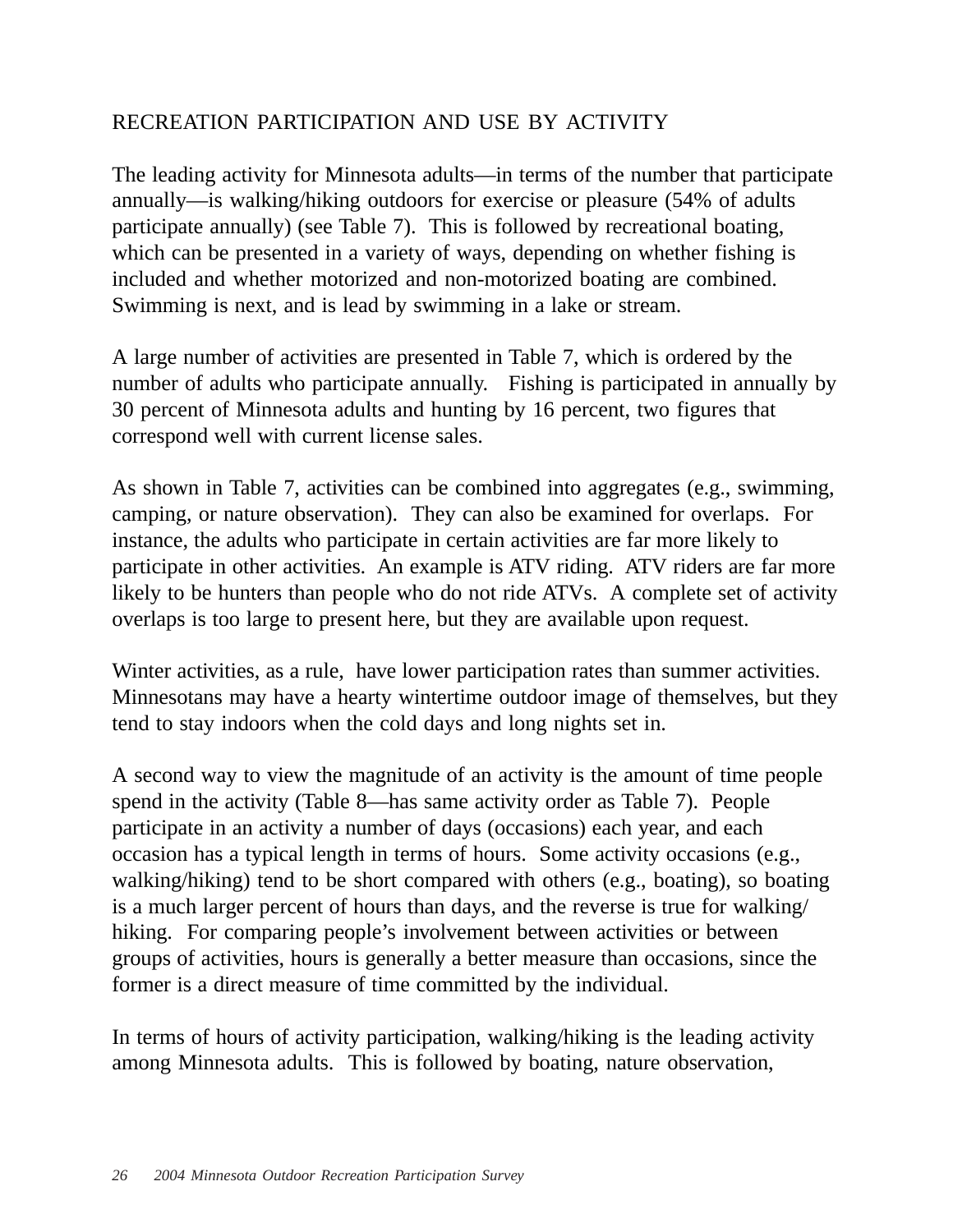## RECREATION PARTICIPATION AND USE BY ACTIVITY

The leading activity for Minnesota adults—in terms of the number that participate annually—is walking/hiking outdoors for exercise or pleasure (54% of adults participate annually) (see Table 7). This is followed by recreational boating, which can be presented in a variety of ways, depending on whether fishing is included and whether motorized and non-motorized boating are combined. Swimming is next, and is lead by swimming in a lake or stream.

A large number of activities are presented in Table 7, which is ordered by the number of adults who participate annually. Fishing is participated in annually by 30 percent of Minnesota adults and hunting by 16 percent, two figures that correspond well with current license sales.

As shown in Table 7, activities can be combined into aggregates (e.g., swimming, camping, or nature observation). They can also be examined for overlaps. For instance, the adults who participate in certain activities are far more likely to participate in other activities. An example is ATV riding. ATV riders are far more likely to be hunters than people who do not ride ATVs. A complete set of activity overlaps is too large to present here, but they are available upon request.

Winter activities, as a rule, have lower participation rates than summer activities. Minnesotans may have a hearty wintertime outdoor image of themselves, but they tend to stay indoors when the cold days and long nights set in.

A second way to view the magnitude of an activity is the amount of time people spend in the activity (Table 8—has same activity order as Table 7). People participate in an activity a number of days (occasions) each year, and each occasion has a typical length in terms of hours. Some activity occasions (e.g., walking/hiking) tend to be short compared with others (e.g., boating), so boating is a much larger percent of hours than days, and the reverse is true for walking/hiking. For comparing people's involvement between activities or between groups of activities, hours is generally a better measure than occasions, since the former is a direct measure of time committed by the individual.

In terms of hours of activity participation, walking/hiking is the leading activity among Minnesota adults. This is followed by boating, nature observation,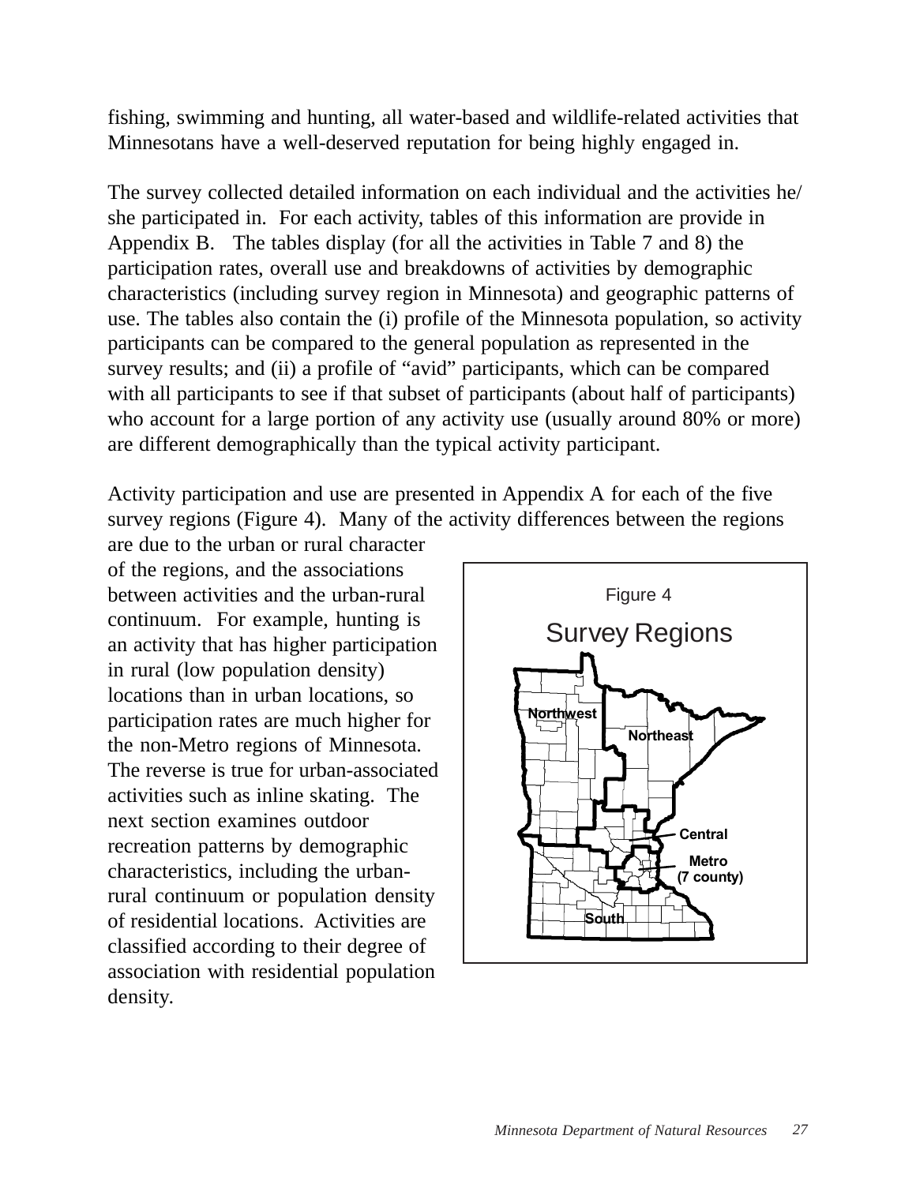fishing, swimming and hunting, all water-based and wildlife-related activities that Minnesotans have a well-deserved reputation for being highly engaged in.

The survey collected detailed information on each individual and the activities he/she participated in. For each activity, tables of this information are provide in Appendix B. The tables display (for all the activities in Table 7 and 8) the participation rates, overall use and breakdowns of activities by demographic characteristics (including survey region in Minnesota) and geographic patterns of use. The tables also contain the (i) profile of the Minnesota population, so activity participants can be compared to the general population as represented in the survey results; and (ii) a profile of "avid" participants, which can be compared with all participants to see if that subset of participants (about half of participants) who account for a large portion of any activity use (usually around 80% or more) are different demographically than the typical activity participant.

Activity participation and use are presented in Appendix A for each of the five survey regions (Figure 4). Many of the activity differences between the regions are due to the urban or rural character of the regions, and the associations between activities and the urban-rural continuum. For example, hunting is an activity that has higher participation in rural (low population density) locations than in urban locations, so participation rates are much higher for the non-Metro regions of Minnesota. The reverse is true for urban-associated activities such as inline skating. The next section examines outdoor recreation patterns by demographic characteristics, including the urban-rural continuum or population density of residential locations. Activities are classified according to their degree of association with residential population density.

Figure 4

Survey Regions

Northwest

Northeast

Central

Metro
(7 county)

South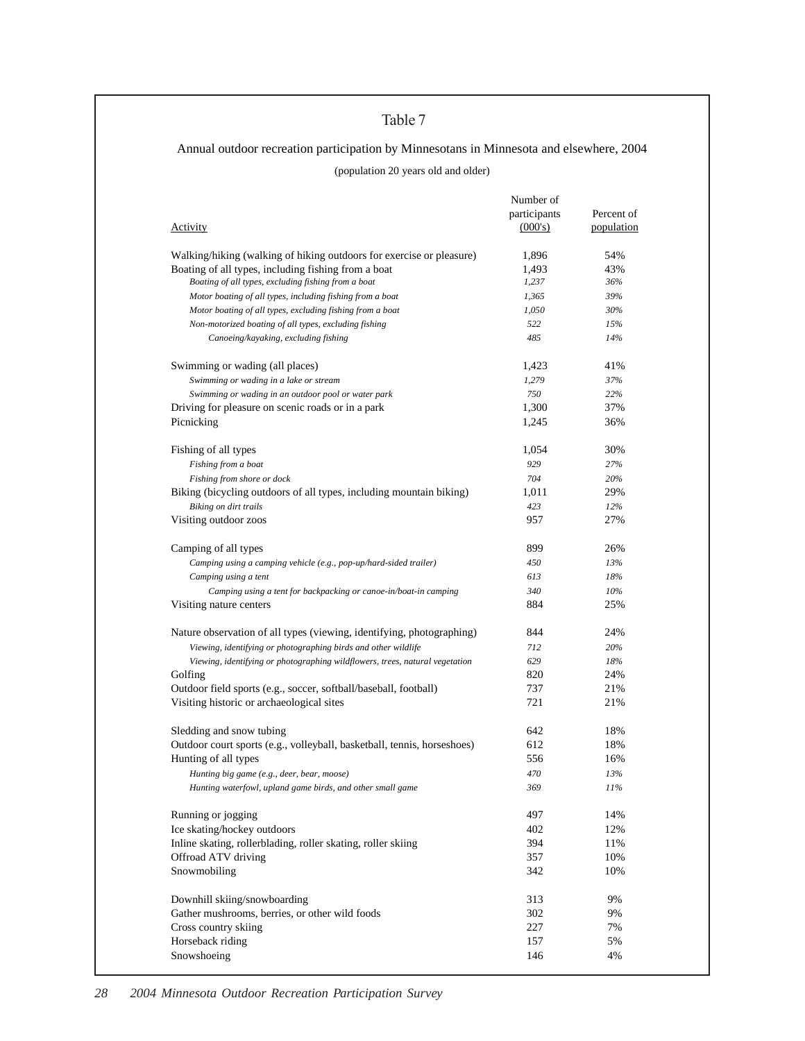Table 7

Annual outdoor recreation participation by Minnesotans in Minnesota and elsewhere, 2004

(population 20 years old and older)

| Activity | Number of participants (000's) | Percent of population |
|---|---|---|
| Walking/hiking (walking of hiking outdoors for exercise or pleasure) | 1,896 | 54% |
| Boating of all types, including fishing from a boat | 1,493 | 43% |
| *Boating of all types, excluding fishing from a boat* | *1,237* | *36%* |
| *Motor boating of all types, including fishing from a boat* | *1,365* | *39%* |
| *Motor boating of all types, excluding fishing from a boat* | *1,050* | *30%* |
| *Non-motorized boating of all types, excluding fishing* | *522* | *15%* |
| *Canoeing/kayaking, excluding fishing* | *485* | *14%* |
| Swimming or wading (all places) | 1,423 | 41% |
| *Swimming or wading in a lake or stream* | *1,279* | *37%* |
| *Swimming or wading in an outdoor pool or water park* | *750* | *22%* |
| Driving for pleasure on scenic roads or in a park | 1,300 | 37% |
| Picnicking | 1,245 | 36% |
| Fishing of all types | 1,054 | 30% |
| *Fishing from a boat* | *929* | *27%* |
| *Fishing from shore or dock* | *704* | *20%* |
| Biking (bicycling outdoors of all types, including mountain biking) | 1,011 | 29% |
| *Biking on dirt trails* | *423* | *12%* |
| Visiting outdoor zoos | 957 | 27% |
| Camping of all types | 899 | 26% |
| *Camping using a camping vehicle (e.g., pop-up/hard-sided trailer)* | *450* | *13%* |
| *Camping using a tent* | *613* | *18%* |
| *Camping using a tent for backpacking or canoe-in/boat-in camping* | *340* | *10%* |
| Visiting nature centers | 884 | 25% |
| Nature observation of all types (viewing, identifying, photographing) | 844 | 24% |
| *Viewing, identifying or photographing birds and other wildlife* | *712* | *20%* |
| *Viewing, identifying or photographing wildflowers, trees, natural vegetation* | *629* | *18%* |
| Golfing | 820 | 24% |
| Outdoor field sports (e.g., soccer, softball/baseball, football) | 737 | 21% |
| Visiting historic or archaeological sites | 721 | 21% |
| Sledding and snow tubing | 642 | 18% |
| Outdoor court sports (e.g., volleyball, basketball, tennis, horseshoes) | 612 | 18% |
| Hunting of all types | 556 | 16% |
| *Hunting big game (e.g., deer, bear, moose)* | *470* | *13%* |
| *Hunting waterfowl, upland game birds, and other small game* | *369* | *11%* |
| Running or jogging | 497 | 14% |
| Ice skating/hockey outdoors | 402 | 12% |
| Inline skating, rollerblading, roller skating, roller skiing | 394 | 11% |
| Offroad ATV driving | 357 | 10% |
| Snowmobiling | 342 | 10% |
| Downhill skiing/snowboarding | 313 | 9% |
| Gather mushrooms, berries, or other wild foods | 302 | 9% |
| Cross country skiing | 227 | 7% |
| Horseback riding | 157 | 5% |
| Snowshoeing | 146 | 4% |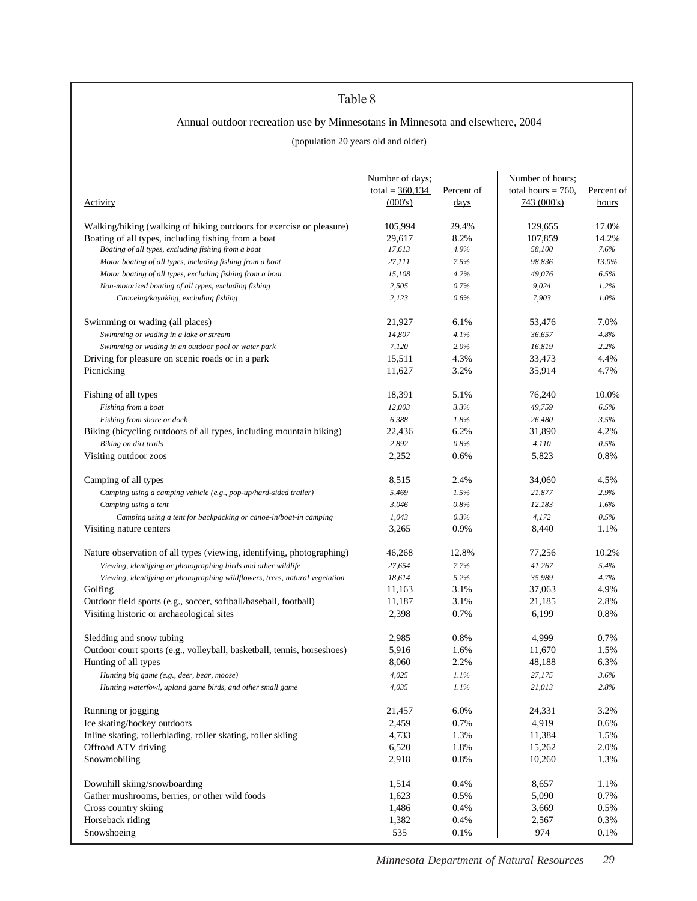## Table 8

### Annual outdoor recreation use by Minnesotans in Minnesota and elsewhere, 2004

(population 20 years old and older)

| Activity | Number of days; total = 360,134 (000's) | Percent of days | Number of hours; total hours = 760,743 (000's) | Percent of hours |
|---|---|---|---|---|
| Walking/hiking (walking of hiking outdoors for exercise or pleasure) | 105,994 | 29.4% | 129,655 | 17.0% |
| Boating of all types, including fishing from a boat | 29,617 | 8.2% | 107,859 | 14.2% |
| *Boating of all types, excluding fishing from a boat* | *17,613* | *4.9%* | *58,100* | *7.6%* |
| *Motor boating of all types, including fishing from a boat* | *27,111* | *7.5%* | *98,836* | *13.0%* |
| *Motor boating of all types, excluding fishing from a boat* | *15,108* | *4.2%* | *49,076* | *6.5%* |
| *Non-motorized boating of all types, excluding fishing* | *2,505* | *0.7%* | *9,024* | *1.2%* |
| *Canoeing/kayaking, excluding fishing* | *2,123* | *0.6%* | *7,903* | *1.0%* |
| Swimming or wading (all places) | 21,927 | 6.1% | 53,476 | 7.0% |
| *Swimming or wading in a lake or stream* | *14,807* | *4.1%* | *36,657* | *4.8%* |
| *Swimming or wading in an outdoor pool or water park* | *7,120* | *2.0%* | *16,819* | *2.2%* |
| Driving for pleasure on scenic roads or in a park | 15,511 | 4.3% | 33,473 | 4.4% |
| Picnicking | 11,627 | 3.2% | 35,914 | 4.7% |
| Fishing of all types | 18,391 | 5.1% | 76,240 | 10.0% |
| *Fishing from a boat* | *12,003* | *3.3%* | *49,759* | *6.5%* |
| *Fishing from shore or dock* | *6,388* | *1.8%* | *26,480* | *3.5%* |
| Biking (bicycling outdoors of all types, including mountain biking) | 22,436 | 6.2% | 31,890 | 4.2% |
| *Biking on dirt trails* | *2,892* | *0.8%* | *4,110* | *0.5%* |
| Visiting outdoor zoos | 2,252 | 0.6% | 5,823 | 0.8% |
| Camping of all types | 8,515 | 2.4% | 34,060 | 4.5% |
| *Camping using a camping vehicle (e.g., pop-up/hard-sided trailer)* | *5,469* | *1.5%* | *21,877* | *2.9%* |
| *Camping using a tent* | *3,046* | *0.8%* | *12,183* | *1.6%* |
| *Camping using a tent for backpacking or canoe-in/boat-in camping* | *1,043* | *0.3%* | *4,172* | *0.5%* |
| Visiting nature centers | 3,265 | 0.9% | 8,440 | 1.1% |
| Nature observation of all types (viewing, identifying, photographing) | 46,268 | 12.8% | 77,256 | 10.2% |
| *Viewing, identifying or photographing birds and other wildlife* | *27,654* | *7.7%* | *41,267* | *5.4%* |
| *Viewing, identifying or photographing wildflowers, trees, natural vegetation* | *18,614* | *5.2%* | *35,989* | *4.7%* |
| Golfing | 11,163 | 3.1% | 37,063 | 4.9% |
| Outdoor field sports (e.g., soccer, softball/baseball, football) | 11,187 | 3.1% | 21,185 | 2.8% |
| Visiting historic or archaeological sites | 2,398 | 0.7% | 6,199 | 0.8% |
| Sledding and snow tubing | 2,985 | 0.8% | 4,999 | 0.7% |
| Outdoor court sports (e.g., volleyball, basketball, tennis, horseshoes) | 5,916 | 1.6% | 11,670 | 1.5% |
| Hunting of all types | 8,060 | 2.2% | 48,188 | 6.3% |
| *Hunting big game (e.g., deer, bear, moose)* | *4,025* | *1.1%* | *27,175* | *3.6%* |
| *Hunting waterfowl, upland game birds, and other small game* | *4,035* | *1.1%* | *21,013* | *2.8%* |
| Running or jogging | 21,457 | 6.0% | 24,331 | 3.2% |
| Ice skating/hockey outdoors | 2,459 | 0.7% | 4,919 | 0.6% |
| Inline skating, rollerblading, roller skating, roller skiing | 4,733 | 1.3% | 11,384 | 1.5% |
| Offroad ATV driving | 6,520 | 1.8% | 15,262 | 2.0% |
| Snowmobiling | 2,918 | 0.8% | 10,260 | 1.3% |
| Downhill skiing/snowboarding | 1,514 | 0.4% | 8,657 | 1.1% |
| Gather mushrooms, berries, or other wild foods | 1,623 | 0.5% | 5,090 | 0.7% |
| Cross country skiing | 1,486 | 0.4% | 3,669 | 0.5% |
| Horseback riding | 1,382 | 0.4% | 2,567 | 0.3% |
| Snowshoeing | 535 | 0.1% | 974 | 0.1% |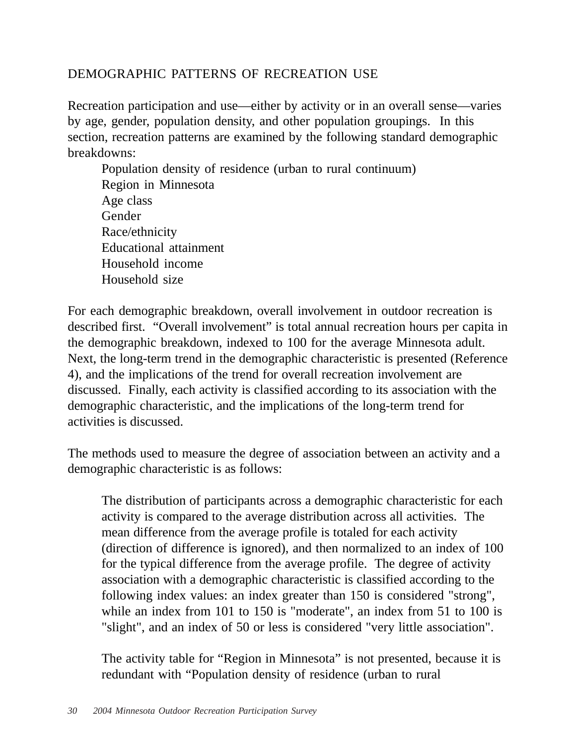## DEMOGRAPHIC PATTERNS OF RECREATION USE

Recreation participation and use—either by activity or in an overall sense—varies by age, gender, population density, and other population groupings. In this section, recreation patterns are examined by the following standard demographic breakdowns:

- Population density of residence (urban to rural continuum)
- Region in Minnesota
- Age class
- Gender
- Race/ethnicity
- Educational attainment
- Household income
- Household size

For each demographic breakdown, overall involvement in outdoor recreation is described first. "Overall involvement" is total annual recreation hours per capita in the demographic breakdown, indexed to 100 for the average Minnesota adult. Next, the long-term trend in the demographic characteristic is presented (Reference 4), and the implications of the trend for overall recreation involvement are discussed. Finally, each activity is classified according to its association with the demographic characteristic, and the implications of the long-term trend for activities is discussed.

The methods used to measure the degree of association between an activity and a demographic characteristic is as follows:

> The distribution of participants across a demographic characteristic for each activity is compared to the average distribution across all activities. The mean difference from the average profile is totaled for each activity (direction of difference is ignored), and then normalized to an index of 100 for the typical difference from the average profile. The degree of activity association with a demographic characteristic is classified according to the following index values: an index greater than 150 is considered "strong", while an index from 101 to 150 is "moderate", an index from 51 to 100 is "slight", and an index of 50 or less is considered "very little association".
>
> The activity table for "Region in Minnesota" is not presented, because it is redundant with "Population density of residence (urban to rural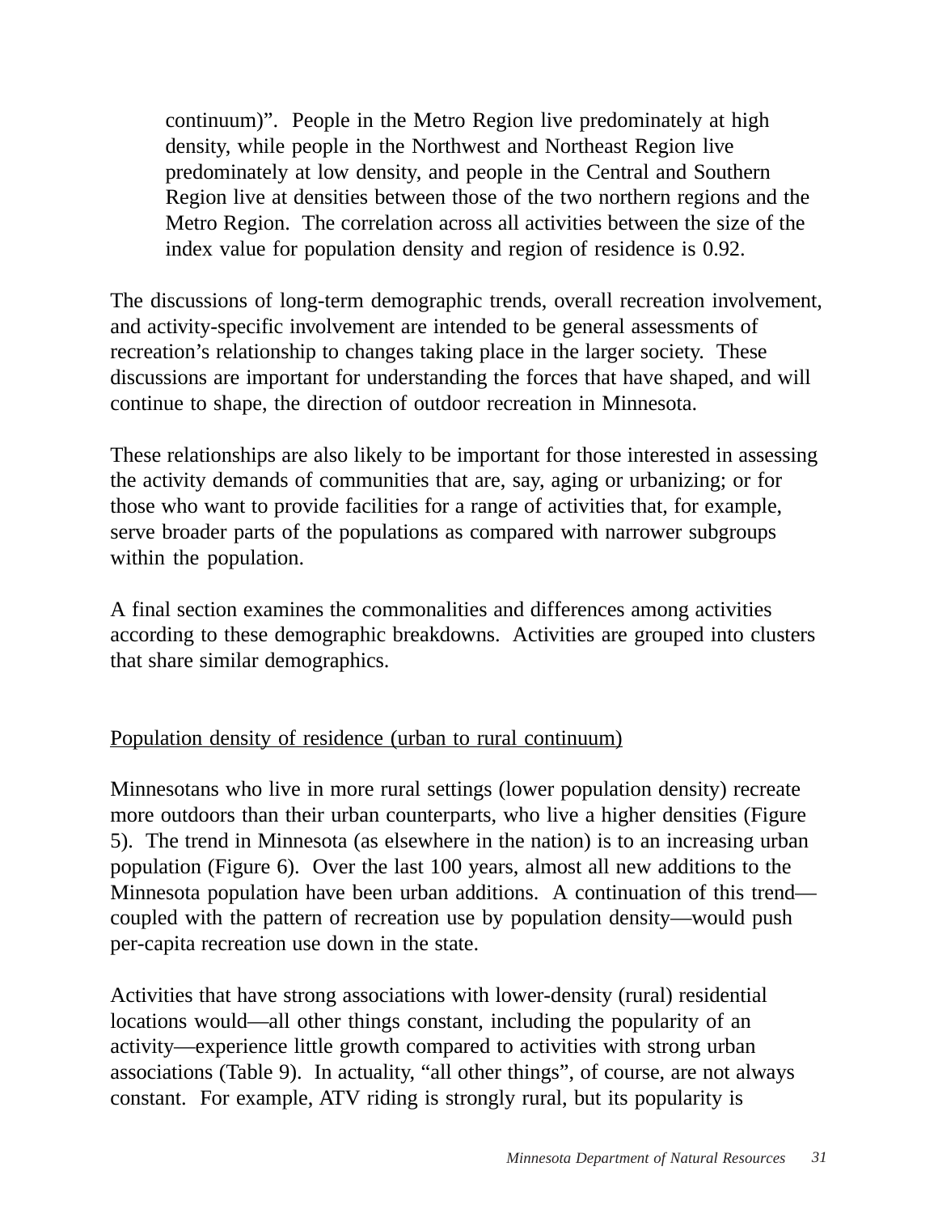continuum)". People in the Metro Region live predominately at high density, while people in the Northwest and Northeast Region live predominately at low density, and people in the Central and Southern Region live at densities between those of the two northern regions and the Metro Region. The correlation across all activities between the size of the index value for population density and region of residence is 0.92.

The discussions of long-term demographic trends, overall recreation involvement, and activity-specific involvement are intended to be general assessments of recreation's relationship to changes taking place in the larger society. These discussions are important for understanding the forces that have shaped, and will continue to shape, the direction of outdoor recreation in Minnesota.

These relationships are also likely to be important for those interested in assessing the activity demands of communities that are, say, aging or urbanizing; or for those who want to provide facilities for a range of activities that, for example, serve broader parts of the populations as compared with narrower subgroups within the population.

A final section examines the commonalities and differences among activities according to these demographic breakdowns. Activities are grouped into clusters that share similar demographics.

<u>Population density of residence (urban to rural continuum)</u>

Minnesotans who live in more rural settings (lower population density) recreate more outdoors than their urban counterparts, who live a higher densities (Figure 5). The trend in Minnesota (as elsewhere in the nation) is to an increasing urban population (Figure 6). Over the last 100 years, almost all new additions to the Minnesota population have been urban additions. A continuation of this trend—coupled with the pattern of recreation use by population density—would push per-capita recreation use down in the state.

Activities that have strong associations with lower-density (rural) residential locations would—all other things constant, including the popularity of an activity—experience little growth compared to activities with strong urban associations (Table 9). In actuality, "all other things", of course, are not always constant. For example, ATV riding is strongly rural, but its popularity is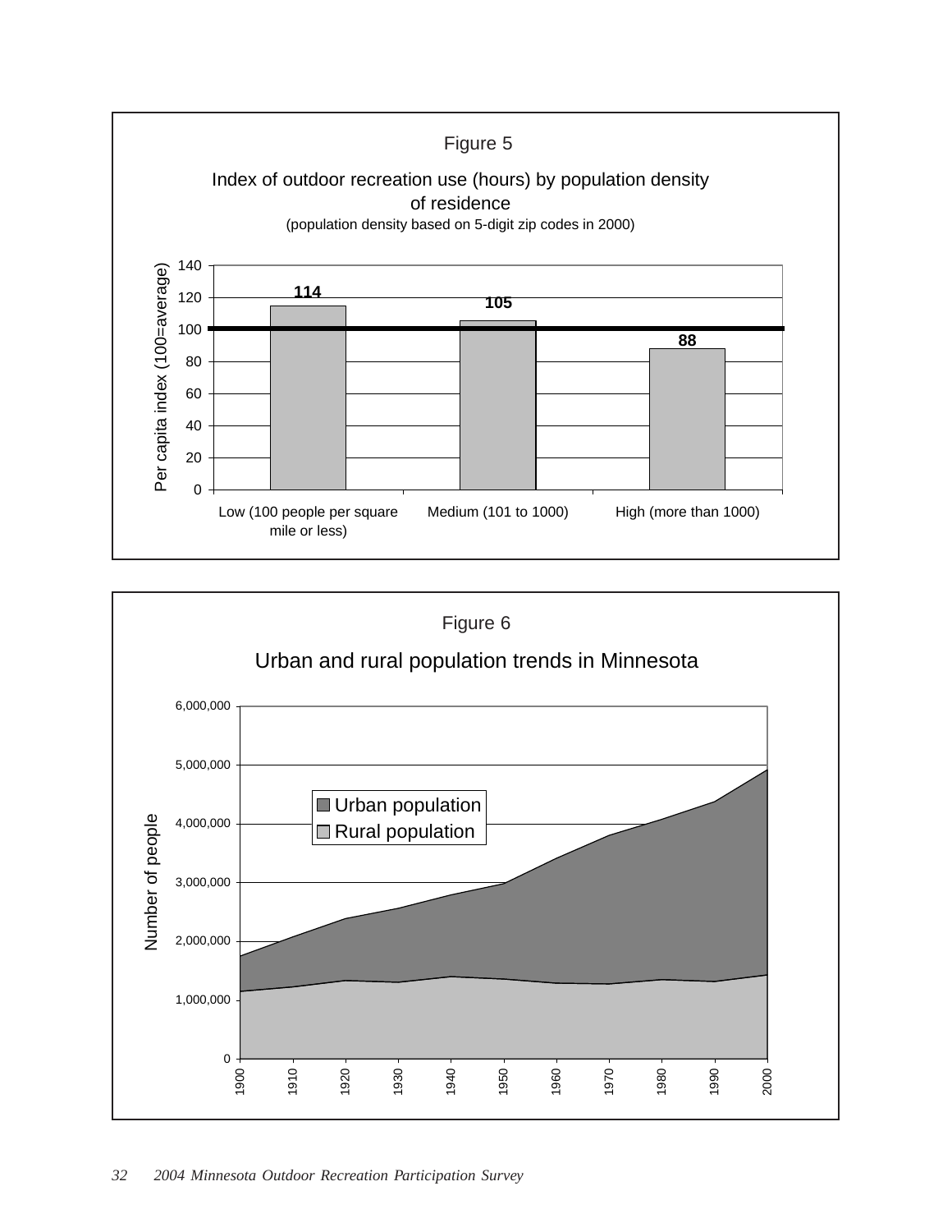Figure 5

Index of outdoor recreation use (hours) by population density of residence

(population density based on 5-digit zip codes in 2000)

| Population density | Per capita index (100=average) |
|---|---|
| Low (100 people per square mile or less) | 114 |
| Medium (101 to 1000) | 105 |
| High (more than 1000) | 88 |

Figure 6

Urban and rural population trends in Minnesota

Number of people

Urban population

Rural population

1900 1910 1920 1930 1940 1950 1960 1970 1980 1990 2000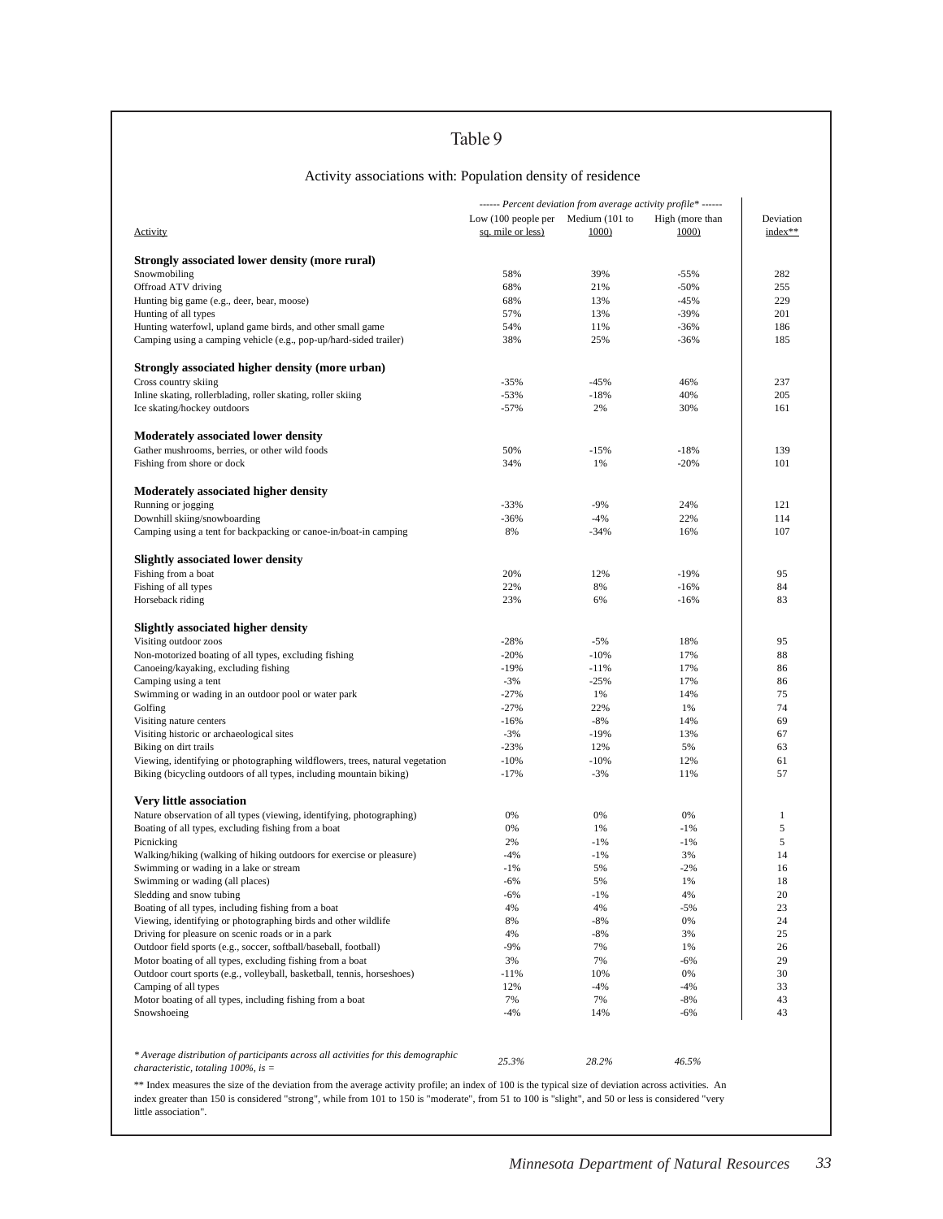## Table 9

Activity associations with: Population density of residence

| Activity | *------ Percent deviation from average activity profile* ------* | | | Deviation index** |
|---|---|---|---|---|
| | Low (100 people per sq. mile or less) | Medium (101 to 1000) | High (more than 1000) | |
| **Strongly associated lower density (more rural)** | | | | |
| Snowmobiling | 58% | 39% | -55% | 282 |
| Offroad ATV driving | 68% | 21% | -50% | 255 |
| Hunting big game (e.g., deer, bear, moose) | 68% | 13% | -45% | 229 |
| Hunting of all types | 57% | 13% | -39% | 201 |
| Hunting waterfowl, upland game birds, and other small game | 54% | 11% | -36% | 186 |
| Camping using a camping vehicle (e.g., pop-up/hard-sided trailer) | 38% | 25% | -36% | 185 |
| **Strongly associated higher density (more urban)** | | | | |
| Cross country skiing | -35% | -45% | 46% | 237 |
| Inline skating, rollerblading, roller skating, roller skiing | -53% | -18% | 40% | 205 |
| Ice skating/hockey outdoors | -57% | 2% | 30% | 161 |
| **Moderately associated lower density** | | | | |
| Gather mushrooms, berries, or other wild foods | 50% | -15% | -18% | 139 |
| Fishing from shore or dock | 34% | 1% | -20% | 101 |
| **Moderately associated higher density** | | | | |
| Running or jogging | -33% | -9% | 24% | 121 |
| Downhill skiing/snowboarding | -36% | -4% | 22% | 114 |
| Camping using a tent for backpacking or canoe-in/boat-in camping | 8% | -34% | 16% | 107 |
| **Slightly associated lower density** | | | | |
| Fishing from a boat | 20% | 12% | -19% | 95 |
| Fishing of all types | 22% | 8% | -16% | 84 |
| Horseback riding | 23% | 6% | -16% | 83 |
| **Slightly associated higher density** | | | | |
| Visiting outdoor zoos | -28% | -5% | 18% | 95 |
| Non-motorized boating of all types, excluding fishing | -20% | -10% | 17% | 88 |
| Canoeing/kayaking, excluding fishing | -19% | -11% | 17% | 86 |
| Camping using a tent | -3% | -25% | 17% | 86 |
| Swimming or wading in an outdoor pool or water park | -27% | 1% | 14% | 75 |
| Golfing | -27% | 22% | 1% | 74 |
| Visiting nature centers | -16% | -8% | 14% | 69 |
| Visiting historic or archaeological sites | -3% | -19% | 13% | 67 |
| Biking on dirt trails | -23% | 12% | 5% | 63 |
| Viewing, identifying or photographing wildflowers, trees, natural vegetation | -10% | -10% | 12% | 61 |
| Biking (bicycling outdoors of all types, including mountain biking) | -17% | -3% | 11% | 57 |
| **Very little association** | | | | |
| Nature observation of all types (viewing, identifying, photographing) | 0% | 0% | 0% | 1 |
| Boating of all types, excluding fishing from a boat | 0% | 1% | -1% | 5 |
| Picnicking | 2% | -1% | -1% | 5 |
| Walking/hiking (walking of hiking outdoors for exercise or pleasure) | -4% | -1% | 3% | 14 |
| Swimming or wading in a lake or stream | -1% | 5% | -2% | 16 |
| Swimming or wading (all places) | -6% | 5% | 1% | 18 |
| Sledding and snow tubing | -6% | -1% | 4% | 20 |
| Boating of all types, including fishing from a boat | 4% | 4% | -5% | 23 |
| Viewing, identifying or photographing birds and other wildlife | 8% | -8% | 0% | 24 |
| Driving for pleasure on scenic roads or in a park | 4% | -8% | 3% | 25 |
| Outdoor field sports (e.g., soccer, softball/baseball, football) | -9% | 7% | 1% | 26 |
| Motor boating of all types, excluding fishing from a boat | 3% | 7% | -6% | 29 |
| Outdoor court sports (e.g., volleyball, basketball, tennis, horseshoes) | -11% | 10% | 0% | 30 |
| Camping of all types | 12% | -4% | -4% | 33 |
| Motor boating of all types, including fishing from a boat | 7% | 7% | -8% | 43 |
| Snowshoeing | -4% | 14% | -6% | 43 |
| *\* Average distribution of participants across all activities for this demographic characteristic, totaling 100%, is =* | *25.3%* | *28.2%* | *46.5%* | |

** Index measures the size of the deviation from the average activity profile; an index of 100 is the typical size of deviation across activities. An index greater than 150 is considered "strong", while from 101 to 150 is "moderate", from 51 to 100 is "slight", and 50 or less is considered "very little association".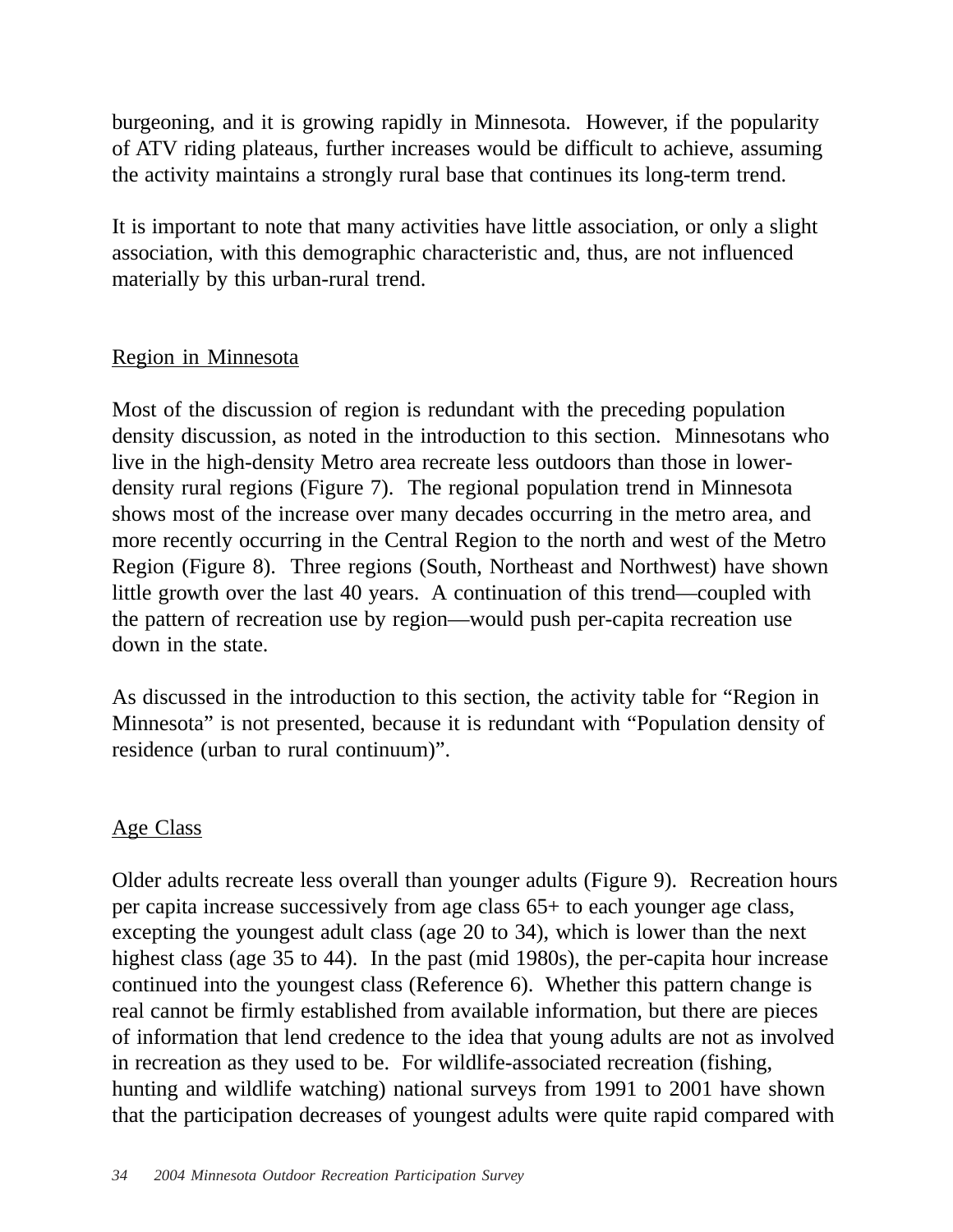burgeoning, and it is growing rapidly in Minnesota. However, if the popularity of ATV riding plateaus, further increases would be difficult to achieve, assuming the activity maintains a strongly rural base that continues its long-term trend.

It is important to note that many activities have little association, or only a slight association, with this demographic characteristic and, thus, are not influenced materially by this urban-rural trend.

## Region in Minnesota

Most of the discussion of region is redundant with the preceding population density discussion, as noted in the introduction to this section. Minnesotans who live in the high-density Metro area recreate less outdoors than those in lower-density rural regions (Figure 7). The regional population trend in Minnesota shows most of the increase over many decades occurring in the metro area, and more recently occurring in the Central Region to the north and west of the Metro Region (Figure 8). Three regions (South, Northeast and Northwest) have shown little growth over the last 40 years. A continuation of this trend—coupled with the pattern of recreation use by region—would push per-capita recreation use down in the state.

As discussed in the introduction to this section, the activity table for "Region in Minnesota" is not presented, because it is redundant with "Population density of residence (urban to rural continuum)".

## Age Class

Older adults recreate less overall than younger adults (Figure 9). Recreation hours per capita increase successively from age class 65+ to each younger age class, excepting the youngest adult class (age 20 to 34), which is lower than the next highest class (age 35 to 44). In the past (mid 1980s), the per-capita hour increase continued into the youngest class (Reference 6). Whether this pattern change is real cannot be firmly established from available information, but there are pieces of information that lend credence to the idea that young adults are not as involved in recreation as they used to be. For wildlife-associated recreation (fishing, hunting and wildlife watching) national surveys from 1991 to 2001 have shown that the participation decreases of youngest adults were quite rapid compared with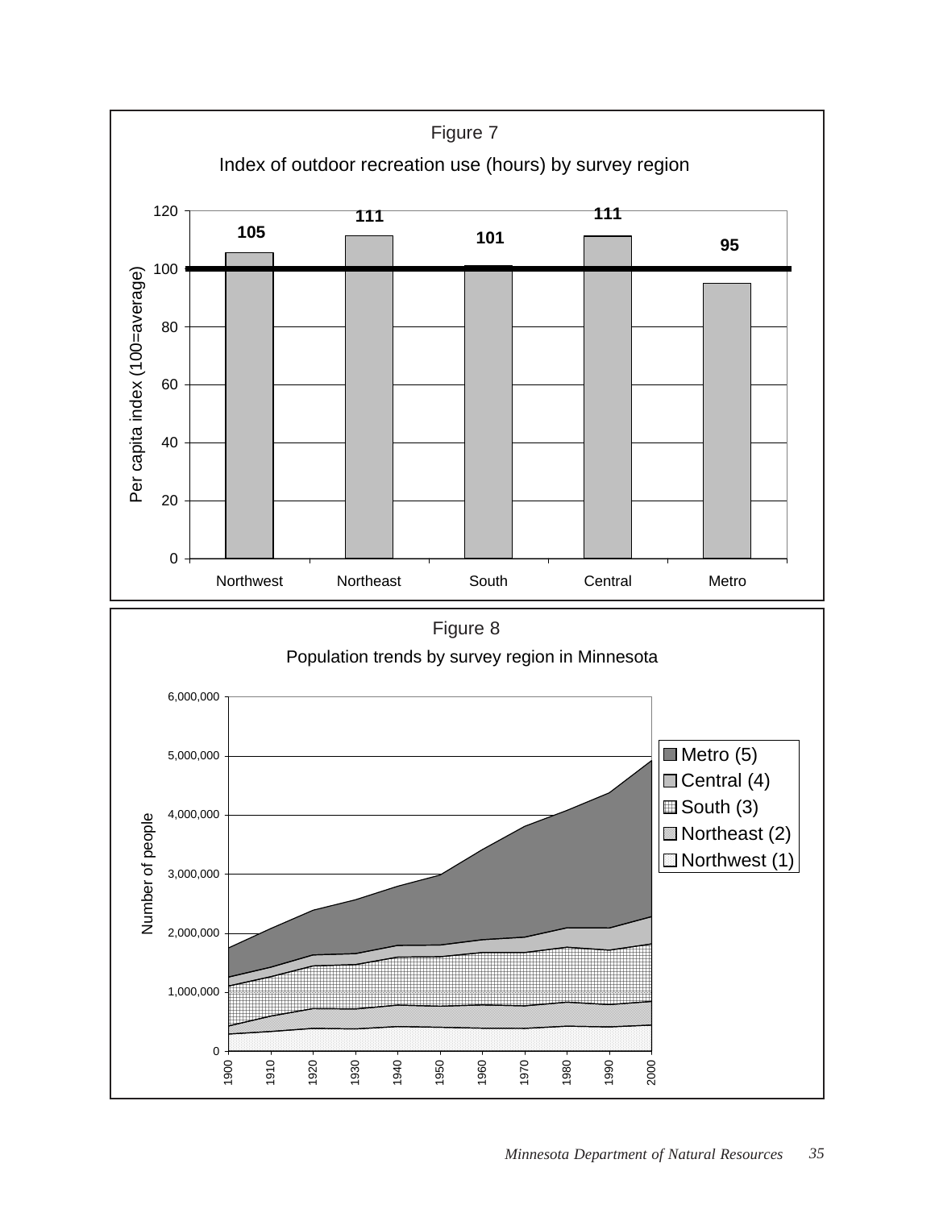Figure 7

Index of outdoor recreation use (hours) by survey region

| Region | Per capita index (100=average) |
|---|---|
| Northwest | 105 |
| Northeast | 111 |
| South | 101 |
| Central | 111 |
| Metro | 95 |

Figure 8

Population trends by survey region in Minnesota

Number of people, 1900–2000, by region: Metro (5), Central (4), South (3), Northeast (2), Northwest (1)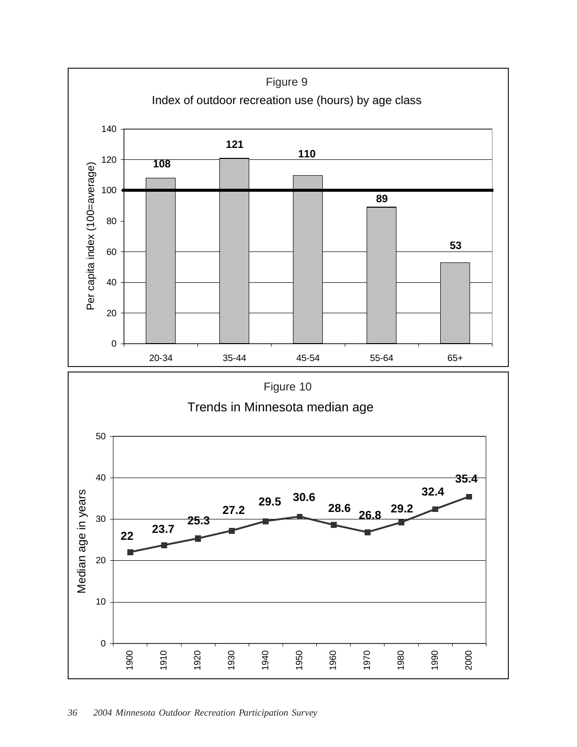Figure 9

Index of outdoor recreation use (hours) by age class

| Age class | Per capita index (100=average) |
| --- | --- |
| 20-34 | 108 |
| 35-44 | 121 |
| 45-54 | 110 |
| 55-64 | 89 |
| 65+ | 53 |

Figure 10

Trends in Minnesota median age

| Year | Median age in years |
| --- | --- |
| 1900 | 22 |
| 1910 | 23.7 |
| 1920 | 25.3 |
| 1930 | 27.2 |
| 1940 | 29.5 |
| 1950 | 30.6 |
| 1960 | 28.6 |
| 1970 | 26.8 |
| 1980 | 29.2 |
| 1990 | 32.4 |
| 2000 | 35.4 |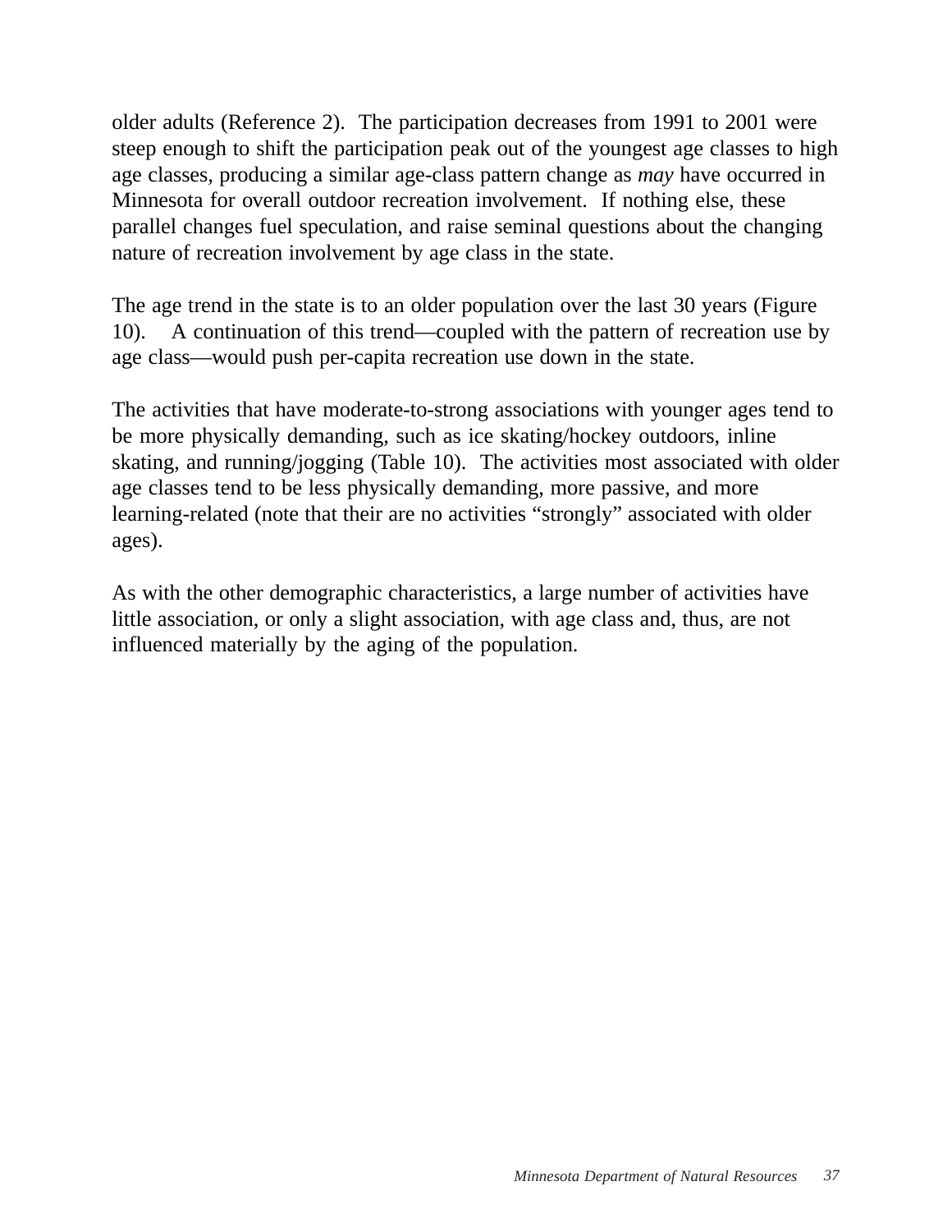older adults (Reference 2). The participation decreases from 1991 to 2001 were steep enough to shift the participation peak out of the youngest age classes to high age classes, producing a similar age-class pattern change as *may* have occurred in Minnesota for overall outdoor recreation involvement. If nothing else, these parallel changes fuel speculation, and raise seminal questions about the changing nature of recreation involvement by age class in the state.

The age trend in the state is to an older population over the last 30 years (Figure 10). A continuation of this trend—coupled with the pattern of recreation use by age class—would push per-capita recreation use down in the state.

The activities that have moderate-to-strong associations with younger ages tend to be more physically demanding, such as ice skating/hockey outdoors, inline skating, and running/jogging (Table 10). The activities most associated with older age classes tend to be less physically demanding, more passive, and more learning-related (note that their are no activities "strongly" associated with older ages).

As with the other demographic characteristics, a large number of activities have little association, or only a slight association, with age class and, thus, are not influenced materially by the aging of the population.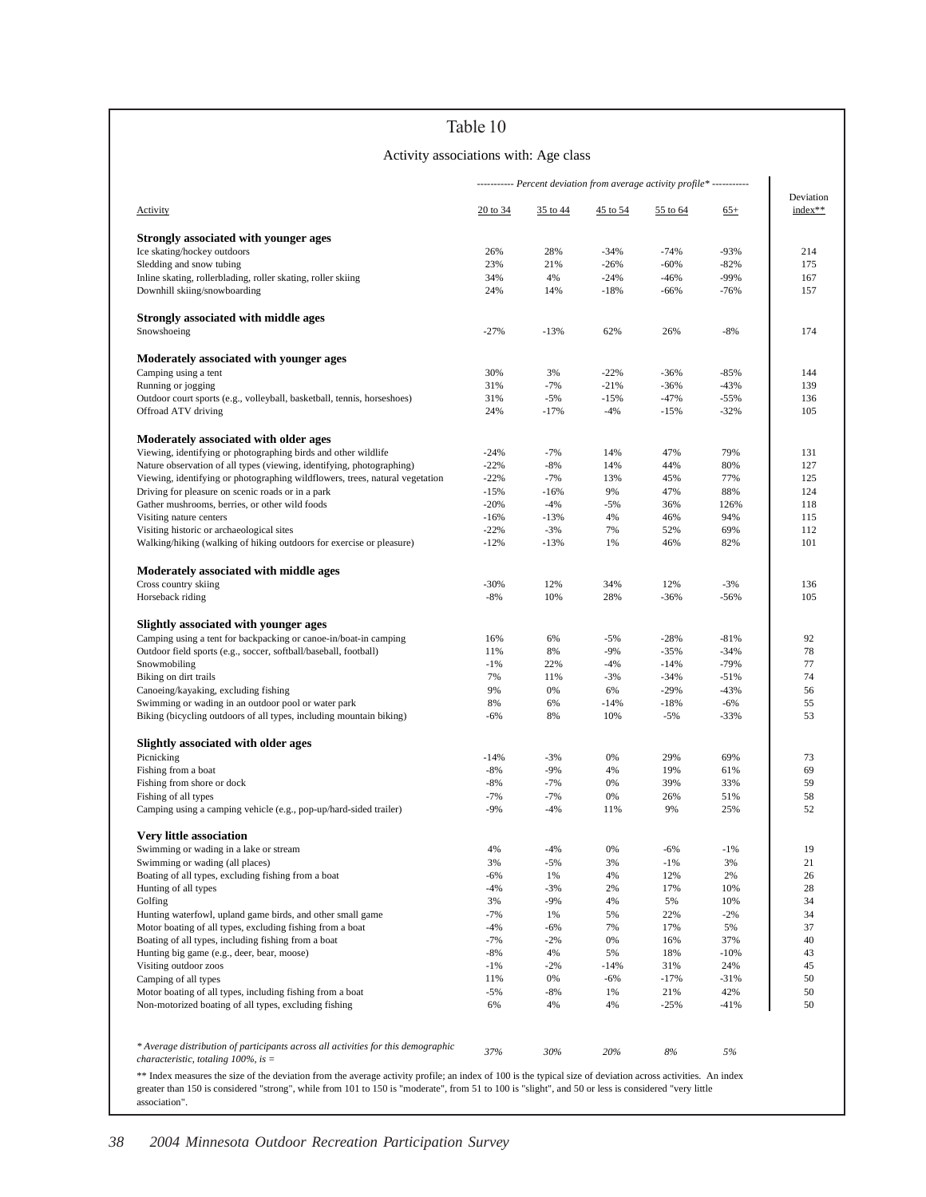## Table 10

### Activity associations with: Age class

| Activity | 20 to 34 | 35 to 44 | 45 to 54 | 55 to 64 | 65+ | Deviation index** |
|---|---|---|---|---|---|---|
| | ----------- Percent deviation from average activity profile* ----------- | | | | | |
| **Strongly associated with younger ages** | | | | | | |
| Ice skating/hockey outdoors | 26% | 28% | -34% | -74% | -93% | 214 |
| Sledding and snow tubing | 23% | 21% | -26% | -60% | -82% | 175 |
| Inline skating, rollerblading, roller skating, roller skiing | 34% | 4% | -24% | -46% | -99% | 167 |
| Downhill skiing/snowboarding | 24% | 14% | -18% | -66% | -76% | 157 |
| **Strongly associated with middle ages** | | | | | | |
| Snowshoeing | -27% | -13% | 62% | 26% | -8% | 174 |
| **Moderately associated with younger ages** | | | | | | |
| Camping using a tent | 30% | 3% | -22% | -36% | -85% | 144 |
| Running or jogging | 31% | -7% | -21% | -36% | -43% | 139 |
| Outdoor court sports (e.g., volleyball, basketball, tennis, horseshoes) | 31% | -5% | -15% | -47% | -55% | 136 |
| Offroad ATV driving | 24% | -17% | -4% | -15% | -32% | 105 |
| **Moderately associated with older ages** | | | | | | |
| Viewing, identifying or photographing birds and other wildlife | -24% | -7% | 14% | 47% | 79% | 131 |
| Nature observation of all types (viewing, identifying, photographing) | -22% | -8% | 14% | 44% | 80% | 127 |
| Viewing, identifying or photographing wildflowers, trees, natural vegetation | -22% | -7% | 13% | 45% | 77% | 125 |
| Driving for pleasure on scenic roads or in a park | -15% | -16% | 9% | 47% | 88% | 124 |
| Gather mushrooms, berries, or other wild foods | -20% | -4% | -5% | 36% | 126% | 118 |
| Visiting nature centers | -16% | -13% | 4% | 46% | 94% | 115 |
| Visiting historic or archaeological sites | -22% | -3% | 7% | 52% | 69% | 112 |
| Walking/hiking (walking of hiking outdoors for exercise or pleasure) | -12% | -13% | 1% | 46% | 82% | 101 |
| **Moderately associated with middle ages** | | | | | | |
| Cross country skiing | -30% | 12% | 34% | 12% | -3% | 136 |
| Horseback riding | -8% | 10% | 28% | -36% | -56% | 105 |
| **Slightly associated with younger ages** | | | | | | |
| Camping using a tent for backpacking or canoe-in/boat-in camping | 16% | 6% | -5% | -28% | -81% | 92 |
| Outdoor field sports (e.g., soccer, softball/baseball, football) | 11% | 8% | -9% | -35% | -34% | 78 |
| Snowmobiling | -1% | 22% | -4% | -14% | -79% | 77 |
| Biking on dirt trails | 7% | 11% | -3% | -34% | -51% | 74 |
| Canoeing/kayaking, excluding fishing | 9% | 0% | 6% | -29% | -43% | 56 |
| Swimming or wading in an outdoor pool or water park | 8% | 6% | -14% | -18% | -6% | 55 |
| Biking (bicycling outdoors of all types, including mountain biking) | -6% | 8% | 10% | -5% | -33% | 53 |
| **Slightly associated with older ages** | | | | | | |
| Picnicking | -14% | -3% | 0% | 29% | 69% | 73 |
| Fishing from a boat | -8% | -9% | 4% | 19% | 61% | 69 |
| Fishing from shore or dock | -8% | -7% | 0% | 39% | 33% | 59 |
| Fishing of all types | -7% | -7% | 0% | 26% | 51% | 58 |
| Camping using a camping vehicle (e.g., pop-up/hard-sided trailer) | -9% | -4% | 11% | 9% | 25% | 52 |
| **Very little association** | | | | | | |
| Swimming or wading in a lake or stream | 4% | -4% | 0% | -6% | -1% | 19 |
| Swimming or wading (all places) | 3% | -5% | 3% | -1% | 3% | 21 |
| Boating of all types, excluding fishing from a boat | -6% | 1% | 4% | 12% | 2% | 26 |
| Hunting of all types | -4% | -3% | 2% | 17% | 10% | 28 |
| Golfing | 3% | -9% | 4% | 5% | 10% | 34 |
| Hunting waterfowl, upland game birds, and other small game | -7% | 1% | 5% | 22% | -2% | 34 |
| Motor boating of all types, excluding fishing from a boat | -4% | -6% | 7% | 17% | 5% | 37 |
| Boating of all types, including fishing from a boat | -7% | -2% | 0% | 16% | 37% | 40 |
| Hunting big game (e.g., deer, bear, moose) | -8% | 4% | 5% | 18% | -10% | 43 |
| Visiting outdoor zoos | -1% | -2% | -14% | 31% | 24% | 45 |
| Camping of all types | 11% | 0% | -6% | -17% | -31% | 50 |
| Motor boating of all types, including fishing from a boat | -5% | -8% | 1% | 21% | 42% | 50 |
| Non-motorized boating of all types, excluding fishing | 6% | 4% | 4% | -25% | -41% | 50 |
| *\* Average distribution of participants across all activities for this demographic characteristic, totaling 100%, is =* | *37%* | *30%* | *20%* | *8%* | *5%* | |

** Index measures the size of the deviation from the average activity profile; an index of 100 is the typical size of deviation across activities. An index greater than 150 is considered "strong", while from 101 to 150 is "moderate", from 51 to 100 is "slight", and 50 or less is considered "very little association".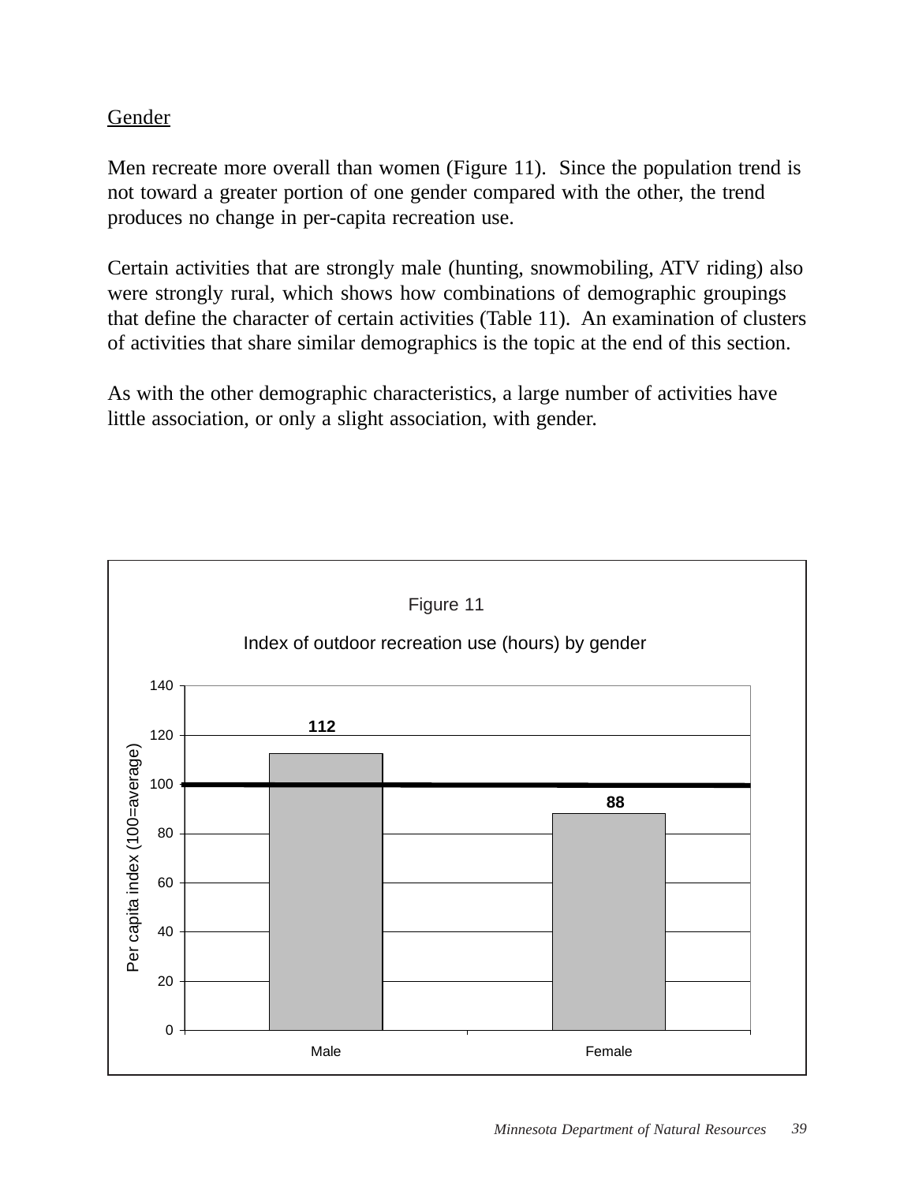## Gender

Men recreate more overall than women (Figure 11). Since the population trend is not toward a greater portion of one gender compared with the other, the trend produces no change in per-capita recreation use.

Certain activities that are strongly male (hunting, snowmobiling, ATV riding) also were strongly rural, which shows how combinations of demographic groupings that define the character of certain activities (Table 11). An examination of clusters of activities that share similar demographics is the topic at the end of this section.

As with the other demographic characteristics, a large number of activities have little association, or only a slight association, with gender.

Figure 11

Index of outdoor recreation use (hours) by gender

| Gender | Per capita index (100=average) |
| --- | --- |
| Male | 112 |
| Female | 88 |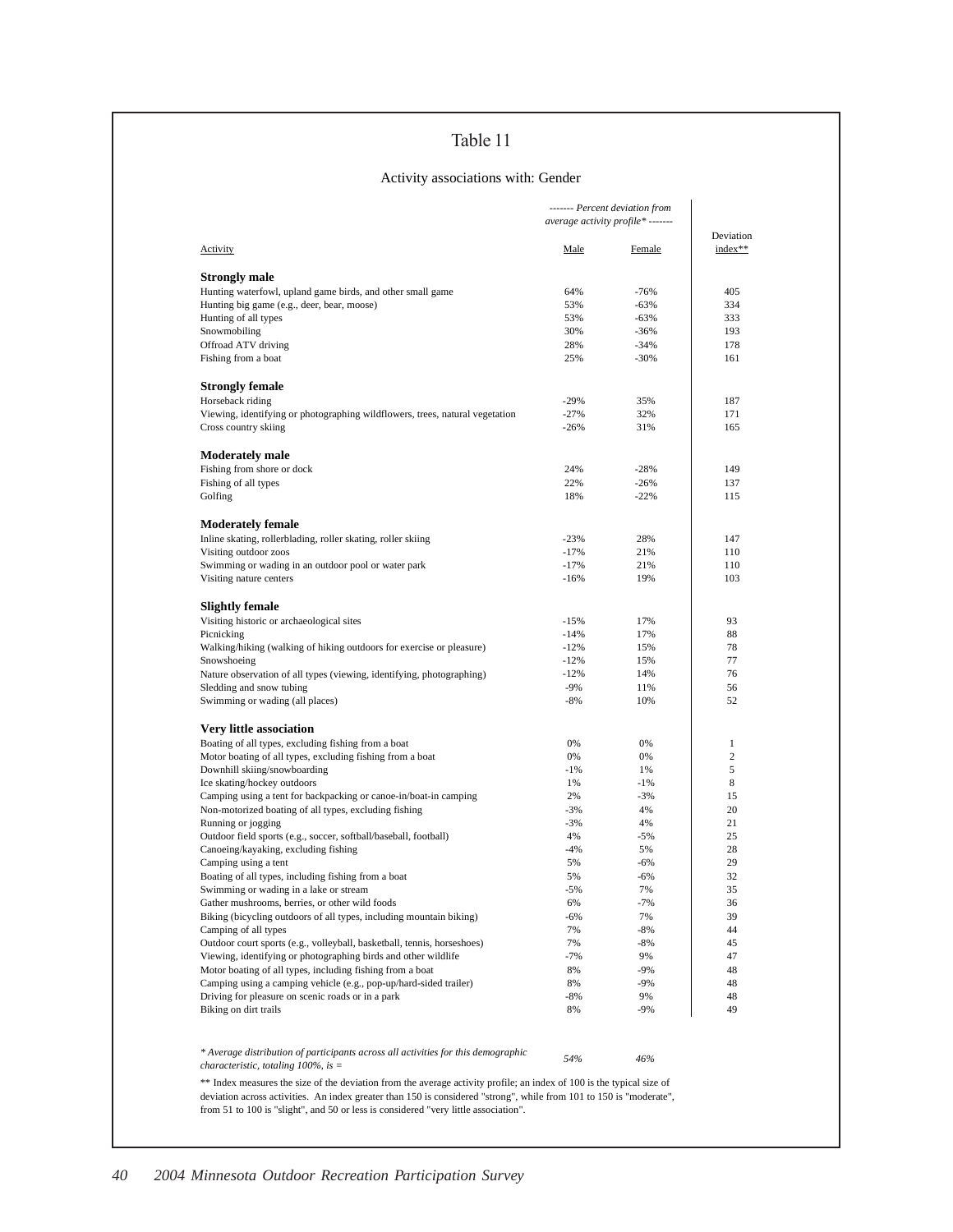# Table 11

## Activity associations with: Gender

| Activity | *------- Percent deviation from average activity profile* -------* Male | Female | Deviation index** |
|---|---|---|---|
| **Strongly male** | | | |
| Hunting waterfowl, upland game birds, and other small game | 64% | -76% | 405 |
| Hunting big game (e.g., deer, bear, moose) | 53% | -63% | 334 |
| Hunting of all types | 53% | -63% | 333 |
| Snowmobiling | 30% | -36% | 193 |
| Offroad ATV driving | 28% | -34% | 178 |
| Fishing from a boat | 25% | -30% | 161 |
| **Strongly female** | | | |
| Horseback riding | -29% | 35% | 187 |
| Viewing, identifying or photographing wildflowers, trees, natural vegetation | -27% | 32% | 171 |
| Cross country skiing | -26% | 31% | 165 |
| **Moderately male** | | | |
| Fishing from shore or dock | 24% | -28% | 149 |
| Fishing of all types | 22% | -26% | 137 |
| Golfing | 18% | -22% | 115 |
| **Moderately female** | | | |
| Inline skating, rollerblading, roller skating, roller skiing | -23% | 28% | 147 |
| Visiting outdoor zoos | -17% | 21% | 110 |
| Swimming or wading in an outdoor pool or water park | -17% | 21% | 110 |
| Visiting nature centers | -16% | 19% | 103 |
| **Slightly female** | | | |
| Visiting historic or archaeological sites | -15% | 17% | 93 |
| Picnicking | -14% | 17% | 88 |
| Walking/hiking (walking of hiking outdoors for exercise or pleasure) | -12% | 15% | 78 |
| Snowshoeing | -12% | 15% | 77 |
| Nature observation of all types (viewing, identifying, photographing) | -12% | 14% | 76 |
| Sledding and snow tubing | -9% | 11% | 56 |
| Swimming or wading (all places) | -8% | 10% | 52 |
| **Very little association** | | | |
| Boating of all types, excluding fishing from a boat | 0% | 0% | 1 |
| Motor boating of all types, excluding fishing from a boat | 0% | 0% | 2 |
| Downhill skiing/snowboarding | -1% | 1% | 5 |
| Ice skating/hockey outdoors | 1% | -1% | 8 |
| Camping using a tent for backpacking or canoe-in/boat-in camping | 2% | -3% | 15 |
| Non-motorized boating of all types, excluding fishing | -3% | 4% | 20 |
| Running or jogging | -3% | 4% | 21 |
| Outdoor field sports (e.g., soccer, softball/baseball, football) | 4% | -5% | 25 |
| Canoeing/kayaking, excluding fishing | -4% | 5% | 28 |
| Camping using a tent | 5% | -6% | 29 |
| Boating of all types, including fishing from a boat | 5% | -6% | 32 |
| Swimming or wading in a lake or stream | -5% | 7% | 35 |
| Gather mushrooms, berries, or other wild foods | 6% | -7% | 36 |
| Biking (bicycling outdoors of all types, including mountain biking) | -6% | 7% | 39 |
| Camping of all types | 7% | -8% | 44 |
| Outdoor court sports (e.g., volleyball, basketball, tennis, horseshoes) | 7% | -8% | 45 |
| Viewing, identifying or photographing birds and other wildlife | -7% | 9% | 47 |
| Motor boating of all types, including fishing from a boat | 8% | -9% | 48 |
| Camping using a camping vehicle (e.g., pop-up/hard-sided trailer) | 8% | -9% | 48 |
| Driving for pleasure on scenic roads or in a park | -8% | 9% | 48 |
| Biking on dirt trails | 8% | -9% | 49 |
| *\* Average distribution of participants across all activities for this demographic characteristic, totaling 100%, is =* | *54%* | *46%* | |

** Index measures the size of the deviation from the average activity profile; an index of 100 is the typical size of deviation across activities. An index greater than 150 is considered "strong", while from 101 to 150 is "moderate", from 51 to 100 is "slight", and 50 or less is considered "very little association".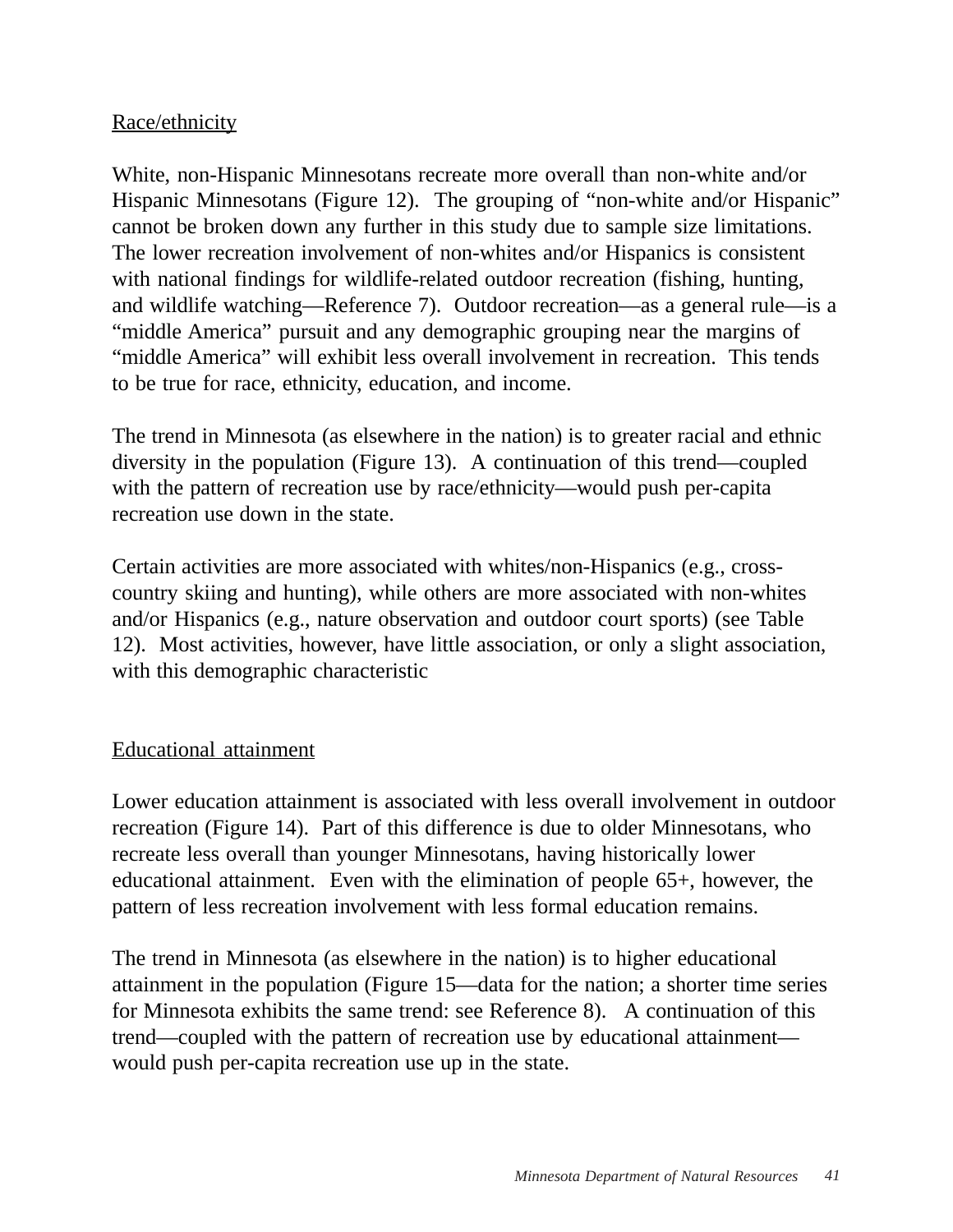<u>Race/ethnicity</u>

White, non-Hispanic Minnesotans recreate more overall than non-white and/or Hispanic Minnesotans (Figure 12). The grouping of "non-white and/or Hispanic" cannot be broken down any further in this study due to sample size limitations. The lower recreation involvement of non-whites and/or Hispanics is consistent with national findings for wildlife-related outdoor recreation (fishing, hunting, and wildlife watching—Reference 7). Outdoor recreation—as a general rule—is a "middle America" pursuit and any demographic grouping near the margins of "middle America" will exhibit less overall involvement in recreation. This tends to be true for race, ethnicity, education, and income.

The trend in Minnesota (as elsewhere in the nation) is to greater racial and ethnic diversity in the population (Figure 13). A continuation of this trend—coupled with the pattern of recreation use by race/ethnicity—would push per-capita recreation use down in the state.

Certain activities are more associated with whites/non-Hispanics (e.g., cross-country skiing and hunting), while others are more associated with non-whites and/or Hispanics (e.g., nature observation and outdoor court sports) (see Table 12). Most activities, however, have little association, or only a slight association, with this demographic characteristic

<u>Educational attainment</u>

Lower education attainment is associated with less overall involvement in outdoor recreation (Figure 14). Part of this difference is due to older Minnesotans, who recreate less overall than younger Minnesotans, having historically lower educational attainment. Even with the elimination of people 65+, however, the pattern of less recreation involvement with less formal education remains.

The trend in Minnesota (as elsewhere in the nation) is to higher educational attainment in the population (Figure 15—data for the nation; a shorter time series for Minnesota exhibits the same trend: see Reference 8). A continuation of this trend—coupled with the pattern of recreation use by educational attainment—would push per-capita recreation use up in the state.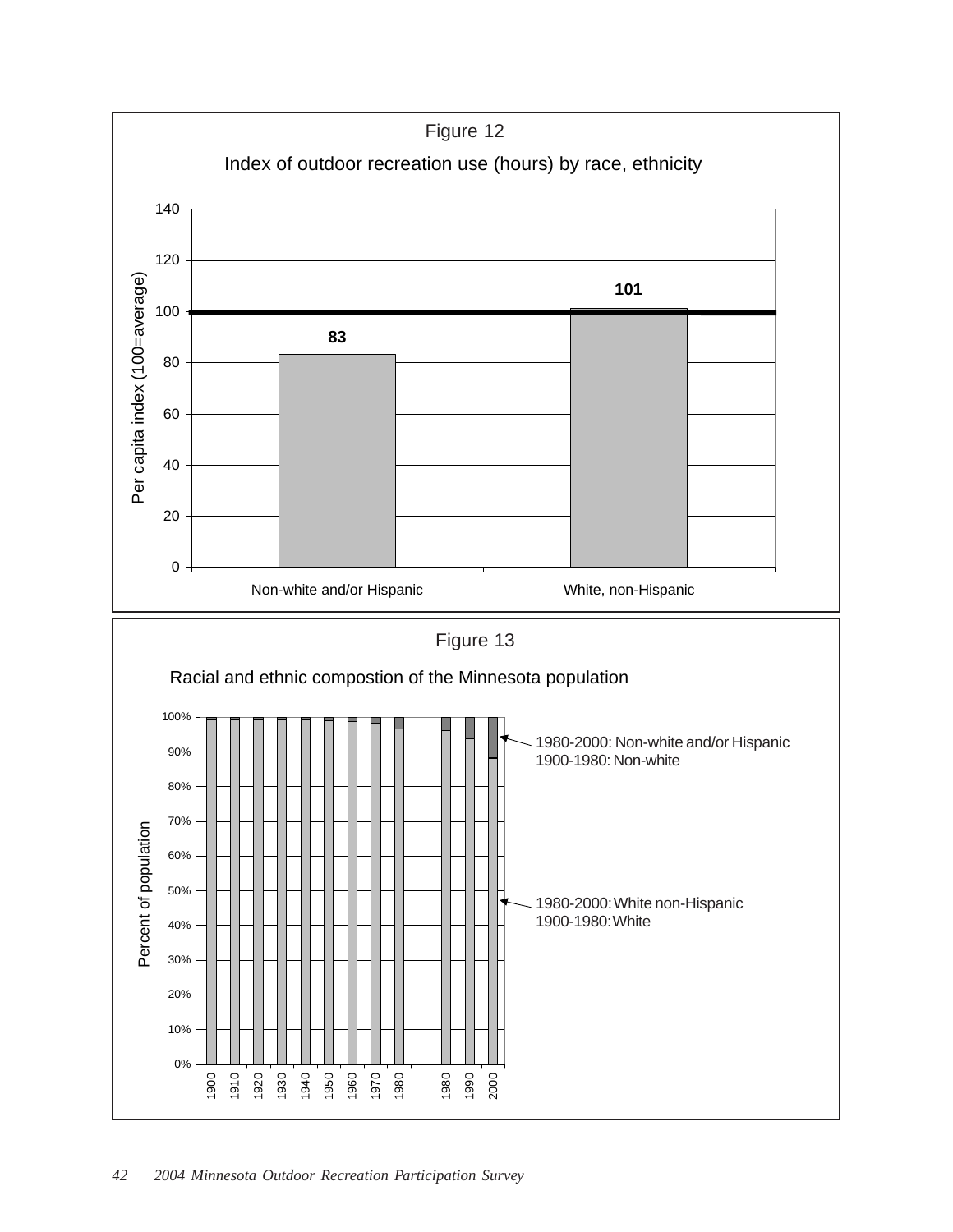Figure 12

Index of outdoor recreation use (hours) by race, ethnicity

| | Per capita index (100=average) |
|---|---|
| Non-white and/or Hispanic | 83 |
| White, non-Hispanic | 101 |

Figure 13

Racial and ethnic compostion of the Minnesota population

Percent of population

1900, 1910, 1920, 1930, 1940, 1950, 1960, 1970, 1980, 1980, 1990, 2000

1980-2000: Non-white and/or Hispanic
1900-1980: Non-white

1980-2000: White non-Hispanic
1900-1980: White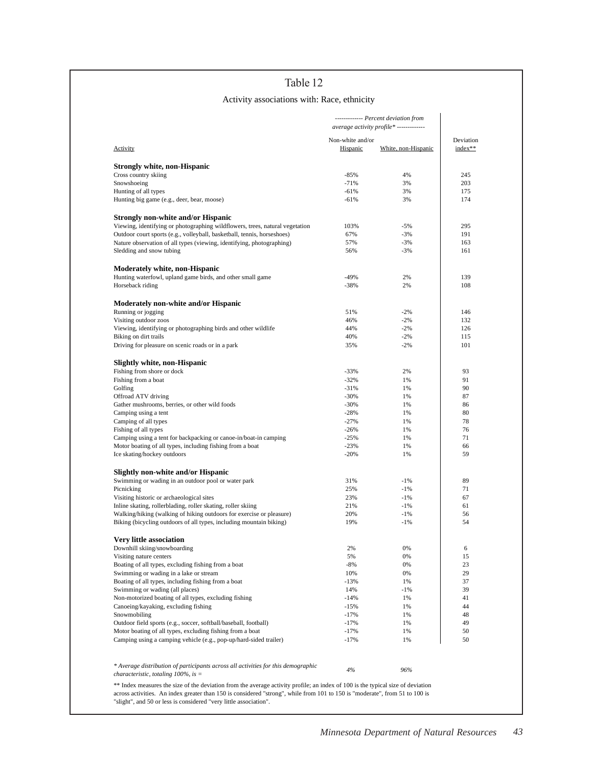## Table 12

Activity associations with: Race, ethnicity

| Activity | *------------ Percent deviation from average activity profile* ------------ | | Deviation index** |
|---|---|---|---|
| | Non-white and/or Hispanic | White, non-Hispanic | |
| **Strongly white, non-Hispanic** | | | |
| Cross country skiing | -85% | 4% | 245 |
| Snowshoeing | -71% | 3% | 203 |
| Hunting of all types | -61% | 3% | 175 |
| Hunting big game (e.g., deer, bear, moose) | -61% | 3% | 174 |
| **Strongly non-white and/or Hispanic** | | | |
| Viewing, identifying or photographing wildflowers, trees, natural vegetation | 103% | -5% | 295 |
| Outdoor court sports (e.g., volleyball, basketball, tennis, horseshoes) | 67% | -3% | 191 |
| Nature observation of all types (viewing, identifying, photographing) | 57% | -3% | 163 |
| Sledding and snow tubing | 56% | -3% | 161 |
| **Moderately white, non-Hispanic** | | | |
| Hunting waterfowl, upland game birds, and other small game | -49% | 2% | 139 |
| Horseback riding | -38% | 2% | 108 |
| **Moderately non-white and/or Hispanic** | | | |
| Running or jogging | 51% | -2% | 146 |
| Visiting outdoor zoos | 46% | -2% | 132 |
| Viewing, identifying or photographing birds and other wildlife | 44% | -2% | 126 |
| Biking on dirt trails | 40% | -2% | 115 |
| Driving for pleasure on scenic roads or in a park | 35% | -2% | 101 |
| **Slightly white, non-Hispanic** | | | |
| Fishing from shore or dock | -33% | 2% | 93 |
| Fishing from a boat | -32% | 1% | 91 |
| Golfing | -31% | 1% | 90 |
| Offroad ATV driving | -30% | 1% | 87 |
| Gather mushrooms, berries, or other wild foods | -30% | 1% | 86 |
| Camping using a tent | -28% | 1% | 80 |
| Camping of all types | -27% | 1% | 78 |
| Fishing of all types | -26% | 1% | 76 |
| Camping using a tent for backpacking or canoe-in/boat-in camping | -25% | 1% | 71 |
| Motor boating of all types, including fishing from a boat | -23% | 1% | 66 |
| Ice skating/hockey outdoors | -20% | 1% | 59 |
| **Slightly non-white and/or Hispanic** | | | |
| Swimming or wading in an outdoor pool or water park | 31% | -1% | 89 |
| Picnicking | 25% | -1% | 71 |
| Visiting historic or archaeological sites | 23% | -1% | 67 |
| Inline skating, rollerblading, roller skating, roller skiing | 21% | -1% | 61 |
| Walking/hiking (walking of hiking outdoors for exercise or pleasure) | 20% | -1% | 56 |
| Biking (bicycling outdoors of all types, including mountain biking) | 19% | -1% | 54 |
| **Very little association** | | | |
| Downhill skiing/snowboarding | 2% | 0% | 6 |
| Visiting nature centers | 5% | 0% | 15 |
| Boating of all types, excluding fishing from a boat | -8% | 0% | 23 |
| Swimming or wading in a lake or stream | 10% | 0% | 29 |
| Boating of all types, including fishing from a boat | -13% | 1% | 37 |
| Swimming or wading (all places) | 14% | -1% | 39 |
| Non-motorized boating of all types, excluding fishing | -14% | 1% | 41 |
| Canoeing/kayaking, excluding fishing | -15% | 1% | 44 |
| Snowmobiling | -17% | 1% | 48 |
| Outdoor field sports (e.g., soccer, softball/baseball, football) | -17% | 1% | 49 |
| Motor boating of all types, excluding fishing from a boat | -17% | 1% | 50 |
| Camping using a camping vehicle (e.g., pop-up/hard-sided trailer) | -17% | 1% | 50 |
| *\* Average distribution of participants across all activities for this demographic characteristic, totaling 100%, is =* | *4%* | *96%* | |

** Index measures the size of the deviation from the average activity profile; an index of 100 is the typical size of deviation across activities. An index greater than 150 is considered "strong", while from 101 to 150 is "moderate", from 51 to 100 is "slight", and 50 or less is considered "very little association".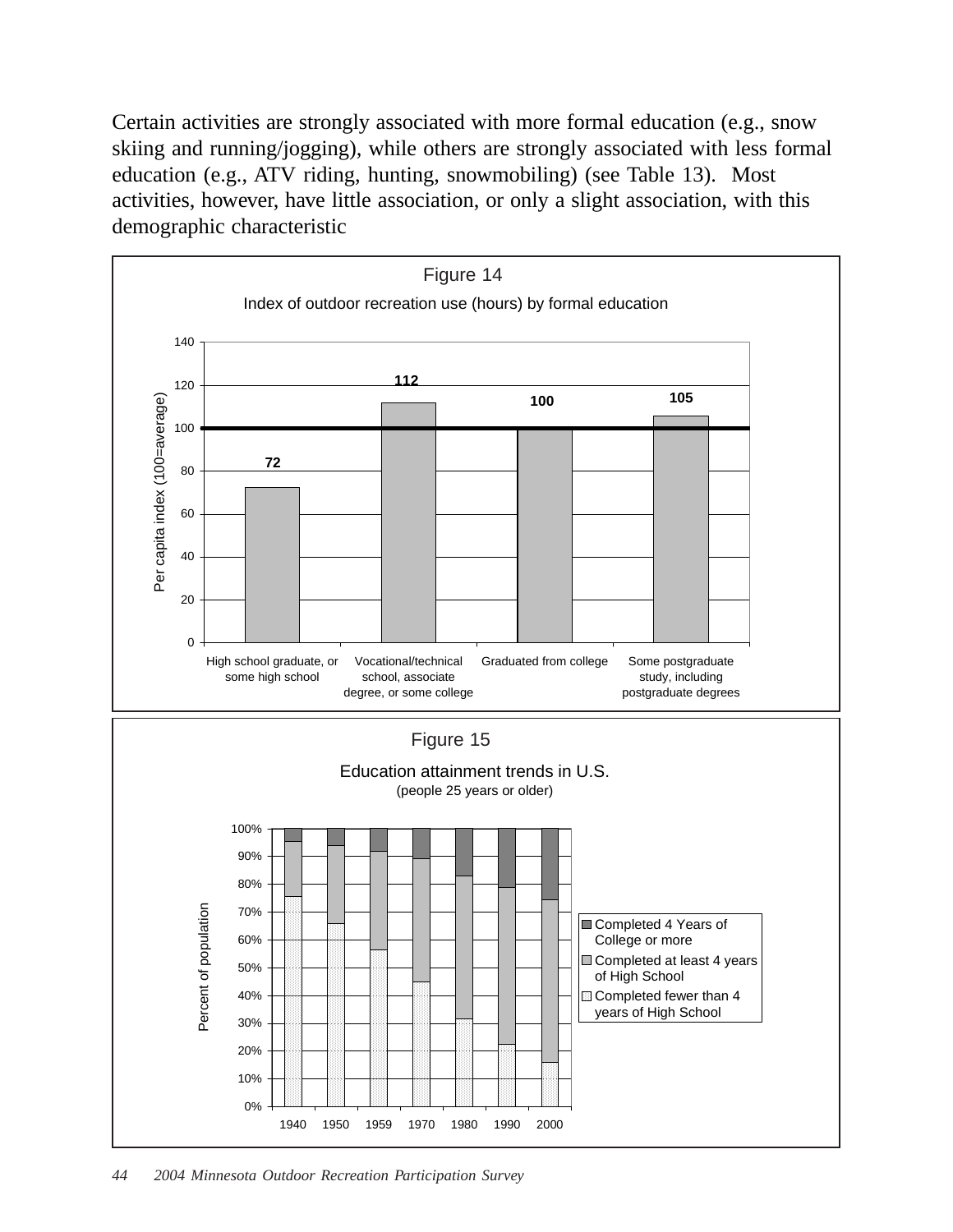Certain activities are strongly associated with more formal education (e.g., snow skiing and running/jogging), while others are strongly associated with less formal education (e.g., ATV riding, hunting, snowmobiling) (see Table 13). Most activities, however, have little association, or only a slight association, with this demographic characteristic

Figure 14

Index of outdoor recreation use (hours) by formal education

| Education | Per capita index (100=average) |
|---|---|
| High school graduate, or some high school | 72 |
| Vocational/technical school, associate degree, or some college | 112 |
| Graduated from college | 100 |
| Some postgraduate study, including postgraduate degrees | 105 |

Figure 15

Education attainment trends in U.S.
(people 25 years or older)

Percent of population; years: 1940, 1950, 1959, 1970, 1980, 1990, 2000

Legend: Completed 4 Years of College or more; Completed at least 4 years of High School; Completed fewer than 4 years of High School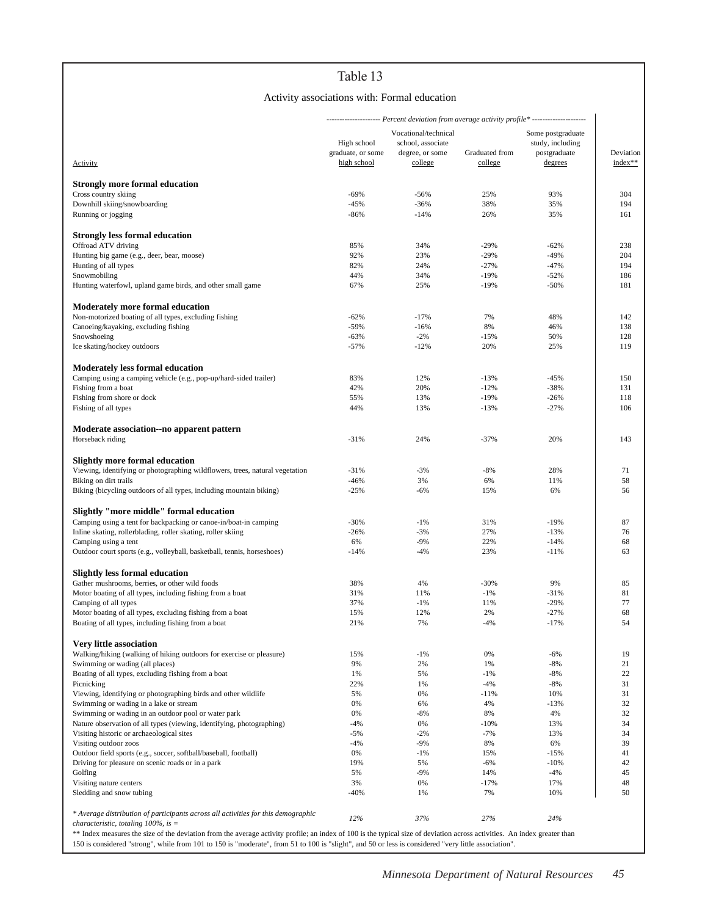# Table 13

## Activity associations with: Formal education

| Activity | High school graduate, or some high school | Vocational/technical school, associate degree, or some college | Graduated from college | Some postgraduate study, including postgraduate degrees | Deviation index** |
|---|---|---|---|---|---|
| | *Percent deviation from average activity profile** | | | | |
| **Strongly more formal education** | | | | | |
| Cross country skiing | -69% | -56% | 25% | 93% | 304 |
| Downhill skiing/snowboarding | -45% | -36% | 38% | 35% | 194 |
| Running or jogging | -86% | -14% | 26% | 35% | 161 |
| **Strongly less formal education** | | | | | |
| Offroad ATV driving | 85% | 34% | -29% | -62% | 238 |
| Hunting big game (e.g., deer, bear, moose) | 92% | 23% | -29% | -49% | 204 |
| Hunting of all types | 82% | 24% | -27% | -47% | 194 |
| Snowmobiling | 44% | 34% | -19% | -52% | 186 |
| Hunting waterfowl, upland game birds, and other small game | 67% | 25% | -19% | -50% | 181 |
| **Moderately more formal education** | | | | | |
| Non-motorized boating of all types, excluding fishing | -62% | -17% | 7% | 48% | 142 |
| Canoeing/kayaking, excluding fishing | -59% | -16% | 8% | 46% | 138 |
| Snowshoeing | -63% | -2% | -15% | 50% | 128 |
| Ice skating/hockey outdoors | -57% | -12% | 20% | 25% | 119 |
| **Moderately less formal education** | | | | | |
| Camping using a camping vehicle (e.g., pop-up/hard-sided trailer) | 83% | 12% | -13% | -45% | 150 |
| Fishing from a boat | 42% | 20% | -12% | -38% | 131 |
| Fishing from shore or dock | 55% | 13% | -19% | -26% | 118 |
| Fishing of all types | 44% | 13% | -13% | -27% | 106 |
| **Moderate association--no apparent pattern** | | | | | |
| Horseback riding | -31% | 24% | -37% | 20% | 143 |
| **Slightly more formal education** | | | | | |
| Viewing, identifying or photographing wildflowers, trees, natural vegetation | -31% | -3% | -8% | 28% | 71 |
| Biking on dirt trails | -46% | 3% | 6% | 11% | 58 |
| Biking (bicycling outdoors of all types, including mountain biking) | -25% | -6% | 15% | 6% | 56 |
| **Slightly "more middle" formal education** | | | | | |
| Camping using a tent for backpacking or canoe-in/boat-in camping | -30% | -1% | 31% | -19% | 87 |
| Inline skating, rollerblading, roller skating, roller skiing | -26% | -3% | 27% | -13% | 76 |
| Camping using a tent | 6% | -9% | 22% | -14% | 68 |
| Outdoor court sports (e.g., volleyball, basketball, tennis, horseshoes) | -14% | -4% | 23% | -11% | 63 |
| **Slightly less formal education** | | | | | |
| Gather mushrooms, berries, or other wild foods | 38% | 4% | -30% | 9% | 85 |
| Motor boating of all types, including fishing from a boat | 31% | 11% | -1% | -31% | 81 |
| Camping of all types | 37% | -1% | 11% | -29% | 77 |
| Motor boating of all types, excluding fishing from a boat | 15% | 12% | 2% | -27% | 68 |
| Boating of all types, including fishing from a boat | 21% | 7% | -4% | -17% | 54 |
| **Very little association** | | | | | |
| Walking/hiking (walking of hiking outdoors for exercise or pleasure) | 15% | -1% | 0% | -6% | 19 |
| Swimming or wading (all places) | 9% | 2% | 1% | -8% | 21 |
| Boating of all types, excluding fishing from a boat | 1% | 5% | -1% | -8% | 22 |
| Picnicking | 22% | 1% | -4% | -8% | 31 |
| Viewing, identifying or photographing birds and other wildlife | 5% | 0% | -11% | 10% | 31 |
| Swimming or wading in a lake or stream | 0% | 6% | 4% | -13% | 32 |
| Swimming or wading in an outdoor pool or water park | 0% | -8% | 8% | 4% | 32 |
| Nature observation of all types (viewing, identifying, photographing) | -4% | 0% | -10% | 13% | 34 |
| Visiting historic or archaeological sites | -5% | -2% | -7% | 13% | 34 |
| Visiting outdoor zoos | -4% | -9% | 8% | 6% | 39 |
| Outdoor field sports (e.g., soccer, softball/baseball, football) | 0% | -1% | 15% | -15% | 41 |
| Driving for pleasure on scenic roads or in a park | 19% | 5% | -6% | -10% | 42 |
| Golfing | 5% | -9% | 14% | -4% | 45 |
| Visiting nature centers | 3% | 0% | -17% | 17% | 48 |
| Sledding and snow tubing | -40% | 1% | 7% | 10% | 50 |
| *\* Average distribution of participants across all activities for this demographic characteristic, totaling 100%, is =* | *12%* | *37%* | *27%* | *24%* | |

** Index measures the size of the deviation from the average activity profile; an index of 100 is the typical size of deviation across activities. An index greater than 150 is considered "strong", while from 101 to 150 is "moderate", from 51 to 100 is "slight", and 50 or less is considered "very little association".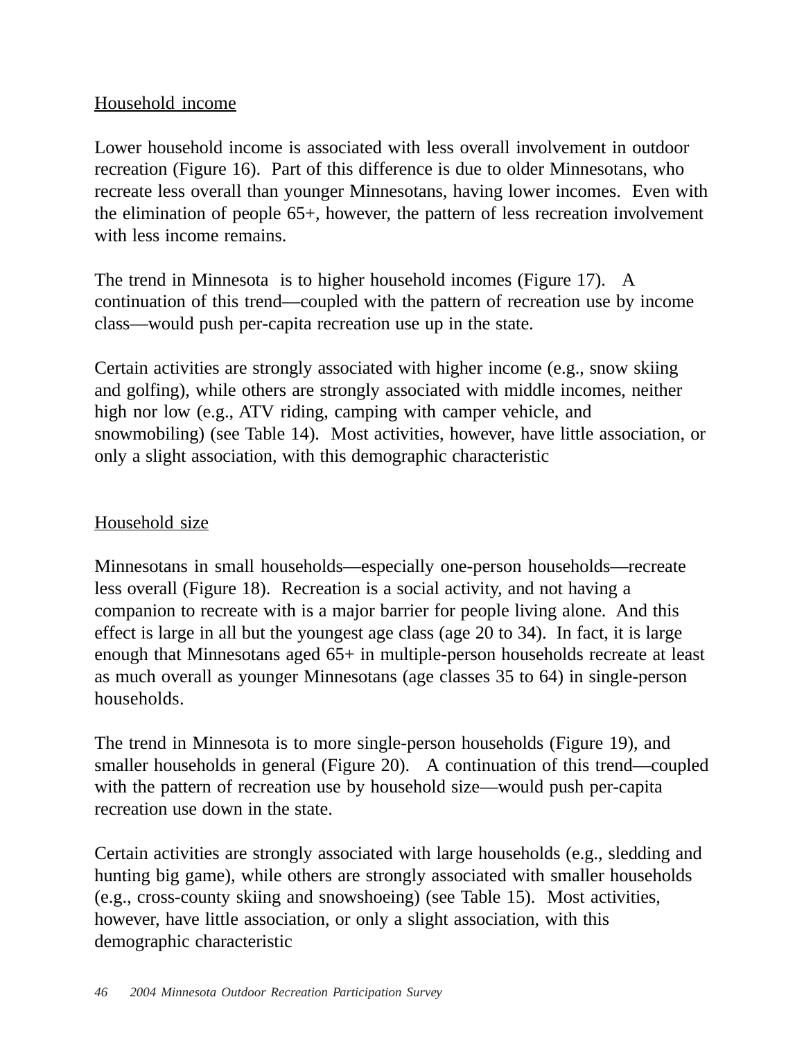Household income

Lower household income is associated with less overall involvement in outdoor recreation (Figure 16). Part of this difference is due to older Minnesotans, who recreate less overall than younger Minnesotans, having lower incomes. Even with the elimination of people 65+, however, the pattern of less recreation involvement with less income remains.

The trend in Minnesota is to higher household incomes (Figure 17). A continuation of this trend—coupled with the pattern of recreation use by income class—would push per-capita recreation use up in the state.

Certain activities are strongly associated with higher income (e.g., snow skiing and golfing), while others are strongly associated with middle incomes, neither high nor low (e.g., ATV riding, camping with camper vehicle, and snowmobiling) (see Table 14). Most activities, however, have little association, or only a slight association, with this demographic characteristic

Household size

Minnesotans in small households—especially one-person households—recreate less overall (Figure 18). Recreation is a social activity, and not having a companion to recreate with is a major barrier for people living alone. And this effect is large in all but the youngest age class (age 20 to 34). In fact, it is large enough that Minnesotans aged 65+ in multiple-person households recreate at least as much overall as younger Minnesotans (age classes 35 to 64) in single-person households.

The trend in Minnesota is to more single-person households (Figure 19), and smaller households in general (Figure 20). A continuation of this trend—coupled with the pattern of recreation use by household size—would push per-capita recreation use down in the state.

Certain activities are strongly associated with large households (e.g., sledding and hunting big game), while others are strongly associated with smaller households (e.g., cross-county skiing and snowshoeing) (see Table 15). Most activities, however, have little association, or only a slight association, with this demographic characteristic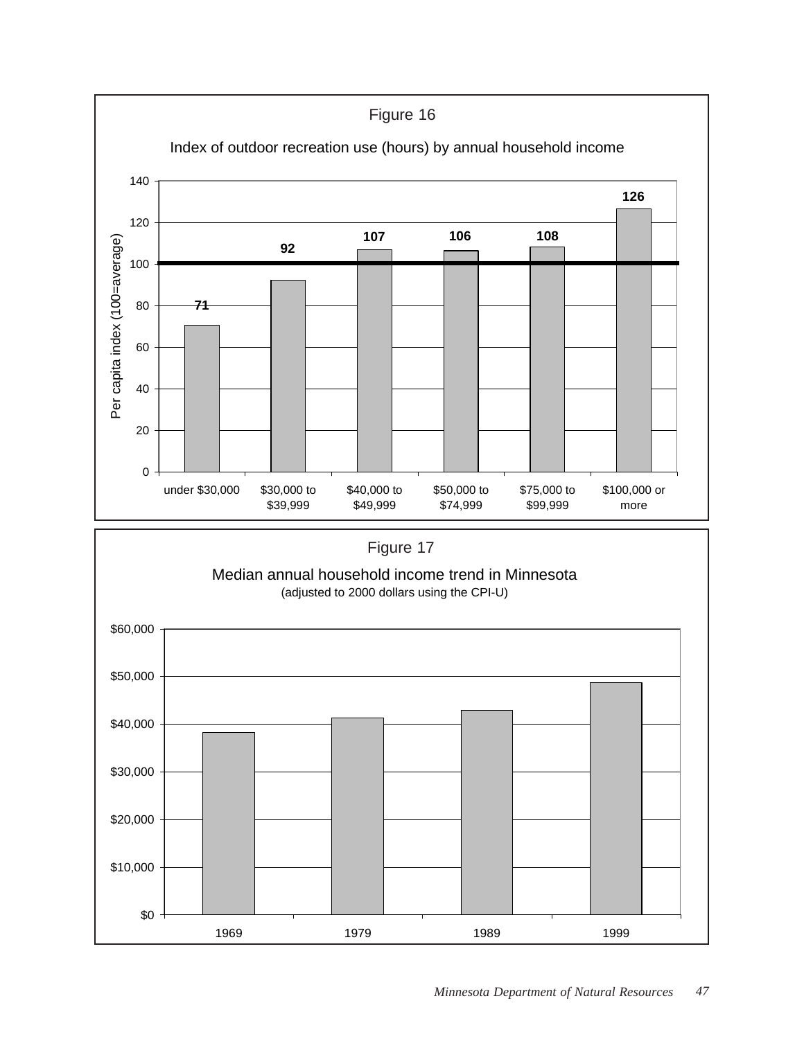Figure 16

Index of outdoor recreation use (hours) by annual household income

| Annual household income | Per capita index (100=average) |
|---|---|
| under $30,000 | 71 |
| $30,000 to $39,999 | 92 |
| $40,000 to $49,999 | 107 |
| $50,000 to $74,999 | 106 |
| $75,000 to $99,999 | 108 |
| $100,000 or more | 126 |

Figure 17

Median annual household income trend in Minnesota
(adjusted to 2000 dollars using the CPI-U)

| Year | Median annual household income |
|---|---|
| 1969 | ~$38,000 |
| 1979 | ~$41,000 |
| 1989 | ~$43,000 |
| 1999 | ~$49,000 |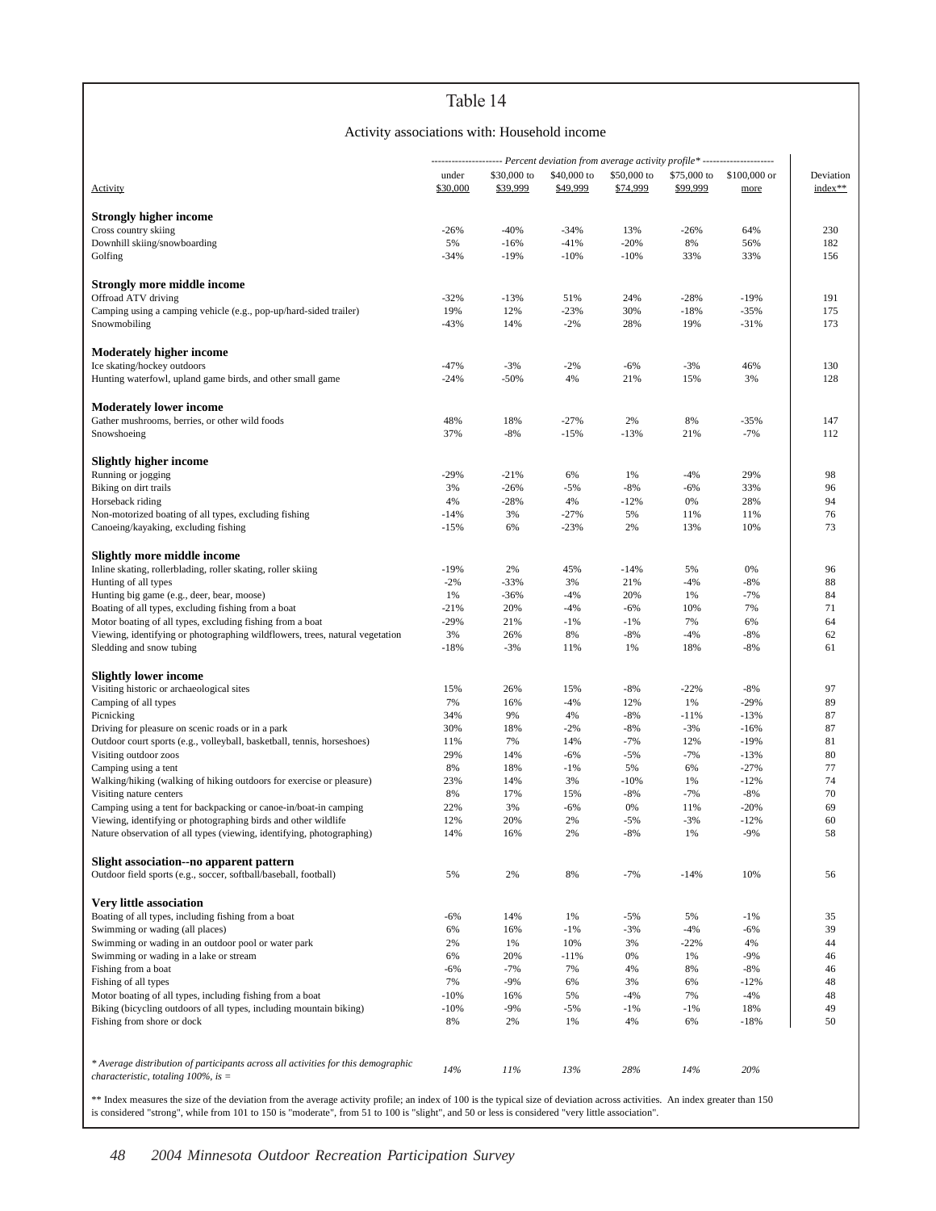## Table 14

### Activity associations with: Household income

| Activity | under $30,000 | $30,000 to $39,999 | $40,000 to $49,999 | $50,000 to $74,999 | $75,000 to $99,999 | $100,000 or more | Deviation index** |
|---|---|---|---|---|---|---|---|
| | ---------- *Percent deviation from average activity profile** | | | | | ---------- | |
| **Strongly higher income** | | | | | | | |
| Cross country skiing | -26% | -40% | -34% | 13% | -26% | 64% | 230 |
| Downhill skiing/snowboarding | 5% | -16% | -41% | -20% | 8% | 56% | 182 |
| Golfing | -34% | -19% | -10% | -10% | 33% | 33% | 156 |
| **Strongly more middle income** | | | | | | | |
| Offroad ATV driving | -32% | -13% | 51% | 24% | -28% | -19% | 191 |
| Camping using a camping vehicle (e.g., pop-up/hard-sided trailer) | 19% | 12% | -23% | 30% | -18% | -35% | 175 |
| Snowmobiling | -43% | 14% | -2% | 28% | 19% | -31% | 173 |
| **Moderately higher income** | | | | | | | |
| Ice skating/hockey outdoors | -47% | -3% | -2% | -6% | -3% | 46% | 130 |
| Hunting waterfowl, upland game birds, and other small game | -24% | -50% | 4% | 21% | 15% | 3% | 128 |
| **Moderately lower income** | | | | | | | |
| Gather mushrooms, berries, or other wild foods | 48% | 18% | -27% | 2% | 8% | -35% | 147 |
| Snowshoeing | 37% | -8% | -15% | -13% | 21% | -7% | 112 |
| **Slightly higher income** | | | | | | | |
| Running or jogging | -29% | -21% | 6% | 1% | -4% | 29% | 98 |
| Biking on dirt trails | 3% | -26% | -5% | -8% | -6% | 33% | 96 |
| Horseback riding | 4% | -28% | 4% | -12% | 0% | 28% | 94 |
| Non-motorized boating of all types, excluding fishing | -14% | 3% | -27% | 5% | 11% | 11% | 76 |
| Canoeing/kayaking, excluding fishing | -15% | 6% | -23% | 2% | 13% | 10% | 73 |
| **Slightly more middle income** | | | | | | | |
| Inline skating, rollerblading, roller skating, roller skiing | -19% | 2% | 45% | -14% | 5% | 0% | 96 |
| Hunting of all types | -2% | -33% | 3% | 21% | -4% | -8% | 88 |
| Hunting big game (e.g., deer, bear, moose) | 1% | -36% | -4% | 20% | 1% | -7% | 84 |
| Boating of all types, excluding fishing from a boat | -21% | 20% | -4% | -6% | 10% | 7% | 71 |
| Motor boating of all types, excluding fishing from a boat | -29% | 21% | -1% | -1% | 7% | 6% | 64 |
| Viewing, identifying or photographing wildflowers, trees, natural vegetation | 3% | 26% | 8% | -8% | -4% | -8% | 62 |
| Sledding and snow tubing | -18% | -3% | 11% | 1% | 18% | -8% | 61 |
| **Slightly lower income** | | | | | | | |
| Visiting historic or archaeological sites | 15% | 26% | 15% | -8% | -22% | -8% | 97 |
| Camping of all types | 7% | 16% | -4% | 12% | 1% | -29% | 89 |
| Picnicking | 34% | 9% | 4% | -8% | -11% | -13% | 87 |
| Driving for pleasure on scenic roads or in a park | 30% | 18% | -2% | -8% | -3% | -16% | 87 |
| Outdoor court sports (e.g., volleyball, basketball, tennis, horseshoes) | 11% | 7% | 14% | -7% | 12% | -19% | 81 |
| Visiting outdoor zoos | 29% | 14% | -6% | -5% | -7% | -13% | 80 |
| Camping using a tent | 8% | 18% | -1% | 5% | 6% | -27% | 77 |
| Walking/hiking (walking of hiking outdoors for exercise or pleasure) | 23% | 14% | 3% | -10% | 1% | -12% | 74 |
| Visiting nature centers | 8% | 17% | 15% | -8% | -7% | -8% | 70 |
| Camping using a tent for backpacking or canoe-in/boat-in camping | 22% | 3% | -6% | 0% | 11% | -20% | 69 |
| Viewing, identifying or photographing birds and other wildlife | 12% | 20% | 2% | -5% | -3% | -12% | 60 |
| Nature observation of all types (viewing, identifying, photographing) | 14% | 16% | 2% | -8% | 1% | -9% | 58 |
| **Slight association--no apparent pattern** | | | | | | | |
| Outdoor field sports (e.g., soccer, softball/baseball, football) | 5% | 2% | 8% | -7% | -14% | 10% | 56 |
| **Very little association** | | | | | | | |
| Boating of all types, including fishing from a boat | -6% | 14% | 1% | -5% | 5% | -1% | 35 |
| Swimming or wading (all places) | 6% | 16% | -1% | -3% | -4% | -6% | 39 |
| Swimming or wading in an outdoor pool or water park | 2% | 1% | 10% | 3% | -22% | 4% | 44 |
| Swimming or wading in a lake or stream | 6% | 20% | -11% | 0% | 1% | -9% | 46 |
| Fishing from a boat | -6% | -7% | 7% | 4% | 8% | -8% | 46 |
| Fishing of all types | 7% | -9% | 6% | 3% | 6% | -12% | 48 |
| Motor boating of all types, including fishing from a boat | -10% | 16% | 5% | -4% | 7% | -4% | 48 |
| Biking (bicycling outdoors of all types, including mountain biking) | -10% | -9% | -5% | -1% | -1% | 18% | 49 |
| Fishing from shore or dock | 8% | 2% | 1% | 4% | 6% | -18% | 50 |
| *\* Average distribution of participants across all activities for this demographic characteristic, totaling 100%, is =* | *14%* | *11%* | *13%* | *28%* | *14%* | *20%* | |

** Index measures the size of the deviation from the average activity profile; an index of 100 is the typical size of deviation across activities. An index greater than 150 is considered "strong", while from 101 to 150 is "moderate", from 51 to 100 is "slight", and 50 or less is considered "very little association".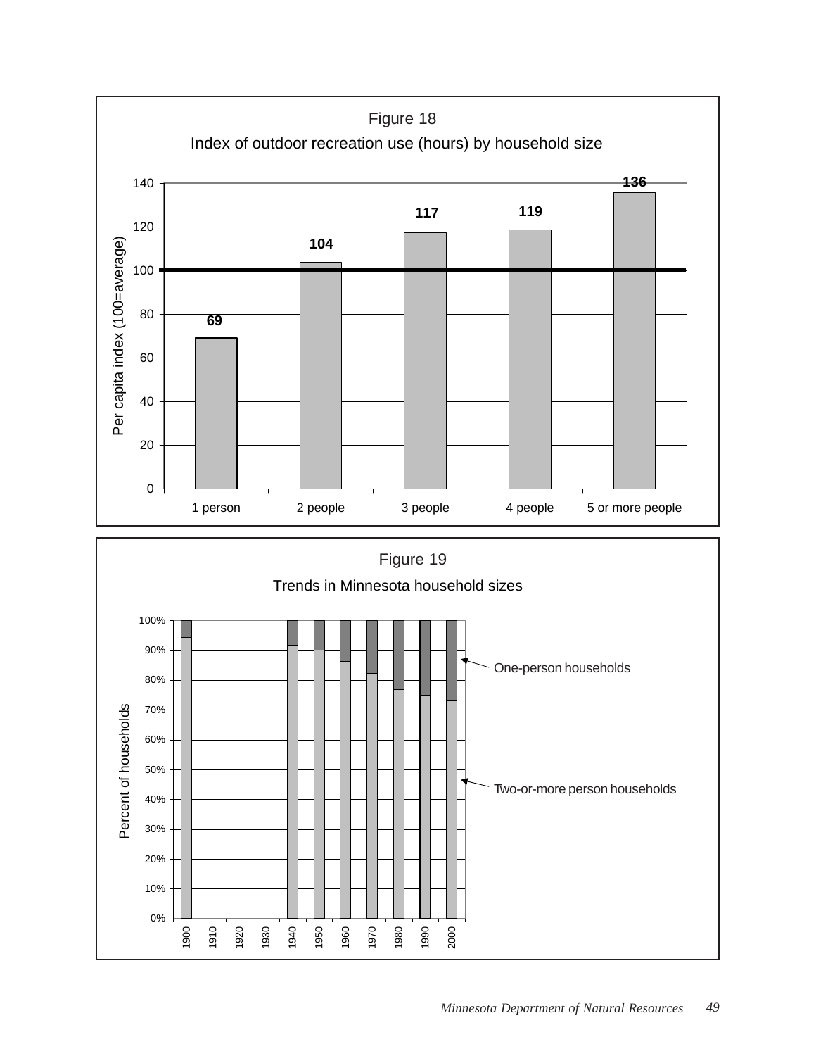Figure 18

Index of outdoor recreation use (hours) by household size

| Household size | Per capita index (100=average) |
|---|---|
| 1 person | 69 |
| 2 people | 104 |
| 3 people | 117 |
| 4 people | 119 |
| 5 or more people | 136 |

Figure 19

Trends in Minnesota household sizes

Percent of households, 1900–2000: One-person households; Two-or-more person households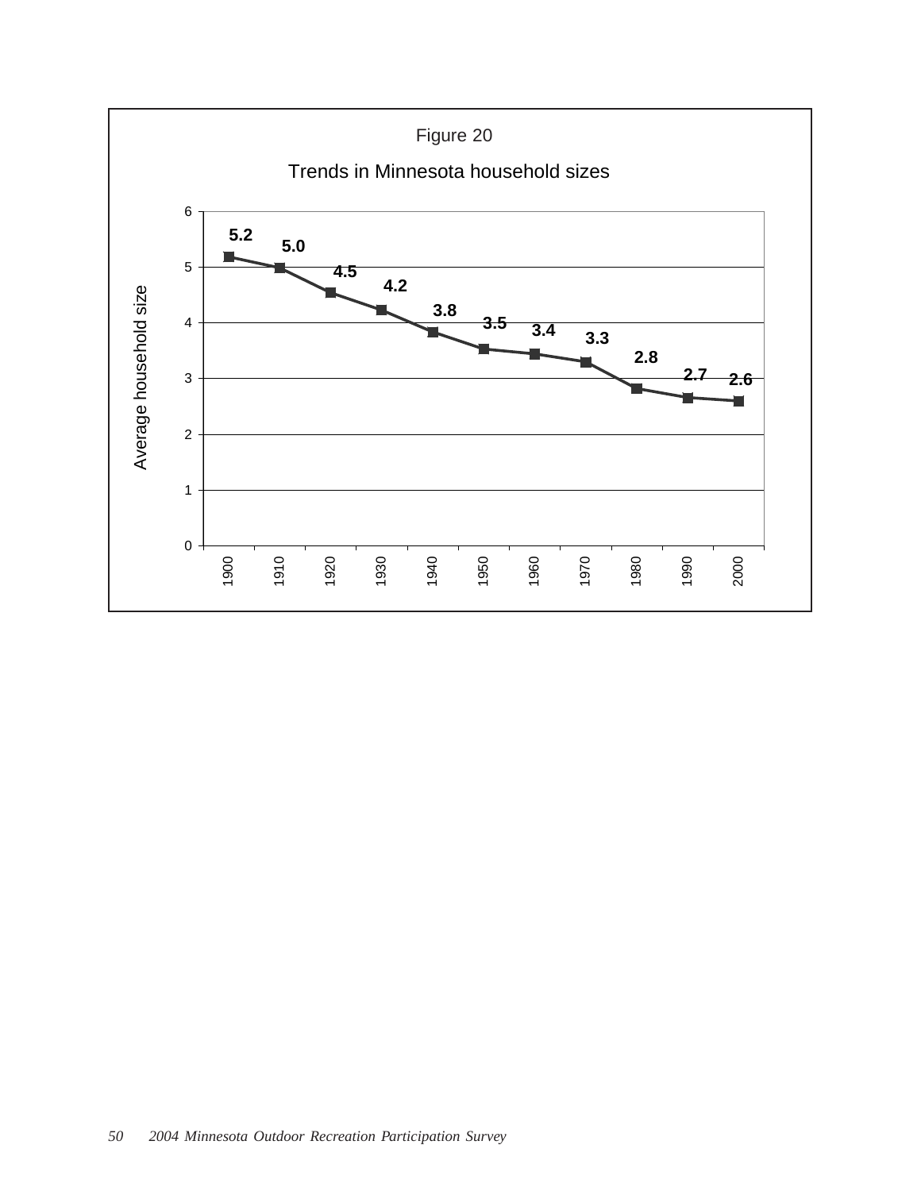Figure 20

Trends in Minnesota household sizes

| Year | Average household size |
|---|---|
| 1900 | 5.2 |
| 1910 | 5.0 |
| 1920 | 4.5 |
| 1930 | 4.2 |
| 1940 | 3.8 |
| 1950 | 3.5 |
| 1960 | 3.4 |
| 1970 | 3.3 |
| 1980 | 2.8 |
| 1990 | 2.7 |
| 2000 | 2.6 |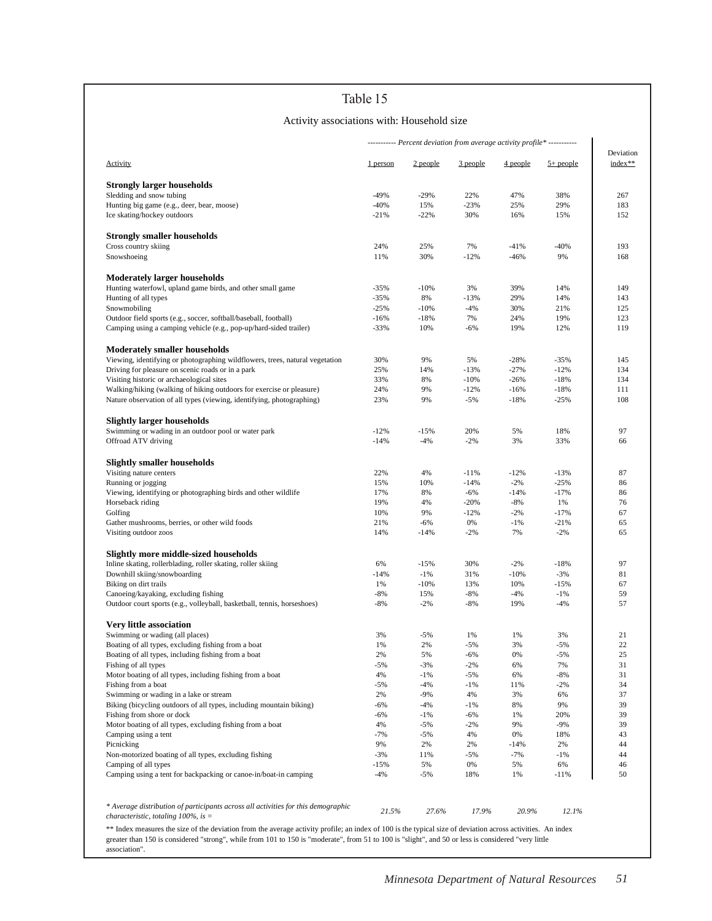## Table 15

Activity associations with: Household size

| Activity | 1 person | 2 people | 3 people | 4 people | 5+ people | Deviation index** |
|---|---|---|---|---|---|---|
| | *----------- Percent deviation from average activity profile* -----------* | | | | | |
| **Strongly larger households** | | | | | | |
| Sledding and snow tubing | -49% | -29% | 22% | 47% | 38% | 267 |
| Hunting big game (e.g., deer, bear, moose) | -40% | 15% | -23% | 25% | 29% | 183 |
| Ice skating/hockey outdoors | -21% | -22% | 30% | 16% | 15% | 152 |
| **Strongly smaller households** | | | | | | |
| Cross country skiing | 24% | 25% | 7% | -41% | -40% | 193 |
| Snowshoeing | 11% | 30% | -12% | -46% | 9% | 168 |
| **Moderately larger households** | | | | | | |
| Hunting waterfowl, upland game birds, and other small game | -35% | -10% | 3% | 39% | 14% | 149 |
| Hunting of all types | -35% | 8% | -13% | 29% | 14% | 143 |
| Snowmobiling | -25% | -10% | -4% | 30% | 21% | 125 |
| Outdoor field sports (e.g., soccer, softball/baseball, football) | -16% | -18% | 7% | 24% | 19% | 123 |
| Camping using a camping vehicle (e.g., pop-up/hard-sided trailer) | -33% | 10% | -6% | 19% | 12% | 119 |
| **Moderately smaller households** | | | | | | |
| Viewing, identifying or photographing wildflowers, trees, natural vegetation | 30% | 9% | 5% | -28% | -35% | 145 |
| Driving for pleasure on scenic roads or in a park | 25% | 14% | -13% | -27% | -12% | 134 |
| Visiting historic or archaeological sites | 33% | 8% | -10% | -26% | -18% | 134 |
| Walking/hiking (walking of hiking outdoors for exercise or pleasure) | 24% | 9% | -12% | -16% | -18% | 111 |
| Nature observation of all types (viewing, identifying, photographing) | 23% | 9% | -5% | -18% | -25% | 108 |
| **Slightly larger households** | | | | | | |
| Swimming or wading in an outdoor pool or water park | -12% | -15% | 20% | 5% | 18% | 97 |
| Offroad ATV driving | -14% | -4% | -2% | 3% | 33% | 66 |
| **Slightly smaller households** | | | | | | |
| Visiting nature centers | 22% | 4% | -11% | -12% | -13% | 87 |
| Running or jogging | 15% | 10% | -14% | -2% | -25% | 86 |
| Viewing, identifying or photographing birds and other wildlife | 17% | 8% | -6% | -14% | -17% | 86 |
| Horseback riding | 19% | 4% | -20% | -8% | 1% | 76 |
| Golfing | 10% | 9% | -12% | -2% | -17% | 67 |
| Gather mushrooms, berries, or other wild foods | 21% | -6% | 0% | -1% | -21% | 65 |
| Visiting outdoor zoos | 14% | -14% | -2% | 7% | -2% | 65 |
| **Slightly more middle-sized households** | | | | | | |
| Inline skating, rollerblading, roller skating, roller skiing | 6% | -15% | 30% | -2% | -18% | 97 |
| Downhill skiing/snowboarding | -14% | -1% | 31% | -10% | -3% | 81 |
| Biking on dirt trails | 1% | -10% | 13% | 10% | -15% | 67 |
| Canoeing/kayaking, excluding fishing | -8% | 15% | -8% | -4% | -1% | 59 |
| Outdoor court sports (e.g., volleyball, basketball, tennis, horseshoes) | -8% | -2% | -8% | 19% | -4% | 57 |
| **Very little association** | | | | | | |
| Swimming or wading (all places) | 3% | -5% | 1% | 1% | 3% | 21 |
| Boating of all types, excluding fishing from a boat | 1% | 2% | -5% | 3% | -5% | 22 |
| Boating of all types, including fishing from a boat | 2% | 5% | -6% | 0% | -5% | 25 |
| Fishing of all types | -5% | -3% | -2% | 6% | 7% | 31 |
| Motor boating of all types, including fishing from a boat | 4% | -1% | -5% | 6% | -8% | 31 |
| Fishing from a boat | -5% | -4% | -1% | 11% | -2% | 34 |
| Swimming or wading in a lake or stream | 2% | -9% | 4% | 3% | 6% | 37 |
| Biking (bicycling outdoors of all types, including mountain biking) | -6% | -4% | -1% | 8% | 9% | 39 |
| Fishing from shore or dock | -6% | -1% | -6% | 1% | 20% | 39 |
| Motor boating of all types, excluding fishing from a boat | 4% | -5% | -2% | 9% | -9% | 39 |
| Camping using a tent | -7% | -5% | 4% | 0% | 18% | 43 |
| Picnicking | 9% | 2% | 2% | -14% | 2% | 44 |
| Non-motorized boating of all types, excluding fishing | -3% | 11% | -5% | -7% | -1% | 44 |
| Camping of all types | -15% | 5% | 0% | 5% | 6% | 46 |
| Camping using a tent for backpacking or canoe-in/boat-in camping | -4% | -5% | 18% | 1% | -11% | 50 |
| *\* Average distribution of participants across all activities for this demographic characteristic, totaling 100%, is =* | *21.5%* | *27.6%* | *17.9%* | *20.9%* | *12.1%* | |

** Index measures the size of the deviation from the average activity profile; an index of 100 is the typical size of deviation across activities. An index greater than 150 is considered "strong", while from 101 to 150 is "moderate", from 51 to 100 is "slight", and 50 or less is considered "very little association".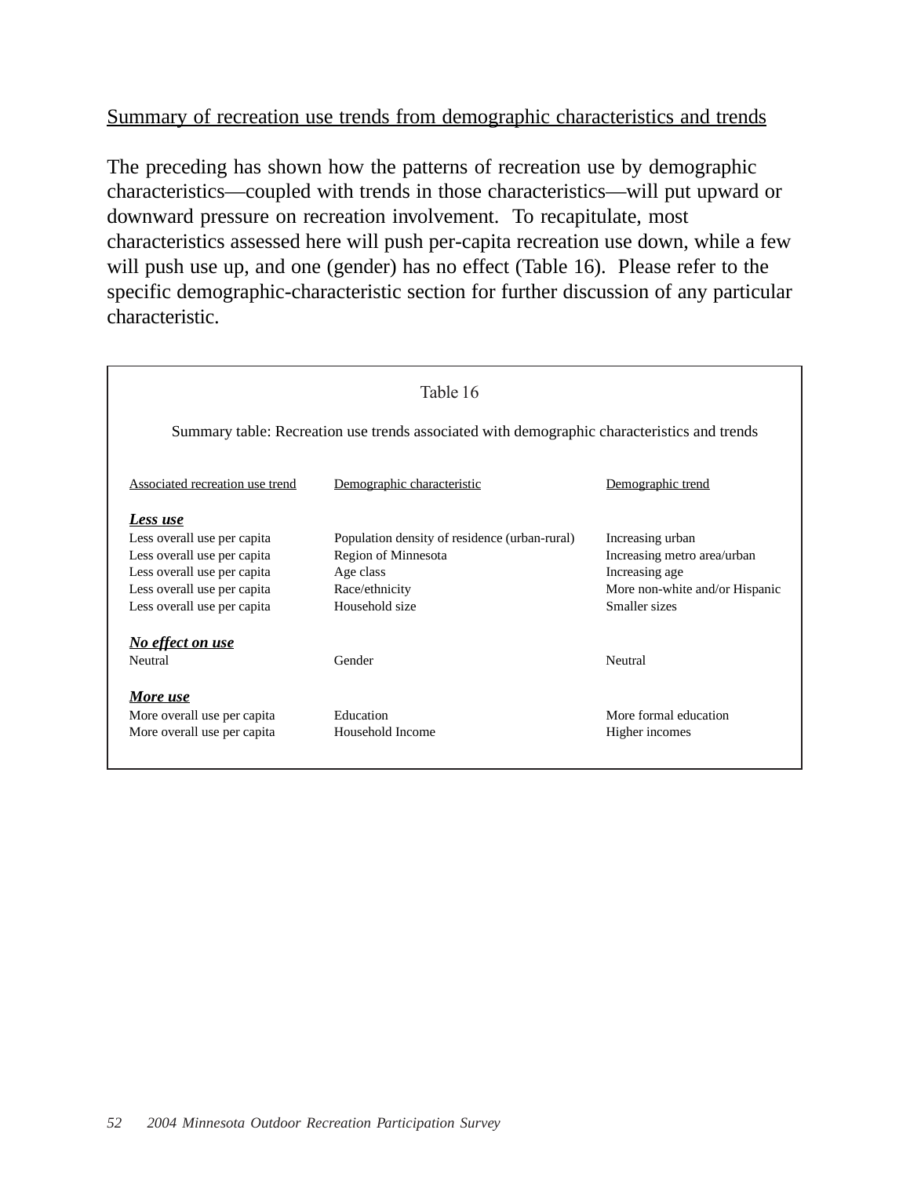## Summary of recreation use trends from demographic characteristics and trends

The preceding has shown how the patterns of recreation use by demographic characteristics—coupled with trends in those characteristics—will put upward or downward pressure on recreation involvement. To recapitulate, most characteristics assessed here will push per-capita recreation use down, while a few will push use up, and one (gender) has no effect (Table 16). Please refer to the specific demographic-characteristic section for further discussion of any particular characteristic.

Table 16

Summary table: Recreation use trends associated with demographic characteristics and trends

| Associated recreation use trend | Demographic characteristic | Demographic trend |
|---|---|---|
| ***Less use*** | | |
| Less overall use per capita | Population density of residence (urban-rural) | Increasing urban |
| Less overall use per capita | Region of Minnesota | Increasing metro area/urban |
| Less overall use per capita | Age class | Increasing age |
| Less overall use per capita | Race/ethnicity | More non-white and/or Hispanic |
| Less overall use per capita | Household size | Smaller sizes |
| ***No effect on use*** | | |
| Neutral | Gender | Neutral |
| ***More use*** | | |
| More overall use per capita | Education | More formal education |
| More overall use per capita | Household Income | Higher incomes |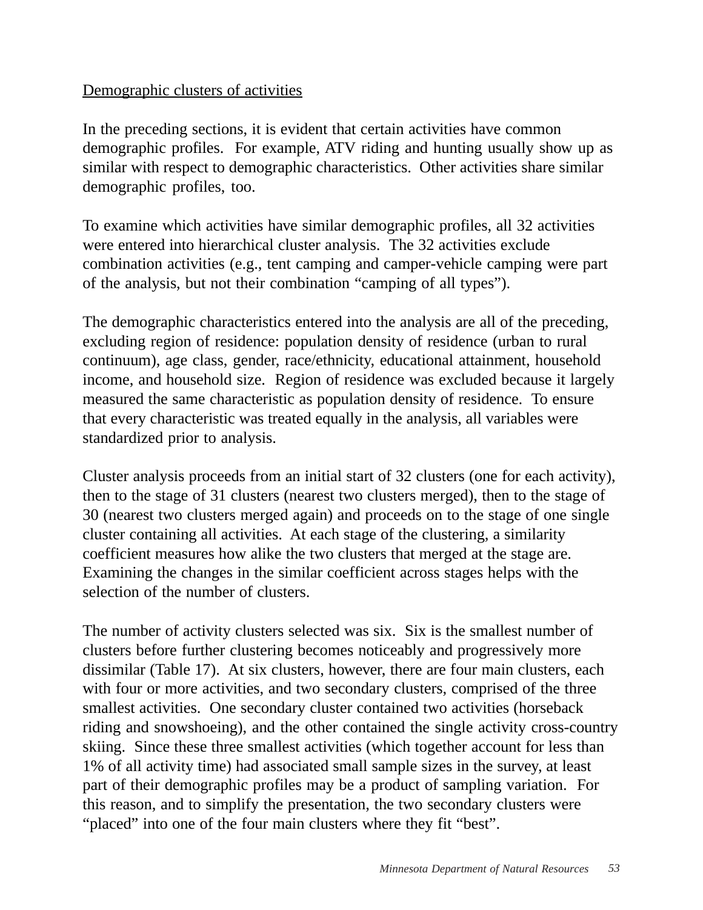## Demographic clusters of activities

In the preceding sections, it is evident that certain activities have common demographic profiles. For example, ATV riding and hunting usually show up as similar with respect to demographic characteristics. Other activities share similar demographic profiles, too.

To examine which activities have similar demographic profiles, all 32 activities were entered into hierarchical cluster analysis. The 32 activities exclude combination activities (e.g., tent camping and camper-vehicle camping were part of the analysis, but not their combination "camping of all types").

The demographic characteristics entered into the analysis are all of the preceding, excluding region of residence: population density of residence (urban to rural continuum), age class, gender, race/ethnicity, educational attainment, household income, and household size. Region of residence was excluded because it largely measured the same characteristic as population density of residence. To ensure that every characteristic was treated equally in the analysis, all variables were standardized prior to analysis.

Cluster analysis proceeds from an initial start of 32 clusters (one for each activity), then to the stage of 31 clusters (nearest two clusters merged), then to the stage of 30 (nearest two clusters merged again) and proceeds on to the stage of one single cluster containing all activities. At each stage of the clustering, a similarity coefficient measures how alike the two clusters that merged at the stage are. Examining the changes in the similar coefficient across stages helps with the selection of the number of clusters.

The number of activity clusters selected was six. Six is the smallest number of clusters before further clustering becomes noticeably and progressively more dissimilar (Table 17). At six clusters, however, there are four main clusters, each with four or more activities, and two secondary clusters, comprised of the three smallest activities. One secondary cluster contained two activities (horseback riding and snowshoeing), and the other contained the single activity cross-country skiing. Since these three smallest activities (which together account for less than 1% of all activity time) had associated small sample sizes in the survey, at least part of their demographic profiles may be a product of sampling variation. For this reason, and to simplify the presentation, the two secondary clusters were "placed" into one of the four main clusters where they fit "best".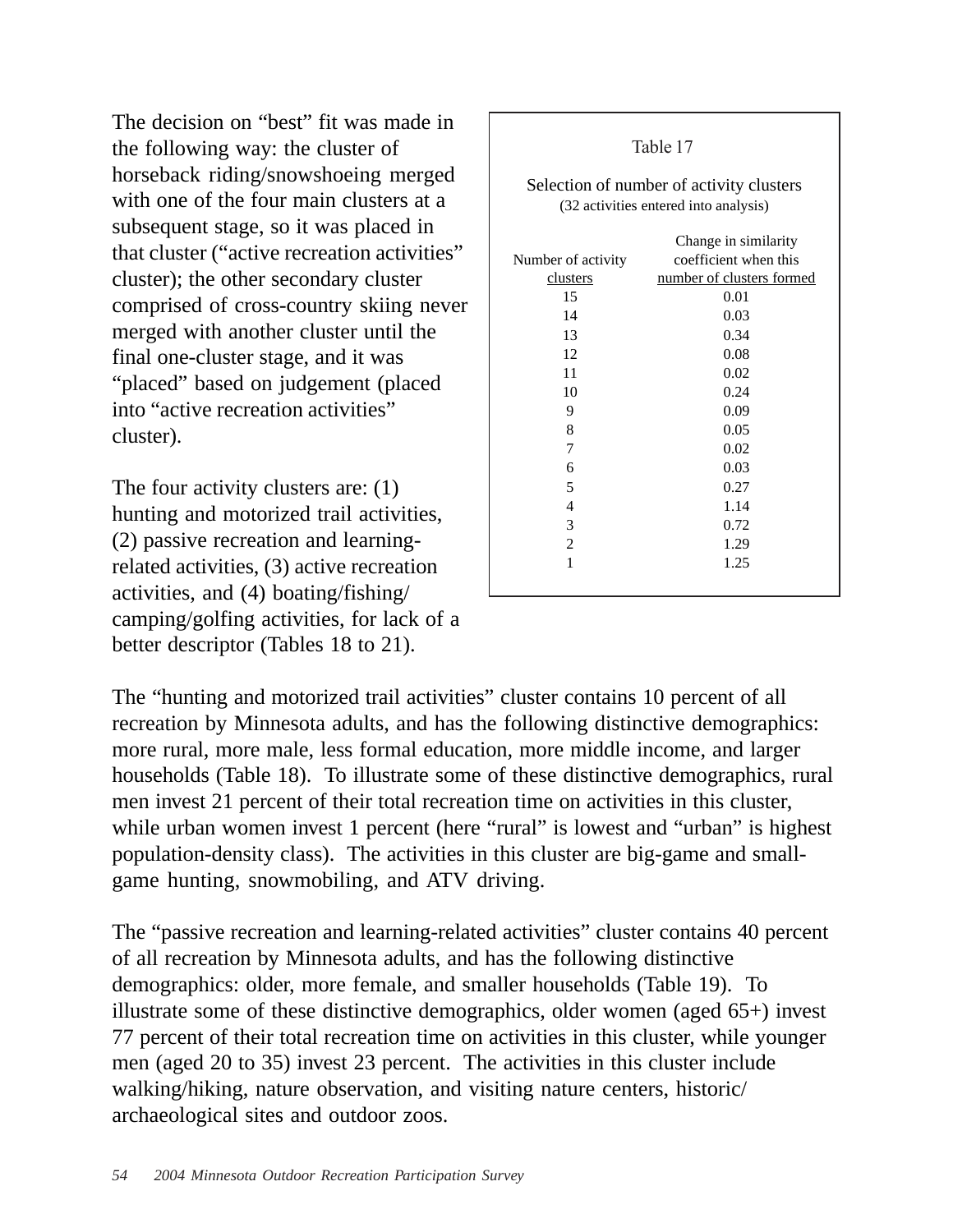The decision on "best" fit was made in the following way: the cluster of horseback riding/snowshoeing merged with one of the four main clusters at a subsequent stage, so it was placed in that cluster ("active recreation activities" cluster); the other secondary cluster comprised of cross-country skiing never merged with another cluster until the final one-cluster stage, and it was "placed" based on judgement (placed into "active recreation activities" cluster).

The four activity clusters are: (1) hunting and motorized trail activities, (2) passive recreation and learning-related activities, (3) active recreation activities, and (4) boating/fishing/camping/golfing activities, for lack of a better descriptor (Tables 18 to 21).

Table 17

Selection of number of activity clusters
(32 activities entered into analysis)

| Number of activity clusters | Change in similarity coefficient when this number of clusters formed |
|---|---|
| 15 | 0.01 |
| 14 | 0.03 |
| 13 | 0.34 |
| 12 | 0.08 |
| 11 | 0.02 |
| 10 | 0.24 |
| 9 | 0.09 |
| 8 | 0.05 |
| 7 | 0.02 |
| 6 | 0.03 |
| 5 | 0.27 |
| 4 | 1.14 |
| 3 | 0.72 |
| 2 | 1.29 |
| 1 | 1.25 |

The "hunting and motorized trail activities" cluster contains 10 percent of all recreation by Minnesota adults, and has the following distinctive demographics: more rural, more male, less formal education, more middle income, and larger households (Table 18). To illustrate some of these distinctive demographics, rural men invest 21 percent of their total recreation time on activities in this cluster, while urban women invest 1 percent (here "rural" is lowest and "urban" is highest population-density class). The activities in this cluster are big-game and small-game hunting, snowmobiling, and ATV driving.

The "passive recreation and learning-related activities" cluster contains 40 percent of all recreation by Minnesota adults, and has the following distinctive demographics: older, more female, and smaller households (Table 19). To illustrate some of these distinctive demographics, older women (aged 65+) invest 77 percent of their total recreation time on activities in this cluster, while younger men (aged 20 to 35) invest 23 percent. The activities in this cluster include walking/hiking, nature observation, and visiting nature centers, historic/archaeological sites and outdoor zoos.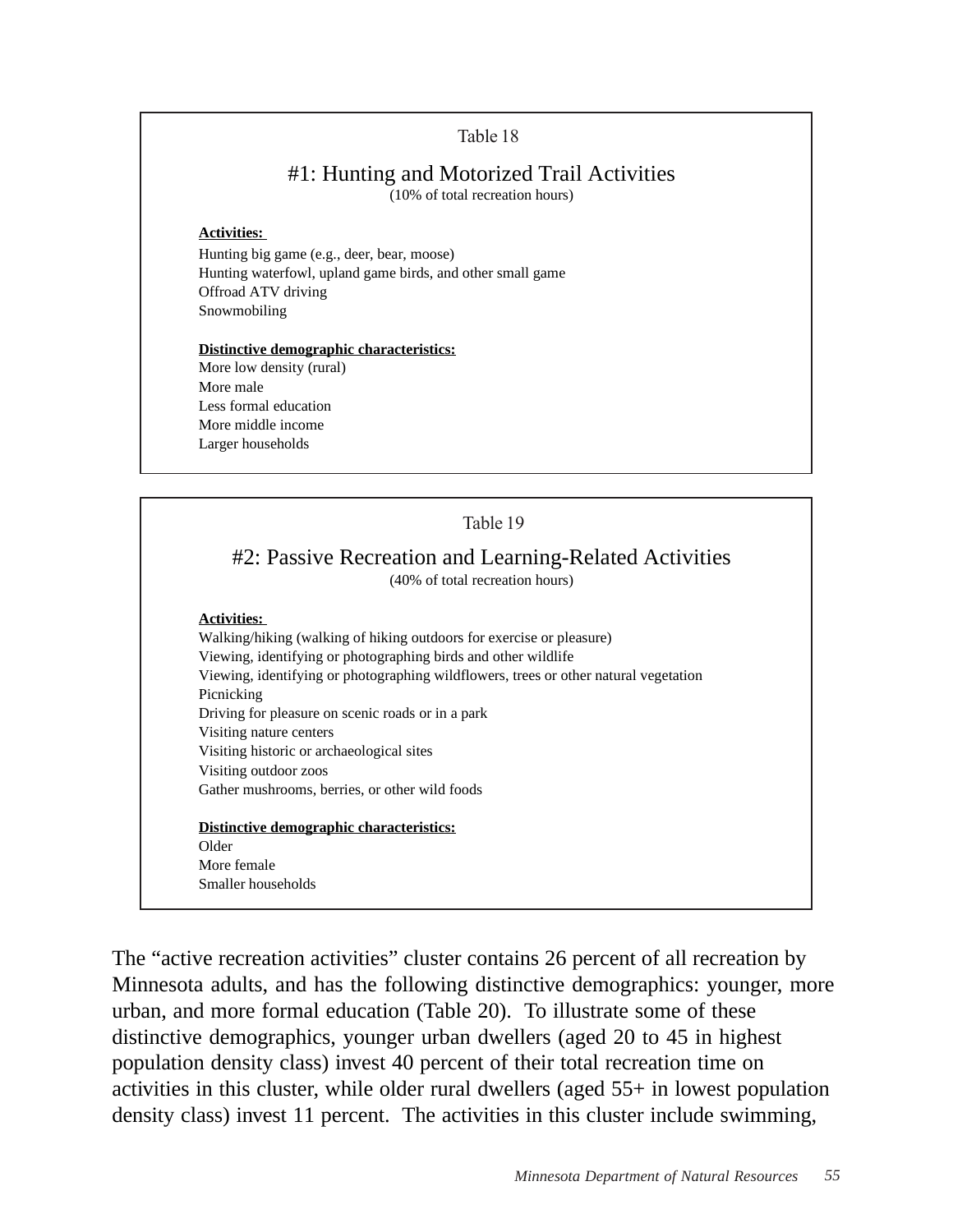Table 18

### #1: Hunting and Motorized Trail Activities

(10% of total recreation hours)

**Activities:**

Hunting big game (e.g., deer, bear, moose)
Hunting waterfowl, upland game birds, and other small game
Offroad ATV driving
Snowmobiling

**Distinctive demographic characteristics:**

More low density (rural)
More male
Less formal education
More middle income
Larger households

Table 19

### #2: Passive Recreation and Learning-Related Activities

(40% of total recreation hours)

**Activities:**

Walking/hiking (walking of hiking outdoors for exercise or pleasure)
Viewing, identifying or photographing birds and other wildlife
Viewing, identifying or photographing wildflowers, trees or other natural vegetation
Picnicking
Driving for pleasure on scenic roads or in a park
Visiting nature centers
Visiting historic or archaeological sites
Visiting outdoor zoos
Gather mushrooms, berries, or other wild foods

**Distinctive demographic characteristics:**

Older
More female
Smaller households

The "active recreation activities" cluster contains 26 percent of all recreation by Minnesota adults, and has the following distinctive demographics: younger, more urban, and more formal education (Table 20). To illustrate some of these distinctive demographics, younger urban dwellers (aged 20 to 45 in highest population density class) invest 40 percent of their total recreation time on activities in this cluster, while older rural dwellers (aged 55+ in lowest population density class) invest 11 percent. The activities in this cluster include swimming,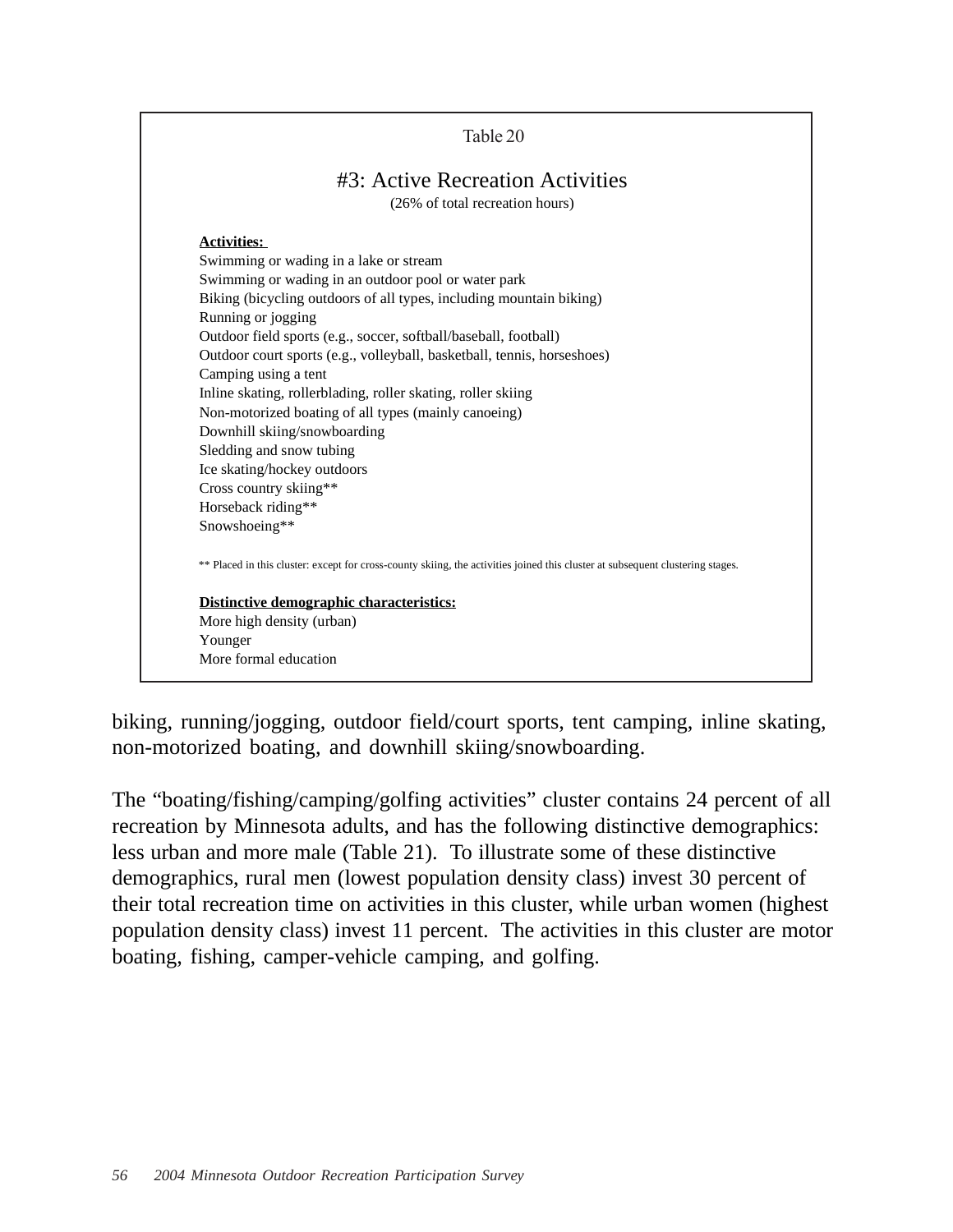Table 20

## #3: Active Recreation Activities

(26% of total recreation hours)

**Activities:**

Swimming or wading in a lake or stream
Swimming or wading in an outdoor pool or water park
Biking (bicycling outdoors of all types, including mountain biking)
Running or jogging
Outdoor field sports (e.g., soccer, softball/baseball, football)
Outdoor court sports (e.g., volleyball, basketball, tennis, horseshoes)
Camping using a tent
Inline skating, rollerblading, roller skating, roller skiing
Non-motorized boating of all types (mainly canoeing)
Downhill skiing/snowboarding
Sledding and snow tubing
Ice skating/hockey outdoors
Cross country skiing**
Horseback riding**
Snowshoeing**

** Placed in this cluster: except for cross-county skiing, the activities joined this cluster at subsequent clustering stages.

**Distinctive demographic characteristics:**

More high density (urban)
Younger
More formal education

biking, running/jogging, outdoor field/court sports, tent camping, inline skating, non-motorized boating, and downhill skiing/snowboarding.

The "boating/fishing/camping/golfing activities" cluster contains 24 percent of all recreation by Minnesota adults, and has the following distinctive demographics: less urban and more male (Table 21). To illustrate some of these distinctive demographics, rural men (lowest population density class) invest 30 percent of their total recreation time on activities in this cluster, while urban women (highest population density class) invest 11 percent. The activities in this cluster are motor boating, fishing, camper-vehicle camping, and golfing.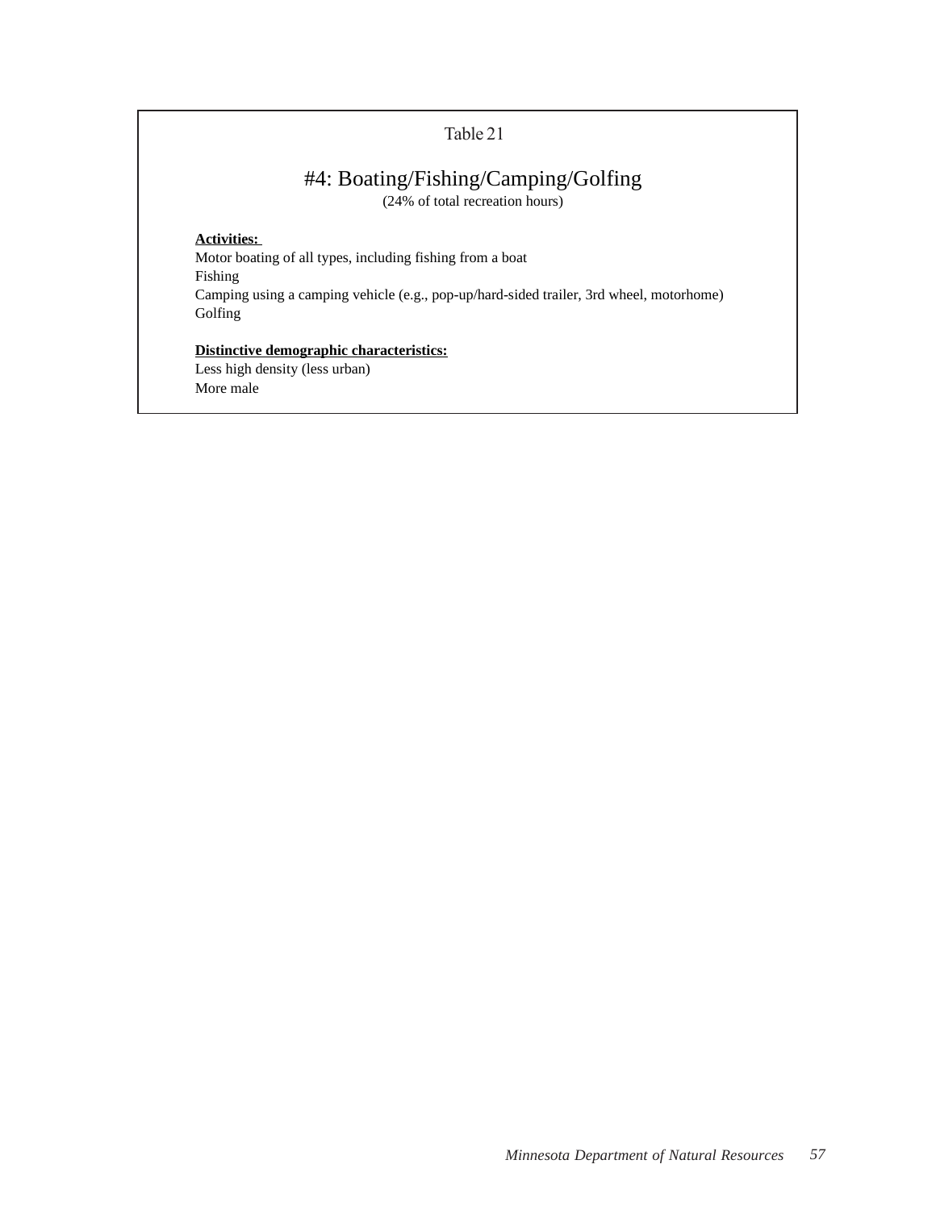Table 21

## #4: Boating/Fishing/Camping/Golfing

(24% of total recreation hours)

**Activities:**

Motor boating of all types, including fishing from a boat
Fishing
Camping using a camping vehicle (e.g., pop-up/hard-sided trailer, 3rd wheel, motorhome)
Golfing

**Distinctive demographic characteristics:**

Less high density (less urban)
More male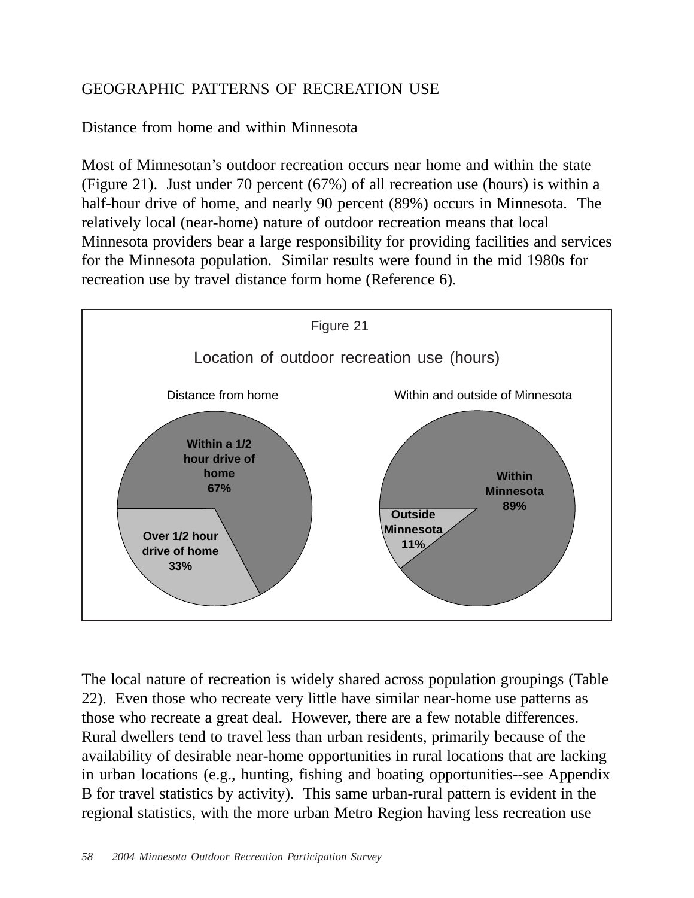GEOGRAPHIC PATTERNS OF RECREATION USE

Distance from home and within Minnesota

Most of Minnesotan's outdoor recreation occurs near home and within the state (Figure 21). Just under 70 percent (67%) of all recreation use (hours) is within a half-hour drive of home, and nearly 90 percent (89%) occurs in Minnesota. The relatively local (near-home) nature of outdoor recreation means that local Minnesota providers bear a large responsibility for providing facilities and services for the Minnesota population. Similar results were found in the mid 1980s for recreation use by travel distance form home (Reference 6).

Figure 21

Location of outdoor recreation use (hours)

Distance from home

- Within a 1/2 hour drive of home 67%
- Over 1/2 hour drive of home 33%

Within and outside of Minnesota

- Within Minnesota 89%
- Outside Minnesota 11%

The local nature of recreation is widely shared across population groupings (Table 22). Even those who recreate very little have similar near-home use patterns as those who recreate a great deal. However, there are a few notable differences. Rural dwellers tend to travel less than urban residents, primarily because of the availability of desirable near-home opportunities in rural locations that are lacking in urban locations (e.g., hunting, fishing and boating opportunities--see Appendix B for travel statistics by activity). This same urban-rural pattern is evident in the regional statistics, with the more urban Metro Region having less recreation use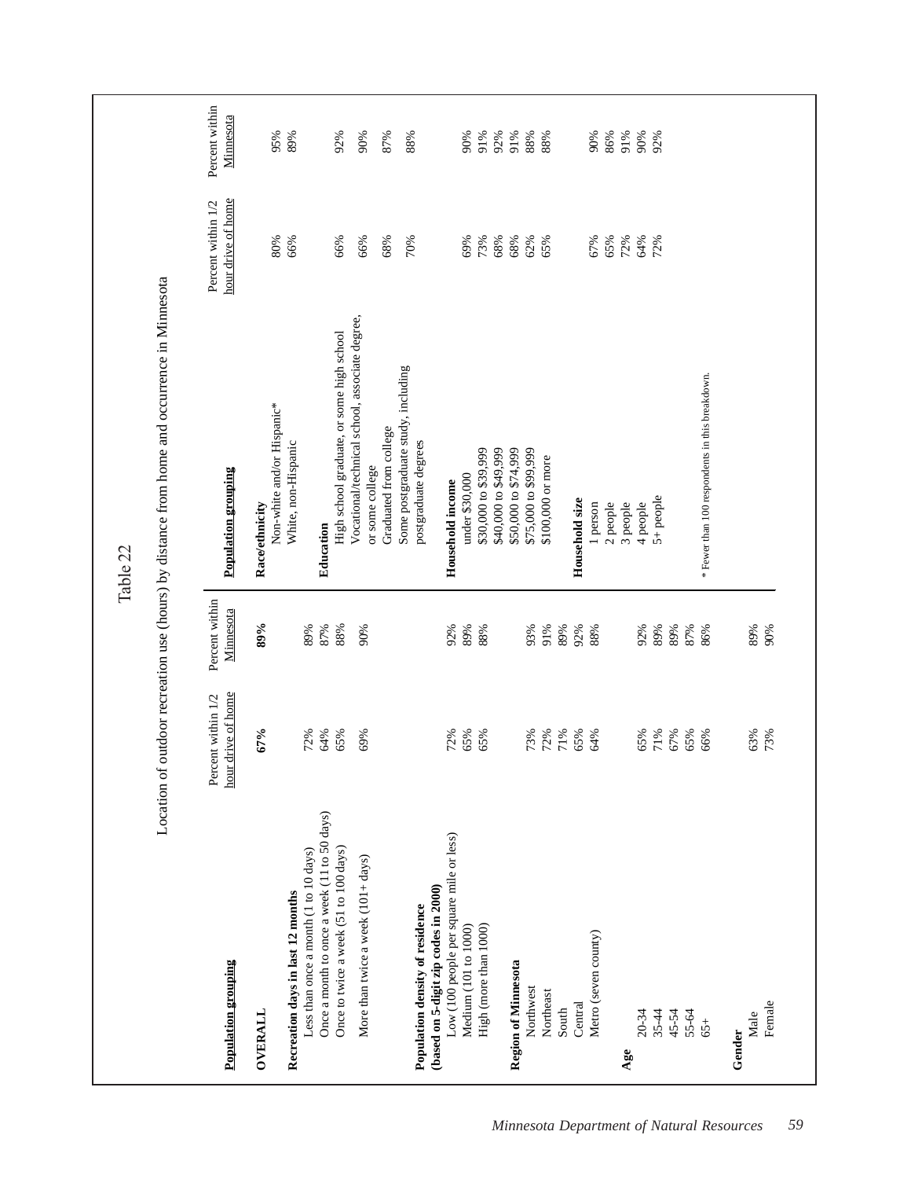# Table 22

## Location of outdoor recreation use (hours) by distance from home and occurrence in Minnesota

| Population grouping | Percent within 1/2 hour drive of home | Percent within Minnesota |
|---|---|---|
| **OVERALL** | **67%** | **89%** |
| **Recreation days in last 12 months** | | |
| Less than once a month (1 to 10 days) | 72% | 89% |
| Once a month to once a week (11 to 50 days) | 64% | 87% |
| Once to twice a week (51 to 100 days) | 65% | 88% |
| More than twice a week (101+ days) | 69% | 90% |
| **Population density of residence (based on 5-digit zip codes in 2000)** | | |
| Low (100 people per square mile or less) | 72% | 92% |
| Medium (101 to 1000) | 65% | 89% |
| High (more than 1000) | 65% | 88% |
| **Region of Minnesota** | | |
| Northwest | 73% | 93% |
| Northeast | 72% | 91% |
| South | 71% | 89% |
| Central | 65% | 92% |
| Metro (seven county) | 64% | 88% |
| **Age** | | |
| 20-34 | 65% | 92% |
| 35-44 | 71% | 89% |
| 45-54 | 67% | 89% |
| 55-64 | 65% | 87% |
| 65+ | 66% | 86% |
| **Gender** | | |
| Male | 63% | 89% |
| Female | 73% | 90% |

| Population grouping | Percent within 1/2 hour drive of home | Percent within Minnesota |
|---|---|---|
| **Race/ethnicity** | | |
| Non-white and/or Hispanic* | 80% | 95% |
| White, non-Hispanic | 66% | 89% |
| **Education** | | |
| High school graduate, or some high school | 66% | 92% |
| Vocational/technical school, associate degree, or some college | 66% | 90% |
| Graduated from college | 68% | 87% |
| Some postgraduate study, including postgraduate degrees | 70% | 88% |
| **Household income** | | |
| under $30,000 | 69% | 90% |
| $30,000 to $39,999 | 73% | 91% |
| $40,000 to $49,999 | 68% | 92% |
| $50,000 to $74,999 | 68% | 91% |
| $75,000 to $99,999 | 62% | 88% |
| $100,000 or more | 65% | 88% |
| **Household size** | | |
| 1 person | 67% | 90% |
| 2 people | 65% | 86% |
| 3 people | 72% | 91% |
| 4 people | 64% | 90% |
| 5+ people | 72% | 92% |

\* Fewer than 100 respondents in this breakdown.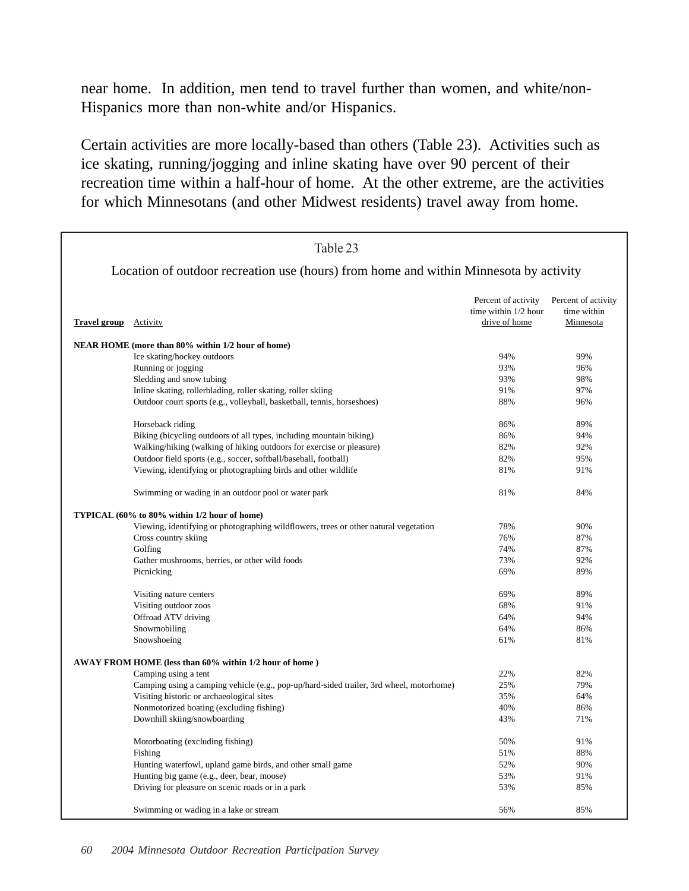near home. In addition, men tend to travel further than women, and white/non-Hispanics more than non-white and/or Hispanics.

Certain activities are more locally-based than others (Table 23). Activities such as ice skating, running/jogging and inline skating have over 90 percent of their recreation time within a half-hour of home. At the other extreme, are the activities for which Minnesotans (and other Midwest residents) travel away from home.

Table 23

Location of outdoor recreation use (hours) from home and within Minnesota by activity

| Travel group | Activity | Percent of activity time within 1/2 hour drive of home | Percent of activity time within Minnesota |
|---|---|---|---|
| **NEAR HOME (more than 80% within 1/2 hour of home)** | | | |
| | Ice skating/hockey outdoors | 94% | 99% |
| | Running or jogging | 93% | 96% |
| | Sledding and snow tubing | 93% | 98% |
| | Inline skating, rollerblading, roller skating, roller skiing | 91% | 97% |
| | Outdoor court sports (e.g., volleyball, basketball, tennis, horseshoes) | 88% | 96% |
| | Horseback riding | 86% | 89% |
| | Biking (bicycling outdoors of all types, including mountain biking) | 86% | 94% |
| | Walking/hiking (walking of hiking outdoors for exercise or pleasure) | 82% | 92% |
| | Outdoor field sports (e.g., soccer, softball/baseball, football) | 82% | 95% |
| | Viewing, identifying or photographing birds and other wildlife | 81% | 91% |
| | Swimming or wading in an outdoor pool or water park | 81% | 84% |
| **TYPICAL (60% to 80% within 1/2 hour of home)** | | | |
| | Viewing, identifying or photographing wildflowers, trees or other natural vegetation | 78% | 90% |
| | Cross country skiing | 76% | 87% |
| | Golfing | 74% | 87% |
| | Gather mushrooms, berries, or other wild foods | 73% | 92% |
| | Picnicking | 69% | 89% |
| | Visiting nature centers | 69% | 89% |
| | Visiting outdoor zoos | 68% | 91% |
| | Offroad ATV driving | 64% | 94% |
| | Snowmobiling | 64% | 86% |
| | Snowshoeing | 61% | 81% |
| **AWAY FROM HOME (less than 60% within 1/2 hour of home )** | | | |
| | Camping using a tent | 22% | 82% |
| | Camping using a camping vehicle (e.g., pop-up/hard-sided trailer, 3rd wheel, motorhome) | 25% | 79% |
| | Visiting historic or archaeological sites | 35% | 64% |
| | Nonmotorized boating (excluding fishing) | 40% | 86% |
| | Downhill skiing/snowboarding | 43% | 71% |
| | Motorboating (excluding fishing) | 50% | 91% |
| | Fishing | 51% | 88% |
| | Hunting waterfowl, upland game birds, and other small game | 52% | 90% |
| | Hunting big game (e.g., deer, bear, moose) | 53% | 91% |
| | Driving for pleasure on scenic roads or in a park | 53% | 85% |
| | Swimming or wading in a lake or stream | 56% | 85% |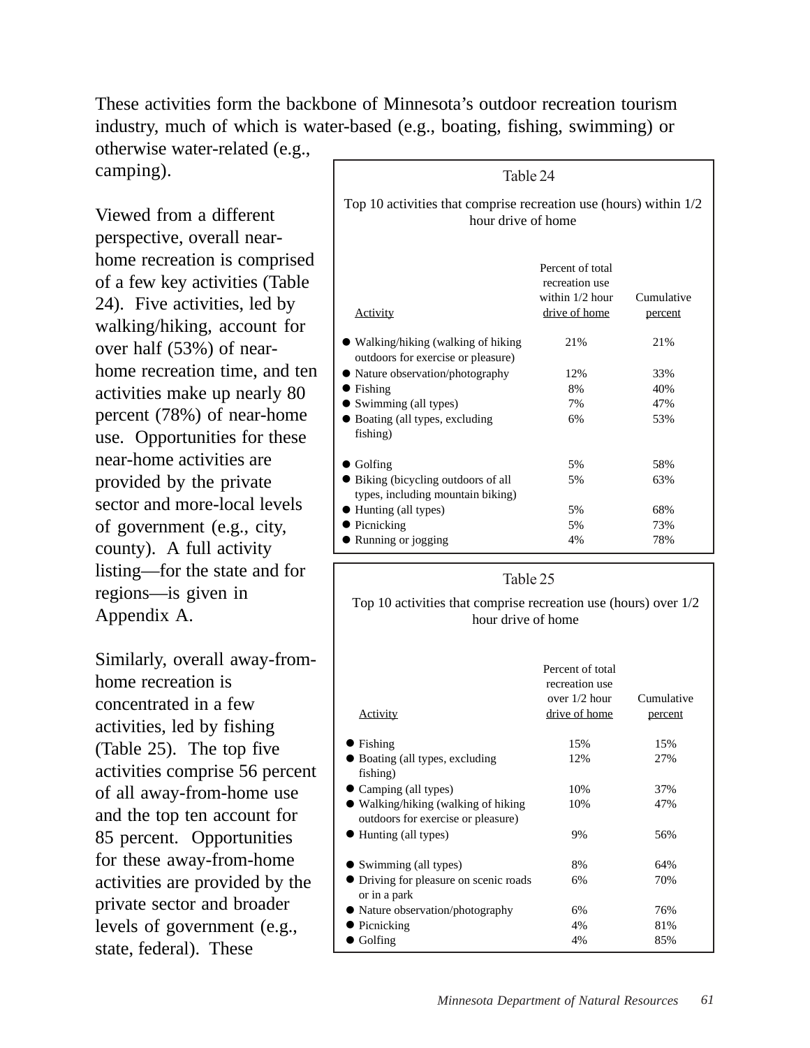These activities form the backbone of Minnesota's outdoor recreation tourism industry, much of which is water-based (e.g., boating, fishing, swimming) or otherwise water-related (e.g., camping).

Viewed from a different perspective, overall near-home recreation is comprised of a few key activities (Table 24). Five activities, led by walking/hiking, account for over half (53%) of near-home recreation time, and ten activities make up nearly 80 percent (78%) of near-home use. Opportunities for these near-home activities are provided by the private sector and more-local levels of government (e.g., city, county). A full activity listing—for the state and for regions—is given in Appendix A.

Similarly, overall away-from-home recreation is concentrated in a few activities, led by fishing (Table 25). The top five activities comprise 56 percent of all away-from-home use and the top ten account for 85 percent. Opportunities for these away-from-home activities are provided by the private sector and broader levels of government (e.g., state, federal). These

Table 24

Top 10 activities that comprise recreation use (hours) within 1/2 hour drive of home

| Activity | Percent of total recreation use within 1/2 hour drive of home | Cumulative percent |
|---|---|---|
| ● Walking/hiking (walking of hiking outdoors for exercise or pleasure) | 21% | 21% |
| ● Nature observation/photography | 12% | 33% |
| ● Fishing | 8% | 40% |
| ● Swimming (all types) | 7% | 47% |
| ● Boating (all types, excluding fishing) | 6% | 53% |
| ● Golfing | 5% | 58% |
| ● Biking (bicycling outdoors of all types, including mountain biking) | 5% | 63% |
| ● Hunting (all types) | 5% | 68% |
| ● Picnicking | 5% | 73% |
| ● Running or jogging | 4% | 78% |

Table 25

Top 10 activities that comprise recreation use (hours) over 1/2 hour drive of home

| Activity | Percent of total recreation use over 1/2 hour drive of home | Cumulative percent |
|---|---|---|
| ● Fishing | 15% | 15% |
| ● Boating (all types, excluding fishing) | 12% | 27% |
| ● Camping (all types) | 10% | 37% |
| ● Walking/hiking (walking of hiking outdoors for exercise or pleasure) | 10% | 47% |
| ● Hunting (all types) | 9% | 56% |
| ● Swimming (all types) | 8% | 64% |
| ● Driving for pleasure on scenic roads or in a park | 6% | 70% |
| ● Nature observation/photography | 6% | 76% |
| ● Picnicking | 4% | 81% |
| ● Golfing | 4% | 85% |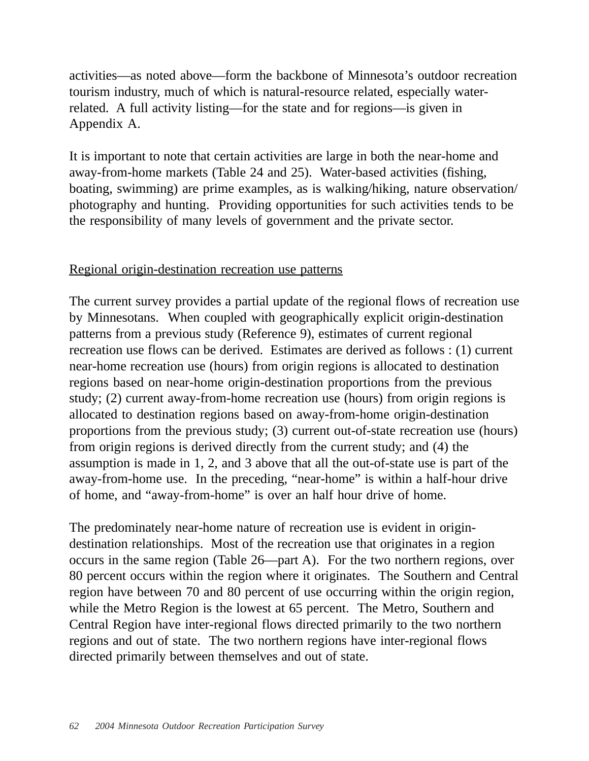activities—as noted above—form the backbone of Minnesota's outdoor recreation tourism industry, much of which is natural-resource related, especially water-related. A full activity listing—for the state and for regions—is given in Appendix A.

It is important to note that certain activities are large in both the near-home and away-from-home markets (Table 24 and 25). Water-based activities (fishing, boating, swimming) are prime examples, as is walking/hiking, nature observation/ photography and hunting. Providing opportunities for such activities tends to be the responsibility of many levels of government and the private sector.

<u>Regional origin-destination recreation use patterns</u>

The current survey provides a partial update of the regional flows of recreation use by Minnesotans. When coupled with geographically explicit origin-destination patterns from a previous study (Reference 9), estimates of current regional recreation use flows can be derived. Estimates are derived as follows : (1) current near-home recreation use (hours) from origin regions is allocated to destination regions based on near-home origin-destination proportions from the previous study; (2) current away-from-home recreation use (hours) from origin regions is allocated to destination regions based on away-from-home origin-destination proportions from the previous study; (3) current out-of-state recreation use (hours) from origin regions is derived directly from the current study; and (4) the assumption is made in 1, 2, and 3 above that all the out-of-state use is part of the away-from-home use. In the preceding, "near-home" is within a half-hour drive of home, and "away-from-home" is over an half hour drive of home.

The predominately near-home nature of recreation use is evident in origin-destination relationships. Most of the recreation use that originates in a region occurs in the same region (Table 26—part A). For the two northern regions, over 80 percent occurs within the region where it originates. The Southern and Central region have between 70 and 80 percent of use occurring within the origin region, while the Metro Region is the lowest at 65 percent. The Metro, Southern and Central Region have inter-regional flows directed primarily to the two northern regions and out of state. The two northern regions have inter-regional flows directed primarily between themselves and out of state.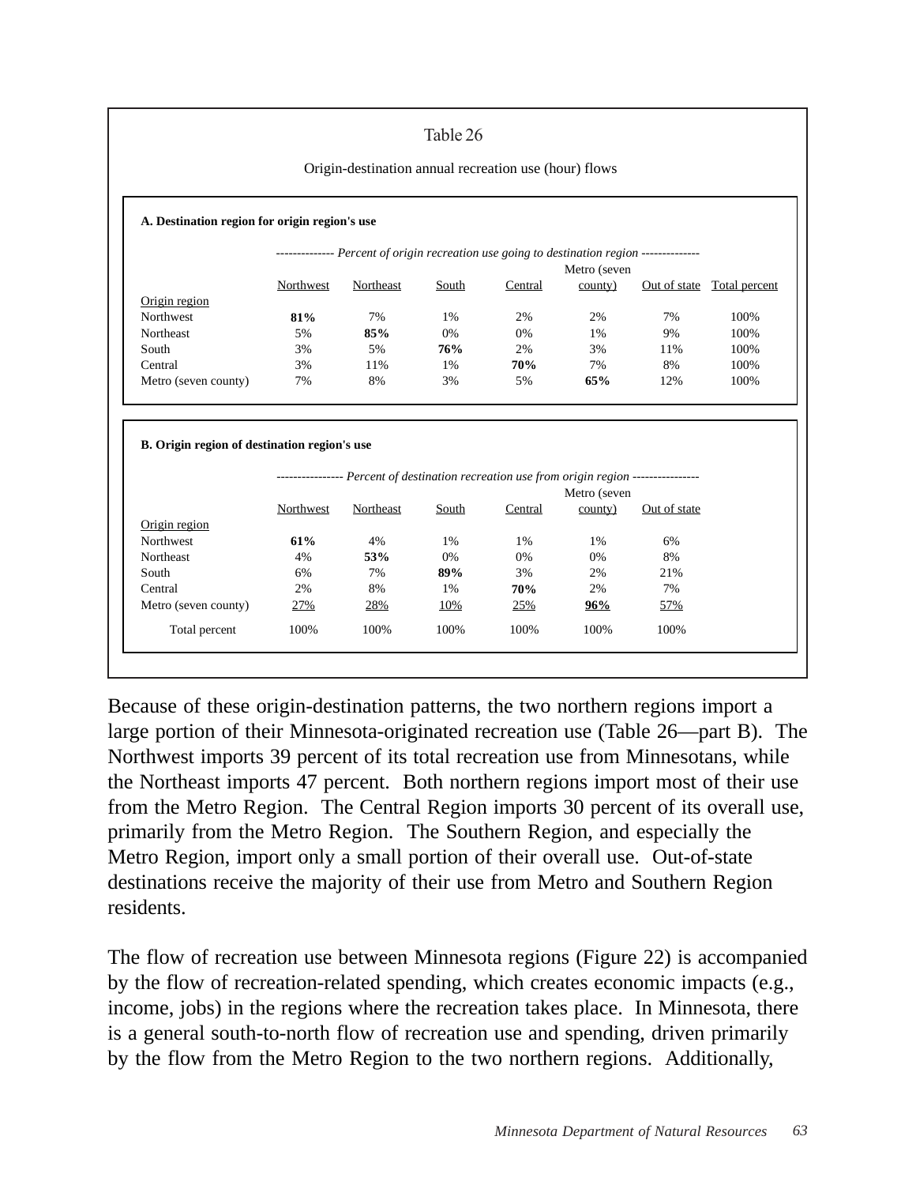Table 26

Origin-destination annual recreation use (hour) flows

**A. Destination region for origin region's use**

| | *Percent of origin recreation use going to destination region* | | | | | | |
|---|---|---|---|---|---|---|---|
| Origin region | Northwest | Northeast | South | Central | Metro (seven county) | Out of state | Total percent |
| Northwest | **81%** | 7% | 1% | 2% | 2% | 7% | 100% |
| Northeast | 5% | **85%** | 0% | 0% | 1% | 9% | 100% |
| South | 3% | 5% | **76%** | 2% | 3% | 11% | 100% |
| Central | 3% | 11% | 1% | **70%** | 7% | 8% | 100% |
| Metro (seven county) | 7% | 8% | 3% | 5% | **65%** | 12% | 100% |

**B. Origin region of destination region's use**

| | *Percent of destination recreation use from origin region* | | | | | |
|---|---|---|---|---|---|---|
| Origin region | Northwest | Northeast | South | Central | Metro (seven county) | Out of state |
| Northwest | **61%** | 4% | 1% | 1% | 1% | 6% |
| Northeast | 4% | **53%** | 0% | 0% | 0% | 8% |
| South | 6% | 7% | **89%** | 3% | 2% | 21% |
| Central | 2% | 8% | 1% | **70%** | 2% | 7% |
| Metro (seven county) | 27% | 28% | 10% | 25% | **96%** | 57% |
| Total percent | 100% | 100% | 100% | 100% | 100% | 100% |

Because of these origin-destination patterns, the two northern regions import a large portion of their Minnesota-originated recreation use (Table 26—part B). The Northwest imports 39 percent of its total recreation use from Minnesotans, while the Northeast imports 47 percent. Both northern regions import most of their use from the Metro Region. The Central Region imports 30 percent of its overall use, primarily from the Metro Region. The Southern Region, and especially the Metro Region, import only a small portion of their overall use. Out-of-state destinations receive the majority of their use from Metro and Southern Region residents.

The flow of recreation use between Minnesota regions (Figure 22) is accompanied by the flow of recreation-related spending, which creates economic impacts (e.g., income, jobs) in the regions where the recreation takes place. In Minnesota, there is a general south-to-north flow of recreation use and spending, driven primarily by the flow from the Metro Region to the two northern regions. Additionally,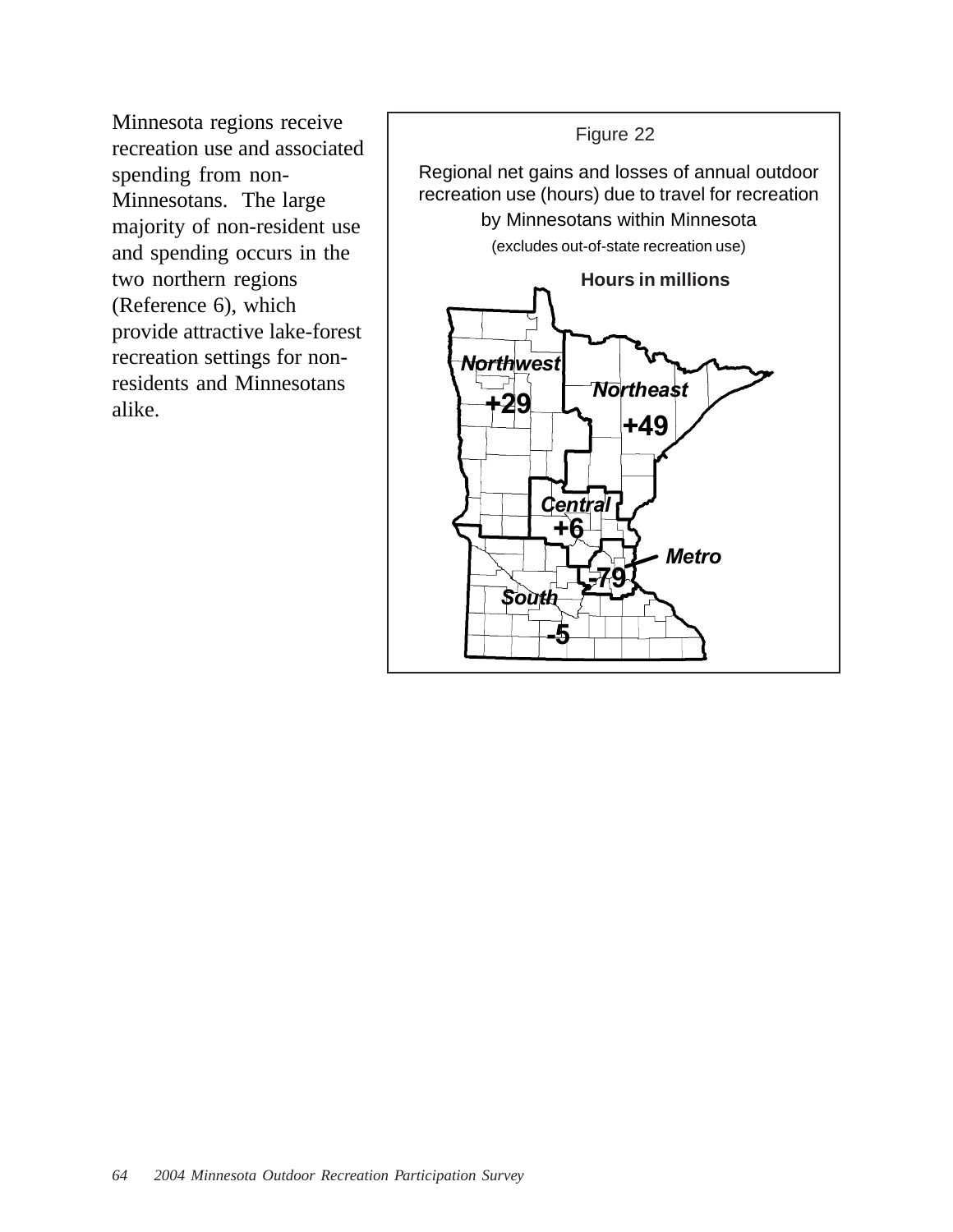Minnesota regions receive recreation use and associated spending from non-Minnesotans. The large majority of non-resident use and spending occurs in the two northern regions (Reference 6), which provide attractive lake-forest recreation settings for non-residents and Minnesotans alike.

Figure 22

Regional net gains and losses of annual outdoor recreation use (hours) due to travel for recreation by Minnesotans within Minnesota

(excludes out-of-state recreation use)

**Hours in millions**

| Region | Net gain/loss |
|---|---|
| Northwest | +29 |
| Northeast | +49 |
| Central | +6 |
| Metro | -79 |
| South | -5 |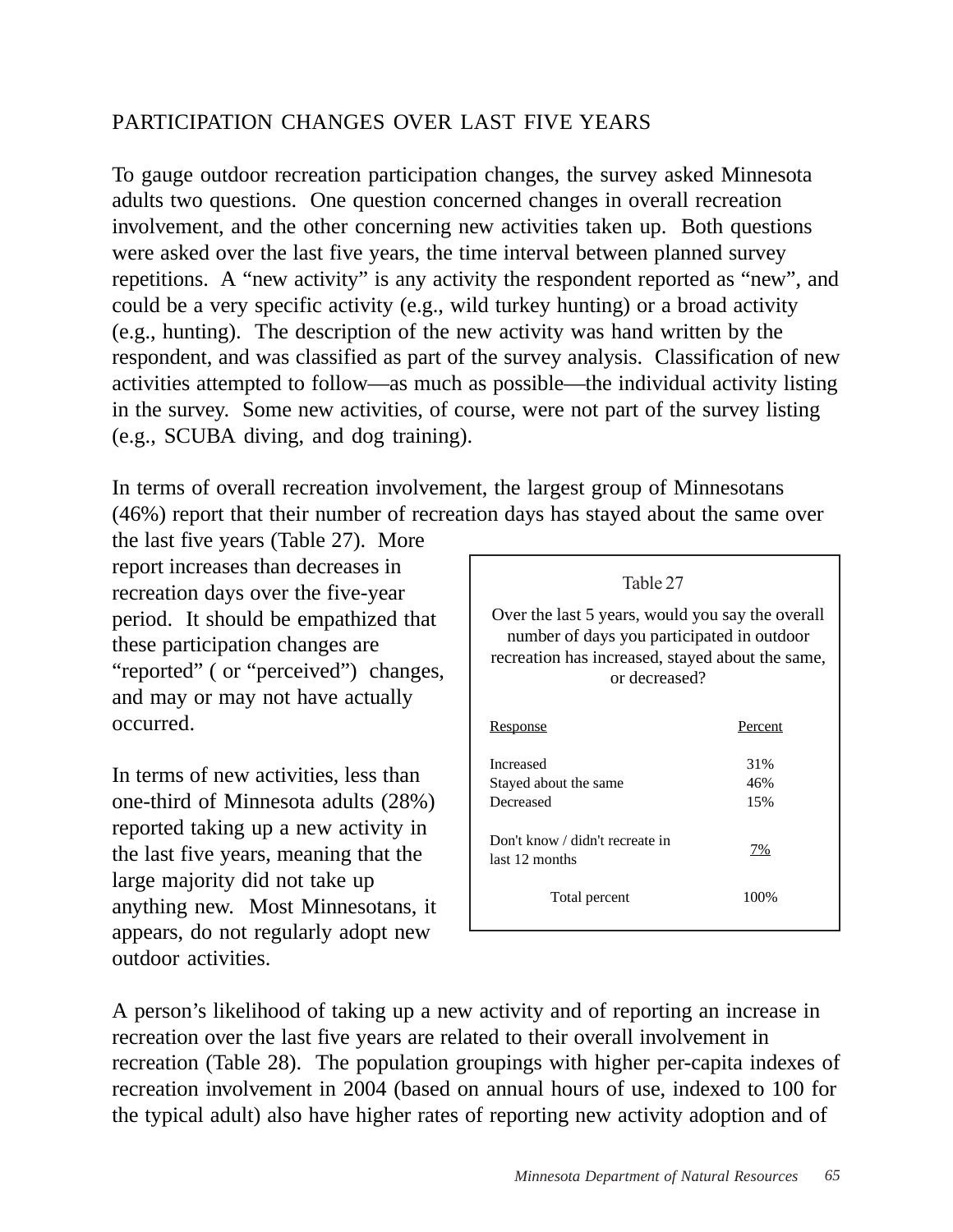## PARTICIPATION CHANGES OVER LAST FIVE YEARS

To gauge outdoor recreation participation changes, the survey asked Minnesota adults two questions. One question concerned changes in overall recreation involvement, and the other concerning new activities taken up. Both questions were asked over the last five years, the time interval between planned survey repetitions. A "new activity" is any activity the respondent reported as "new", and could be a very specific activity (e.g., wild turkey hunting) or a broad activity (e.g., hunting). The description of the new activity was hand written by the respondent, and was classified as part of the survey analysis. Classification of new activities attempted to follow—as much as possible—the individual activity listing in the survey. Some new activities, of course, were not part of the survey listing (e.g., SCUBA diving, and dog training).

In terms of overall recreation involvement, the largest group of Minnesotans (46%) report that their number of recreation days has stayed about the same over the last five years (Table 27). More report increases than decreases in recreation days over the five-year period. It should be empathized that these participation changes are "reported" ( or "perceived") changes, and may or may not have actually occurred.

Table 27

Over the last 5 years, would you say the overall number of days you participated in outdoor recreation has increased, stayed about the same, or decreased?

| Response | Percent |
|---|---|
| Increased | 31% |
| Stayed about the same | 46% |
| Decreased | 15% |
| Don't know / didn't recreate in last 12 months | 7% |
| Total percent | 100% |

In terms of new activities, less than one-third of Minnesota adults (28%) reported taking up a new activity in the last five years, meaning that the large majority did not take up anything new. Most Minnesotans, it appears, do not regularly adopt new outdoor activities.

A person's likelihood of taking up a new activity and of reporting an increase in recreation over the last five years are related to their overall involvement in recreation (Table 28). The population groupings with higher per-capita indexes of recreation involvement in 2004 (based on annual hours of use, indexed to 100 for the typical adult) also have higher rates of reporting new activity adoption and of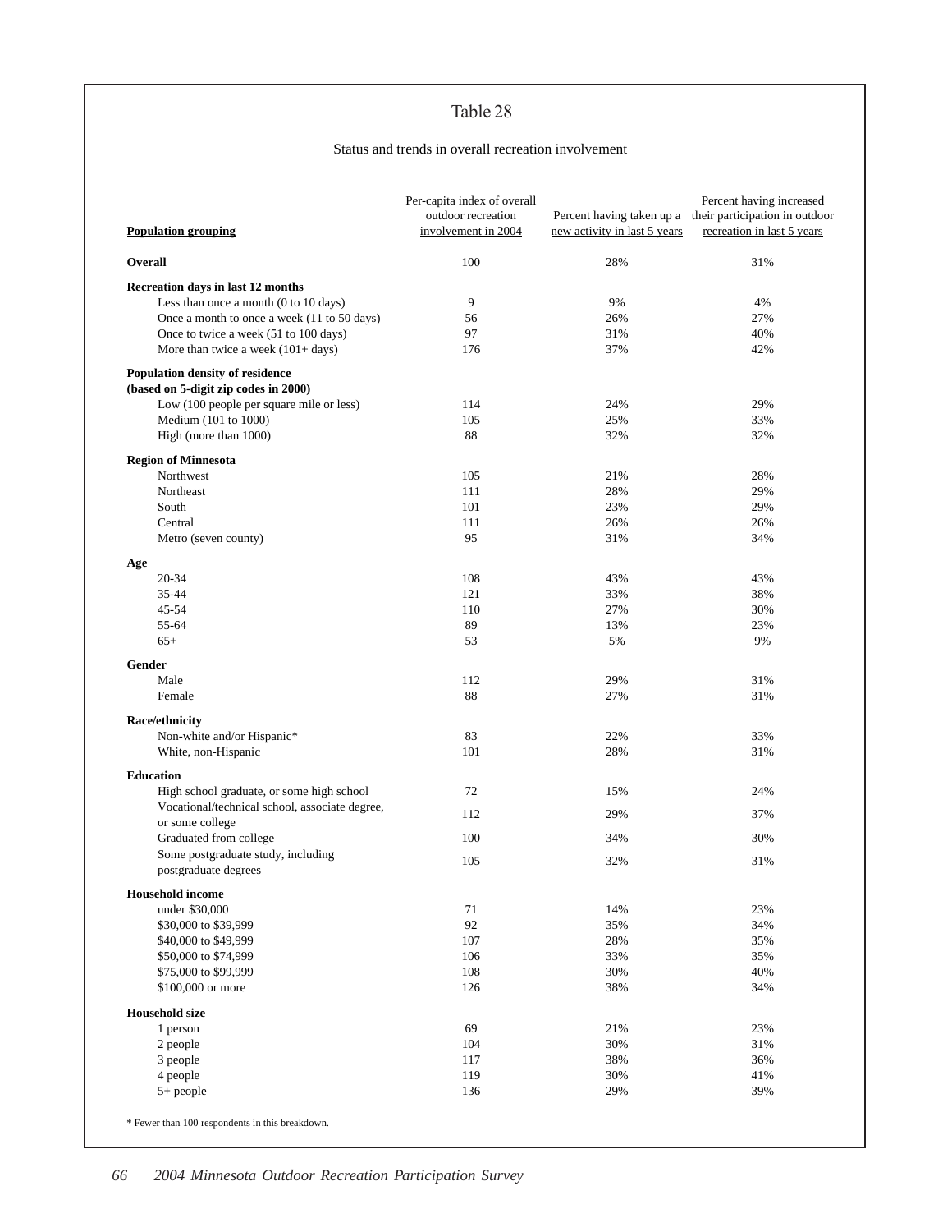## Table 28

Status and trends in overall recreation involvement

| Population grouping | Per-capita index of overall outdoor recreation involvement in 2004 | Percent having taken up a new activity in last 5 years | Percent having increased their participation in outdoor recreation in last 5 years |
|---|---|---|---|
| **Overall** | 100 | 28% | 31% |
| **Recreation days in last 12 months** | | | |
| Less than once a month (0 to 10 days) | 9 | 9% | 4% |
| Once a month to once a week (11 to 50 days) | 56 | 26% | 27% |
| Once to twice a week (51 to 100 days) | 97 | 31% | 40% |
| More than twice a week (101+ days) | 176 | 37% | 42% |
| **Population density of residence (based on 5-digit zip codes in 2000)** | | | |
| Low (100 people per square mile or less) | 114 | 24% | 29% |
| Medium (101 to 1000) | 105 | 25% | 33% |
| High (more than 1000) | 88 | 32% | 32% |
| **Region of Minnesota** | | | |
| Northwest | 105 | 21% | 28% |
| Northeast | 111 | 28% | 29% |
| South | 101 | 23% | 29% |
| Central | 111 | 26% | 26% |
| Metro (seven county) | 95 | 31% | 34% |
| **Age** | | | |
| 20-34 | 108 | 43% | 43% |
| 35-44 | 121 | 33% | 38% |
| 45-54 | 110 | 27% | 30% |
| 55-64 | 89 | 13% | 23% |
| 65+ | 53 | 5% | 9% |
| **Gender** | | | |
| Male | 112 | 29% | 31% |
| Female | 88 | 27% | 31% |
| **Race/ethnicity** | | | |
| Non-white and/or Hispanic* | 83 | 22% | 33% |
| White, non-Hispanic | 101 | 28% | 31% |
| **Education** | | | |
| High school graduate, or some high school | 72 | 15% | 24% |
| Vocational/technical school, associate degree, or some college | 112 | 29% | 37% |
| Graduated from college | 100 | 34% | 30% |
| Some postgraduate study, including postgraduate degrees | 105 | 32% | 31% |
| **Household income** | | | |
| under $30,000 | 71 | 14% | 23% |
| $30,000 to $39,999 | 92 | 35% | 34% |
| $40,000 to $49,999 | 107 | 28% | 35% |
| $50,000 to $74,999 | 106 | 33% | 35% |
| $75,000 to $99,999 | 108 | 30% | 40% |
| $100,000 or more | 126 | 38% | 34% |
| **Household size** | | | |
| 1 person | 69 | 21% | 23% |
| 2 people | 104 | 30% | 31% |
| 3 people | 117 | 38% | 36% |
| 4 people | 119 | 30% | 41% |
| 5+ people | 136 | 29% | 39% |

* Fewer than 100 respondents in this breakdown.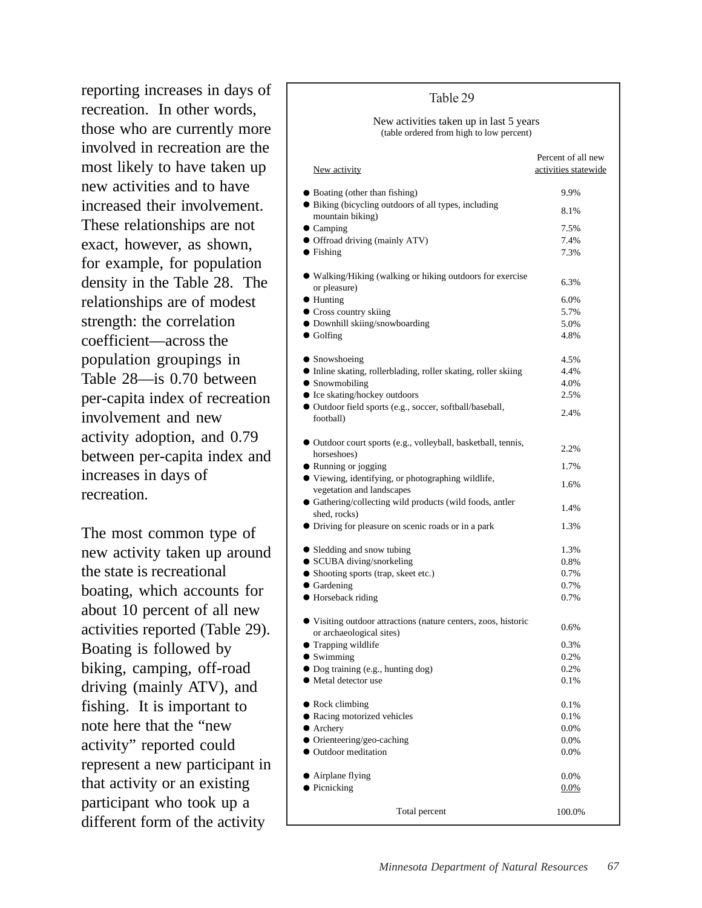reporting increases in days of recreation. In other words, those who are currently more involved in recreation are the most likely to have taken up new activities and to have increased their involvement. These relationships are not exact, however, as shown, for example, for population density in the Table 28. The relationships are of modest strength: the correlation coefficient—across the population groupings in Table 28—is 0.70 between per-capita index of recreation involvement and new activity adoption, and 0.79 between per-capita index and increases in days of recreation.

The most common type of new activity taken up around the state is recreational boating, which accounts for about 10 percent of all new activities reported (Table 29). Boating is followed by biking, camping, off-road driving (mainly ATV), and fishing. It is important to note here that the "new activity" reported could represent a new participant in that activity or an existing participant who took up a different form of the activity

### Table 29

New activities taken up in last 5 years
(table ordered from high to low percent)

| New activity | Percent of all new activities statewide |
|---|---|
| ● Boating (other than fishing) | 9.9% |
| ● Biking (bicycling outdoors of all types, including mountain biking) | 8.1% |
| ● Camping | 7.5% |
| ● Offroad driving (mainly ATV) | 7.4% |
| ● Fishing | 7.3% |
| ● Walking/Hiking (walking or hiking outdoors for exercise or pleasure) | 6.3% |
| ● Hunting | 6.0% |
| ● Cross country skiing | 5.7% |
| ● Downhill skiing/snowboarding | 5.0% |
| ● Golfing | 4.8% |
| ● Snowshoeing | 4.5% |
| ● Inline skating, rollerblading, roller skating, roller skiing | 4.4% |
| ● Snowmobiling | 4.0% |
| ● Ice skating/hockey outdoors | 2.5% |
| ● Outdoor field sports (e.g., soccer, softball/baseball, football) | 2.4% |
| ● Outdoor court sports (e.g., volleyball, basketball, tennis, horseshoes) | 2.2% |
| ● Running or jogging | 1.7% |
| ● Viewing, identifying, or photographing wildlife, vegetation and landscapes | 1.6% |
| ● Gathering/collecting wild products (wild foods, antler shed, rocks) | 1.4% |
| ● Driving for pleasure on scenic roads or in a park | 1.3% |
| ● Sledding and snow tubing | 1.3% |
| ● SCUBA diving/snorkeling | 0.8% |
| ● Shooting sports (trap, skeet etc.) | 0.7% |
| ● Gardening | 0.7% |
| ● Horseback riding | 0.7% |
| ● Visiting outdoor attractions (nature centers, zoos, historic or archaeological sites) | 0.6% |
| ● Trapping wildlife | 0.3% |
| ● Swimming | 0.2% |
| ● Dog training (e.g., hunting dog) | 0.2% |
| ● Metal detector use | 0.1% |
| ● Rock climbing | 0.1% |
| ● Racing motorized vehicles | 0.1% |
| ● Archery | 0.0% |
| ● Orienteering/geo-caching | 0.0% |
| ● Outdoor meditation | 0.0% |
| ● Airplane flying | 0.0% |
| ● Picnicking | 0.0% |
| Total percent | 100.0% |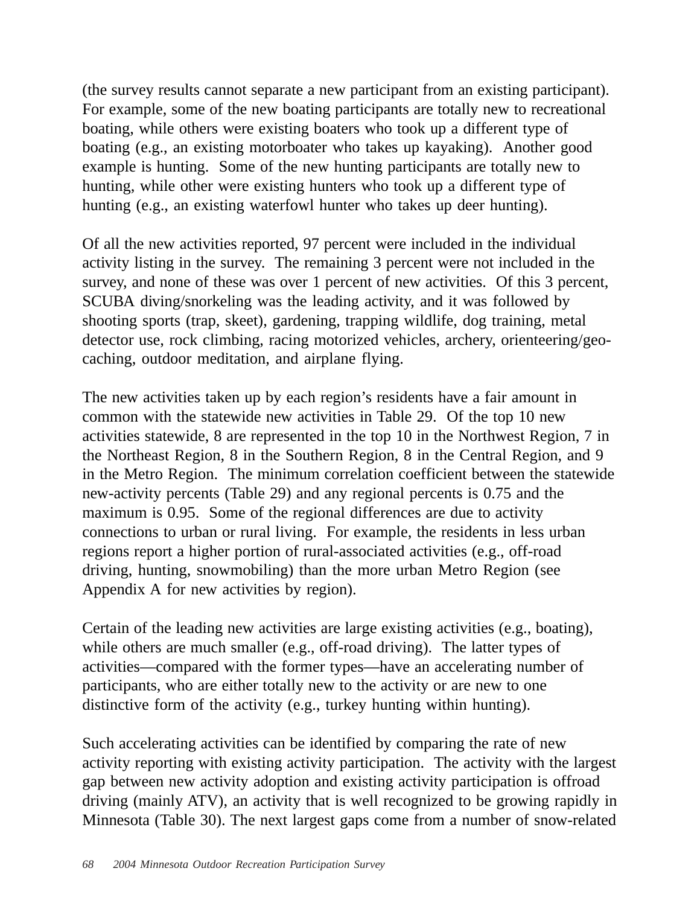(the survey results cannot separate a new participant from an existing participant). For example, some of the new boating participants are totally new to recreational boating, while others were existing boaters who took up a different type of boating (e.g., an existing motorboater who takes up kayaking). Another good example is hunting. Some of the new hunting participants are totally new to hunting, while other were existing hunters who took up a different type of hunting (e.g., an existing waterfowl hunter who takes up deer hunting).

Of all the new activities reported, 97 percent were included in the individual activity listing in the survey. The remaining 3 percent were not included in the survey, and none of these was over 1 percent of new activities. Of this 3 percent, SCUBA diving/snorkeling was the leading activity, and it was followed by shooting sports (trap, skeet), gardening, trapping wildlife, dog training, metal detector use, rock climbing, racing motorized vehicles, archery, orienteering/geo-caching, outdoor meditation, and airplane flying.

The new activities taken up by each region's residents have a fair amount in common with the statewide new activities in Table 29. Of the top 10 new activities statewide, 8 are represented in the top 10 in the Northwest Region, 7 in the Northeast Region, 8 in the Southern Region, 8 in the Central Region, and 9 in the Metro Region. The minimum correlation coefficient between the statewide new-activity percents (Table 29) and any regional percents is 0.75 and the maximum is 0.95. Some of the regional differences are due to activity connections to urban or rural living. For example, the residents in less urban regions report a higher portion of rural-associated activities (e.g., off-road driving, hunting, snowmobiling) than the more urban Metro Region (see Appendix A for new activities by region).

Certain of the leading new activities are large existing activities (e.g., boating), while others are much smaller (e.g., off-road driving). The latter types of activities—compared with the former types—have an accelerating number of participants, who are either totally new to the activity or are new to one distinctive form of the activity (e.g., turkey hunting within hunting).

Such accelerating activities can be identified by comparing the rate of new activity reporting with existing activity participation. The activity with the largest gap between new activity adoption and existing activity participation is offroad driving (mainly ATV), an activity that is well recognized to be growing rapidly in Minnesota (Table 30). The next largest gaps come from a number of snow-related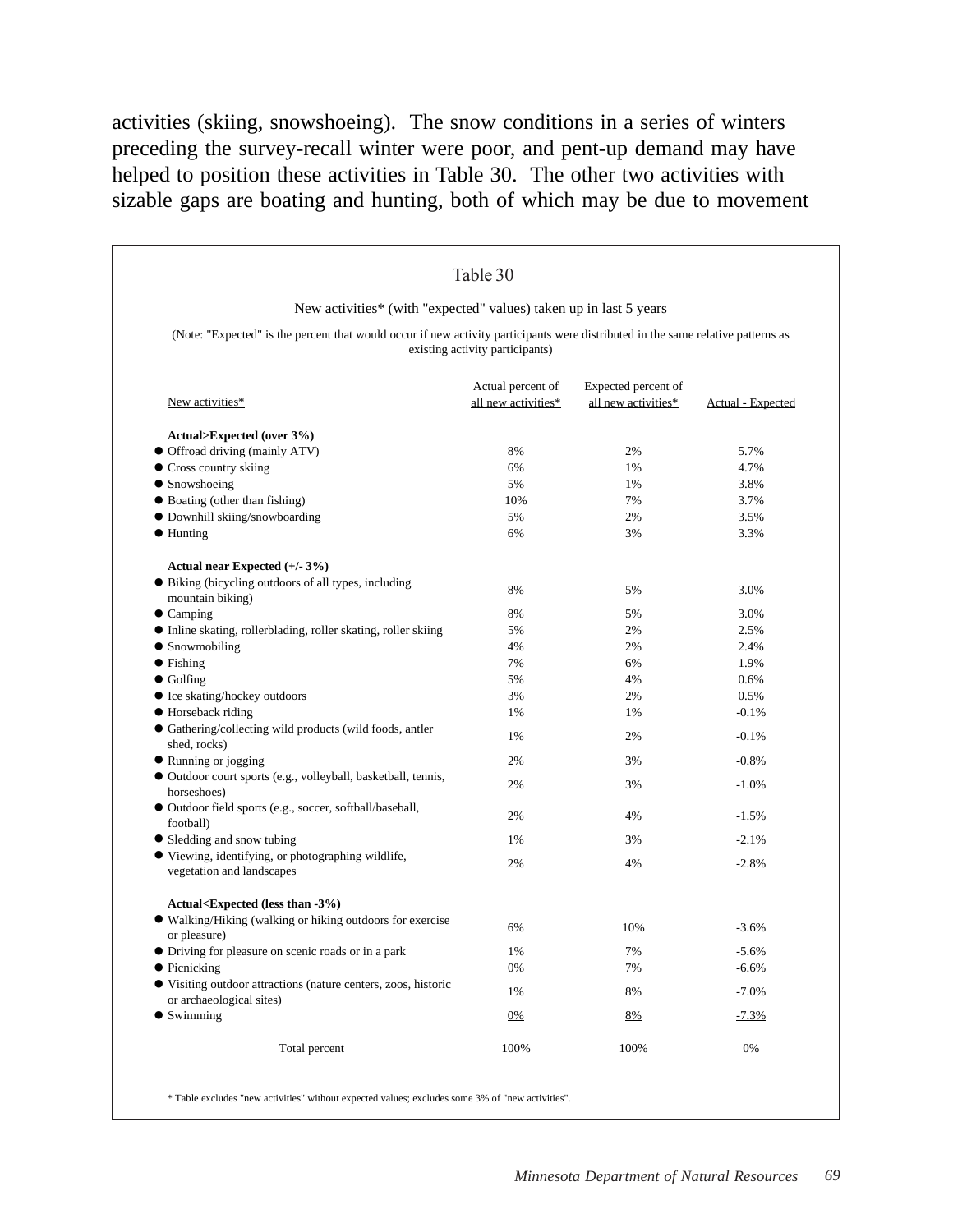activities (skiing, snowshoeing). The snow conditions in a series of winters preceding the survey-recall winter were poor, and pent-up demand may have helped to position these activities in Table 30. The other two activities with sizable gaps are boating and hunting, both of which may be due to movement

Table 30

New activities* (with "expected" values) taken up in last 5 years

(Note: "Expected" is the percent that would occur if new activity participants were distributed in the same relative patterns as existing activity participants)

| New activities* | Actual percent of all new activities* | Expected percent of all new activities* | Actual - Expected |
|---|---|---|---|
| **Actual>Expected (over 3%)** | | | |
| ● Offroad driving (mainly ATV) | 8% | 2% | 5.7% |
| ● Cross country skiing | 6% | 1% | 4.7% |
| ● Snowshoeing | 5% | 1% | 3.8% |
| ● Boating (other than fishing) | 10% | 7% | 3.7% |
| ● Downhill skiing/snowboarding | 5% | 2% | 3.5% |
| ● Hunting | 6% | 3% | 3.3% |
| **Actual near Expected (+/- 3%)** | | | |
| ● Biking (bicycling outdoors of all types, including mountain biking) | 8% | 5% | 3.0% |
| ● Camping | 8% | 5% | 3.0% |
| ● Inline skating, rollerblading, roller skating, roller skiing | 5% | 2% | 2.5% |
| ● Snowmobiling | 4% | 2% | 2.4% |
| ● Fishing | 7% | 6% | 1.9% |
| ● Golfing | 5% | 4% | 0.6% |
| ● Ice skating/hockey outdoors | 3% | 2% | 0.5% |
| ● Horseback riding | 1% | 1% | -0.1% |
| ● Gathering/collecting wild products (wild foods, antler shed, rocks) | 1% | 2% | -0.1% |
| ● Running or jogging | 2% | 3% | -0.8% |
| ● Outdoor court sports (e.g., volleyball, basketball, tennis, horseshoes) | 2% | 3% | -1.0% |
| ● Outdoor field sports (e.g., soccer, softball/baseball, football) | 2% | 4% | -1.5% |
| ● Sledding and snow tubing | 1% | 3% | -2.1% |
| ● Viewing, identifying, or photographing wildlife, vegetation and landscapes | 2% | 4% | -2.8% |
| **Actual<Expected (less than -3%)** | | | |
| ● Walking/Hiking (walking or hiking outdoors for exercise or pleasure) | 6% | 10% | -3.6% |
| ● Driving for pleasure on scenic roads or in a park | 1% | 7% | -5.6% |
| ● Picnicking | 0% | 7% | -6.6% |
| ● Visiting outdoor attractions (nature centers, zoos, historic or archaeological sites) | 1% | 8% | -7.0% |
| ● Swimming | 0% | 8% | -7.3% |
| Total percent | 100% | 100% | 0% |

\* Table excludes "new activities" without expected values; excludes some 3% of "new activities".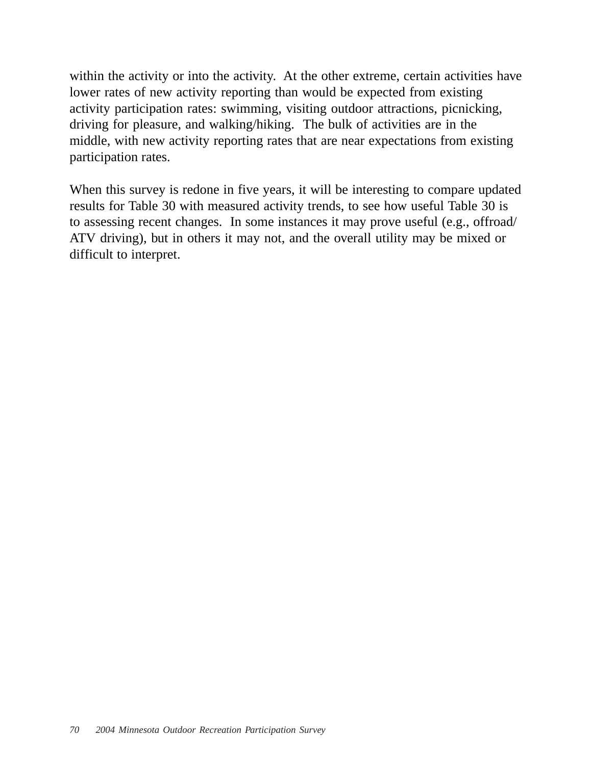within the activity or into the activity. At the other extreme, certain activities have lower rates of new activity reporting than would be expected from existing activity participation rates: swimming, visiting outdoor attractions, picnicking, driving for pleasure, and walking/hiking. The bulk of activities are in the middle, with new activity reporting rates that are near expectations from existing participation rates.

When this survey is redone in five years, it will be interesting to compare updated results for Table 30 with measured activity trends, to see how useful Table 30 is to assessing recent changes. In some instances it may prove useful (e.g., offroad/ ATV driving), but in others it may not, and the overall utility may be mixed or difficult to interpret.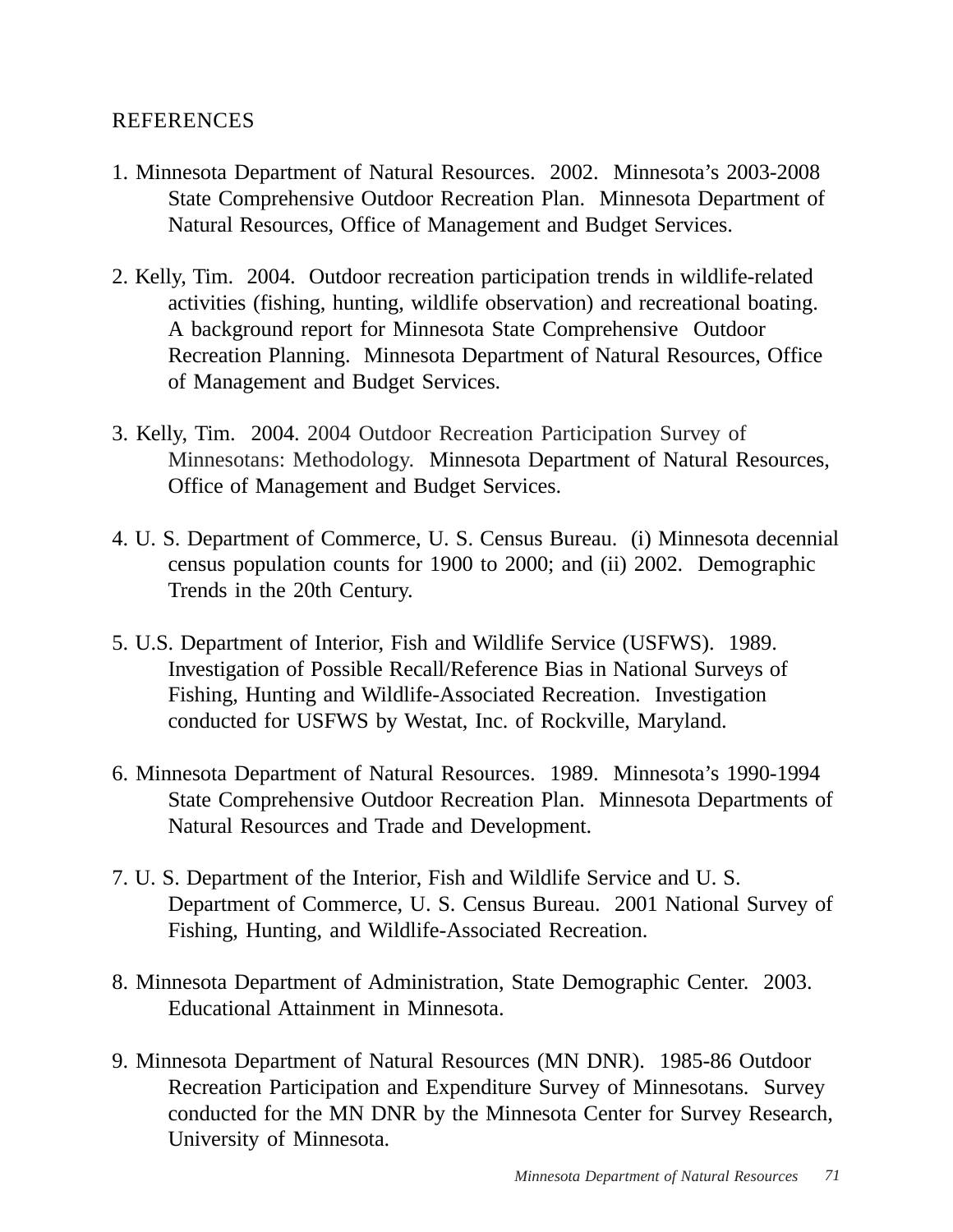## REFERENCES

1. Minnesota Department of Natural Resources. 2002. Minnesota's 2003-2008 State Comprehensive Outdoor Recreation Plan. Minnesota Department of Natural Resources, Office of Management and Budget Services.

2. Kelly, Tim. 2004. Outdoor recreation participation trends in wildlife-related activities (fishing, hunting, wildlife observation) and recreational boating. A background report for Minnesota State Comprehensive Outdoor Recreation Planning. Minnesota Department of Natural Resources, Office of Management and Budget Services.

3. Kelly, Tim. 2004. 2004 Outdoor Recreation Participation Survey of Minnesotans: Methodology. Minnesota Department of Natural Resources, Office of Management and Budget Services.

4. U. S. Department of Commerce, U. S. Census Bureau. (i) Minnesota decennial census population counts for 1900 to 2000; and (ii) 2002. Demographic Trends in the 20th Century.

5. U.S. Department of Interior, Fish and Wildlife Service (USFWS). 1989. Investigation of Possible Recall/Reference Bias in National Surveys of Fishing, Hunting and Wildlife-Associated Recreation. Investigation conducted for USFWS by Westat, Inc. of Rockville, Maryland.

6. Minnesota Department of Natural Resources. 1989. Minnesota's 1990-1994 State Comprehensive Outdoor Recreation Plan. Minnesota Departments of Natural Resources and Trade and Development.

7. U. S. Department of the Interior, Fish and Wildlife Service and U. S. Department of Commerce, U. S. Census Bureau. 2001 National Survey of Fishing, Hunting, and Wildlife-Associated Recreation.

8. Minnesota Department of Administration, State Demographic Center. 2003. Educational Attainment in Minnesota.

9. Minnesota Department of Natural Resources (MN DNR). 1985-86 Outdoor Recreation Participation and Expenditure Survey of Minnesotans. Survey conducted for the MN DNR by the Minnesota Center for Survey Research, University of Minnesota.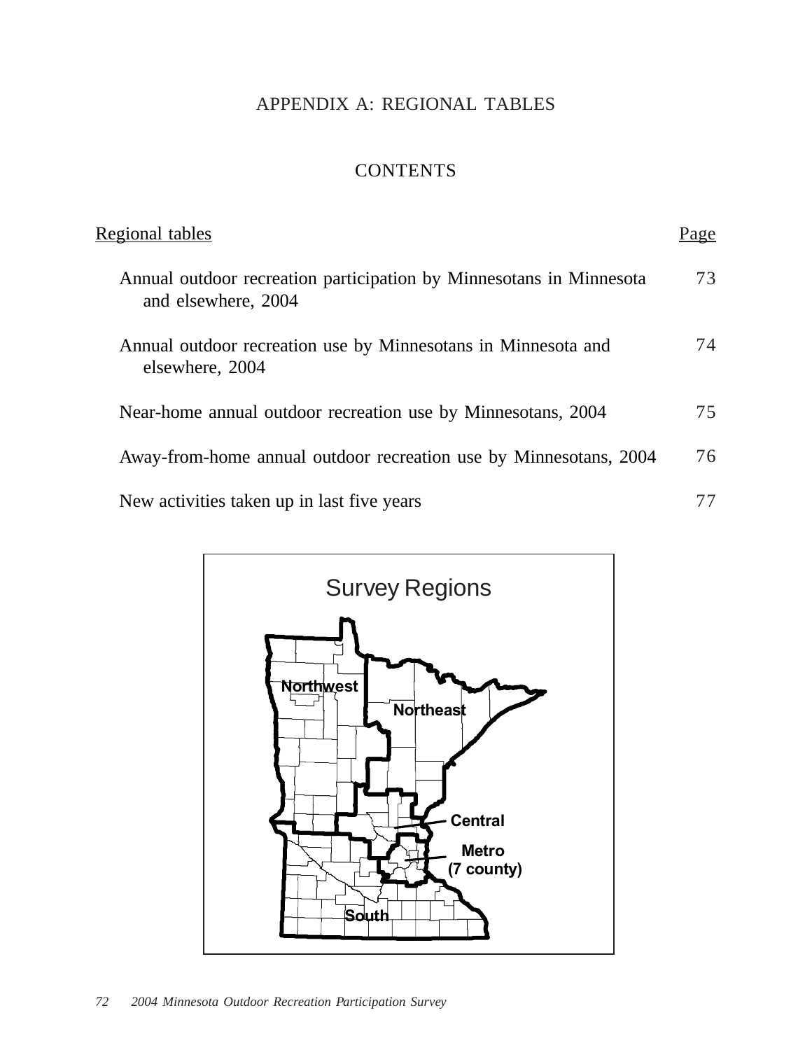# APPENDIX A: REGIONAL TABLES

## CONTENTS

| Regional tables | Page |
| --- | --- |
| Annual outdoor recreation participation by Minnesotans in Minnesota and elsewhere, 2004 | 73 |
| Annual outdoor recreation use by Minnesotans in Minnesota and elsewhere, 2004 | 74 |
| Near-home annual outdoor recreation use by Minnesotans, 2004 | 75 |
| Away-from-home annual outdoor recreation use by Minnesotans, 2004 | 76 |
| New activities taken up in last five years | 77 |

Survey Regions

Northwest
Northeast
Central
Metro (7 county)
South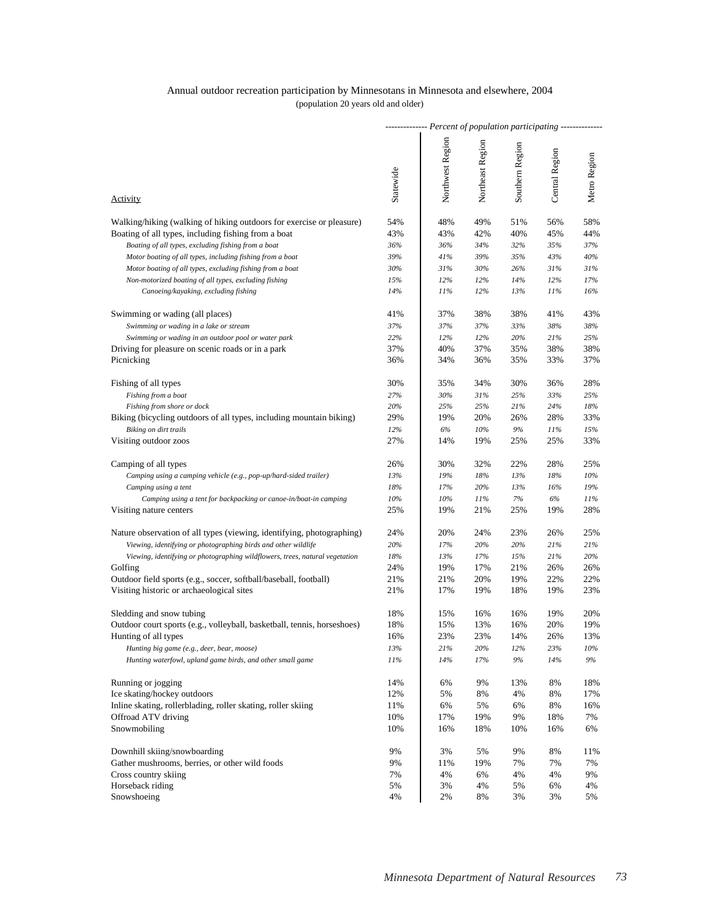Annual outdoor recreation participation by Minnesotans in Minnesota and elsewhere, 2004
(population 20 years old and older)

| Activity | Statewide | Northwest Region | Northeast Region | Southern Region | Central Region | Metro Region |
|---|---|---|---|---|---|---|
| | *Percent of population participating* | | | | | |
| Walking/hiking (walking of hiking outdoors for exercise or pleasure) | 54% | 48% | 49% | 51% | 56% | 58% |
| Boating of all types, including fishing from a boat | 43% | 43% | 42% | 40% | 45% | 44% |
| *Boating of all types, excluding fishing from a boat* | *36%* | *36%* | *34%* | *32%* | *35%* | *37%* |
| *Motor boating of all types, including fishing from a boat* | *39%* | *41%* | *39%* | *35%* | *43%* | *40%* |
| *Motor boating of all types, excluding fishing from a boat* | *30%* | *31%* | *30%* | *26%* | *31%* | *31%* |
| *Non-motorized boating of all types, excluding fishing* | *15%* | *12%* | *12%* | *14%* | *12%* | *17%* |
| *Canoeing/kayaking, excluding fishing* | *14%* | *11%* | *12%* | *13%* | *11%* | *16%* |
| Swimming or wading (all places) | 41% | 37% | 38% | 38% | 41% | 43% |
| *Swimming or wading in a lake or stream* | *37%* | *37%* | *37%* | *33%* | *38%* | *38%* |
| *Swimming or wading in an outdoor pool or water park* | *22%* | *12%* | *12%* | *20%* | *21%* | *25%* |
| Driving for pleasure on scenic roads or in a park | 37% | 40% | 37% | 35% | 38% | 38% |
| Picnicking | 36% | 34% | 36% | 35% | 33% | 37% |
| Fishing of all types | 30% | 35% | 34% | 30% | 36% | 28% |
| *Fishing from a boat* | *27%* | *30%* | *31%* | *25%* | *33%* | *25%* |
| *Fishing from shore or dock* | *20%* | *25%* | *25%* | *21%* | *24%* | *18%* |
| Biking (bicycling outdoors of all types, including mountain biking) | 29% | 19% | 20% | 26% | 28% | 33% |
| *Biking on dirt trails* | *12%* | *6%* | *10%* | *9%* | *11%* | *15%* |
| Visiting outdoor zoos | 27% | 14% | 19% | 25% | 25% | 33% |
| Camping of all types | 26% | 30% | 32% | 22% | 28% | 25% |
| *Camping using a camping vehicle (e.g., pop-up/hard-sided trailer)* | *13%* | *19%* | *18%* | *13%* | *18%* | *10%* |
| *Camping using a tent* | *18%* | *17%* | *20%* | *13%* | *16%* | *19%* |
| *Camping using a tent for backpacking or canoe-in/boat-in camping* | *10%* | *10%* | *11%* | *7%* | *6%* | *11%* |
| Visiting nature centers | 25% | 19% | 21% | 25% | 19% | 28% |
| Nature observation of all types (viewing, identifying, photographing) | 24% | 20% | 24% | 23% | 26% | 25% |
| *Viewing, identifying or photographing birds and other wildlife* | *20%* | *17%* | *20%* | *20%* | *21%* | *21%* |
| *Viewing, identifying or photographing wildflowers, trees, natural vegetation* | *18%* | *13%* | *17%* | *15%* | *21%* | *20%* |
| Golfing | 24% | 19% | 17% | 21% | 26% | 26% |
| Outdoor field sports (e.g., soccer, softball/baseball, football) | 21% | 21% | 20% | 19% | 22% | 22% |
| Visiting historic or archaeological sites | 21% | 17% | 19% | 18% | 19% | 23% |
| Sledding and snow tubing | 18% | 15% | 16% | 16% | 19% | 20% |
| Outdoor court sports (e.g., volleyball, basketball, tennis, horseshoes) | 18% | 15% | 13% | 16% | 20% | 19% |
| Hunting of all types | 16% | 23% | 23% | 14% | 26% | 13% |
| *Hunting big game (e.g., deer, bear, moose)* | *13%* | *21%* | *20%* | *12%* | *23%* | *10%* |
| *Hunting waterfowl, upland game birds, and other small game* | *11%* | *14%* | *17%* | *9%* | *14%* | *9%* |
| Running or jogging | 14% | 6% | 9% | 13% | 8% | 18% |
| Ice skating/hockey outdoors | 12% | 5% | 8% | 4% | 8% | 17% |
| Inline skating, rollerblading, roller skating, roller skiing | 11% | 6% | 5% | 6% | 8% | 16% |
| Offroad ATV driving | 10% | 17% | 19% | 9% | 18% | 7% |
| Snowmobiling | 10% | 16% | 18% | 10% | 16% | 6% |
| Downhill skiing/snowboarding | 9% | 3% | 5% | 9% | 8% | 11% |
| Gather mushrooms, berries, or other wild foods | 9% | 11% | 19% | 7% | 7% | 7% |
| Cross country skiing | 7% | 4% | 6% | 4% | 4% | 9% |
| Horseback riding | 5% | 3% | 4% | 5% | 6% | 4% |
| Snowshoeing | 4% | 2% | 8% | 3% | 3% | 5% |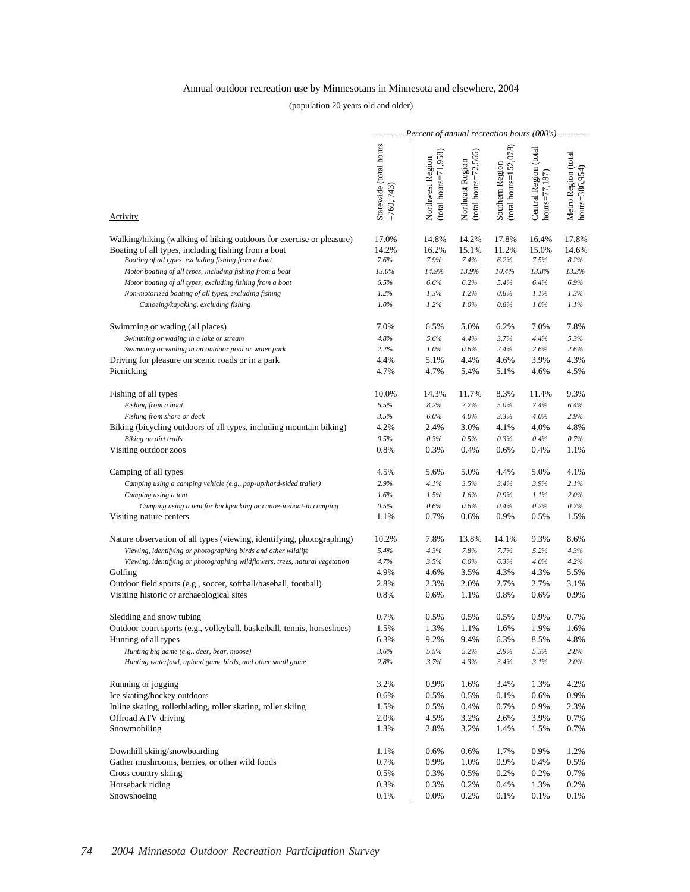Annual outdoor recreation use by Minnesotans in Minnesota and elsewhere, 2004

(population 20 years old and older)

| Activity | Statewide (total hours =760, 743) | Northwest Region (total hours=71,958) | Northeast Region (total hours=72,566) | Southern Region (total hours=152,078) | Central Region (total hours=77,187) | Metro Region (total hours=386,954) |
|---|---|---|---|---|---|---|
| | ---------- *Percent of annual recreation hours (000's)* ---------- | | | | | |
| Walking/hiking (walking of hiking outdoors for exercise or pleasure) | 17.0% | 14.8% | 14.2% | 17.8% | 16.4% | 17.8% |
| Boating of all types, including fishing from a boat | 14.2% | 16.2% | 15.1% | 11.2% | 15.0% | 14.6% |
| *Boating of all types, excluding fishing from a boat* | *7.6%* | *7.9%* | *7.4%* | *6.2%* | *7.5%* | *8.2%* |
| *Motor boating of all types, including fishing from a boat* | *13.0%* | *14.9%* | *13.9%* | *10.4%* | *13.8%* | *13.3%* |
| *Motor boating of all types, excluding fishing from a boat* | *6.5%* | *6.6%* | *6.2%* | *5.4%* | *6.4%* | *6.9%* |
| *Non-motorized boating of all types, excluding fishing* | *1.2%* | *1.3%* | *1.2%* | *0.8%* | *1.1%* | *1.3%* |
| *Canoeing/kayaking, excluding fishing* | *1.0%* | *1.2%* | *1.0%* | *0.8%* | *1.0%* | *1.1%* |
| Swimming or wading (all places) | 7.0% | 6.5% | 5.0% | 6.2% | 7.0% | 7.8% |
| *Swimming or wading in a lake or stream* | *4.8%* | *5.6%* | *4.4%* | *3.7%* | *4.4%* | *5.3%* |
| *Swimming or wading in an outdoor pool or water park* | *2.2%* | *1.0%* | *0.6%* | *2.4%* | *2.6%* | *2.6%* |
| Driving for pleasure on scenic roads or in a park | 4.4% | 5.1% | 4.4% | 4.6% | 3.9% | 4.3% |
| Picnicking | 4.7% | 4.7% | 5.4% | 5.1% | 4.6% | 4.5% |
| Fishing of all types | 10.0% | 14.3% | 11.7% | 8.3% | 11.4% | 9.3% |
| *Fishing from a boat* | *6.5%* | *8.2%* | *7.7%* | *5.0%* | *7.4%* | *6.4%* |
| *Fishing from shore or dock* | *3.5%* | *6.0%* | *4.0%* | *3.3%* | *4.0%* | *2.9%* |
| Biking (bicycling outdoors of all types, including mountain biking) | 4.2% | 2.4% | 3.0% | 4.1% | 4.0% | 4.8% |
| *Biking on dirt trails* | *0.5%* | *0.3%* | *0.5%* | *0.3%* | *0.4%* | *0.7%* |
| Visiting outdoor zoos | 0.8% | 0.3% | 0.4% | 0.6% | 0.4% | 1.1% |
| Camping of all types | 4.5% | 5.6% | 5.0% | 4.4% | 5.0% | 4.1% |
| *Camping using a camping vehicle (e.g., pop-up/hard-sided trailer)* | *2.9%* | *4.1%* | *3.5%* | *3.4%* | *3.9%* | *2.1%* |
| *Camping using a tent* | *1.6%* | *1.5%* | *1.6%* | *0.9%* | *1.1%* | *2.0%* |
| *Camping using a tent for backpacking or canoe-in/boat-in camping* | *0.5%* | *0.6%* | *0.6%* | *0.4%* | *0.2%* | *0.7%* |
| Visiting nature centers | 1.1% | 0.7% | 0.6% | 0.9% | 0.5% | 1.5% |
| Nature observation of all types (viewing, identifying, photographing) | 10.2% | 7.8% | 13.8% | 14.1% | 9.3% | 8.6% |
| *Viewing, identifying or photographing birds and other wildlife* | *5.4%* | *4.3%* | *7.8%* | *7.7%* | *5.2%* | *4.3%* |
| *Viewing, identifying or photographing wildflowers, trees, natural vegetation* | *4.7%* | *3.5%* | *6.0%* | *6.3%* | *4.0%* | *4.2%* |
| Golfing | 4.9% | 4.6% | 3.5% | 4.3% | 4.3% | 5.5% |
| Outdoor field sports (e.g., soccer, softball/baseball, football) | 2.8% | 2.3% | 2.0% | 2.7% | 2.7% | 3.1% |
| Visiting historic or archaeological sites | 0.8% | 0.6% | 1.1% | 0.8% | 0.6% | 0.9% |
| Sledding and snow tubing | 0.7% | 0.5% | 0.5% | 0.5% | 0.9% | 0.7% |
| Outdoor court sports (e.g., volleyball, basketball, tennis, horseshoes) | 1.5% | 1.3% | 1.1% | 1.6% | 1.9% | 1.6% |
| Hunting of all types | 6.3% | 9.2% | 9.4% | 6.3% | 8.5% | 4.8% |
| *Hunting big game (e.g., deer, bear, moose)* | *3.6%* | *5.5%* | *5.2%* | *2.9%* | *5.3%* | *2.8%* |
| *Hunting waterfowl, upland game birds, and other small game* | *2.8%* | *3.7%* | *4.3%* | *3.4%* | *3.1%* | *2.0%* |
| Running or jogging | 3.2% | 0.9% | 1.6% | 3.4% | 1.3% | 4.2% |
| Ice skating/hockey outdoors | 0.6% | 0.5% | 0.5% | 0.1% | 0.6% | 0.9% |
| Inline skating, rollerblading, roller skating, roller skiing | 1.5% | 0.5% | 0.4% | 0.7% | 0.9% | 2.3% |
| Offroad ATV driving | 2.0% | 4.5% | 3.2% | 2.6% | 3.9% | 0.7% |
| Snowmobiling | 1.3% | 2.8% | 3.2% | 1.4% | 1.5% | 0.7% |
| Downhill skiing/snowboarding | 1.1% | 0.6% | 0.6% | 1.7% | 0.9% | 1.2% |
| Gather mushrooms, berries, or other wild foods | 0.7% | 0.9% | 1.0% | 0.9% | 0.4% | 0.5% |
| Cross country skiing | 0.5% | 0.3% | 0.5% | 0.2% | 0.2% | 0.7% |
| Horseback riding | 0.3% | 0.3% | 0.2% | 0.4% | 1.3% | 0.2% |
| Snowshoeing | 0.1% | 0.0% | 0.2% | 0.1% | 0.1% | 0.1% |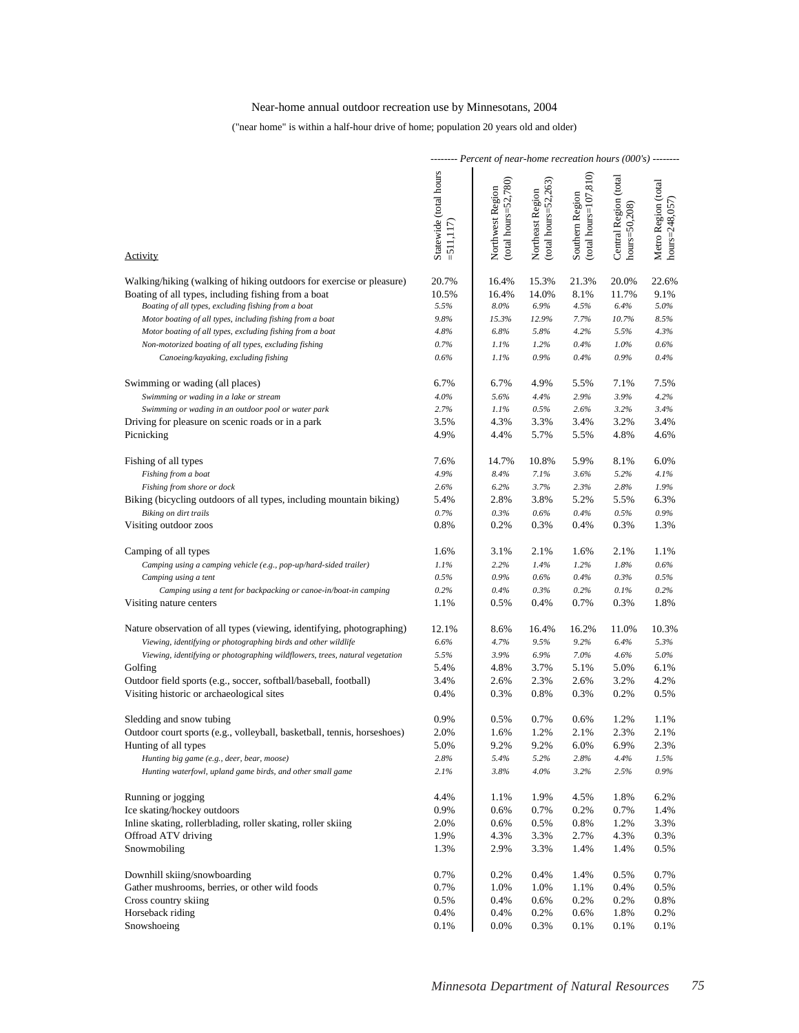Near-home annual outdoor recreation use by Minnesotans, 2004

("near home" is within a half-hour drive of home; population 20 years old and older)

| Activity | -------- *Percent of near-home recreation hours (000's)* -------- | | | | | |
|---|---|---|---|---|---|---|
| | Statewide (total hours =511,117) | Northwest Region (total hours=52,780) | Northeast Region (total hours=52,263) | Southern Region (total hours=107,810) | Central Region (total hours=50,208) | Metro Region (total hours=248,057) |
| Walking/hiking (walking of hiking outdoors for exercise or pleasure) | 20.7% | 16.4% | 15.3% | 21.3% | 20.0% | 22.6% |
| Boating of all types, including fishing from a boat | 10.5% | 16.4% | 14.0% | 8.1% | 11.7% | 9.1% |
| *Boating of all types, excluding fishing from a boat* | *5.5%* | *8.0%* | *6.9%* | *4.5%* | *6.4%* | *5.0%* |
| *Motor boating of all types, including fishing from a boat* | *9.8%* | *15.3%* | *12.9%* | *7.7%* | *10.7%* | *8.5%* |
| *Motor boating of all types, excluding fishing from a boat* | *4.8%* | *6.8%* | *5.8%* | *4.2%* | *5.5%* | *4.3%* |
| *Non-motorized boating of all types, excluding fishing* | *0.7%* | *1.1%* | *1.2%* | *0.4%* | *1.0%* | *0.6%* |
| *Canoeing/kayaking, excluding fishing* | *0.6%* | *1.1%* | *0.9%* | *0.4%* | *0.9%* | *0.4%* |
| Swimming or wading (all places) | 6.7% | 6.7% | 4.9% | 5.5% | 7.1% | 7.5% |
| *Swimming or wading in a lake or stream* | *4.0%* | *5.6%* | *4.4%* | *2.9%* | *3.9%* | *4.2%* |
| *Swimming or wading in an outdoor pool or water park* | *2.7%* | *1.1%* | *0.5%* | *2.6%* | *3.2%* | *3.4%* |
| Driving for pleasure on scenic roads or in a park | 3.5% | 4.3% | 3.3% | 3.4% | 3.2% | 3.4% |
| Picnicking | 4.9% | 4.4% | 5.7% | 5.5% | 4.8% | 4.6% |
| Fishing of all types | 7.6% | 14.7% | 10.8% | 5.9% | 8.1% | 6.0% |
| *Fishing from a boat* | *4.9%* | *8.4%* | *7.1%* | *3.6%* | *5.2%* | *4.1%* |
| *Fishing from shore or dock* | *2.6%* | *6.2%* | *3.7%* | *2.3%* | *2.8%* | *1.9%* |
| Biking (bicycling outdoors of all types, including mountain biking) | 5.4% | 2.8% | 3.8% | 5.2% | 5.5% | 6.3% |
| *Biking on dirt trails* | *0.7%* | *0.3%* | *0.6%* | *0.4%* | *0.5%* | *0.9%* |
| Visiting outdoor zoos | 0.8% | 0.2% | 0.3% | 0.4% | 0.3% | 1.3% |
| Camping of all types | 1.6% | 3.1% | 2.1% | 1.6% | 2.1% | 1.1% |
| *Camping using a camping vehicle (e.g., pop-up/hard-sided trailer)* | *1.1%* | *2.2%* | *1.4%* | *1.2%* | *1.8%* | *0.6%* |
| *Camping using a tent* | *0.5%* | *0.9%* | *0.6%* | *0.4%* | *0.3%* | *0.5%* |
| *Camping using a tent for backpacking or canoe-in/boat-in camping* | *0.2%* | *0.4%* | *0.3%* | *0.2%* | *0.1%* | *0.2%* |
| Visiting nature centers | 1.1% | 0.5% | 0.4% | 0.7% | 0.3% | 1.8% |
| Nature observation of all types (viewing, identifying, photographing) | 12.1% | 8.6% | 16.4% | 16.2% | 11.0% | 10.3% |
| *Viewing, identifying or photographing birds and other wildlife* | *6.6%* | *4.7%* | *9.5%* | *9.2%* | *6.4%* | *5.3%* |
| *Viewing, identifying or photographing wildflowers, trees, natural vegetation* | *5.5%* | *3.9%* | *6.9%* | *7.0%* | *4.6%* | *5.0%* |
| Golfing | 5.4% | 4.8% | 3.7% | 5.1% | 5.0% | 6.1% |
| Outdoor field sports (e.g., soccer, softball/baseball, football) | 3.4% | 2.6% | 2.3% | 2.6% | 3.2% | 4.2% |
| Visiting historic or archaeological sites | 0.4% | 0.3% | 0.8% | 0.3% | 0.2% | 0.5% |
| Sledding and snow tubing | 0.9% | 0.5% | 0.7% | 0.6% | 1.2% | 1.1% |
| Outdoor court sports (e.g., volleyball, basketball, tennis, horseshoes) | 2.0% | 1.6% | 1.2% | 2.1% | 2.3% | 2.1% |
| Hunting of all types | 5.0% | 9.2% | 9.2% | 6.0% | 6.9% | 2.3% |
| *Hunting big game (e.g., deer, bear, moose)* | *2.8%* | *5.4%* | *5.2%* | *2.8%* | *4.4%* | *1.5%* |
| *Hunting waterfowl, upland game birds, and other small game* | *2.1%* | *3.8%* | *4.0%* | *3.2%* | *2.5%* | *0.9%* |
| Running or jogging | 4.4% | 1.1% | 1.9% | 4.5% | 1.8% | 6.2% |
| Ice skating/hockey outdoors | 0.9% | 0.6% | 0.7% | 0.2% | 0.7% | 1.4% |
| Inline skating, rollerblading, roller skating, roller skiing | 2.0% | 0.6% | 0.5% | 0.8% | 1.2% | 3.3% |
| Offroad ATV driving | 1.9% | 4.3% | 3.3% | 2.7% | 4.3% | 0.3% |
| Snowmobiling | 1.3% | 2.9% | 3.3% | 1.4% | 1.4% | 0.5% |
| Downhill skiing/snowboarding | 0.7% | 0.2% | 0.4% | 1.4% | 0.5% | 0.7% |
| Gather mushrooms, berries, or other wild foods | 0.7% | 1.0% | 1.0% | 1.1% | 0.4% | 0.5% |
| Cross country skiing | 0.5% | 0.4% | 0.6% | 0.2% | 0.2% | 0.8% |
| Horseback riding | 0.4% | 0.4% | 0.2% | 0.6% | 1.8% | 0.2% |
| Snowshoeing | 0.1% | 0.0% | 0.3% | 0.1% | 0.1% | 0.1% |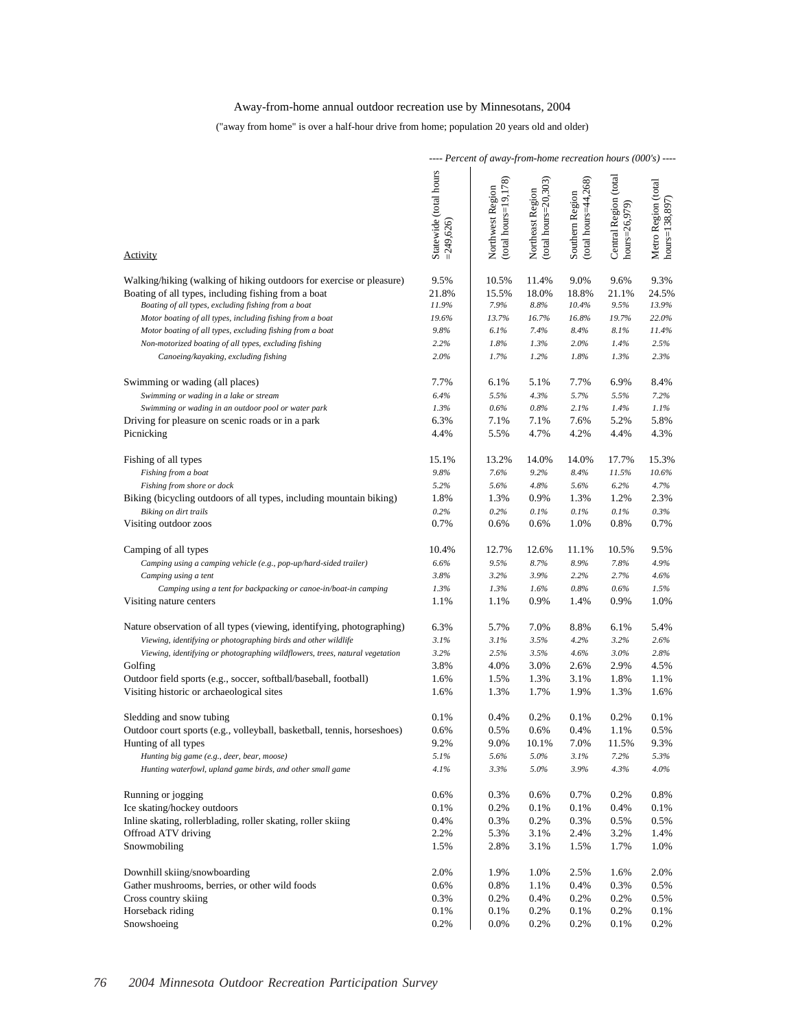Away-from-home annual outdoor recreation use by Minnesotans, 2004

("away from home" is over a half-hour drive from home; population 20 years old and older)

| Activity | ---- *Percent of away-from-home recreation hours (000's)* ---- | | | | | |
|---|---|---|---|---|---|---|
| | Statewide (total hours =249,626) | Northwest Region (total hours=19,178) | Northeast Region (total hours=20,303) | Southern Region (total hours=44,268) | Central Region (total hours=26,979) | Metro Region (total hours=138,897) |
| Walking/hiking (walking of hiking outdoors for exercise or pleasure) | 9.5% | 10.5% | 11.4% | 9.0% | 9.6% | 9.3% |
| Boating of all types, including fishing from a boat | 21.8% | 15.5% | 18.0% | 18.8% | 21.1% | 24.5% |
| *Boating of all types, excluding fishing from a boat* | *11.9%* | *7.9%* | *8.8%* | *10.4%* | *9.5%* | *13.9%* |
| *Motor boating of all types, including fishing from a boat* | *19.6%* | *13.7%* | *16.7%* | *16.8%* | *19.7%* | *22.0%* |
| *Motor boating of all types, excluding fishing from a boat* | *9.8%* | *6.1%* | *7.4%* | *8.4%* | *8.1%* | *11.4%* |
| *Non-motorized boating of all types, excluding fishing* | *2.2%* | *1.8%* | *1.3%* | *2.0%* | *1.4%* | *2.5%* |
| *Canoeing/kayaking, excluding fishing* | *2.0%* | *1.7%* | *1.2%* | *1.8%* | *1.3%* | *2.3%* |
| Swimming or wading (all places) | 7.7% | 6.1% | 5.1% | 7.7% | 6.9% | 8.4% |
| *Swimming or wading in a lake or stream* | *6.4%* | *5.5%* | *4.3%* | *5.7%* | *5.5%* | *7.2%* |
| *Swimming or wading in an outdoor pool or water park* | *1.3%* | *0.6%* | *0.8%* | *2.1%* | *1.4%* | *1.1%* |
| Driving for pleasure on scenic roads or in a park | 6.3% | 7.1% | 7.1% | 7.6% | 5.2% | 5.8% |
| Picnicking | 4.4% | 5.5% | 4.7% | 4.2% | 4.4% | 4.3% |
| Fishing of all types | 15.1% | 13.2% | 14.0% | 14.0% | 17.7% | 15.3% |
| *Fishing from a boat* | *9.8%* | *7.6%* | *9.2%* | *8.4%* | *11.5%* | *10.6%* |
| *Fishing from shore or dock* | *5.2%* | *5.6%* | *4.8%* | *5.6%* | *6.2%* | *4.7%* |
| Biking (bicycling outdoors of all types, including mountain biking) | 1.8% | 1.3% | 0.9% | 1.3% | 1.2% | 2.3% |
| *Biking on dirt trails* | *0.2%* | *0.2%* | *0.1%* | *0.1%* | *0.1%* | *0.3%* |
| Visiting outdoor zoos | 0.7% | 0.6% | 0.6% | 1.0% | 0.8% | 0.7% |
| Camping of all types | 10.4% | 12.7% | 12.6% | 11.1% | 10.5% | 9.5% |
| *Camping using a camping vehicle (e.g., pop-up/hard-sided trailer)* | *6.6%* | *9.5%* | *8.7%* | *8.9%* | *7.8%* | *4.9%* |
| *Camping using a tent* | *3.8%* | *3.2%* | *3.9%* | *2.2%* | *2.7%* | *4.6%* |
| *Camping using a tent for backpacking or canoe-in/boat-in camping* | *1.3%* | *1.3%* | *1.6%* | *0.8%* | *0.6%* | *1.5%* |
| Visiting nature centers | 1.1% | 1.1% | 0.9% | 1.4% | 0.9% | 1.0% |
| Nature observation of all types (viewing, identifying, photographing) | 6.3% | 5.7% | 7.0% | 8.8% | 6.1% | 5.4% |
| *Viewing, identifying or photographing birds and other wildlife* | *3.1%* | *3.1%* | *3.5%* | *4.2%* | *3.2%* | *2.6%* |
| *Viewing, identifying or photographing wildflowers, trees, natural vegetation* | *3.2%* | *2.5%* | *3.5%* | *4.6%* | *3.0%* | *2.8%* |
| Golfing | 3.8% | 4.0% | 3.0% | 2.6% | 2.9% | 4.5% |
| Outdoor field sports (e.g., soccer, softball/baseball, football) | 1.6% | 1.5% | 1.3% | 3.1% | 1.8% | 1.1% |
| Visiting historic or archaeological sites | 1.6% | 1.3% | 1.7% | 1.9% | 1.3% | 1.6% |
| Sledding and snow tubing | 0.1% | 0.4% | 0.2% | 0.1% | 0.2% | 0.1% |
| Outdoor court sports (e.g., volleyball, basketball, tennis, horseshoes) | 0.6% | 0.5% | 0.6% | 0.4% | 1.1% | 0.5% |
| Hunting of all types | 9.2% | 9.0% | 10.1% | 7.0% | 11.5% | 9.3% |
| *Hunting big game (e.g., deer, bear, moose)* | *5.1%* | *5.6%* | *5.0%* | *3.1%* | *7.2%* | *5.3%* |
| *Hunting waterfowl, upland game birds, and other small game* | *4.1%* | *3.3%* | *5.0%* | *3.9%* | *4.3%* | *4.0%* |
| Running or jogging | 0.6% | 0.3% | 0.6% | 0.7% | 0.2% | 0.8% |
| Ice skating/hockey outdoors | 0.1% | 0.2% | 0.1% | 0.1% | 0.4% | 0.1% |
| Inline skating, rollerblading, roller skating, roller skiing | 0.4% | 0.3% | 0.2% | 0.3% | 0.5% | 0.5% |
| Offroad ATV driving | 2.2% | 5.3% | 3.1% | 2.4% | 3.2% | 1.4% |
| Snowmobiling | 1.5% | 2.8% | 3.1% | 1.5% | 1.7% | 1.0% |
| Downhill skiing/snowboarding | 2.0% | 1.9% | 1.0% | 2.5% | 1.6% | 2.0% |
| Gather mushrooms, berries, or other wild foods | 0.6% | 0.8% | 1.1% | 0.4% | 0.3% | 0.5% |
| Cross country skiing | 0.3% | 0.2% | 0.4% | 0.2% | 0.2% | 0.5% |
| Horseback riding | 0.1% | 0.1% | 0.2% | 0.1% | 0.2% | 0.1% |
| Snowshoeing | 0.2% | 0.0% | 0.2% | 0.2% | 0.1% | 0.2% |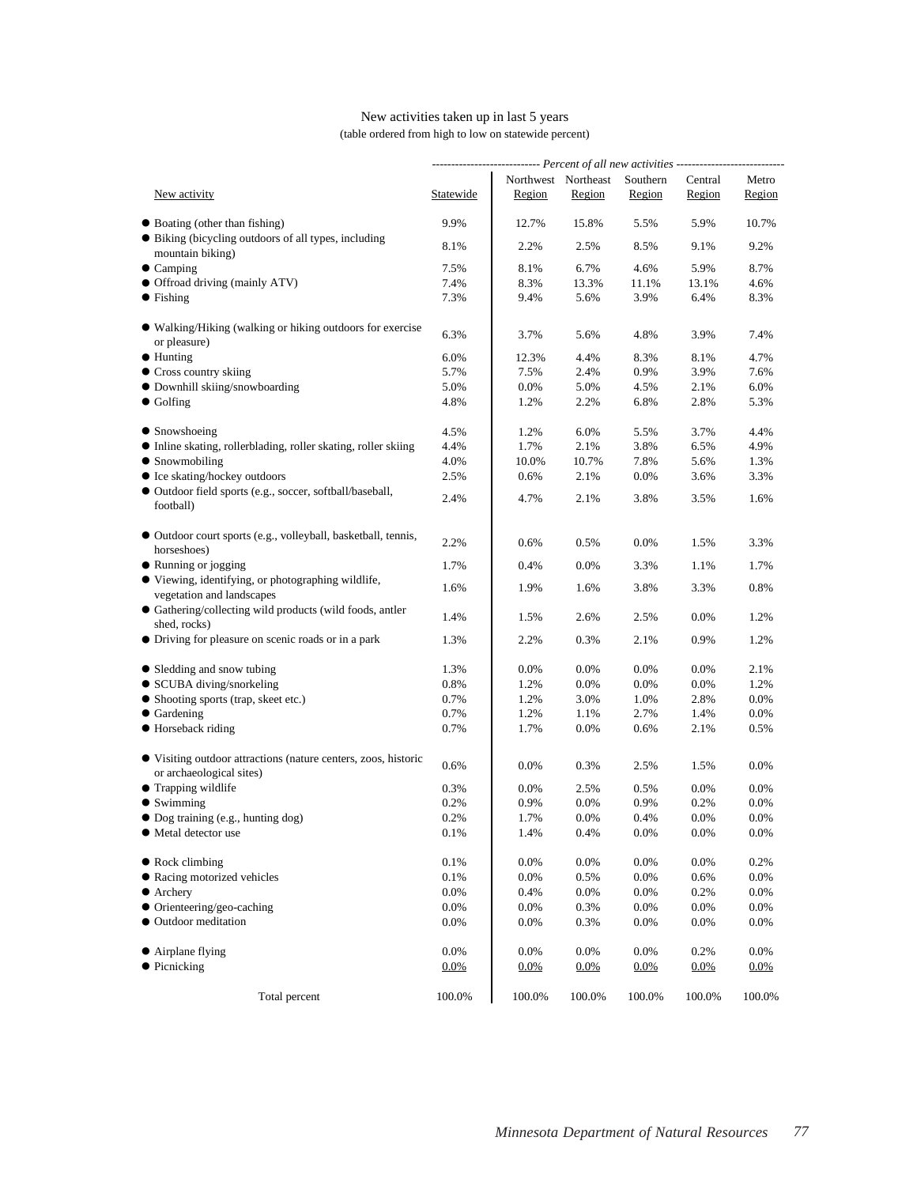New activities taken up in last 5 years

(table ordered from high to low on statewide percent)

| | ---------- *Percent of all new activities* ---------- | | | | | |
|---|---|---|---|---|---|---|
| New activity | Statewide | Northwest Region | Northeast Region | Southern Region | Central Region | Metro Region |
| ● Boating (other than fishing) | 9.9% | 12.7% | 15.8% | 5.5% | 5.9% | 10.7% |
| ● Biking (bicycling outdoors of all types, including mountain biking) | 8.1% | 2.2% | 2.5% | 8.5% | 9.1% | 9.2% |
| ● Camping | 7.5% | 8.1% | 6.7% | 4.6% | 5.9% | 8.7% |
| ● Offroad driving (mainly ATV) | 7.4% | 8.3% | 13.3% | 11.1% | 13.1% | 4.6% |
| ● Fishing | 7.3% | 9.4% | 5.6% | 3.9% | 6.4% | 8.3% |
| ● Walking/Hiking (walking or hiking outdoors for exercise or pleasure) | 6.3% | 3.7% | 5.6% | 4.8% | 3.9% | 7.4% |
| ● Hunting | 6.0% | 12.3% | 4.4% | 8.3% | 8.1% | 4.7% |
| ● Cross country skiing | 5.7% | 7.5% | 2.4% | 0.9% | 3.9% | 7.6% |
| ● Downhill skiing/snowboarding | 5.0% | 0.0% | 5.0% | 4.5% | 2.1% | 6.0% |
| ● Golfing | 4.8% | 1.2% | 2.2% | 6.8% | 2.8% | 5.3% |
| ● Snowshoeing | 4.5% | 1.2% | 6.0% | 5.5% | 3.7% | 4.4% |
| ● Inline skating, rollerblading, roller skating, roller skiing | 4.4% | 1.7% | 2.1% | 3.8% | 6.5% | 4.9% |
| ● Snowmobiling | 4.0% | 10.0% | 10.7% | 7.8% | 5.6% | 1.3% |
| ● Ice skating/hockey outdoors | 2.5% | 0.6% | 2.1% | 0.0% | 3.6% | 3.3% |
| ● Outdoor field sports (e.g., soccer, softball/baseball, football) | 2.4% | 4.7% | 2.1% | 3.8% | 3.5% | 1.6% |
| ● Outdoor court sports (e.g., volleyball, basketball, tennis, horseshoes) | 2.2% | 0.6% | 0.5% | 0.0% | 1.5% | 3.3% |
| ● Running or jogging | 1.7% | 0.4% | 0.0% | 3.3% | 1.1% | 1.7% |
| ● Viewing, identifying, or photographing wildlife, vegetation and landscapes | 1.6% | 1.9% | 1.6% | 3.8% | 3.3% | 0.8% |
| ● Gathering/collecting wild products (wild foods, antler shed, rocks) | 1.4% | 1.5% | 2.6% | 2.5% | 0.0% | 1.2% |
| ● Driving for pleasure on scenic roads or in a park | 1.3% | 2.2% | 0.3% | 2.1% | 0.9% | 1.2% |
| ● Sledding and snow tubing | 1.3% | 0.0% | 0.0% | 0.0% | 0.0% | 2.1% |
| ● SCUBA diving/snorkeling | 0.8% | 1.2% | 0.0% | 0.0% | 0.0% | 1.2% |
| ● Shooting sports (trap, skeet etc.) | 0.7% | 1.2% | 3.0% | 1.0% | 2.8% | 0.0% |
| ● Gardening | 0.7% | 1.2% | 1.1% | 2.7% | 1.4% | 0.0% |
| ● Horseback riding | 0.7% | 1.7% | 0.0% | 0.6% | 2.1% | 0.5% |
| ● Visiting outdoor attractions (nature centers, zoos, historic or archaeological sites) | 0.6% | 0.0% | 0.3% | 2.5% | 1.5% | 0.0% |
| ● Trapping wildlife | 0.3% | 0.0% | 2.5% | 0.5% | 0.0% | 0.0% |
| ● Swimming | 0.2% | 0.9% | 0.0% | 0.9% | 0.2% | 0.0% |
| ● Dog training (e.g., hunting dog) | 0.2% | 1.7% | 0.0% | 0.4% | 0.0% | 0.0% |
| ● Metal detector use | 0.1% | 1.4% | 0.4% | 0.0% | 0.0% | 0.0% |
| ● Rock climbing | 0.1% | 0.0% | 0.0% | 0.0% | 0.0% | 0.2% |
| ● Racing motorized vehicles | 0.1% | 0.0% | 0.5% | 0.0% | 0.6% | 0.0% |
| ● Archery | 0.0% | 0.4% | 0.0% | 0.0% | 0.2% | 0.0% |
| ● Orienteering/geo-caching | 0.0% | 0.0% | 0.3% | 0.0% | 0.0% | 0.0% |
| ● Outdoor meditation | 0.0% | 0.0% | 0.3% | 0.0% | 0.0% | 0.0% |
| ● Airplane flying | 0.0% | 0.0% | 0.0% | 0.0% | 0.2% | 0.0% |
| ● Picnicking | 0.0% | 0.0% | 0.0% | 0.0% | 0.0% | 0.0% |
| Total percent | 100.0% | 100.0% | 100.0% | 100.0% | 100.0% | 100.0% |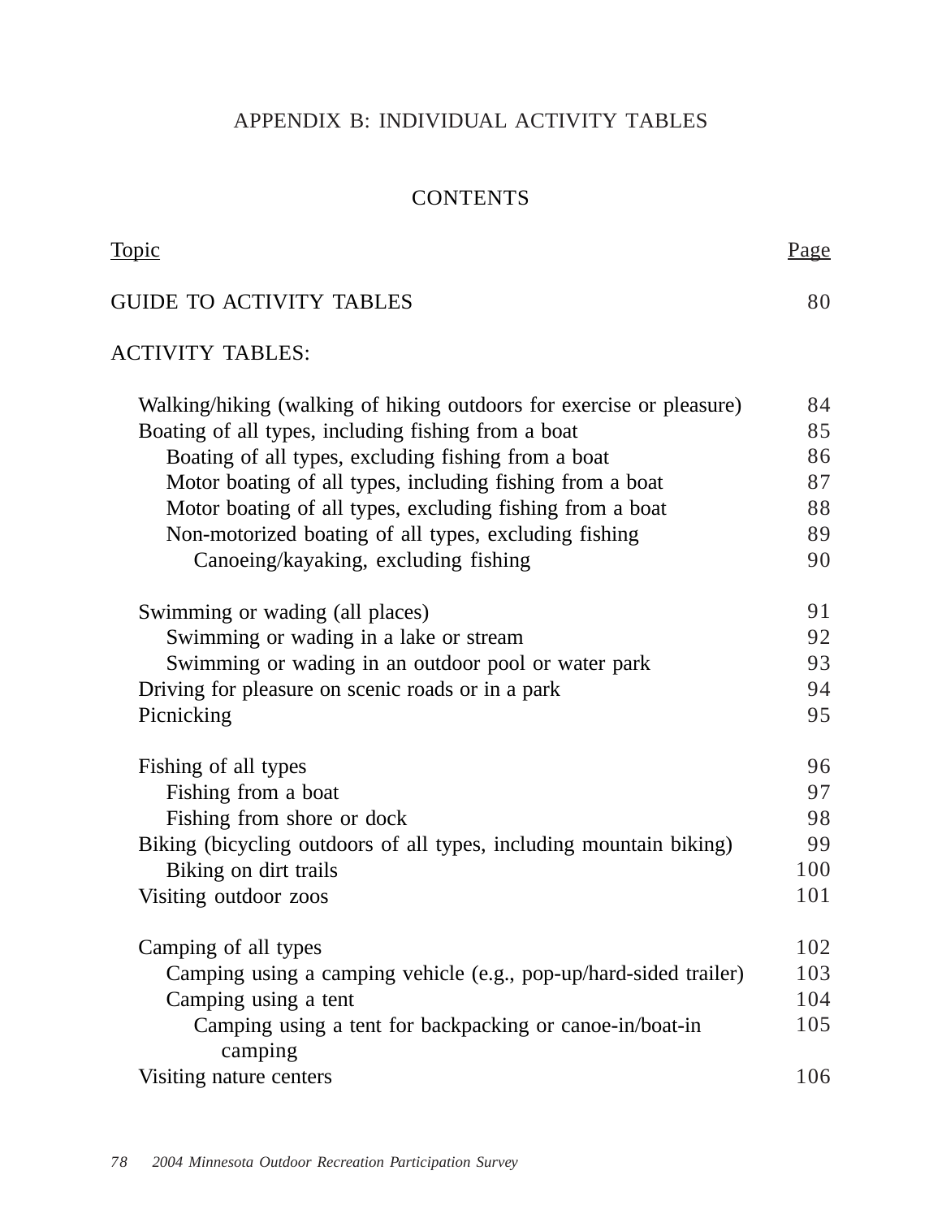# APPENDIX B: INDIVIDUAL ACTIVITY TABLES

## CONTENTS

| Topic | Page |
|---|---|
| GUIDE TO ACTIVITY TABLES | 80 |
| ACTIVITY TABLES: | |
| Walking/hiking (walking of hiking outdoors for exercise or pleasure) | 84 |
| Boating of all types, including fishing from a boat | 85 |
| &nbsp;&nbsp;&nbsp;&nbsp;Boating of all types, excluding fishing from a boat | 86 |
| &nbsp;&nbsp;&nbsp;&nbsp;Motor boating of all types, including fishing from a boat | 87 |
| &nbsp;&nbsp;&nbsp;&nbsp;Motor boating of all types, excluding fishing from a boat | 88 |
| &nbsp;&nbsp;&nbsp;&nbsp;Non-motorized boating of all types, excluding fishing | 89 |
| &nbsp;&nbsp;&nbsp;&nbsp;&nbsp;&nbsp;&nbsp;&nbsp;Canoeing/kayaking, excluding fishing | 90 |
| Swimming or wading (all places) | 91 |
| &nbsp;&nbsp;&nbsp;&nbsp;Swimming or wading in a lake or stream | 92 |
| &nbsp;&nbsp;&nbsp;&nbsp;Swimming or wading in an outdoor pool or water park | 93 |
| Driving for pleasure on scenic roads or in a park | 94 |
| Picnicking | 95 |
| Fishing of all types | 96 |
| &nbsp;&nbsp;&nbsp;&nbsp;Fishing from a boat | 97 |
| &nbsp;&nbsp;&nbsp;&nbsp;Fishing from shore or dock | 98 |
| Biking (bicycling outdoors of all types, including mountain biking) | 99 |
| &nbsp;&nbsp;&nbsp;&nbsp;Biking on dirt trails | 100 |
| Visiting outdoor zoos | 101 |
| Camping of all types | 102 |
| &nbsp;&nbsp;&nbsp;&nbsp;Camping using a camping vehicle (e.g., pop-up/hard-sided trailer) | 103 |
| &nbsp;&nbsp;&nbsp;&nbsp;Camping using a tent | 104 |
| &nbsp;&nbsp;&nbsp;&nbsp;&nbsp;&nbsp;&nbsp;&nbsp;Camping using a tent for backpacking or canoe-in/boat-in camping | 105 |
| Visiting nature centers | 106 |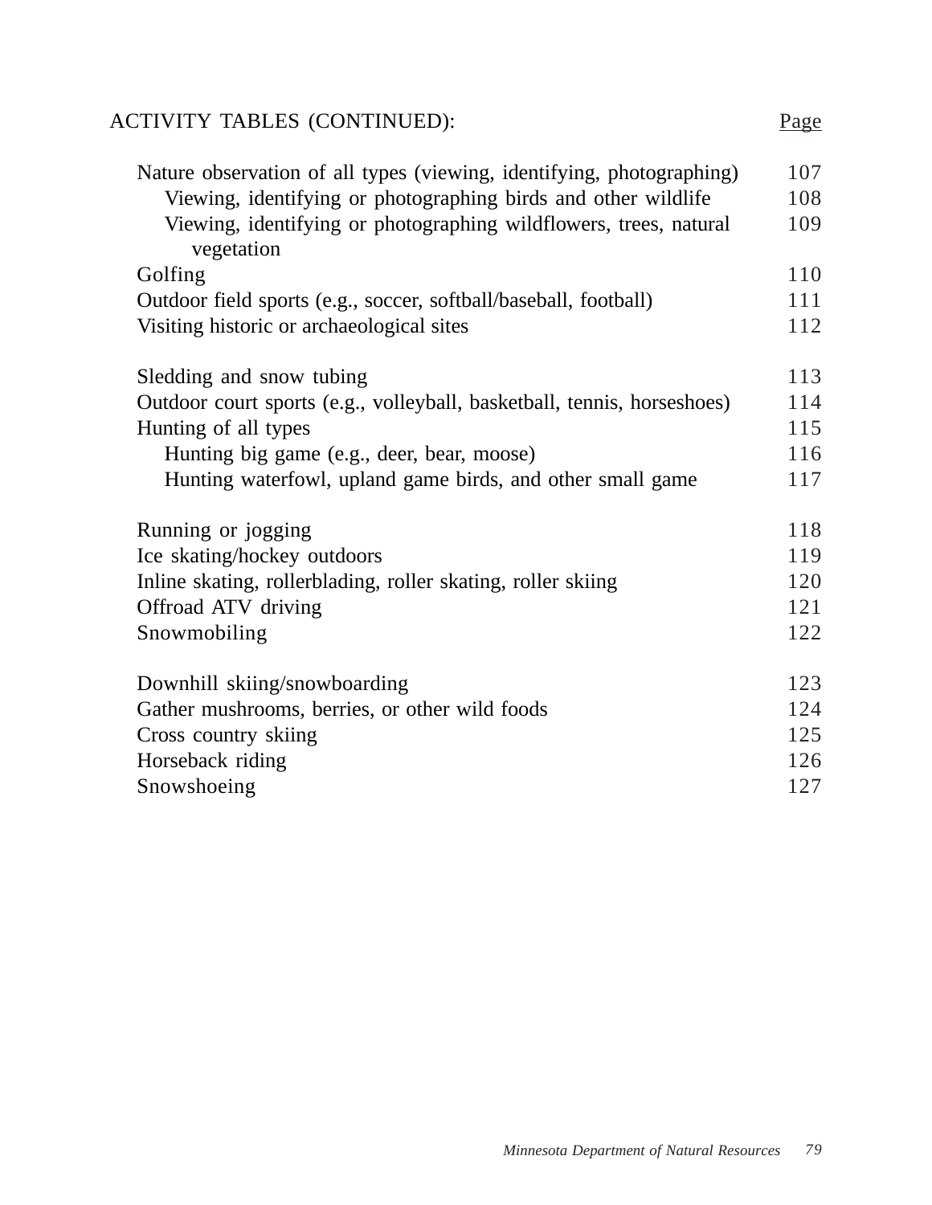| ACTIVITY TABLES (CONTINUED): | Page |
|---|---|
| Nature observation of all types (viewing, identifying, photographing) | 107 |
| Viewing, identifying or photographing birds and other wildlife | 108 |
| Viewing, identifying or photographing wildflowers, trees, natural vegetation | 109 |
| Golfing | 110 |
| Outdoor field sports (e.g., soccer, softball/baseball, football) | 111 |
| Visiting historic or archaeological sites | 112 |
| Sledding and snow tubing | 113 |
| Outdoor court sports (e.g., volleyball, basketball, tennis, horseshoes) | 114 |
| Hunting of all types | 115 |
| Hunting big game (e.g., deer, bear, moose) | 116 |
| Hunting waterfowl, upland game birds, and other small game | 117 |
| Running or jogging | 118 |
| Ice skating/hockey outdoors | 119 |
| Inline skating, rollerblading, roller skating, roller skiing | 120 |
| Offroad ATV driving | 121 |
| Snowmobiling | 122 |
| Downhill skiing/snowboarding | 123 |
| Gather mushrooms, berries, or other wild foods | 124 |
| Cross country skiing | 125 |
| Horseback riding | 126 |
| Snowshoeing | 127 |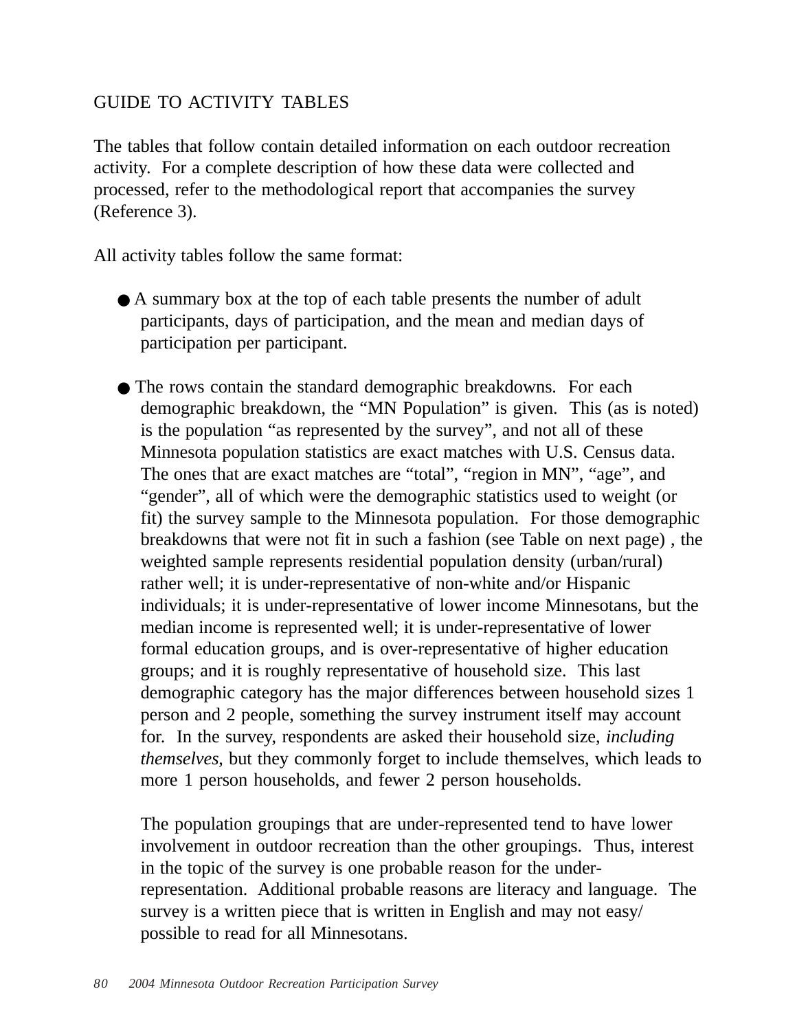## GUIDE TO ACTIVITY TABLES

The tables that follow contain detailed information on each outdoor recreation activity. For a complete description of how these data were collected and processed, refer to the methodological report that accompanies the survey (Reference 3).

All activity tables follow the same format:

- A summary box at the top of each table presents the number of adult participants, days of participation, and the mean and median days of participation per participant.

- The rows contain the standard demographic breakdowns. For each demographic breakdown, the "MN Population" is given. This (as is noted) is the population "as represented by the survey", and not all of these Minnesota population statistics are exact matches with U.S. Census data. The ones that are exact matches are "total", "region in MN", "age", and "gender", all of which were the demographic statistics used to weight (or fit) the survey sample to the Minnesota population. For those demographic breakdowns that were not fit in such a fashion (see Table on next page) , the weighted sample represents residential population density (urban/rural) rather well; it is under-representative of non-white and/or Hispanic individuals; it is under-representative of lower income Minnesotans, but the median income is represented well; it is under-representative of lower formal education groups, and is over-representative of higher education groups; and it is roughly representative of household size. This last demographic category has the major differences between household sizes 1 person and 2 people, something the survey instrument itself may account for. In the survey, respondents are asked their household size, *including themselves,* but they commonly forget to include themselves, which leads to more 1 person households, and fewer 2 person households.

  The population groupings that are under-represented tend to have lower involvement in outdoor recreation than the other groupings. Thus, interest in the topic of the survey is one probable reason for the under-representation. Additional probable reasons are literacy and language. The survey is a written piece that is written in English and may not easy/ possible to read for all Minnesotans.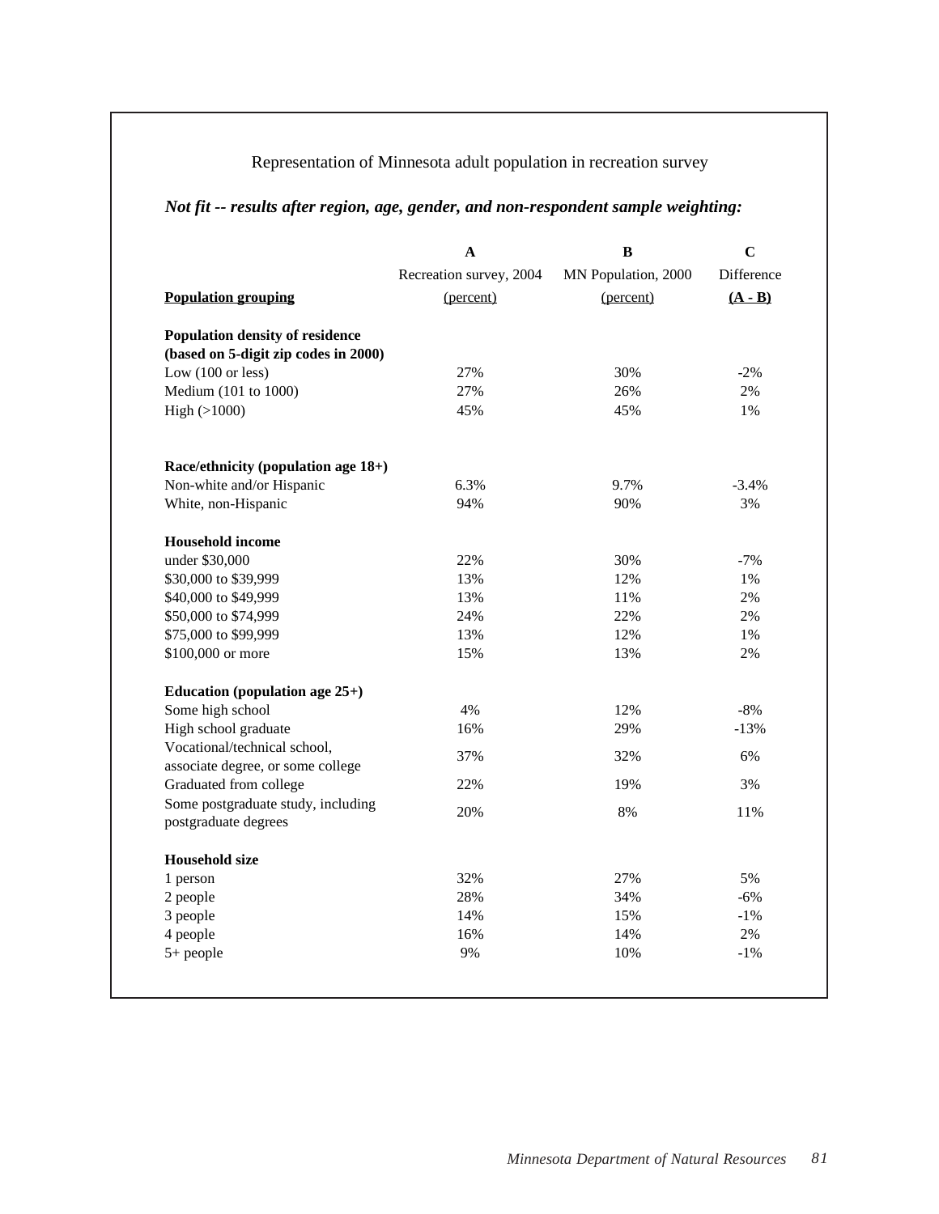Representation of Minnesota adult population in recreation survey

***Not fit -- results after region, age, gender, and non-respondent sample weighting:***

| Population grouping | A<br>Recreation survey, 2004<br>(percent) | B<br>MN Population, 2000<br>(percent) | C<br>Difference<br>(A - B) |
|---|---|---|---|
| **Population density of residence (based on 5-digit zip codes in 2000)** | | | |
| Low (100 or less) | 27% | 30% | -2% |
| Medium (101 to 1000) | 27% | 26% | 2% |
| High (>1000) | 45% | 45% | 1% |
| **Race/ethnicity (population age 18+)** | | | |
| Non-white and/or Hispanic | 6.3% | 9.7% | -3.4% |
| White, non-Hispanic | 94% | 90% | 3% |
| **Household income** | | | |
| under $30,000 | 22% | 30% | -7% |
| $30,000 to $39,999 | 13% | 12% | 1% |
| $40,000 to $49,999 | 13% | 11% | 2% |
| $50,000 to $74,999 | 24% | 22% | 2% |
| $75,000 to $99,999 | 13% | 12% | 1% |
| $100,000 or more | 15% | 13% | 2% |
| **Education (population age 25+)** | | | |
| Some high school | 4% | 12% | -8% |
| High school graduate | 16% | 29% | -13% |
| Vocational/technical school, associate degree, or some college | 37% | 32% | 6% |
| Graduated from college | 22% | 19% | 3% |
| Some postgraduate study, including postgraduate degrees | 20% | 8% | 11% |
| **Household size** | | | |
| 1 person | 32% | 27% | 5% |
| 2 people | 28% | 34% | -6% |
| 3 people | 14% | 15% | -1% |
| 4 people | 16% | 14% | 2% |
| 5+ people | 9% | 10% | -1% |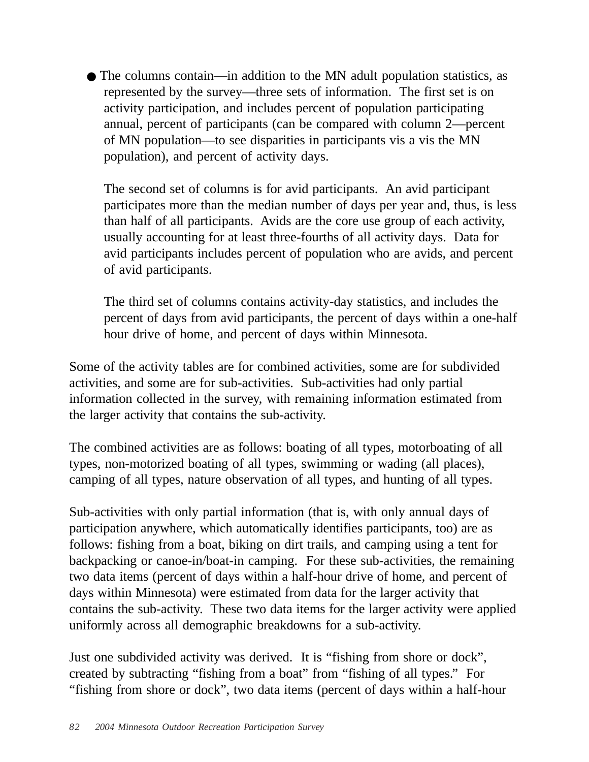- The columns contain—in addition to the MN adult population statistics, as represented by the survey—three sets of information. The first set is on activity participation, and includes percent of population participating annual, percent of participants (can be compared with column 2—percent of MN population—to see disparities in participants vis a vis the MN population), and percent of activity days.

  The second set of columns is for avid participants. An avid participant participates more than the median number of days per year and, thus, is less than half of all participants. Avids are the core use group of each activity, usually accounting for at least three-fourths of all activity days. Data for avid participants includes percent of population who are avids, and percent of avid participants.

  The third set of columns contains activity-day statistics, and includes the percent of days from avid participants, the percent of days within a one-half hour drive of home, and percent of days within Minnesota.

Some of the activity tables are for combined activities, some are for subdivided activities, and some are for sub-activities. Sub-activities had only partial information collected in the survey, with remaining information estimated from the larger activity that contains the sub-activity.

The combined activities are as follows: boating of all types, motorboating of all types, non-motorized boating of all types, swimming or wading (all places), camping of all types, nature observation of all types, and hunting of all types.

Sub-activities with only partial information (that is, with only annual days of participation anywhere, which automatically identifies participants, too) are as follows: fishing from a boat, biking on dirt trails, and camping using a tent for backpacking or canoe-in/boat-in camping. For these sub-activities, the remaining two data items (percent of days within a half-hour drive of home, and percent of days within Minnesota) were estimated from data for the larger activity that contains the sub-activity. These two data items for the larger activity were applied uniformly across all demographic breakdowns for a sub-activity.

Just one subdivided activity was derived. It is "fishing from shore or dock", created by subtracting "fishing from a boat" from "fishing of all types." For "fishing from shore or dock", two data items (percent of days within a half-hour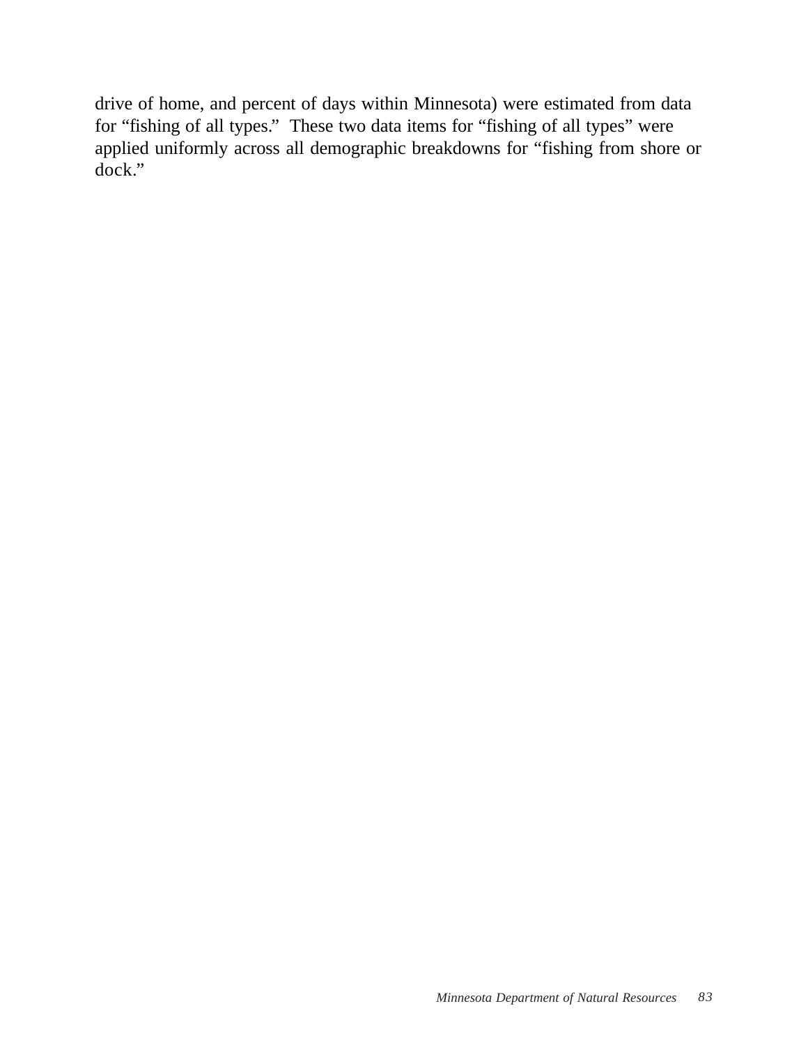drive of home, and percent of days within Minnesota) were estimated from data for “fishing of all types.” These two data items for “fishing of all types” were applied uniformly across all demographic breakdowns for “fishing from shore or dock.”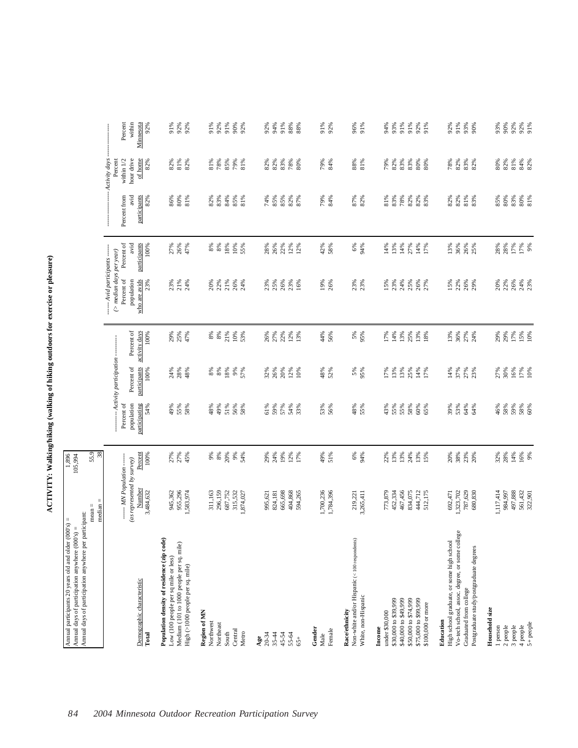# ACTIVITY: Walking/hiking (walking of hiking outdoors for exercise or pleasure)

| | |
|---|---|
| Annual participants 20 years old and older (000's) = | 1,896 |
| Annual days of participation anywhere (000's) = | 105,994 |
| Annual days of participation anywhere per participant: mean = | 55.9 |
| median = | 38 |

| Demographic characteristic | MN Population (as represented by survey) Number | Percent | Activity participation Percent of population participating | Percent of participants | Percent of activity days | Avid participants (> median days per year) Percent of population who are avids | Percent of avid participants | Activity days Percent from avid participants | Percent within 1/2 hour drive of home | Percent within Minnesota |
|---|---|---|---|---|---|---|---|---|---|---|
| **Total** | 3,484,632 | 100% | 54% | 100% | 100% | 23% | 100% | 82% | 82% | 92% |
| **Population density of residence (zip code)** | | | | | | | | | | |
| Low (100 people per sq mile or less) | 945,362 | 27% | 49% | 24% | 29% | 23% | 27% | 86% | 82% | 91% |
| Medium (101 to 1000 people per sq. mile) | 955,296 | 27% | 55% | 28% | 25% | 21% | 26% | 80% | 81% | 92% |
| High (>1000 people per sq. mile) | 1,583,974 | 45% | 58% | 48% | 47% | 24% | 47% | 81% | 82% | 92% |
| **Region of MN** | | | | | | | | | | |
| Northwest | 311,163 | 9% | 48% | 8% | 8% | 20% | 8% | 82% | 81% | 91% |
| Northeast | 296,159 | 8% | 49% | 8% | 8% | 22% | 8% | 83% | 78% | 92% |
| South | 687,752 | 20% | 51% | 18% | 21% | 21% | 18% | 84% | 85% | 91% |
| Central | 315,532 | 9% | 56% | 9% | 10% | 26% | 10% | 85% | 79% | 90% |
| Metro | 1,874,027 | 54% | 58% | 57% | 53% | 24% | 55% | 81% | 81% | 92% |
| **Age** | | | | | | | | | | |
| 20-34 | 995,621 | 29% | 61% | 32% | 26% | 23% | 28% | 74% | 82% | 92% |
| 35-44 | 824,181 | 24% | 59% | 26% | 27% | 25% | 26% | 85% | 82% | 94% |
| 45-54 | 665,698 | 19% | 57% | 20% | 22% | 26% | 22% | 85% | 83% | 91% |
| 55-64 | 404,868 | 12% | 54% | 12% | 12% | 23% | 12% | 82% | 78% | 88% |
| 65+ | 594,265 | 17% | 33% | 10% | 13% | 16% | 12% | 87% | 80% | 88% |
| **Gender** | | | | | | | | | | |
| Male | 1,700,236 | 49% | 53% | 48% | 44% | 19% | 42% | 79% | 79% | 91% |
| Female | 1,784,396 | 51% | 56% | 52% | 56% | 26% | 58% | 84% | 84% | 92% |
| **Race/ethnicity** | | | | | | | | | | |
| Non-white and/or Hispanic (< 100 respondents) | 219,221 | 6% | 48% | 5% | 5% | 23% | 6% | 87% | 88% | 96% |
| White, non-Hispanic | 3,265,411 | 94% | 55% | 95% | 95% | 23% | 94% | 82% | 81% | 91% |
| **Income** | | | | | | | | | | |
| under $30,000 | 773,879 | 22% | 43% | 17% | 17% | 15% | 14% | 81% | 79% | 94% |
| $30,000 to $39,999 | 452,334 | 13% | 55% | 13% | 14% | 23% | 13% | 83% | 82% | 93% |
| $40,000 to $49,999 | 467,456 | 13% | 55% | 13% | 13% | 24% | 14% | 78% | 83% | 91% |
| $50,000 to $74,999 | 834,075 | 24% | 58% | 25% | 25% | 25% | 27% | 82% | 83% | 91% |
| $75,000 to $99,999 | 444,712 | 13% | 60% | 14% | 13% | 26% | 14% | 82% | 80% | 92% |
| $100,000 or more | 512,175 | 15% | 65% | 17% | 18% | 27% | 17% | 83% | 80% | 91% |
| **Education** | | | | | | | | | | |
| High school graduate, or some high school | 692,471 | 20% | 39% | 14% | 13% | 15% | 13% | 82% | 78% | 92% |
| Vo-tech school, assoc. degree, or some college | 1,323,702 | 38% | 53% | 37% | 36% | 22% | 36% | 82% | 82% | 91% |
| Graduated from college | 787,629 | 23% | 64% | 27% | 27% | 26% | 26% | 81% | 83% | 93% |
| Postgraduate study/postgraduate degrees | 680,830 | 20% | 64% | 23% | 24% | 29% | 25% | 83% | 82% | 90% |
| **Household size** | | | | | | | | | | |
| 1 person | 1,117,414 | 32% | 46% | 27% | 29% | 20% | 28% | 85% | 80% | 93% |
| 2 people | 984,997 | 28% | 58% | 30% | 29% | 22% | 28% | 80% | 82% | 90% |
| 3 people | 497,888 | 14% | 59% | 16% | 17% | 26% | 17% | 83% | 81% | 92% |
| 4 people | 561,432 | 16% | 58% | 17% | 15% | 24% | 17% | 80% | 84% | 92% |
| 5+ people | 322,901 | 9% | 60% | 10% | 10% | 23% | 9% | 81% | 82% | 91% |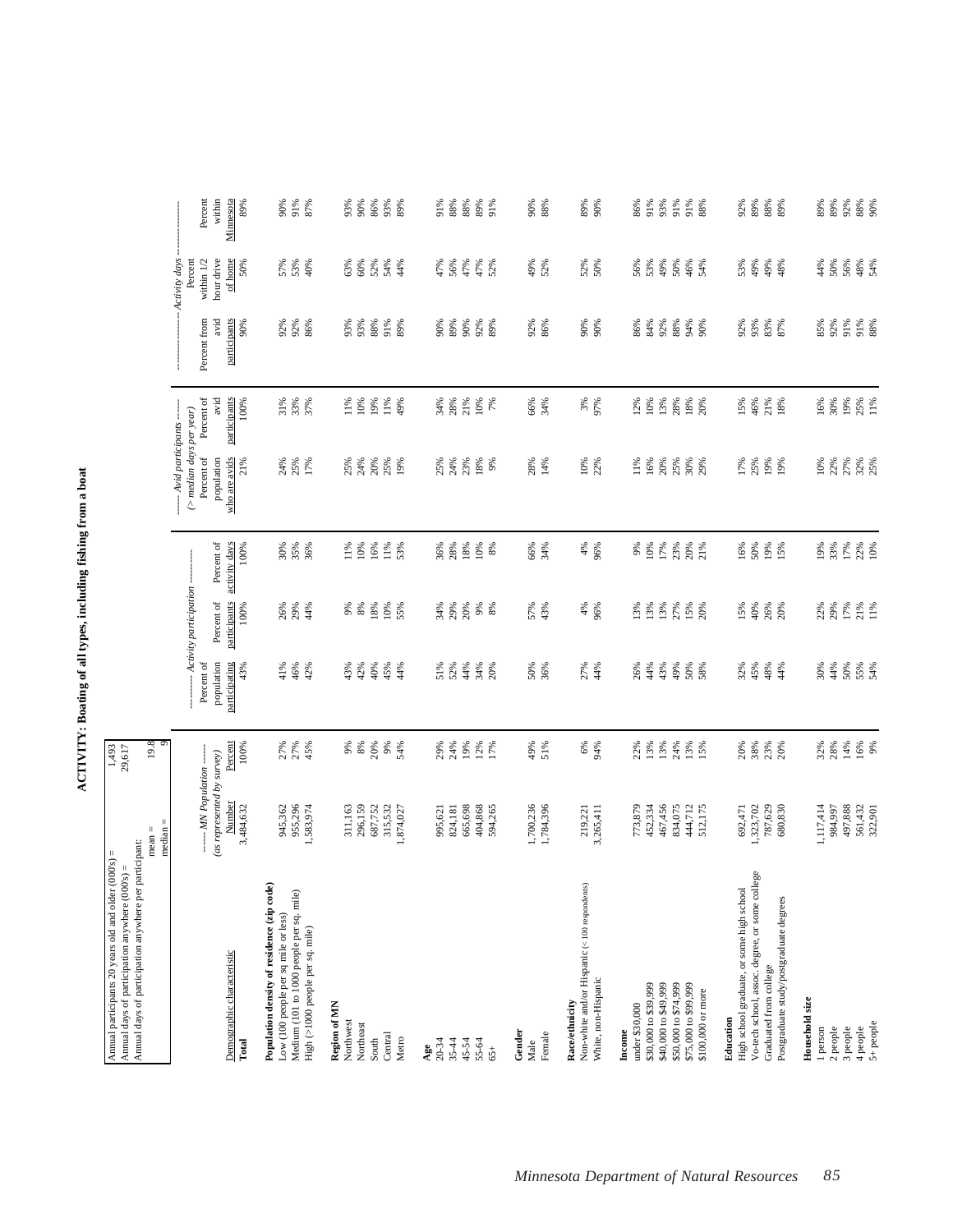# ACTIVITY: Boating of all types, including fishing from a boat

| | |
|---|---|
| Annual participants 20 years old and older (000's) = | 1,493 |
| Annual days of participation anywhere (000's) = | 29,617 |
| Annual days of participation anywhere per participant: mean = | 19.8 |
| median = | 9 |

| Demographic characteristic | ------ MN Population ------ (as represented by survey) | | ---------- Activity participation ---------- | | | ------ Avid participants ------ (> median days per year) | | ----------------- Activity days ----------------- | | |
|---|---|---|---|---|---|---|---|---|---|---|
| | Number | Percent | Percent of population participating | Percent of participants | Percent of activity days | Percent of population who are avids | Percent of avid participants | Percent from avid participants | Percent within 1/2 hour drive of home | Percent within Minnesota |
| **Total** | 3,484,632 | 100% | 43% | 100% | 100% | 21% | 100% | 90% | 50% | 89% |
| **Population density of residence (zip code)** | | | | | | | | | | |
| Low (100 people per sq mile or less) | 945,362 | 27% | 41% | 26% | 30% | 24% | 31% | 92% | 57% | 90% |
| Medium (101 to 1000 people per sq. mile) | 955,296 | 27% | 46% | 29% | 35% | 25% | 33% | 92% | 53% | 91% |
| High (>1000 people per sq. mile) | 1,583,974 | 45% | 42% | 44% | 36% | 17% | 37% | 86% | 40% | 87% |
| **Region of MN** | | | | | | | | | | |
| Northwest | 311,163 | 9% | 43% | 9% | 11% | 25% | 11% | 93% | 63% | 93% |
| Northeast | 296,159 | 8% | 42% | 8% | 10% | 24% | 10% | 93% | 60% | 90% |
| South | 687,752 | 20% | 40% | 18% | 16% | 20% | 19% | 88% | 52% | 86% |
| Central | 315,532 | 9% | 45% | 10% | 11% | 25% | 11% | 91% | 54% | 93% |
| Metro | 1,874,027 | 54% | 44% | 55% | 53% | 19% | 49% | 89% | 44% | 89% |
| **Age** | | | | | | | | | | |
| 20-34 | 995,621 | 29% | 51% | 34% | 36% | 25% | 34% | 90% | 47% | 91% |
| 35-44 | 824,181 | 24% | 52% | 29% | 28% | 24% | 28% | 89% | 56% | 88% |
| 45-54 | 665,698 | 19% | 44% | 20% | 18% | 23% | 21% | 90% | 47% | 88% |
| 55-64 | 404,868 | 12% | 34% | 9% | 10% | 18% | 10% | 92% | 47% | 89% |
| 65+ | 594,265 | 17% | 20% | 8% | 8% | 9% | 7% | 89% | 52% | 91% |
| **Gender** | | | | | | | | | | |
| Male | 1,700,236 | 49% | 50% | 57% | 66% | 28% | 66% | 92% | 49% | 90% |
| Female | 1,784,396 | 51% | 36% | 43% | 34% | 14% | 34% | 86% | 52% | 88% |
| **Race/ethnicity** | | | | | | | | | | |
| Non-white and/or Hispanic (< 100 respondents) | 219,221 | 6% | 27% | 4% | 4% | 10% | 3% | 90% | 52% | 89% |
| White, non-Hispanic | 3,265,411 | 94% | 44% | 96% | 96% | 22% | 97% | 90% | 50% | 90% |
| **Income** | | | | | | | | | | |
| under $30,000 | 773,879 | 22% | 26% | 13% | 9% | 11% | 12% | 86% | 56% | 86% |
| $30,000 to $39,999 | 452,334 | 13% | 44% | 13% | 10% | 16% | 10% | 84% | 53% | 91% |
| $40,000 to $49,999 | 467,456 | 13% | 43% | 13% | 17% | 20% | 13% | 92% | 49% | 93% |
| $50,000 to $74,999 | 834,075 | 24% | 49% | 27% | 23% | 25% | 28% | 88% | 50% | 91% |
| $75,000 to $99,999 | 444,712 | 13% | 50% | 15% | 20% | 30% | 18% | 94% | 46% | 91% |
| $100,000 or more | 512,175 | 15% | 58% | 20% | 21% | 29% | 20% | 90% | 54% | 88% |
| **Education** | | | | | | | | | | |
| High school graduate, or some high school | 692,471 | 20% | 32% | 15% | 16% | 17% | 15% | 92% | 53% | 92% |
| Vo-tech school, assoc. degree, or some college | 1,323,702 | 38% | 45% | 40% | 50% | 25% | 46% | 93% | 49% | 89% |
| Graduated from college | 787,629 | 23% | 48% | 26% | 19% | 19% | 21% | 83% | 49% | 88% |
| Postgraduate study/postgraduate degrees | 680,830 | 20% | 44% | 20% | 15% | 19% | 18% | 87% | 48% | 89% |
| **Household size** | | | | | | | | | | |
| 1 person | 1,117,414 | 32% | 30% | 22% | 19% | 10% | 16% | 85% | 44% | 89% |
| 2 people | 984,997 | 28% | 44% | 29% | 33% | 22% | 30% | 92% | 50% | 89% |
| 3 people | 497,888 | 14% | 50% | 17% | 17% | 27% | 19% | 91% | 56% | 92% |
| 4 people | 561,432 | 16% | 55% | 21% | 22% | 32% | 25% | 91% | 48% | 88% |
| 5+ people | 322,901 | 9% | 54% | 11% | 10% | 25% | 11% | 88% | 54% | 90% |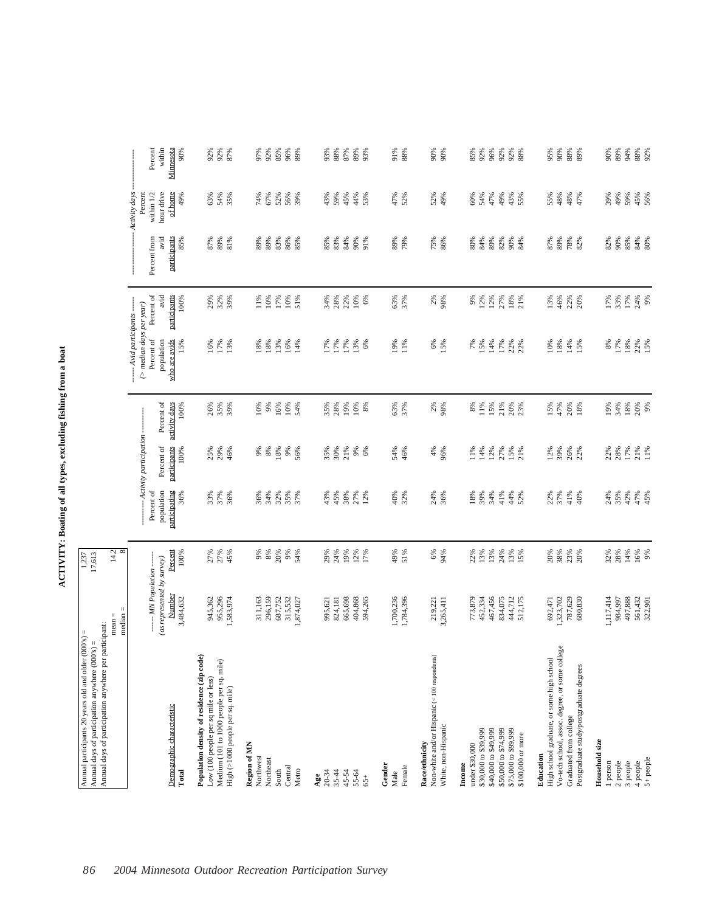# ACTIVITY: Boating of all types, excluding fishing from a boat

| | |
|---|---|
| Annual participants 20 years old and older (000's) = | 1,237 |
| Annual days of participation anywhere (000's) = | 17,613 |
| Annual days of participation anywhere per participant: mean = | 14.2 |
| median = | 8 |

| Demographic characteristic | ------ MN Population ------ (as represented by survey) Number | Percent | ---------- Activity participation ---------- Percent of population participating | Percent of participants | Percent of activity days | ------ Avid participants ------ (> median days per year) Percent of population who are avids | Percent of avid participants | ------------------ Activity days ------------------ Percent from avid participants | Percent within 1/2 hour drive of home | Percent within Minnesota |
|---|---|---|---|---|---|---|---|---|---|---|
| **Total** | 3,484,632 | 100% | 36% | 100% | 100% | 15% | 100% | 85% | 49% | 90% |
| **Population density of residence (zip code)** | | | | | | | | | | |
| Low (100 people per sq mile or less) | 945,362 | 27% | 33% | 25% | 26% | 16% | 29% | 87% | 63% | 92% |
| Medium (101 to 1000 people per sq. mile) | 955,296 | 27% | 37% | 29% | 35% | 17% | 32% | 89% | 54% | 92% |
| High (>1000 people per sq. mile) | 1,583,974 | 45% | 36% | 46% | 39% | 13% | 39% | 81% | 35% | 87% |
| **Region of MN** | | | | | | | | | | |
| Northwest | 311,163 | 9% | 36% | 9% | 10% | 18% | 11% | 89% | 74% | 97% |
| Northeast | 296,159 | 8% | 34% | 8% | 9% | 18% | 10% | 89% | 67% | 92% |
| South | 687,752 | 20% | 32% | 18% | 16% | 13% | 17% | 83% | 52% | 85% |
| Central | 315,532 | 9% | 35% | 9% | 10% | 16% | 10% | 86% | 56% | 96% |
| Metro | 1,874,027 | 54% | 37% | 56% | 54% | 14% | 51% | 85% | 39% | 89% |
| **Age** | | | | | | | | | | |
| 20-34 | 995,621 | 29% | 43% | 35% | 35% | 17% | 34% | 85% | 43% | 93% |
| 35-44 | 824,181 | 24% | 45% | 30% | 28% | 17% | 28% | 83% | 59% | 88% |
| 45-54 | 665,698 | 19% | 38% | 21% | 19% | 17% | 22% | 84% | 45% | 87% |
| 55-64 | 404,868 | 12% | 27% | 9% | 10% | 13% | 10% | 90% | 44% | 89% |
| 65+ | 594,265 | 17% | 12% | 6% | 8% | 6% | 6% | 91% | 53% | 93% |
| **Gender** | | | | | | | | | | |
| Male | 1,700,236 | 49% | 40% | 54% | 63% | 19% | 63% | 89% | 47% | 91% |
| Female | 1,784,396 | 51% | 32% | 46% | 37% | 11% | 37% | 79% | 52% | 88% |
| **Race/ethnicity** | | | | | | | | | | |
| Non-white and/or Hispanic (< 100 respondents) | 219,221 | 6% | 24% | 4% | 2% | 6% | 2% | 75% | 52% | 90% |
| White, non-Hispanic | 3,265,411 | 94% | 36% | 96% | 98% | 15% | 98% | 86% | 49% | 90% |
| **Income** | | | | | | | | | | |
| under $30,000 | 773,879 | 22% | 18% | 11% | 8% | 7% | 9% | 80% | 60% | 85% |
| $30,000 to $39,999 | 452,334 | 13% | 39% | 14% | 11% | 15% | 12% | 84% | 54% | 92% |
| $40,000 to $49,999 | 467,456 | 13% | 34% | 12% | 15% | 14% | 12% | 89% | 47% | 96% |
| $50,000 to $74,999 | 834,075 | 24% | 41% | 27% | 21% | 17% | 27% | 82% | 49% | 92% |
| $75,000 to $99,999 | 444,712 | 13% | 44% | 15% | 20% | 22% | 18% | 90% | 43% | 92% |
| $100,000 or more | 512,175 | 15% | 52% | 21% | 23% | 22% | 21% | 84% | 55% | 88% |
| **Education** | | | | | | | | | | |
| High school graduate, or some high school | 692,471 | 20% | 22% | 12% | 15% | 10% | 13% | 87% | 55% | 95% |
| Vo-tech school, assoc. degree, or some college | 1,323,702 | 38% | 37% | 39% | 47% | 18% | 46% | 89% | 48% | 90% |
| Graduated from college | 787,629 | 23% | 41% | 26% | 20% | 14% | 22% | 78% | 48% | 88% |
| Postgraduate study/postgraduate degrees | 680,830 | 20% | 40% | 22% | 18% | 15% | 20% | 82% | 47% | 89% |
| **Household size** | | | | | | | | | | |
| 1 person | 1,117,414 | 32% | 24% | 22% | 19% | 8% | 17% | 82% | 39% | 90% |
| 2 people | 984,997 | 28% | 35% | 28% | 34% | 17% | 33% | 90% | 49% | 89% |
| 3 people | 497,888 | 14% | 42% | 17% | 18% | 18% | 17% | 85% | 59% | 94% |
| 4 people | 561,432 | 16% | 47% | 21% | 20% | 22% | 24% | 84% | 45% | 88% |
| 5+ people | 322,901 | 9% | 45% | 11% | 9% | 15% | 9% | 80% | 56% | 92% |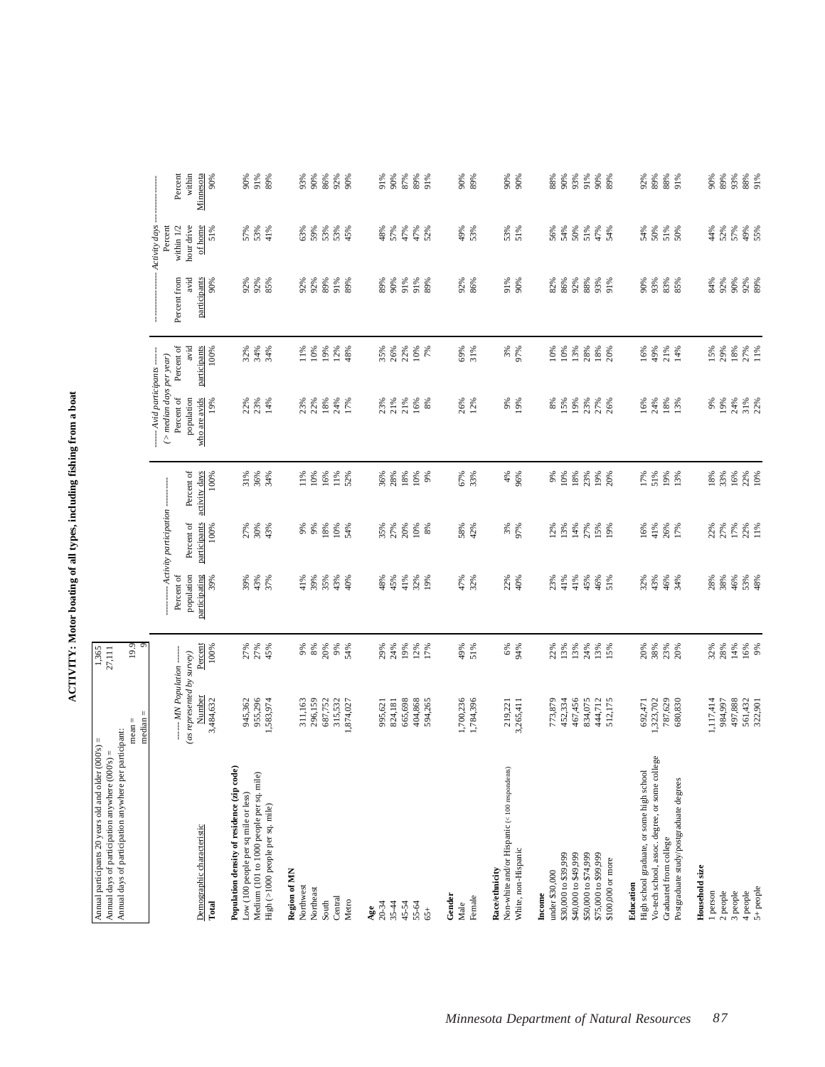# ACTIVITY: Motor boating of all types, including fishing from a boat

| | |
|---|---|
| Annual participants 20 years old and older (000's) = | 1,365 |
| Annual days of participation anywhere (000's) = | 27,111 |
| Annual days of participation anywhere per participant: mean = | 19.9 |
| median = | 9 |

| Demographic characteristic | ------ MN Population ------ (as represented by survey) Number | Percent | --------- Activity participation --------- Percent of population participating | Percent of participants | Percent of activity days | ------ Avid participants ------ (> median days per year) Percent of population who are avids | Percent of avid participants | --------------- Activity days --------------- Percent from avid participants | Percent within 1/2 hour drive of home | Percent within Minnesota |
|---|---|---|---|---|---|---|---|---|---|---|
| **Total** | 3,484,632 | 100% | 39% | 100% | 100% | 19% | 100% | 90% | 51% | 90% |
| **Population density of residence (zip code)** | | | | | | | | | | |
| Low (100 people per sq mile or less) | 945,362 | 27% | 39% | 27% | 31% | 22% | 32% | 92% | 57% | 90% |
| Medium (101 to 1000 people per sq. mile) | 955,296 | 27% | 43% | 30% | 36% | 23% | 34% | 92% | 53% | 91% |
| High (>1000 people per sq. mile) | 1,583,974 | 45% | 37% | 43% | 34% | 14% | 34% | 85% | 41% | 89% |
| **Region of MN** | | | | | | | | | | |
| Northwest | 311,163 | 9% | 41% | 9% | 11% | 23% | 11% | 92% | 63% | 93% |
| Northeast | 296,159 | 8% | 39% | 9% | 10% | 22% | 10% | 92% | 59% | 90% |
| South | 687,752 | 20% | 35% | 18% | 16% | 18% | 19% | 89% | 53% | 86% |
| Central | 315,532 | 9% | 43% | 10% | 11% | 24% | 12% | 91% | 53% | 92% |
| Metro | 1,874,027 | 54% | 40% | 54% | 52% | 17% | 48% | 89% | 45% | 90% |
| **Age** | | | | | | | | | | |
| 20-34 | 995,621 | 29% | 48% | 35% | 36% | 23% | 35% | 89% | 48% | 91% |
| 35-44 | 824,181 | 24% | 45% | 27% | 28% | 21% | 26% | 90% | 57% | 90% |
| 45-54 | 665,698 | 19% | 41% | 20% | 18% | 21% | 22% | 91% | 47% | 87% |
| 55-64 | 404,868 | 12% | 32% | 10% | 10% | 16% | 10% | 91% | 47% | 89% |
| 65+ | 594,265 | 17% | 19% | 8% | 9% | 8% | 7% | 89% | 52% | 91% |
| **Gender** | | | | | | | | | | |
| Male | 1,700,236 | 49% | 47% | 58% | 67% | 26% | 69% | 92% | 49% | 90% |
| Female | 1,784,396 | 51% | 32% | 42% | 33% | 12% | 31% | 86% | 53% | 89% |
| **Race/ethnicity** | | | | | | | | | | |
| Non-white and/or Hispanic (< 100 respondents) | 219,221 | 6% | 22% | 3% | 4% | 9% | 3% | 91% | 53% | 90% |
| White, non-Hispanic | 3,265,411 | 94% | 40% | 97% | 96% | 19% | 97% | 90% | 51% | 90% |
| **Income** | | | | | | | | | | |
| under $30,000 | 773,879 | 22% | 23% | 12% | 9% | 8% | 10% | 82% | 56% | 88% |
| $30,000 to $39,999 | 452,334 | 13% | 41% | 13% | 10% | 15% | 10% | 86% | 54% | 90% |
| $40,000 to $49,999 | 467,456 | 13% | 41% | 14% | 18% | 19% | 13% | 92% | 50% | 93% |
| $50,000 to $74,999 | 834,075 | 24% | 45% | 27% | 23% | 23% | 28% | 88% | 51% | 91% |
| $75,000 to $99,999 | 444,712 | 13% | 46% | 15% | 19% | 27% | 18% | 93% | 47% | 90% |
| $100,000 or more | 512,175 | 15% | 51% | 19% | 20% | 26% | 20% | 91% | 54% | 89% |
| **Education** | | | | | | | | | | |
| High school graduate, or some high school | 692,471 | 20% | 32% | 16% | 17% | 16% | 16% | 90% | 54% | 92% |
| Vo-tech school, assoc. degree, or some college | 1,323,702 | 38% | 43% | 41% | 51% | 24% | 49% | 93% | 50% | 89% |
| Graduated from college | 787,629 | 23% | 46% | 26% | 19% | 18% | 21% | 83% | 51% | 88% |
| Postgraduate study/postgraduate degrees | 680,830 | 20% | 34% | 17% | 13% | 13% | 14% | 85% | 50% | 91% |
| **Household size** | | | | | | | | | | |
| 1 person | 1,117,414 | 32% | 28% | 22% | 18% | 9% | 15% | 84% | 44% | 90% |
| 2 people | 984,997 | 28% | 38% | 27% | 33% | 19% | 29% | 92% | 52% | 89% |
| 3 people | 497,888 | 14% | 46% | 17% | 16% | 24% | 18% | 90% | 57% | 93% |
| 4 people | 561,432 | 16% | 53% | 22% | 22% | 31% | 27% | 92% | 49% | 88% |
| 5+ people | 322,901 | 9% | 48% | 11% | 10% | 22% | 11% | 89% | 55% | 91% |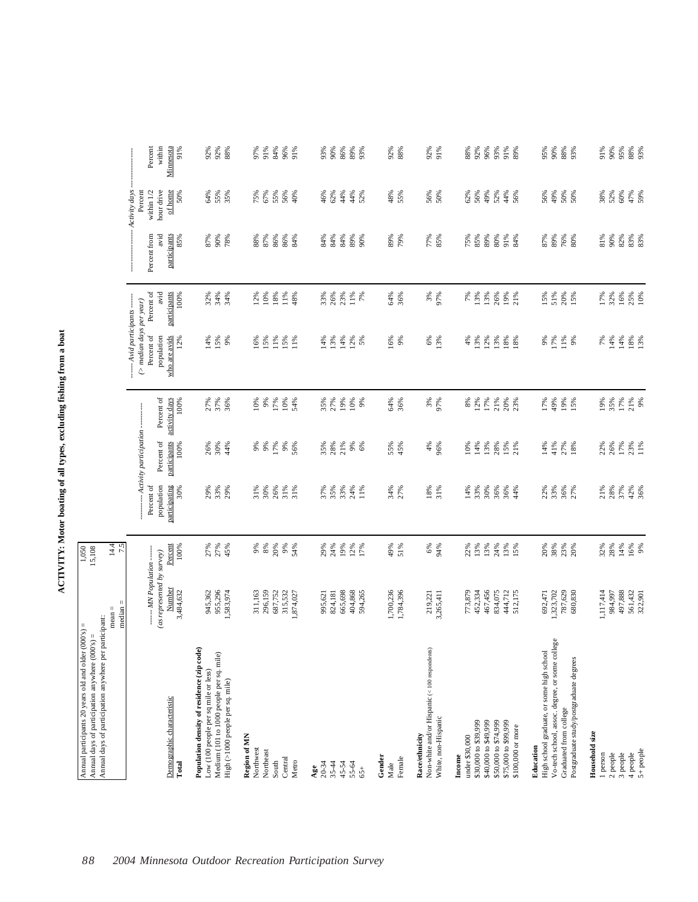# ACTIVITY: Motor boating of all types, excluding fishing from a boat

| | |
|---|---|
| Annual participants 20 years old and older (000's) = | 1,050 |
| Annual days of participation anywhere (000's) = | 15,108 |
| Annual days of participation anywhere per participant: mean = | 14.4 |
| median = | 7.5 |

| Demographic characteristic | ------ MN Population ------ (as represented by survey) Number | Percent | ---------- Activity participation ---------- Percent of population participating | Percent of participants | Percent of activity days | ------ Avid participants ------ (> median days per year) Percent of population who are avids | Percent of avid participants | ---------------- Activity days ---------------- Percent from avid participants | Percent within 1/2 hour drive of home | Percent within Minnesota |
|---|---|---|---|---|---|---|---|---|---|---|
| **Total** | 3,484,632 | 100% | 30% | 100% | 100% | 12% | 100% | 85% | 50% | 91% |
| **Population density of residence (zip code)** | | | | | | | | | | |
| Low (100 people per sq mile or less) | 945,362 | 27% | 29% | 26% | 27% | 14% | 32% | 87% | 64% | 92% |
| Medium (101 to 1000 people per sq. mile) | 955,296 | 27% | 33% | 30% | 37% | 15% | 34% | 90% | 55% | 92% |
| High (>1000 people per sq. mile) | 1,583,974 | 45% | 29% | 44% | 36% | 9% | 34% | 78% | 35% | 88% |
| **Region of MN** | | | | | | | | | | |
| Northwest | 311,163 | 9% | 31% | 9% | 10% | 16% | 12% | 88% | 75% | 97% |
| Northeast | 296,159 | 8% | 30% | 9% | 9% | 15% | 10% | 87% | 67% | 91% |
| South | 687,752 | 20% | 26% | 17% | 17% | 11% | 18% | 86% | 55% | 84% |
| Central | 315,532 | 9% | 31% | 9% | 10% | 15% | 11% | 86% | 56% | 96% |
| Metro | 1,874,027 | 54% | 31% | 56% | 54% | 11% | 48% | 84% | 40% | 91% |
| **Age** | | | | | | | | | | |
| 20-34 | 995,621 | 29% | 37% | 35% | 35% | 14% | 33% | 84% | 46% | 93% |
| 35-44 | 824,181 | 24% | 35% | 28% | 27% | 13% | 26% | 84% | 62% | 90% |
| 45-54 | 665,698 | 19% | 33% | 21% | 19% | 14% | 23% | 84% | 44% | 86% |
| 55-64 | 404,868 | 12% | 24% | 9% | 10% | 12% | 11% | 89% | 44% | 89% |
| 65+ | 594,265 | 17% | 11% | 6% | 9% | 5% | 7% | 90% | 52% | 93% |
| **Gender** | | | | | | | | | | |
| Male | 1,700,236 | 49% | 34% | 55% | 64% | 16% | 64% | 89% | 48% | 92% |
| Female | 1,784,396 | 51% | 27% | 45% | 36% | 9% | 36% | 79% | 55% | 88% |
| **Race/ethnicity** | | | | | | | | | | |
| Non-white and/or Hispanic (< 100 respondents) | 219,221 | 6% | 18% | 4% | 3% | 6% | 3% | 77% | 56% | 92% |
| White, non-Hispanic | 3,265,411 | 94% | 31% | 96% | 97% | 13% | 97% | 85% | 50% | 91% |
| **Income** | | | | | | | | | | |
| under $30,000 | 773,879 | 22% | 14% | 10% | 8% | 4% | 7% | 75% | 62% | 88% |
| $30,000 to $39,999 | 452,334 | 13% | 33% | 14% | 12% | 13% | 13% | 85% | 56% | 92% |
| $40,000 to $49,999 | 467,456 | 13% | 30% | 13% | 17% | 12% | 13% | 89% | 49% | 96% |
| $50,000 to $74,999 | 834,075 | 24% | 36% | 28% | 21% | 13% | 26% | 80% | 52% | 93% |
| $75,000 to $99,999 | 444,712 | 13% | 36% | 15% | 20% | 18% | 19% | 91% | 44% | 91% |
| $100,000 or more | 512,175 | 15% | 44% | 21% | 23% | 18% | 21% | 84% | 56% | 89% |
| **Education** | | | | | | | | | | |
| High school graduate, or some high school | 692,471 | 20% | 22% | 14% | 17% | 9% | 15% | 87% | 56% | 95% |
| Vo-tech school, assoc. degree, or some college | 1,323,702 | 38% | 33% | 41% | 49% | 17% | 51% | 89% | 49% | 90% |
| Graduated from college | 787,629 | 23% | 36% | 27% | 19% | 11% | 20% | 76% | 50% | 88% |
| Postgraduate study/postgraduate degrees | 680,830 | 20% | 27% | 18% | 15% | 9% | 15% | 80% | 50% | 93% |
| **Household size** | | | | | | | | | | |
| 1 person | 1,117,414 | 32% | 21% | 22% | 19% | 7% | 17% | 81% | 38% | 91% |
| 2 people | 984,997 | 28% | 28% | 26% | 35% | 14% | 32% | 90% | 52% | 90% |
| 3 people | 497,888 | 14% | 37% | 17% | 17% | 14% | 16% | 82% | 60% | 95% |
| 4 people | 561,432 | 16% | 42% | 23% | 21% | 18% | 25% | 83% | 47% | 88% |
| 5+ people | 322,901 | 9% | 36% | 11% | 9% | 13% | 10% | 83% | 59% | 93% |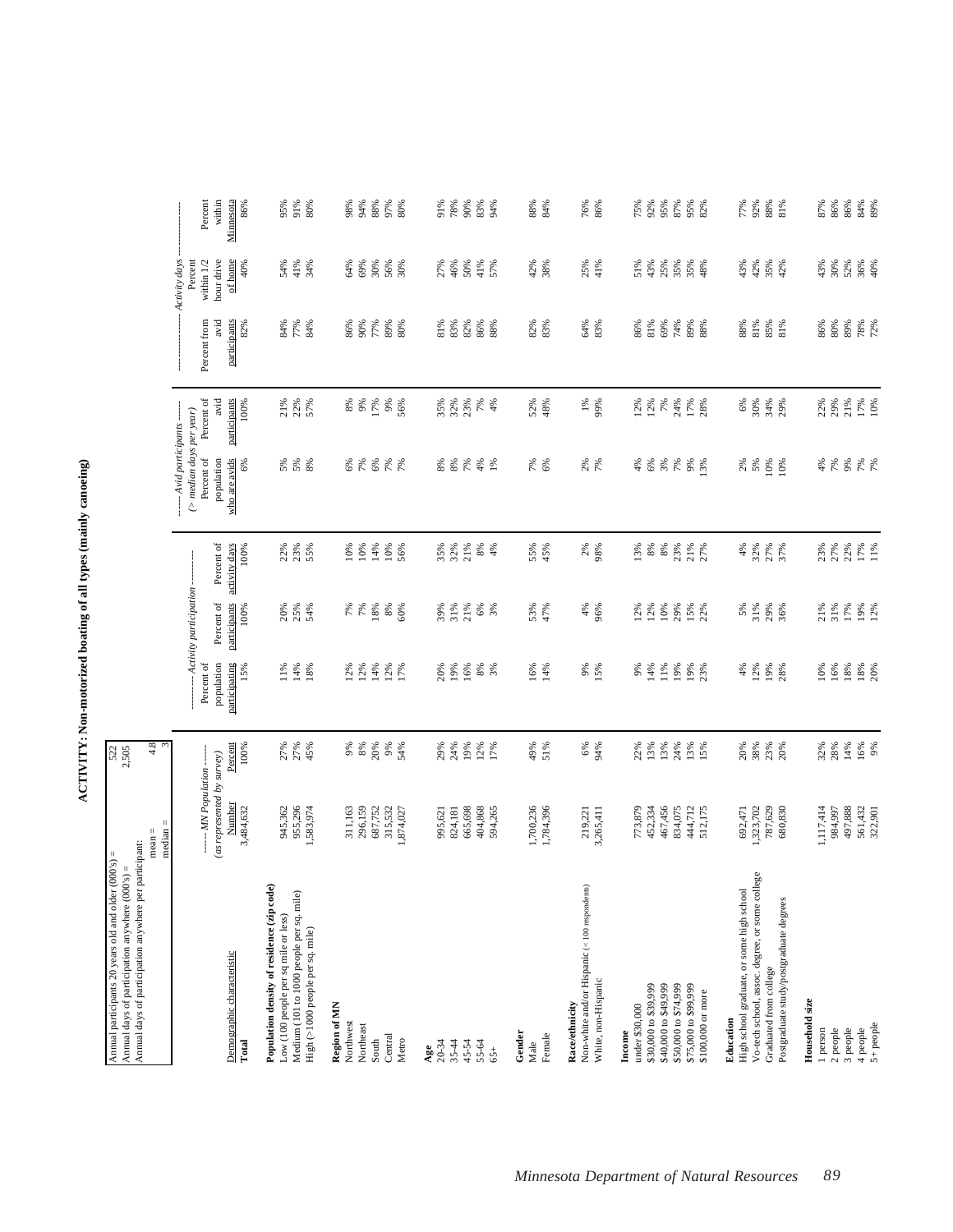# ACTIVITY: Non-motorized boating of all types (mainly canoeing)

| | |
|---|---|
| Annual participants 20 years old and older (000's) = | 522 |
| Annual days of participation anywhere (000's) = | 2,505 |
| Annual days of participation anywhere per participant: mean = | 4.8 |
| median = | 3 |

| Demographic characteristic | ------ MN Population ------ (as represented by survey) | | ---------- Activity participation ---------- | | | ----- Avid participants ----- (> median days per year) | | ------------------- Activity days ------------------- | | |
|---|---|---|---|---|---|---|---|---|---|---|
| | Number | Percent | Percent of population participating | Percent of participants | Percent of activity days | Percent of population who are avids | Percent of avid participants | Percent from avid participants | Percent within 1/2 hour drive of home | Percent within Minnesota |
| **Total** | 3,484,632 | 100% | 15% | 100% | 100% | 6% | 100% | 82% | 40% | 86% |
| **Population density of residence (zip code)** | | | | | | | | | | |
| Low (100 people per sq mile or less) | 945,362 | 27% | 11% | 20% | 22% | 5% | 21% | 84% | 54% | 95% |
| Medium (101 to 1000 people per sq. mile) | 955,296 | 27% | 14% | 25% | 23% | 5% | 22% | 77% | 41% | 91% |
| High (>1000 people per sq. mile) | 1,583,974 | 45% | 18% | 54% | 55% | 8% | 57% | 84% | 34% | 80% |
| **Region of MN** | | | | | | | | | | |
| Northwest | 311,163 | 9% | 12% | 7% | 10% | 6% | 8% | 86% | 64% | 98% |
| Northeast | 296,159 | 8% | 12% | 7% | 10% | 7% | 9% | 90% | 69% | 94% |
| South | 687,752 | 20% | 14% | 18% | 14% | 6% | 17% | 77% | 30% | 88% |
| Central | 315,532 | 9% | 12% | 8% | 10% | 7% | 9% | 89% | 56% | 97% |
| Metro | 1,874,027 | 54% | 17% | 60% | 56% | 7% | 56% | 80% | 30% | 80% |
| **Age** | | | | | | | | | | |
| 20-34 | 995,621 | 29% | 20% | 39% | 35% | 8% | 35% | 81% | 27% | 91% |
| 35-44 | 824,181 | 24% | 19% | 31% | 32% | 8% | 32% | 83% | 46% | 78% |
| 45-54 | 665,698 | 19% | 16% | 21% | 21% | 7% | 23% | 82% | 50% | 90% |
| 55-64 | 404,868 | 12% | 8% | 6% | 8% | 4% | 7% | 86% | 41% | 83% |
| 65+ | 594,265 | 17% | 3% | 3% | 4% | 1% | 4% | 88% | 57% | 94% |
| **Gender** | | | | | | | | | | |
| Male | 1,700,236 | 49% | 16% | 53% | 55% | 7% | 52% | 82% | 42% | 88% |
| Female | 1,784,396 | 51% | 14% | 47% | 45% | 6% | 48% | 83% | 38% | 84% |
| **Race/ethnicity** | | | | | | | | | | |
| Non-white and/or Hispanic (< 100 respondents) | 219,221 | 6% | 9% | 4% | 2% | 2% | 1% | 64% | 25% | 76% |
| White, non-Hispanic | 3,265,411 | 94% | 15% | 96% | 98% | 7% | 99% | 83% | 41% | 86% |
| **Income** | | | | | | | | | | |
| under $30,000 | 773,879 | 22% | 9% | 12% | 13% | 4% | 12% | 86% | 51% | 75% |
| $30,000 to $39,999 | 452,334 | 13% | 14% | 12% | 8% | 6% | 12% | 81% | 43% | 92% |
| $40,000 to $49,999 | 467,456 | 13% | 11% | 10% | 8% | 3% | 7% | 69% | 25% | 95% |
| $50,000 to $74,999 | 834,075 | 24% | 19% | 29% | 23% | 7% | 24% | 74% | 35% | 87% |
| $75,000 to $99,999 | 444,712 | 13% | 19% | 15% | 21% | 9% | 17% | 89% | 35% | 95% |
| $100,000 or more | 512,175 | 15% | 23% | 22% | 27% | 13% | 28% | 88% | 48% | 82% |
| **Education** | | | | | | | | | | |
| High school graduate, or some high school | 692,471 | 20% | 4% | 5% | 4% | 2% | 6% | 88% | 43% | 77% |
| Vo-tech school, assoc. degree, or some college | 1,323,702 | 38% | 12% | 31% | 32% | 5% | 30% | 81% | 42% | 92% |
| Graduated from college | 787,629 | 23% | 19% | 29% | 27% | 10% | 34% | 85% | 35% | 88% |
| Postgraduate study/postgraduate degrees | 680,830 | 20% | 28% | 36% | 37% | 10% | 29% | 81% | 42% | 81% |
| **Household size** | | | | | | | | | | |
| 1 person | 1,117,414 | 32% | 10% | 21% | 23% | 4% | 22% | 86% | 43% | 87% |
| 2 people | 984,997 | 28% | 16% | 31% | 27% | 7% | 29% | 80% | 30% | 86% |
| 3 people | 497,888 | 14% | 18% | 17% | 22% | 9% | 21% | 89% | 52% | 86% |
| 4 people | 561,432 | 16% | 18% | 19% | 17% | 7% | 17% | 78% | 36% | 84% |
| 5+ people | 322,901 | 9% | 20% | 12% | 11% | 7% | 10% | 72% | 40% | 89% |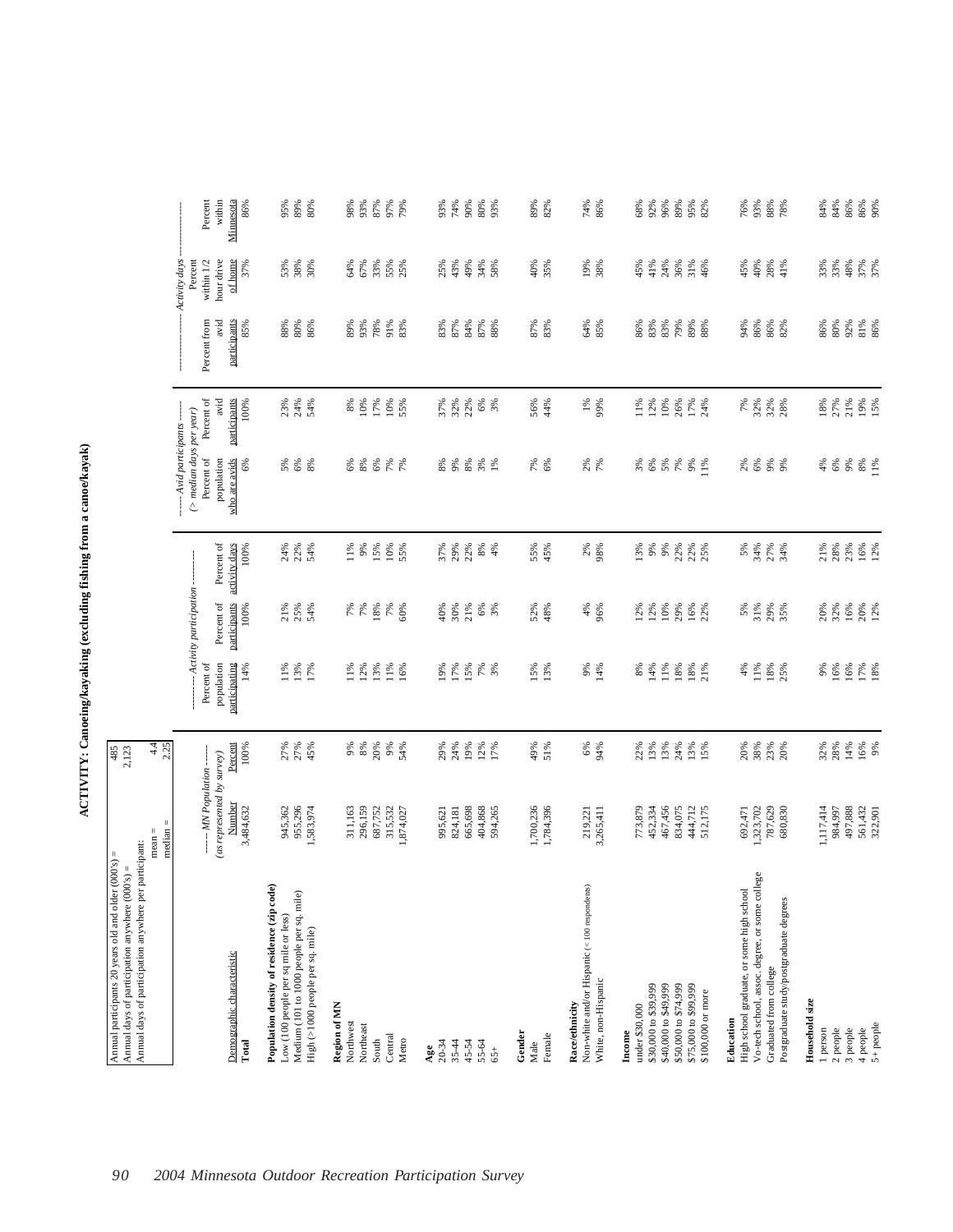# ACTIVITY: Canoeing/kayaking (excluding fishing from a canoe/kayak)

| | |
|---|---|
| Annual participants 20 years old and older (000's) = | 485 |
| Annual days of participation anywhere (000's) = | 2,123 |
| Annual days of participation anywhere per participant: mean = | 4.4 |
| median = | 2.25 |

| Demographic characteristic | ------ MN Population ------ (as represented by survey) | | ---------- Activity participation ---------- | | | ------ Avid participants ------ (> median days per year) | | ------------------ Activity days ------------------ | | |
|---|---|---|---|---|---|---|---|---|---|---|
| | Number | Percent | Percent of population participating | Percent of participants | Percent of activity days | Percent of population who are avids | Percent of avid participants | Percent from avid participants | Percent within 1/2 hour drive of home | Percent within Minnesota |
| **Total** | 3,484,632 | 100% | 14% | 100% | 100% | 6% | 100% | 85% | 37% | 86% |
| **Population density of residence (zip code)** | | | | | | | | | | |
| Low (100 people per sq mile or less) | 945,362 | 27% | 11% | 21% | 24% | 5% | 23% | 88% | 53% | 95% |
| Medium (101 to 1000 people per sq. mile) | 955,296 | 27% | 13% | 25% | 22% | 6% | 24% | 80% | 38% | 89% |
| High (>1000 people per sq. mile) | 1,583,974 | 45% | 17% | 54% | 54% | 8% | 54% | 86% | 30% | 80% |
| **Region of MN** | | | | | | | | | | |
| Northwest | 311,163 | 9% | 11% | 7% | 11% | 6% | 8% | 89% | 64% | 98% |
| Northeast | 296,159 | 8% | 12% | 7% | 9% | 8% | 10% | 93% | 67% | 93% |
| South | 687,752 | 20% | 13% | 18% | 15% | 6% | 17% | 78% | 33% | 87% |
| Central | 315,532 | 9% | 11% | 7% | 10% | 7% | 10% | 91% | 55% | 97% |
| Metro | 1,874,027 | 54% | 16% | 60% | 55% | 7% | 55% | 83% | 25% | 79% |
| **Age** | | | | | | | | | | |
| 20-34 | 995,621 | 29% | 19% | 40% | 37% | 8% | 37% | 83% | 25% | 93% |
| 35-44 | 824,181 | 24% | 17% | 30% | 29% | 9% | 32% | 87% | 43% | 74% |
| 45-54 | 665,698 | 19% | 15% | 21% | 22% | 8% | 22% | 84% | 49% | 90% |
| 55-64 | 404,868 | 12% | 7% | 6% | 8% | 3% | 6% | 87% | 34% | 80% |
| 65+ | 594,265 | 17% | 3% | 3% | 4% | 1% | 3% | 88% | 58% | 93% |
| **Gender** | | | | | | | | | | |
| Male | 1,700,236 | 49% | 15% | 52% | 55% | 7% | 56% | 87% | 40% | 89% |
| Female | 1,784,396 | 51% | 13% | 48% | 45% | 6% | 44% | 83% | 35% | 82% |
| **Race/ethnicity** | | | | | | | | | | |
| Non-white and/or Hispanic (< 100 respondents) | 219,221 | 6% | 9% | 4% | 2% | 2% | 1% | 64% | 19% | 74% |
| White, non-Hispanic | 3,265,411 | 94% | 14% | 96% | 98% | 7% | 99% | 85% | 38% | 86% |
| **Income** | | | | | | | | | | |
| under $30,000 | 773,879 | 22% | 8% | 12% | 13% | 3% | 11% | 86% | 45% | 68% |
| $30,000 to $39,999 | 452,334 | 13% | 14% | 12% | 9% | 6% | 12% | 83% | 41% | 92% |
| $40,000 to $49,999 | 467,456 | 13% | 11% | 10% | 9% | 5% | 10% | 83% | 24% | 96% |
| $50,000 to $74,999 | 834,075 | 24% | 18% | 29% | 22% | 7% | 26% | 79% | 36% | 89% |
| $75,000 to $99,999 | 444,712 | 13% | 18% | 16% | 22% | 9% | 17% | 89% | 31% | 95% |
| $100,000 or more | 512,175 | 15% | 21% | 22% | 25% | 11% | 24% | 88% | 46% | 82% |
| **Education** | | | | | | | | | | |
| High school graduate, or some high school | 692,471 | 20% | 4% | 5% | 5% | 2% | 7% | 94% | 45% | 76% |
| Vo-tech school, assoc. degree, or some college | 1,323,702 | 38% | 11% | 31% | 34% | 6% | 32% | 86% | 40% | 93% |
| Graduated from college | 787,629 | 23% | 18% | 29% | 27% | 9% | 32% | 86% | 28% | 88% |
| Postgraduate study/postgraduate degrees | 680,830 | 20% | 25% | 35% | 34% | 9% | 28% | 82% | 41% | 78% |
| **Household size** | | | | | | | | | | |
| 1 person | 1,117,414 | 32% | 9% | 20% | 21% | 4% | 18% | 86% | 33% | 84% |
| 2 people | 984,997 | 28% | 16% | 32% | 28% | 6% | 27% | 80% | 33% | 84% |
| 3 people | 497,888 | 14% | 16% | 16% | 23% | 9% | 21% | 92% | 48% | 86% |
| 4 people | 561,432 | 16% | 17% | 20% | 16% | 8% | 19% | 81% | 37% | 86% |
| 5+ people | 322,901 | 9% | 18% | 12% | 12% | 11% | 15% | 86% | 37% | 90% |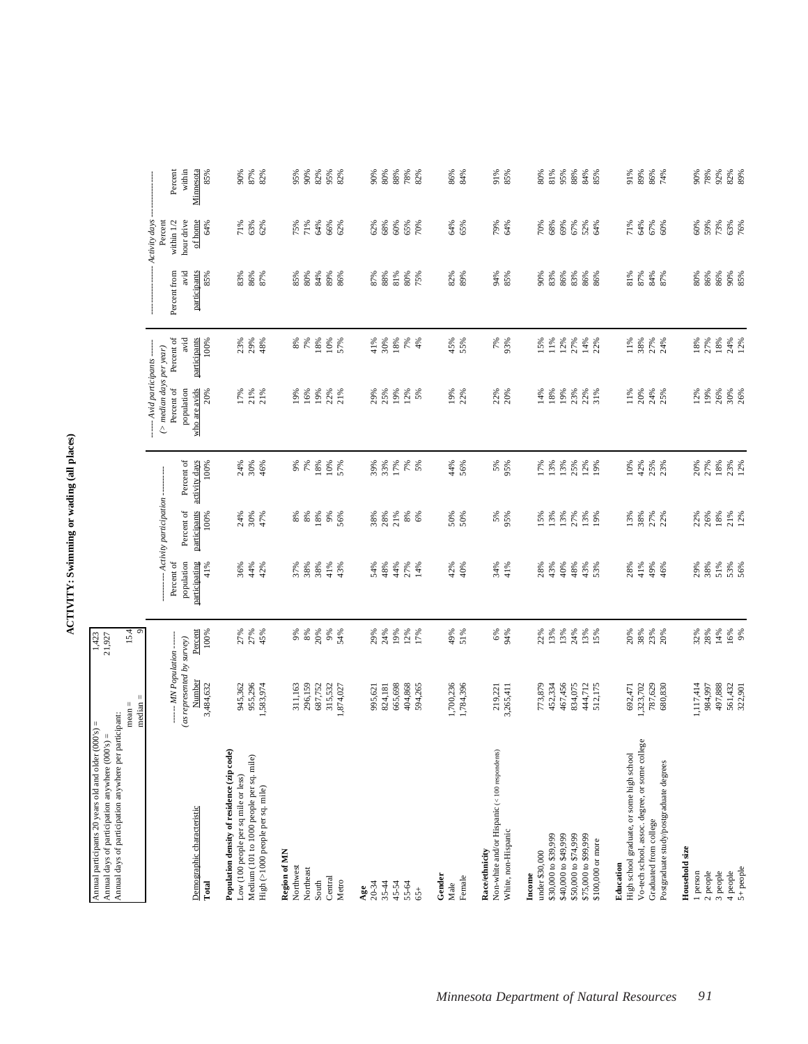# ACTIVITY: Swimming or wading (all places)

Annual participants 20 years old and older (000's) = 1,423
Annual days of participation anywhere (000's) = 21,927
Annual days of participation anywhere per participant: mean = 15.4; median = 9

| Demographic characteristic | MN Population (as represented by survey) Number | Percent | Activity participation: Percent of population participating | Percent of participants | Percent of activity days | Avid participants (> median days per year): Percent of population who are avids | Percent of avid participants | Activity days: Percent from avid participants | Percent within 1/2 hour drive of home | Percent within Minnesota |
|---|---|---|---|---|---|---|---|---|---|---|
| **Total** | 3,484,632 | 100% | 41% | 100% | 100% | 20% | 100% | 85% | 64% | 85% |
| **Population density of residence (zip code)** | | | | | | | | | | |
| Low (100 people per sq mile or less) | 945,362 | 27% | 36% | 24% | 24% | 17% | 23% | 83% | 71% | 90% |
| Medium (101 to 1000 people per sq. mile) | 955,296 | 27% | 44% | 30% | 30% | 21% | 29% | 86% | 63% | 87% |
| High (>1000 people per sq. mile) | 1,583,974 | 45% | 42% | 47% | 46% | 21% | 48% | 87% | 62% | 82% |
| **Region of MN** | | | | | | | | | | |
| Northwest | 311,163 | 9% | 37% | 8% | 9% | 19% | 8% | 85% | 75% | 95% |
| Northeast | 296,159 | 8% | 38% | 8% | 7% | 16% | 7% | 80% | 71% | 90% |
| South | 687,752 | 20% | 38% | 18% | 18% | 19% | 18% | 84% | 64% | 82% |
| Central | 315,532 | 9% | 41% | 9% | 10% | 22% | 10% | 89% | 66% | 95% |
| Metro | 1,874,027 | 54% | 43% | 56% | 57% | 21% | 57% | 86% | 62% | 82% |
| **Age** | | | | | | | | | | |
| 20-34 | 995,621 | 29% | 54% | 38% | 39% | 29% | 41% | 87% | 62% | 90% |
| 35-44 | 824,181 | 24% | 48% | 28% | 33% | 25% | 30% | 88% | 68% | 80% |
| 45-54 | 665,698 | 19% | 44% | 21% | 17% | 19% | 18% | 81% | 60% | 88% |
| 55-64 | 404,868 | 12% | 27% | 8% | 7% | 12% | 7% | 80% | 65% | 78% |
| 65+ | 594,265 | 17% | 14% | 6% | 5% | 5% | 4% | 75% | 70% | 82% |
| **Gender** | | | | | | | | | | |
| Male | 1,700,236 | 49% | 42% | 50% | 44% | 19% | 45% | 82% | 64% | 86% |
| Female | 1,784,396 | 51% | 40% | 50% | 56% | 22% | 55% | 89% | 65% | 84% |
| **Race/ethnicity** | | | | | | | | | | |
| Non-white and/or Hispanic (< 100 respondents) | 219,221 | 6% | 34% | 5% | 5% | 22% | 7% | 94% | 79% | 91% |
| White, non-Hispanic | 3,265,411 | 94% | 41% | 95% | 95% | 20% | 93% | 85% | 64% | 85% |
| **Income** | | | | | | | | | | |
| under $30,000 | 773,879 | 22% | 28% | 15% | 17% | 14% | 15% | 90% | 70% | 80% |
| $30,000 to $39,999 | 452,334 | 13% | 43% | 13% | 13% | 18% | 11% | 83% | 68% | 81% |
| $40,000 to $49,999 | 467,456 | 13% | 40% | 13% | 13% | 19% | 12% | 86% | 69% | 95% |
| $50,000 to $74,999 | 834,075 | 24% | 48% | 27% | 25% | 23% | 27% | 83% | 67% | 88% |
| $75,000 to $99,999 | 444,712 | 13% | 43% | 13% | 12% | 22% | 14% | 86% | 52% | 84% |
| $100,000 or more | 512,175 | 15% | 53% | 19% | 19% | 31% | 22% | 86% | 64% | 85% |
| **Education** | | | | | | | | | | |
| High school graduate, or some high school | 692,471 | 20% | 28% | 13% | 10% | 11% | 11% | 81% | 71% | 91% |
| Vo-tech school, assoc. degree, or some college | 1,323,702 | 38% | 41% | 38% | 42% | 20% | 38% | 87% | 64% | 89% |
| Graduated from college | 787,629 | 23% | 49% | 27% | 25% | 24% | 27% | 84% | 67% | 86% |
| Postgraduate study/postgraduate degrees | 680,830 | 20% | 46% | 22% | 23% | 25% | 24% | 87% | 60% | 74% |
| **Household size** | | | | | | | | | | |
| 1 person | 1,117,414 | 32% | 29% | 22% | 20% | 12% | 18% | 80% | 60% | 90% |
| 2 people | 984,997 | 28% | 38% | 26% | 27% | 19% | 27% | 86% | 59% | 78% |
| 3 people | 497,888 | 14% | 51% | 18% | 18% | 26% | 18% | 86% | 73% | 92% |
| 4 people | 561,432 | 16% | 53% | 21% | 23% | 30% | 24% | 90% | 63% | 82% |
| 5+ people | 322,901 | 9% | 56% | 12% | 12% | 26% | 12% | 85% | 76% | 89% |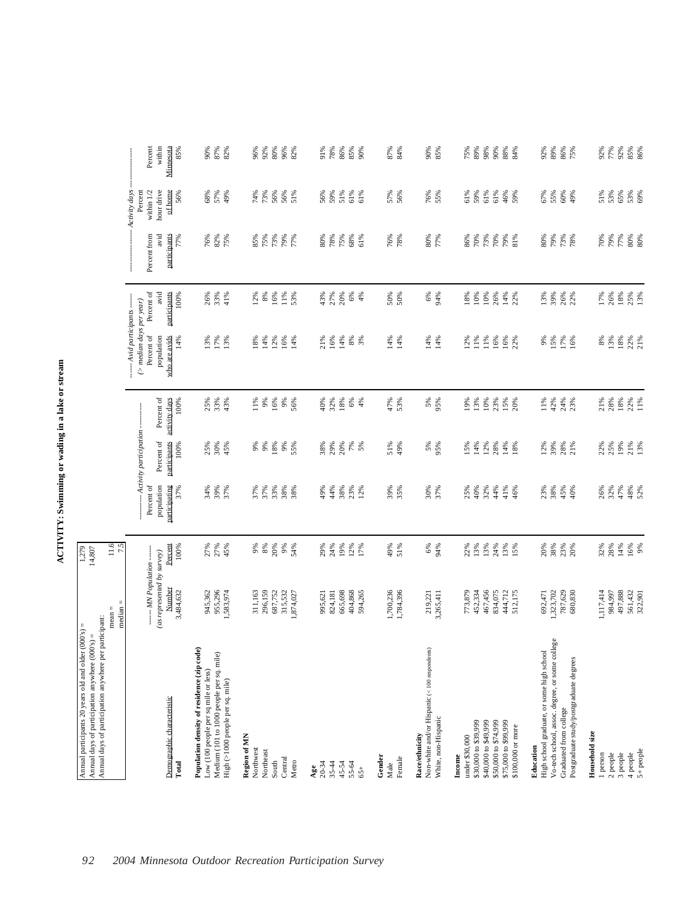# ACTIVITY: Swimming or wading in a lake or stream

| | |
|---|---|
| Annual participants 20 years old and older (000's) = | 1,279 |
| Annual days of participation anywhere (000's) = | 14,807 |
| Annual days of participation anywhere per participant: mean = | 11.6 |
| median = | 7.5 |

| Demographic characteristic | ----- MN Population ----- (as represented by survey) Number | Percent | ---------- Activity participation ---------- Percent of population participating | Percent of participants | Percent of activity days | ----- Avid participants ----- (> median days per year) Percent of population who are avids | Percent of avid participants | ---------- Activity days ---------- Percent from avid participants | Percent within 1/2 hour drive of home | Percent within Minnesota |
|---|---|---|---|---|---|---|---|---|---|---|
| **Total** | 3,484,632 | 100% | 37% | 100% | 100% | 14% | 100% | 77% | 56% | 85% |
| **Population density of residence (zip code)** | | | | | | | | | | |
| Low (100 people per sq mile or less) | 945,362 | 27% | 34% | 25% | 25% | 13% | 26% | 76% | 68% | 90% |
| Medium (101 to 1000 people per sq. mile) | 955,296 | 27% | 39% | 30% | 33% | 17% | 33% | 82% | 57% | 87% |
| High (>1000 people per sq. mile) | 1,583,974 | 45% | 37% | 45% | 43% | 13% | 41% | 75% | 49% | 82% |
| **Region of MN** | | | | | | | | | | |
| Northwest | 311,163 | 9% | 37% | 9% | 11% | 18% | 12% | 85% | 74% | 96% |
| Northeast | 296,159 | 8% | 37% | 9% | 9% | 14% | 8% | 75% | 73% | 92% |
| South | 687,752 | 20% | 33% | 18% | 16% | 12% | 16% | 73% | 56% | 80% |
| Central | 315,532 | 9% | 38% | 9% | 9% | 16% | 11% | 79% | 56% | 96% |
| Metro | 1,874,027 | 54% | 38% | 55% | 56% | 14% | 53% | 77% | 51% | 82% |
| **Age** | | | | | | | | | | |
| 20-34 | 995,621 | 29% | 49% | 38% | 40% | 21% | 43% | 80% | 56% | 91% |
| 35-44 | 824,181 | 24% | 44% | 29% | 32% | 16% | 27% | 78% | 59% | 78% |
| 45-54 | 665,698 | 19% | 38% | 20% | 18% | 14% | 20% | 75% | 51% | 86% |
| 55-64 | 404,868 | 12% | 23% | 7% | 6% | 8% | 6% | 68% | 61% | 85% |
| 65+ | 594,265 | 17% | 12% | 5% | 4% | 3% | 4% | 61% | 61% | 90% |
| **Gender** | | | | | | | | | | |
| Male | 1,700,236 | 49% | 39% | 51% | 47% | 14% | 50% | 76% | 57% | 87% |
| Female | 1,784,396 | 51% | 35% | 49% | 53% | 14% | 50% | 78% | 56% | 84% |
| **Race/ethnicity** | | | | | | | | | | |
| Non-white and/or Hispanic (< 100 respondents) | 219,221 | 6% | 30% | 5% | 5% | 14% | 6% | 80% | 76% | 90% |
| White, non-Hispanic | 3,265,411 | 94% | 37% | 95% | 95% | 14% | 94% | 77% | 55% | 85% |
| **Income** | | | | | | | | | | |
| under $30,000 | 773,879 | 22% | 25% | 15% | 19% | 12% | 18% | 86% | 61% | 75% |
| $30,000 to $39,999 | 452,334 | 13% | 40% | 14% | 13% | 11% | 10% | 70% | 59% | 89% |
| $40,000 to $49,999 | 467,456 | 13% | 32% | 12% | 10% | 11% | 10% | 73% | 61% | 98% |
| $50,000 to $74,999 | 834,075 | 24% | 44% | 28% | 23% | 16% | 26% | 70% | 61% | 90% |
| $75,000 to $99,999 | 444,712 | 13% | 41% | 14% | 15% | 16% | 14% | 79% | 46% | 88% |
| $100,000 or more | 512,175 | 15% | 46% | 18% | 20% | 22% | 22% | 81% | 59% | 84% |
| **Education** | | | | | | | | | | |
| High school graduate, or some high school | 692,471 | 20% | 23% | 12% | 11% | 9% | 13% | 80% | 67% | 92% |
| Vo-tech school, assoc. degree, or some college | 1,323,702 | 38% | 38% | 39% | 42% | 15% | 39% | 79% | 55% | 89% |
| Graduated from college | 787,629 | 23% | 45% | 28% | 24% | 17% | 26% | 73% | 60% | 86% |
| Postgraduate study/postgraduate degrees | 680,830 | 20% | 40% | 21% | 23% | 16% | 22% | 78% | 49% | 75% |
| **Household size** | | | | | | | | | | |
| 1 person | 1,117,414 | 32% | 26% | 22% | 21% | 8% | 17% | 70% | 51% | 92% |
| 2 people | 984,997 | 28% | 32% | 25% | 28% | 13% | 26% | 79% | 53% | 77% |
| 3 people | 497,888 | 14% | 47% | 19% | 18% | 18% | 18% | 77% | 65% | 92% |
| 4 people | 561,432 | 16% | 48% | 21% | 22% | 22% | 25% | 80% | 53% | 85% |
| 5+ people | 322,901 | 9% | 52% | 13% | 11% | 21% | 13% | 80% | 69% | 86% |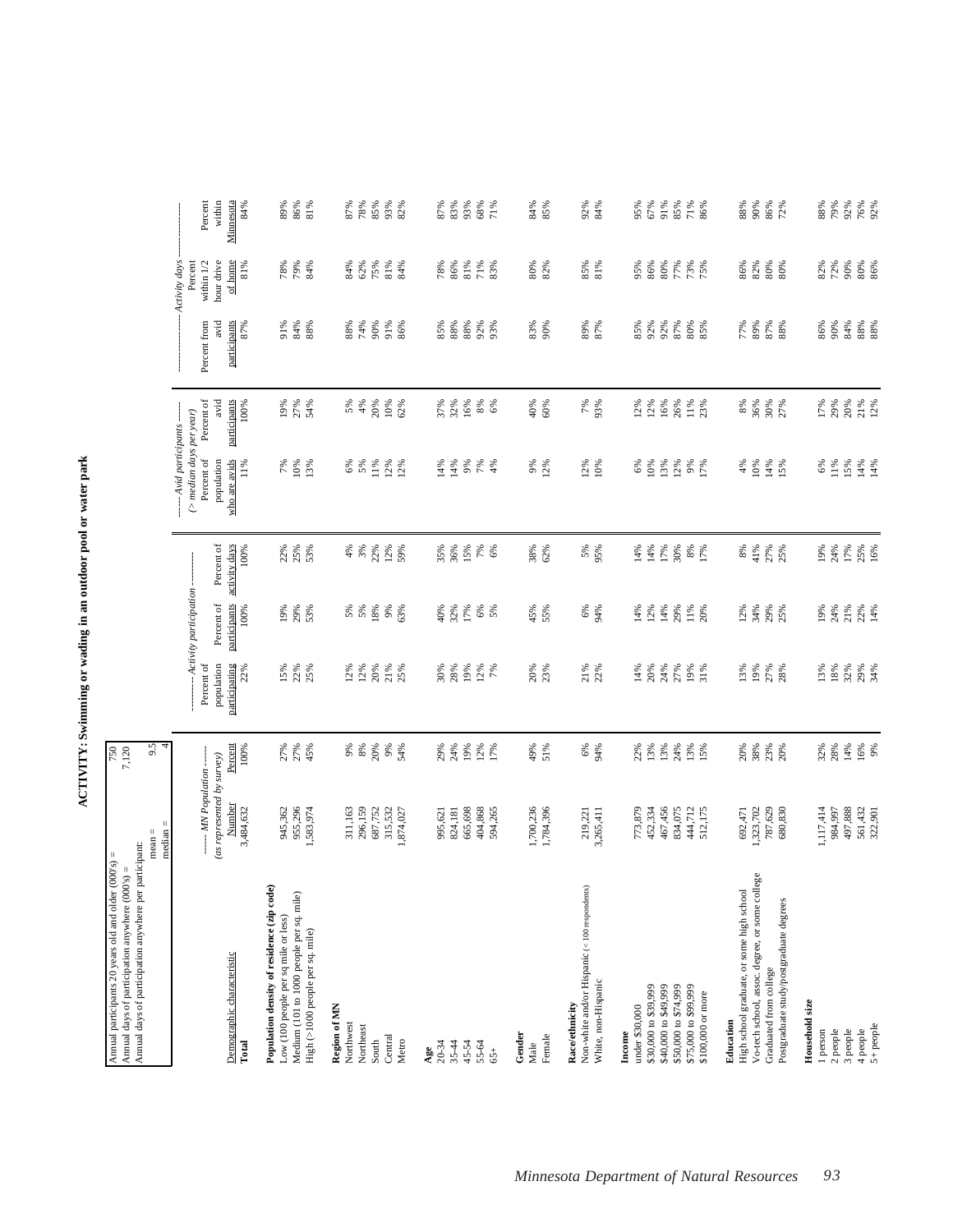# ACTIVITY: Swimming or wading in an outdoor pool or water park

| | |
|---|---|
| Annual participants 20 years old and older (000's) = | 750 |
| Annual days of participation anywhere (000's) = | 7,120 |
| Annual days of participation anywhere per participant: mean = | 9.5 |
| median = | 4 |

| Demographic characteristic | ------ MN Population ------ (as represented by survey) Number | Percent | ---------- Activity participation ---------- Percent of population participating | Percent of participants | Percent of acitvity days | ----- Avid participants ----- (> median days per year) Percent of population who are avids | Percent of avid participants | ---------------- Activity days ---------------- Percent from avid participants | Percent within 1/2 hour drive of home | Percent within Minnesota |
|---|---|---|---|---|---|---|---|---|---|---|
| **Total** | 3,484,632 | 100% | 22% | 100% | 100% | 11% | 100% | 87% | 81% | 84% |
| **Population density of residence (zip code)** | | | | | | | | | | |
| Low (100 people per sq mile or less) | 945,362 | 27% | 15% | 19% | 22% | 7% | 19% | 91% | 78% | 89% |
| Medium (101 to 1000 people per sq. mile) | 955,296 | 27% | 22% | 29% | 25% | 10% | 27% | 84% | 79% | 86% |
| High (>1000 people per sq. mile) | 1,583,974 | 45% | 25% | 53% | 53% | 13% | 54% | 88% | 84% | 81% |
| **Region of MN** | | | | | | | | | | |
| Northwest | 311,163 | 9% | 12% | 5% | 4% | 6% | 5% | 88% | 84% | 87% |
| Northeast | 296,159 | 8% | 12% | 5% | 3% | 5% | 4% | 74% | 62% | 78% |
| South | 687,752 | 20% | 20% | 18% | 22% | 11% | 20% | 90% | 75% | 85% |
| Central | 315,532 | 9% | 21% | 9% | 12% | 12% | 10% | 91% | 81% | 93% |
| Metro | 1,874,027 | 54% | 25% | 63% | 59% | 12% | 62% | 86% | 84% | 82% |
| **Age** | | | | | | | | | | |
| 20-34 | 995,621 | 29% | 30% | 40% | 35% | 14% | 37% | 85% | 78% | 87% |
| 35-44 | 824,181 | 24% | 28% | 32% | 36% | 14% | 32% | 88% | 86% | 83% |
| 45-54 | 665,698 | 19% | 19% | 17% | 15% | 9% | 16% | 88% | 81% | 93% |
| 55-64 | 404,868 | 12% | 12% | 6% | 7% | 7% | 8% | 92% | 71% | 68% |
| 65+ | 594,265 | 17% | 7% | 5% | 6% | 4% | 6% | 93% | 83% | 71% |
| **Gender** | | | | | | | | | | |
| Male | 1,700,236 | 49% | 20% | 45% | 38% | 9% | 40% | 83% | 80% | 84% |
| Female | 1,784,396 | 51% | 23% | 55% | 62% | 12% | 60% | 90% | 82% | 85% |
| **Race/ethnicity** | | | | | | | | | | |
| Non-white and/or Hispanic (< 100 respondents) | 219,221 | 6% | 21% | 6% | 5% | 12% | 7% | 89% | 85% | 92% |
| White, non-Hispanic | 3,265,411 | 94% | 22% | 94% | 95% | 10% | 93% | 87% | 81% | 84% |
| **Income** | | | | | | | | | | |
| under $30,000 | 773,879 | 22% | 14% | 14% | 14% | 6% | 12% | 85% | 95% | 95% |
| $30,000 to $39,999 | 452,334 | 13% | 20% | 12% | 14% | 10% | 12% | 92% | 86% | 67% |
| $40,000 to $49,999 | 467,456 | 13% | 24% | 14% | 17% | 13% | 16% | 92% | 80% | 91% |
| $50,000 to $74,999 | 834,075 | 24% | 27% | 29% | 30% | 12% | 26% | 87% | 77% | 85% |
| $75,000 to $99,999 | 444,712 | 13% | 19% | 11% | 8% | 9% | 11% | 80% | 73% | 71% |
| $100,000 or more | 512,175 | 15% | 31% | 20% | 17% | 17% | 23% | 85% | 75% | 86% |
| **Education** | | | | | | | | | | |
| High school graduate, or some high school | 692,471 | 20% | 13% | 12% | 8% | 4% | 8% | 77% | 86% | 88% |
| Vo-tech school, assoc. degree, or some college | 1,323,702 | 38% | 19% | 34% | 41% | 10% | 36% | 89% | 82% | 90% |
| Graduated from college | 787,629 | 23% | 27% | 29% | 27% | 14% | 30% | 87% | 80% | 86% |
| Postgraduate study/postgraduate degrees | 680,830 | 20% | 28% | 25% | 25% | 15% | 27% | 88% | 80% | 72% |
| **Household size** | | | | | | | | | | |
| 1 person | 1,117,414 | 32% | 13% | 19% | 19% | 6% | 17% | 86% | 82% | 88% |
| 2 people | 984,997 | 28% | 18% | 24% | 24% | 11% | 29% | 90% | 72% | 79% |
| 3 people | 497,888 | 14% | 32% | 21% | 17% | 15% | 20% | 84% | 90% | 92% |
| 4 people | 561,432 | 16% | 29% | 22% | 25% | 14% | 21% | 88% | 80% | 76% |
| 5+ people | 322,901 | 9% | 34% | 14% | 16% | 14% | 12% | 88% | 86% | 92% |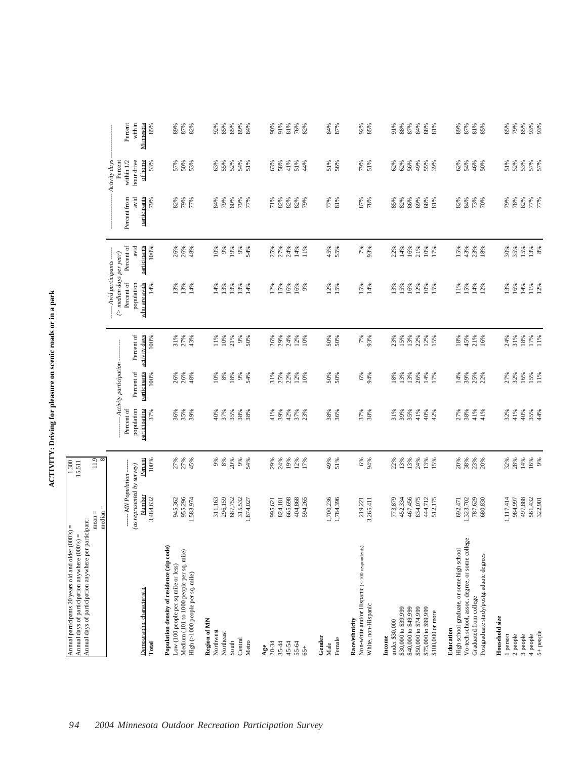# ACTIVITY: Driving for pleasure on scenic roads or in a park

| | |
|---|---|
| Annual participants 20 years old and older (000's) = | 1,300 |
| Annual days of participation anywhere (000's) = | 15,511 |
| Annual days of participation anywhere per participant: mean = | 11.9 |
| median = | 8 |

| Demographic characteristic | ------ MN Population ------ (as represented by survey) Number | Percent | --------- Activity participation --------- Percent of population participating | Percent of participants | Percent of activity days | ------ Avid participants ------ (> median days per year) Percent of population who are avids | Percent of avid participants | ------------------ Activity days ------------------ Percent from avid participants | Percent within 1/2 hour drive of home | Percent within Minnesota |
|---|---|---|---|---|---|---|---|---|---|---|
| **Total** | 3,484,632 | 100% | 37% | 100% | 100% | 14% | 100% | 79% | 53% | 85% |
| **Population density of residence (zip code)** | | | | | | | | | | |
| Low (100 people per sq mile or less) | 945,362 | 27% | 36% | 26% | 31% | 13% | 26% | 82% | 57% | 89% |
| Medium (101 to 1000 people per sq. mile) | 955,296 | 27% | 35% | 26% | 27% | 13% | 26% | 79% | 50% | 87% |
| High (>1000 people per sq. mile) | 1,583,974 | 45% | 39% | 48% | 43% | 14% | 48% | 77% | 53% | 82% |
| **Region of MN** | | | | | | | | | | |
| Northwest | 311,163 | 9% | 40% | 10% | 11% | 14% | 10% | 84% | 63% | 92% |
| Northeast | 296,159 | 8% | 37% | 8% | 10% | 13% | 9% | 79% | 55% | 85% |
| South | 687,752 | 20% | 35% | 18% | 21% | 13% | 19% | 80% | 52% | 85% |
| Central | 315,532 | 9% | 38% | 9% | 9% | 13% | 9% | 79% | 54% | 89% |
| Metro | 1,874,027 | 54% | 38% | 54% | 50% | 14% | 54% | 77% | 51% | 84% |
| **Age** | | | | | | | | | | |
| 20-34 | 995,621 | 29% | 41% | 31% | 26% | 12% | 25% | 71% | 63% | 90% |
| 35-44 | 824,181 | 24% | 39% | 25% | 29% | 15% | 27% | 82% | 58% | 91% |
| 45-54 | 665,698 | 19% | 42% | 22% | 24% | 16% | 24% | 82% | 41% | 81% |
| 55-64 | 404,868 | 12% | 37% | 12% | 12% | 16% | 14% | 82% | 51% | 76% |
| 65+ | 594,265 | 17% | 23% | 10% | 10% | 9% | 11% | 79% | 44% | 82% |
| **Gender** | | | | | | | | | | |
| Male | 1,700,236 | 49% | 38% | 50% | 50% | 12% | 45% | 77% | 51% | 84% |
| Female | 1,784,396 | 51% | 36% | 50% | 50% | 15% | 55% | 81% | 56% | 87% |
| **Race/ethnicity** | | | | | | | | | | |
| Non-white and/or Hispanic (< 100 respondents) | 219,221 | 6% | 37% | 6% | 7% | 15% | 7% | 87% | 79% | 92% |
| White, non-Hispanic | 3,265,411 | 94% | 38% | 94% | 93% | 14% | 93% | 78% | 51% | 85% |
| **Income** | | | | | | | | | | |
| under $30,000 | 773,879 | 22% | 31% | 18% | 23% | 13% | 22% | 85% | 62% | 91% |
| $30,000 to $39,999 | 452,334 | 13% | 39% | 13% | 15% | 15% | 14% | 82% | 62% | 88% |
| $40,000 to $49,999 | 467,456 | 13% | 35% | 13% | 13% | 16% | 16% | 86% | 56% | 87% |
| $50,000 to $74,999 | 834,075 | 24% | 41% | 26% | 22% | 12% | 21% | 69% | 49% | 84% |
| $75,000 to $99,999 | 444,712 | 13% | 40% | 14% | 12% | 10% | 10% | 68% | 55% | 88% |
| $100,000 or more | 512,175 | 15% | 42% | 17% | 15% | 15% | 17% | 81% | 39% | 81% |
| **Education** | | | | | | | | | | |
| High school graduate, or some high school | 692,471 | 20% | 27% | 14% | 18% | 11% | 15% | 82% | 62% | 89% |
| Vo-tech school, assoc. degree, or some college | 1,323,702 | 38% | 38% | 39% | 45% | 15% | 43% | 84% | 54% | 87% |
| Graduated from college | 787,629 | 23% | 41% | 25% | 21% | 14% | 23% | 73% | 46% | 81% |
| Postgraduate study/postgraduate degrees | 680,830 | 20% | 41% | 22% | 16% | 12% | 18% | 70% | 50% | 85% |
| **Household size** | | | | | | | | | | |
| 1 person | 1,117,414 | 32% | 32% | 27% | 24% | 13% | 30% | 79% | 51% | 85% |
| 2 people | 984,997 | 28% | 41% | 32% | 31% | 16% | 35% | 78% | 52% | 79% |
| 3 people | 497,888 | 14% | 40% | 16% | 18% | 14% | 15% | 82% | 53% | 85% |
| 4 people | 561,432 | 16% | 35% | 15% | 17% | 11% | 13% | 77% | 57% | 93% |
| 5+ people | 322,901 | 9% | 44% | 11% | 11% | 12% | 8% | 77% | 57% | 93% |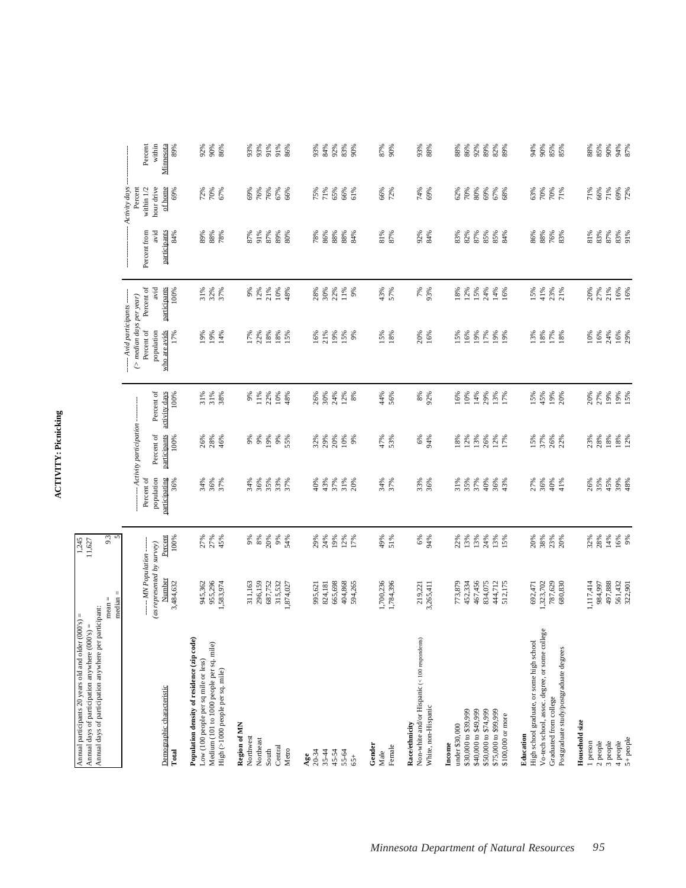# ACTIVITY: Picnicking

Annual participants 20 years old and older (000's) = 1,245
Annual days of participation anywhere (000's) = 11,627
Annual days of participation anywhere per participant:
mean = 9.3
median = 5

| Demographic characteristic | MN Population (as represented by survey) Number | Percent | Activity participation Percent of population participating | Percent of participants | Percent of activity days | Avid participants (> median days per year) Percent of population who are avids | Percent of avid participants | Activity days Percent from avid participants | Percent within 1/2 hour drive of home | Percent within Minnesota |
|---|---|---|---|---|---|---|---|---|---|---|
| **Total** | 3,484,632 | 100% | 36% | 100% | 100% | 17% | 100% | 84% | 69% | 89% |
| **Population density of residence (zip code)** | | | | | | | | | | |
| Low (100 people per sq mile or less) | 945,362 | 27% | 34% | 26% | 31% | 19% | 31% | 89% | 72% | 92% |
| Medium (101 to 1000 people per sq. mile) | 955,296 | 27% | 36% | 28% | 31% | 19% | 32% | 88% | 70% | 90% |
| High (>1000 people per sq. mile) | 1,583,974 | 45% | 37% | 46% | 38% | 14% | 37% | 78% | 67% | 86% |
| **Region of MN** | | | | | | | | | | |
| Northwest | 311,163 | 9% | 34% | 9% | 9% | 17% | 9% | 87% | 69% | 93% |
| Northeast | 296,159 | 8% | 36% | 9% | 11% | 22% | 12% | 91% | 76% | 93% |
| South | 687,752 | 20% | 35% | 19% | 22% | 18% | 21% | 87% | 76% | 91% |
| Central | 315,532 | 9% | 33% | 9% | 10% | 18% | 10% | 89% | 67% | 91% |
| Metro | 1,874,027 | 54% | 37% | 55% | 48% | 15% | 48% | 80% | 66% | 86% |
| **Age** | | | | | | | | | | |
| 20-34 | 995,621 | 29% | 40% | 32% | 26% | 16% | 28% | 78% | 75% | 93% |
| 35-44 | 824,181 | 24% | 43% | 29% | 30% | 21% | 30% | 86% | 71% | 84% |
| 45-54 | 665,698 | 19% | 37% | 20% | 24% | 19% | 22% | 88% | 65% | 92% |
| 55-64 | 404,868 | 12% | 31% | 10% | 12% | 15% | 11% | 88% | 66% | 83% |
| 65+ | 594,265 | 17% | 20% | 9% | 8% | 9% | 9% | 84% | 61% | 90% |
| **Gender** | | | | | | | | | | |
| Male | 1,700,236 | 49% | 34% | 47% | 44% | 15% | 43% | 81% | 66% | 87% |
| Female | 1,784,396 | 51% | 37% | 53% | 56% | 18% | 57% | 87% | 72% | 90% |
| **Race/ethnicity** | | | | | | | | | | |
| Non-white and/or Hispanic (< 100 respondents) | 219,221 | 6% | 33% | 6% | 8% | 20% | 7% | 92% | 74% | 93% |
| White, non-Hispanic | 3,265,411 | 94% | 36% | 94% | 92% | 16% | 93% | 84% | 69% | 88% |
| **Income** | | | | | | | | | | |
| under $30,000 | 773,879 | 22% | 31% | 18% | 16% | 15% | 18% | 83% | 62% | 88% |
| $30,000 to $39,999 | 452,334 | 13% | 35% | 12% | 10% | 16% | 12% | 82% | 70% | 86% |
| $40,000 to $49,999 | 467,456 | 13% | 37% | 13% | 14% | 19% | 15% | 87% | 80% | 92% |
| $50,000 to $74,999 | 834,075 | 24% | 40% | 26% | 29% | 17% | 24% | 85% | 69% | 89% |
| $75,000 to $99,999 | 444,712 | 13% | 36% | 12% | 13% | 19% | 14% | 85% | 67% | 82% |
| $100,000 or more | 512,175 | 15% | 43% | 17% | 17% | 19% | 16% | 84% | 68% | 89% |
| **Education** | | | | | | | | | | |
| High school graduate, or some high school | 692,471 | 20% | 27% | 15% | 15% | 13% | 15% | 86% | 63% | 94% |
| Vo-tech school, assoc. degree, or some college | 1,323,702 | 38% | 36% | 37% | 45% | 18% | 41% | 88% | 70% | 90% |
| Graduated from college | 787,629 | 23% | 40% | 26% | 19% | 17% | 23% | 76% | 70% | 85% |
| Postgraduate study/postgraduate degrees | 680,830 | 20% | 41% | 22% | 20% | 18% | 21% | 83% | 71% | 85% |
| **Household size** | | | | | | | | | | |
| 1 person | 1,117,414 | 32% | 26% | 23% | 20% | 10% | 20% | 81% | 71% | 88% |
| 2 people | 984,997 | 28% | 35% | 28% | 27% | 16% | 27% | 83% | 66% | 85% |
| 3 people | 497,888 | 14% | 45% | 18% | 19% | 24% | 21% | 87% | 71% | 90% |
| 4 people | 561,432 | 16% | 39% | 18% | 19% | 16% | 16% | 83% | 69% | 94% |
| 5+ people | 322,901 | 9% | 48% | 12% | 15% | 29% | 16% | 91% | 72% | 87% |

*Minnesota Department of Natural Resources*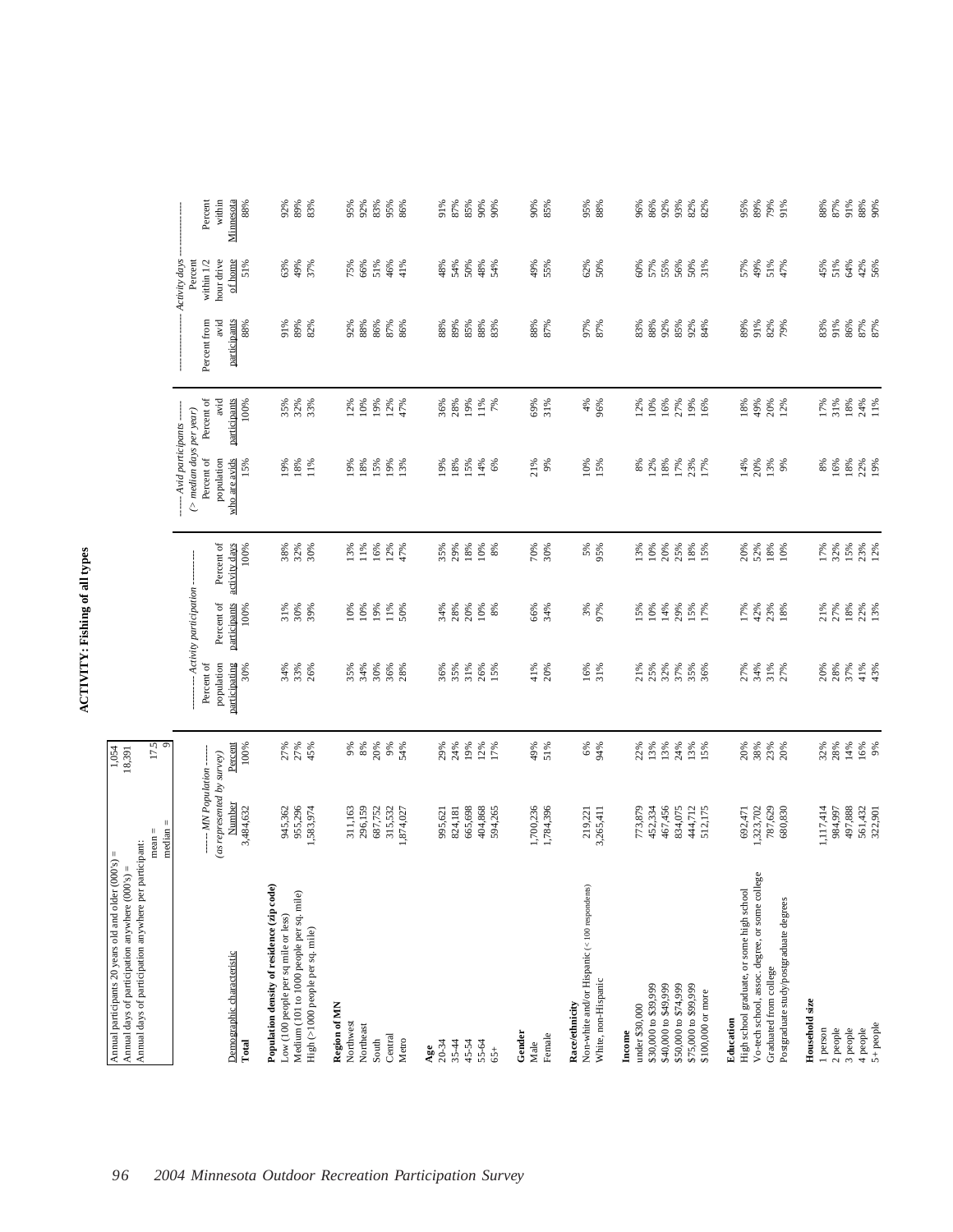# ACTIVITY: Fishing of all types

| | |
|---|---|
| Annual participants 20 years old and older (000's) = | 1,054 |
| Annual days of participation anywhere (000's) = | 18,391 |
| Annual days of participation anywhere per participant: mean = | 17.5 |
| median = | 9 |

| Demographic characteristic | ------ MN Population ------ (as represented by survey) Number | Percent | ---------- Activity participation ---------- Percent of population participating | Percent of participants | Percent of activity days | ------ Avid participants ------ (> median days per year) Percent of population who are avids | Percent of avid participants | ---------------- Activity days ---------------- Percent from avid participants | Percent within 1/2 hour drive of home | Percent within Minnesota |
|---|---|---|---|---|---|---|---|---|---|---|
| **Total** | 3,484,632 | 100% | 30% | 100% | 100% | 15% | 100% | 88% | 51% | 88% |
| **Population density of residence (zip code)** | | | | | | | | | | |
| Low (100 people per sq mile or less) | 945,362 | 27% | 34% | 31% | 38% | 19% | 35% | 91% | 63% | 92% |
| Medium (101 to 1000 people per sq. mile) | 955,296 | 27% | 33% | 30% | 32% | 18% | 32% | 89% | 49% | 89% |
| High (>1000 people per sq. mile) | 1,583,974 | 45% | 26% | 39% | 30% | 11% | 33% | 82% | 37% | 83% |
| **Region of MN** | | | | | | | | | | |
| Northwest | 311,163 | 9% | 35% | 10% | 13% | 19% | 12% | 92% | 75% | 95% |
| Northeast | 296,159 | 8% | 34% | 10% | 11% | 18% | 10% | 88% | 66% | 92% |
| South | 687,752 | 20% | 30% | 19% | 16% | 15% | 19% | 86% | 51% | 83% |
| Central | 315,532 | 9% | 36% | 11% | 12% | 19% | 12% | 87% | 46% | 95% |
| Metro | 1,874,027 | 54% | 28% | 50% | 47% | 13% | 47% | 86% | 41% | 86% |
| **Age** | | | | | | | | | | |
| 20-34 | 995,621 | 29% | 36% | 34% | 35% | 19% | 36% | 88% | 48% | 91% |
| 35-44 | 824,181 | 24% | 35% | 28% | 29% | 18% | 28% | 89% | 54% | 87% |
| 45-54 | 665,698 | 19% | 31% | 20% | 18% | 15% | 19% | 85% | 50% | 85% |
| 55-64 | 404,868 | 12% | 26% | 10% | 10% | 14% | 11% | 88% | 48% | 90% |
| 65+ | 594,265 | 17% | 15% | 8% | 8% | 6% | 7% | 83% | 54% | 90% |
| **Gender** | | | | | | | | | | |
| Male | 1,700,236 | 49% | 41% | 66% | 70% | 21% | 69% | 88% | 49% | 90% |
| Female | 1,784,396 | 51% | 20% | 34% | 30% | 9% | 31% | 87% | 55% | 85% |
| **Race/ethnicity** | | | | | | | | | | |
| Non-white and/or Hispanic (< 100 respondents) | 219,221 | 6% | 16% | 3% | 5% | 10% | 4% | 97% | 62% | 95% |
| White, non-Hispanic | 3,265,411 | 94% | 31% | 97% | 95% | 15% | 96% | 87% | 50% | 88% |
| **Income** | | | | | | | | | | |
| under $30,000 | 773,879 | 22% | 21% | 15% | 13% | 8% | 12% | 83% | 60% | 96% |
| $30,000 to $39,999 | 452,334 | 13% | 25% | 10% | 10% | 12% | 10% | 88% | 57% | 86% |
| $40,000 to $49,999 | 467,456 | 13% | 32% | 14% | 20% | 18% | 16% | 92% | 55% | 92% |
| $50,000 to $74,999 | 834,075 | 24% | 37% | 29% | 25% | 17% | 27% | 85% | 56% | 93% |
| $75,000 to $99,999 | 444,712 | 13% | 35% | 15% | 18% | 23% | 19% | 92% | 50% | 82% |
| $100,000 or more | 512,175 | 15% | 36% | 17% | 15% | 17% | 16% | 84% | 31% | 82% |
| **Education** | | | | | | | | | | |
| High school graduate, or some high school | 692,471 | 20% | 27% | 17% | 20% | 14% | 18% | 89% | 57% | 95% |
| Vo-tech school, assoc. degree, or some college | 1,323,702 | 38% | 34% | 42% | 52% | 20% | 49% | 91% | 49% | 89% |
| Graduated from college | 787,629 | 23% | 31% | 23% | 18% | 13% | 20% | 82% | 51% | 79% |
| Postgraduate study/postgraduate degrees | 680,830 | 20% | 27% | 18% | 10% | 9% | 12% | 79% | 47% | 91% |
| **Household size** | | | | | | | | | | |
| 1 person | 1,117,414 | 32% | 20% | 21% | 17% | 8% | 17% | 83% | 45% | 88% |
| 2 people | 984,997 | 28% | 28% | 27% | 32% | 16% | 31% | 91% | 51% | 87% |
| 3 people | 497,888 | 14% | 37% | 18% | 15% | 18% | 18% | 86% | 64% | 91% |
| 4 people | 561,432 | 16% | 41% | 22% | 23% | 22% | 24% | 87% | 42% | 88% |
| 5+ people | 322,901 | 9% | 43% | 13% | 12% | 19% | 11% | 87% | 56% | 90% |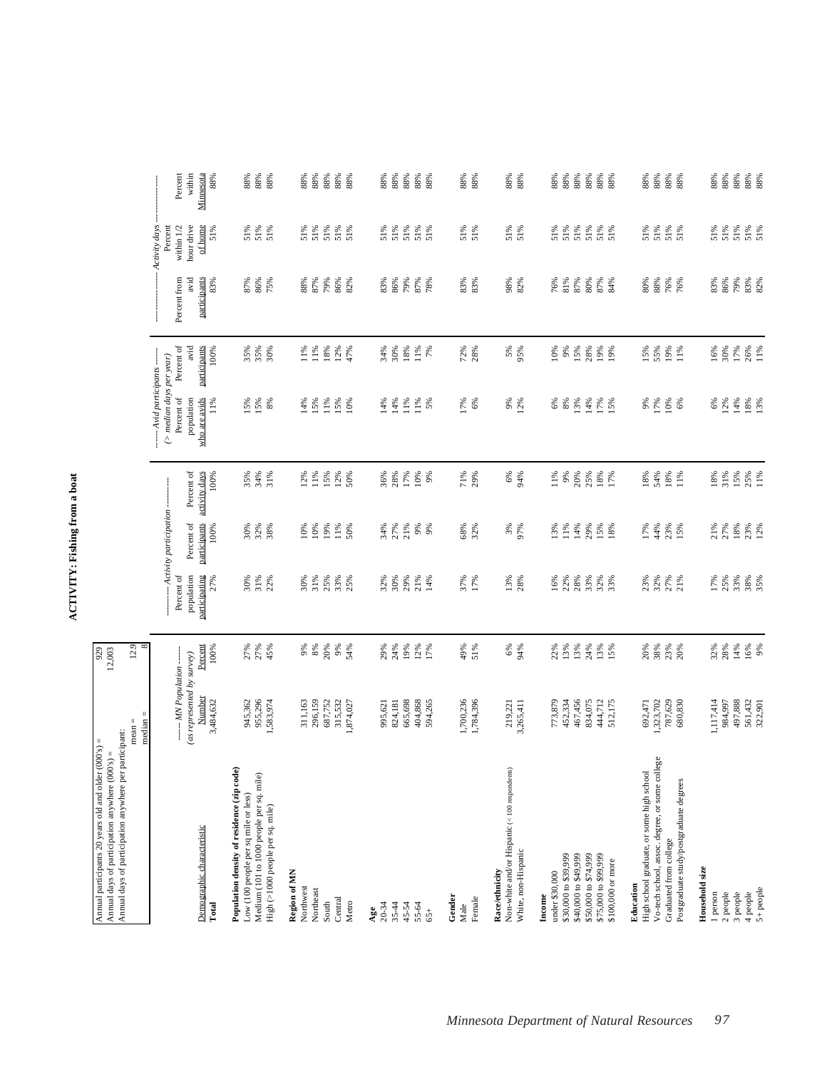# ACTIVITY: Fishing from a boat

| | |
|---|---|
| Annual participants 20 years old and older (000's) = | 929 |
| Annual days of participation anywhere (000's) = | 12,003 |
| Annual days of participation anywhere per participant: mean = | 12.9 |
| median = | 8 |

| Demographic characteristic | MN Population (as represented by survey) Number | Percent | Activity participation Percent of population participating | Percent of participants | Percent of activity days | Avid participants (> median days per year) Percent of population who are avids | Percent of avid participants | Activity days Percent from avid participants | Percent within 1/2 hour drive of home | Percent within Minnesota |
|---|---|---|---|---|---|---|---|---|---|---|
| **Total** | 3,484,632 | 100% | 27% | 100% | 100% | 11% | 100% | 83% | 51% | 88% |
| **Population density of residence (zip code)** | | | | | | | | | | |
| Low (100 people per sq mile or less) | 945,362 | 27% | 30% | 30% | 35% | 15% | 35% | 87% | 51% | 88% |
| Medium (101 to 1000 people per sq. mile) | 955,296 | 27% | 31% | 32% | 34% | 15% | 35% | 86% | 51% | 88% |
| High (>1000 people per sq. mile) | 1,583,974 | 45% | 22% | 38% | 31% | 8% | 30% | 75% | 51% | 88% |
| **Region of MN** | | | | | | | | | | |
| Northwest | 311,163 | 9% | 30% | 10% | 12% | 14% | 11% | 88% | 51% | 88% |
| Northeast | 296,159 | 8% | 31% | 10% | 11% | 15% | 11% | 87% | 51% | 88% |
| South | 687,752 | 20% | 25% | 19% | 15% | 11% | 18% | 79% | 51% | 88% |
| Central | 315,532 | 9% | 33% | 11% | 12% | 15% | 12% | 86% | 51% | 88% |
| Metro | 1,874,027 | 54% | 25% | 50% | 50% | 10% | 47% | 82% | 51% | 88% |
| **Age** | | | | | | | | | | |
| 20-34 | 995,621 | 29% | 32% | 34% | 36% | 14% | 34% | 83% | 51% | 88% |
| 35-44 | 824,181 | 24% | 30% | 27% | 28% | 14% | 30% | 86% | 51% | 88% |
| 45-54 | 665,698 | 19% | 29% | 21% | 17% | 11% | 18% | 79% | 51% | 88% |
| 55-64 | 404,868 | 12% | 21% | 9% | 10% | 11% | 11% | 87% | 51% | 88% |
| 65+ | 594,265 | 17% | 14% | 9% | 9% | 5% | 7% | 78% | 51% | 88% |
| **Gender** | | | | | | | | | | |
| Male | 1,700,236 | 49% | 37% | 68% | 71% | 17% | 72% | 83% | 51% | 88% |
| Female | 1,784,396 | 51% | 17% | 32% | 29% | 6% | 28% | 83% | 51% | 88% |
| **Race/ethnicity** | | | | | | | | | | |
| Non-white and/or Hispanic (< 100 respondents) | 219,221 | 6% | 13% | 3% | 6% | 9% | 5% | 98% | 51% | 88% |
| White, non-Hispanic | 3,265,411 | 94% | 28% | 97% | 94% | 12% | 95% | 82% | 51% | 88% |
| **Income** | | | | | | | | | | |
| under $30,000 | 773,879 | 22% | 16% | 13% | 11% | 6% | 10% | 76% | 51% | 88% |
| $30,000 to $39,999 | 452,334 | 13% | 22% | 11% | 9% | 8% | 9% | 81% | 51% | 88% |
| $40,000 to $49,999 | 467,456 | 13% | 28% | 14% | 20% | 13% | 15% | 87% | 51% | 88% |
| $50,000 to $74,999 | 834,075 | 24% | 33% | 29% | 25% | 14% | 28% | 80% | 51% | 88% |
| $75,000 to $99,999 | 444,712 | 13% | 32% | 15% | 18% | 17% | 19% | 87% | 51% | 88% |
| $100,000 or more | 512,175 | 15% | 33% | 18% | 17% | 15% | 19% | 84% | 51% | 88% |
| **Education** | | | | | | | | | | |
| High school graduate, or some high school | 692,471 | 20% | 23% | 17% | 18% | 9% | 15% | 80% | 51% | 88% |
| Vo-tech school, assoc. degree, or some college | 1,323,702 | 38% | 32% | 44% | 54% | 17% | 55% | 88% | 51% | 88% |
| Graduated from college | 787,629 | 23% | 27% | 23% | 18% | 10% | 19% | 76% | 51% | 88% |
| Postgraduate study/postgraduate degrees | 680,830 | 20% | 21% | 15% | 11% | 6% | 11% | 76% | 51% | 88% |
| **Household size** | | | | | | | | | | |
| 1 person | 1,117,414 | 32% | 17% | 21% | 18% | 6% | 16% | 83% | 51% | 88% |
| 2 people | 984,997 | 28% | 25% | 27% | 31% | 12% | 30% | 86% | 51% | 88% |
| 3 people | 497,888 | 14% | 33% | 18% | 15% | 14% | 17% | 79% | 51% | 88% |
| 4 people | 561,432 | 16% | 38% | 23% | 25% | 18% | 26% | 83% | 51% | 88% |
| 5+ people | 322,901 | 9% | 35% | 12% | 11% | 13% | 11% | 82% | 51% | 88% |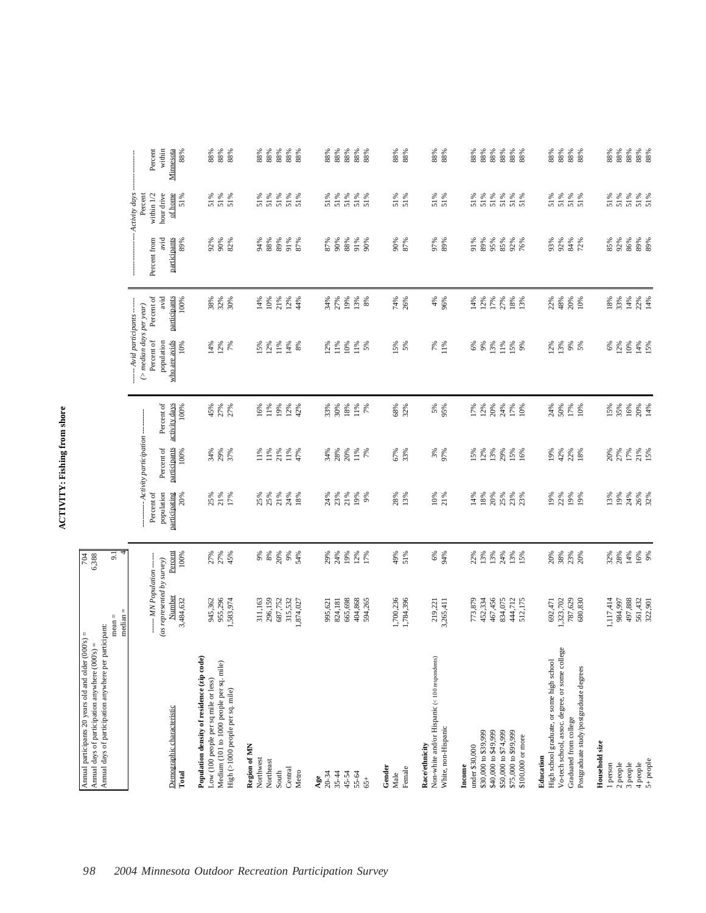# ACTIVITY: Fishing from shore

| | |
|---|---|
| Annual participants 20 years old and older (000's) = | 704 |
| Annual days of participation anywhere (000's) = | 6,388 |
| Annual days of participation anywhere per participant: mean = | 9.1 |
| median = | 4 |

| Demographic characteristic | MN Population (as represented by survey) Number | Percent | Activity participation Percent of population participating | Percent of participants | Percent of activity days | Avid participants (> median days per year) Percent of population who are avids | Percent of avid participants | Activity days Percent from avid participants | Percent within 1/2 hour drive of home | Percent within Minnesota |
|---|---|---|---|---|---|---|---|---|---|---|
| **Total** | 3,484,632 | 100% | 20% | 100% | 100% | 10% | 100% | 89% | 51% | 88% |
| **Population density of residence (zip code)** | | | | | | | | | | |
| Low (100 people per sq mile or less) | 945,362 | 27% | 25% | 34% | 45% | 14% | 38% | 92% | 51% | 88% |
| Medium (101 to 1000 people per sq. mile) | 955,296 | 27% | 21% | 29% | 27% | 12% | 32% | 90% | 51% | 88% |
| High (>1000 people per sq. mile) | 1,583,974 | 45% | 17% | 37% | 27% | 7% | 30% | 82% | 51% | 88% |
| **Region of MN** | | | | | | | | | | |
| Northwest | 311,163 | 9% | 25% | 11% | 16% | 15% | 14% | 94% | 51% | 88% |
| Northeast | 296,159 | 8% | 25% | 11% | 11% | 12% | 10% | 88% | 51% | 88% |
| South | 687,752 | 20% | 21% | 21% | 19% | 11% | 21% | 89% | 51% | 88% |
| Central | 315,532 | 9% | 24% | 11% | 12% | 14% | 12% | 91% | 51% | 88% |
| Metro | 1,874,027 | 54% | 18% | 47% | 42% | 8% | 44% | 87% | 51% | 88% |
| **Age** | | | | | | | | | | |
| 20-34 | 995,621 | 29% | 24% | 34% | 33% | 12% | 34% | 87% | 51% | 88% |
| 35-44 | 824,181 | 24% | 23% | 28% | 30% | 11% | 27% | 90% | 51% | 88% |
| 45-54 | 665,698 | 19% | 21% | 20% | 18% | 10% | 19% | 88% | 51% | 88% |
| 55-64 | 404,868 | 12% | 19% | 11% | 11% | 11% | 13% | 91% | 51% | 88% |
| 65+ | 594,265 | 17% | 9% | 7% | 7% | 5% | 8% | 90% | 51% | 88% |
| **Gender** | | | | | | | | | | |
| Male | 1,700,236 | 49% | 28% | 67% | 68% | 15% | 74% | 90% | 51% | 88% |
| Female | 1,784,396 | 51% | 13% | 33% | 32% | 5% | 26% | 87% | 51% | 88% |
| **Race/ethnicity** | | | | | | | | | | |
| Non-white and/or Hispanic (< 100 respondents) | 219,221 | 6% | 10% | 3% | 5% | 7% | 4% | 97% | 51% | 88% |
| White, non-Hispanic | 3,265,411 | 94% | 21% | 97% | 95% | 11% | 96% | 89% | 51% | 88% |
| **Income** | | | | | | | | | | |
| under $30,000 | 773,879 | 22% | 14% | 15% | 17% | 6% | 14% | 91% | 51% | 88% |
| $30,000 to $39,999 | 452,334 | 13% | 18% | 12% | 12% | 9% | 12% | 89% | 51% | 88% |
| $40,000 to $49,999 | 467,456 | 13% | 20% | 13% | 20% | 13% | 17% | 95% | 51% | 88% |
| $50,000 to $74,999 | 834,075 | 24% | 25% | 29% | 24% | 11% | 27% | 85% | 51% | 88% |
| $75,000 to $99,999 | 444,712 | 13% | 23% | 15% | 17% | 15% | 18% | 92% | 51% | 88% |
| $100,000 or more | 512,175 | 15% | 23% | 16% | 10% | 9% | 13% | 76% | 51% | 88% |
| **Education** | | | | | | | | | | |
| High school graduate, or some high school | 692,471 | 20% | 19% | 19% | 24% | 12% | 22% | 93% | 51% | 88% |
| Vo-tech school, assoc. degree, or some college | 1,323,702 | 38% | 22% | 42% | 50% | 13% | 48% | 92% | 51% | 88% |
| Graduated from college | 787,629 | 23% | 19% | 22% | 17% | 9% | 20% | 84% | 51% | 88% |
| Postgraduate study/postgraduate degrees | 680,830 | 20% | 19% | 18% | 10% | 5% | 10% | 72% | 51% | 88% |
| **Household size** | | | | | | | | | | |
| 1 person | 1,117,414 | 32% | 13% | 20% | 15% | 6% | 18% | 85% | 51% | 88% |
| 2 people | 984,997 | 28% | 19% | 27% | 35% | 12% | 33% | 92% | 51% | 88% |
| 3 people | 497,888 | 14% | 24% | 17% | 16% | 10% | 14% | 86% | 51% | 88% |
| 4 people | 561,432 | 16% | 26% | 21% | 20% | 14% | 22% | 89% | 51% | 88% |
| 5+ people | 322,901 | 9% | 32% | 15% | 14% | 15% | 14% | 89% | 51% | 88% |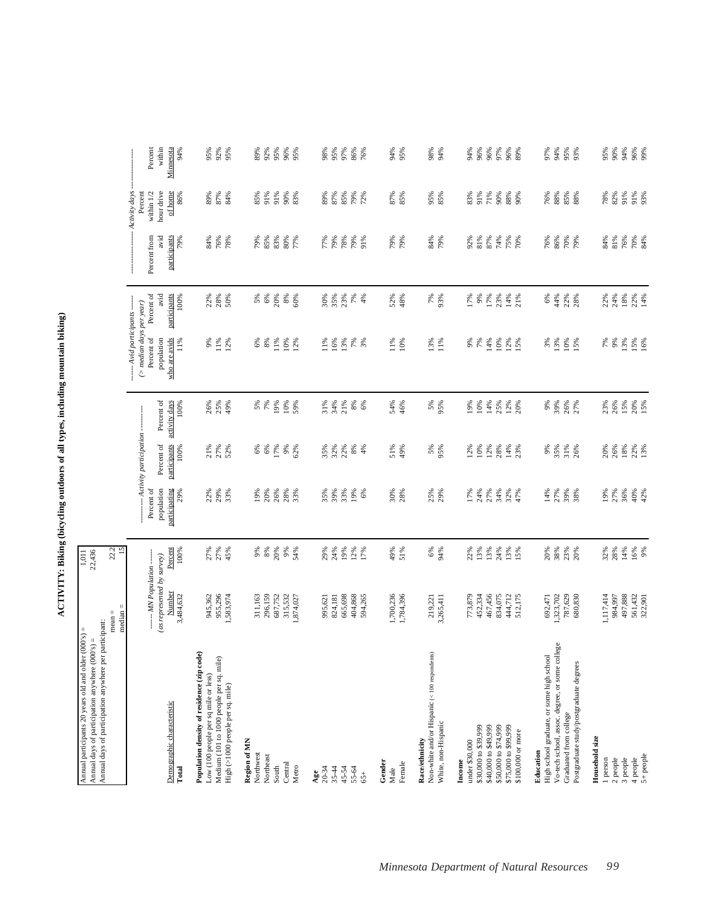# ACTIVITY: Biking (bicycling outdoors of all types, including mountain biking)

| | |
|---|---|
| Annual participants 20 years old and older (000's) = | 1,011 |
| Annual days of participation anywhere (000's) = | 22,436 |
| Annual days of participation anywhere per participant: mean = | 22.2 |
| median = | 15 |

| | ------ MN Population ------ (as represented by survey) | | --------- Activity participation --------- | | | ----- Avid participants ----- (> median days per year) | | ------------------- Activity days ------------------- | | |
|---|---|---|---|---|---|---|---|---|---|---|
| Demographic characteristic | Number | Percent | Percent of population participating | Percent of participants | Percent of activity days | Percent of population who are avids | Percent of avid participants | Percent from avid participants | Percent within 1/2 hour drive of home | Percent within Minnesota |
| **Total** | 3,484,632 | 100% | 29% | 100% | 100% | 11% | 100% | 79% | 86% | 94% |
| **Population density of residence (zip code)** | | | | | | | | | | |
| Low (100 people per sq mile or less) | 945,362 | 27% | 22% | 21% | 26% | 9% | 22% | 84% | 89% | 95% |
| Medium (101 to 1000 people per sq. mile) | 955,296 | 27% | 29% | 27% | 25% | 11% | 28% | 76% | 87% | 92% |
| High (>1000 people per sq. mile) | 1,583,974 | 45% | 33% | 52% | 49% | 12% | 50% | 78% | 84% | 95% |
| **Region of MN** | | | | | | | | | | |
| Northwest | 311,163 | 9% | 19% | 6% | 5% | 6% | 5% | 79% | 85% | 89% |
| Northeast | 296,159 | 8% | 20% | 6% | 7% | 8% | 6% | 85% | 91% | 92% |
| South | 687,752 | 20% | 26% | 17% | 19% | 11% | 20% | 83% | 91% | 95% |
| Central | 315,532 | 9% | 28% | 9% | 10% | 10% | 8% | 80% | 90% | 96% |
| Metro | 1,874,027 | 54% | 33% | 62% | 59% | 12% | 60% | 77% | 83% | 95% |
| **Age** | | | | | | | | | | |
| 20-34 | 995,621 | 29% | 35% | 35% | 31% | 11% | 30% | 77% | 89% | 98% |
| 35-44 | 824,181 | 24% | 39% | 32% | 34% | 16% | 35% | 79% | 87% | 95% |
| 45-54 | 665,698 | 19% | 33% | 22% | 21% | 13% | 23% | 78% | 85% | 97% |
| 55-64 | 404,868 | 12% | 19% | 8% | 8% | 7% | 7% | 79% | 79% | 86% |
| 65+ | 594,265 | 17% | 6% | 4% | 6% | 3% | 4% | 91% | 72% | 76% |
| **Gender** | | | | | | | | | | |
| Male | 1,700,236 | 49% | 30% | 51% | 54% | 11% | 52% | 79% | 87% | 94% |
| Female | 1,784,396 | 51% | 28% | 49% | 46% | 10% | 48% | 79% | 85% | 95% |
| **Race/ethnicity** | | | | | | | | | | |
| Non-white and/or Hispanic (< 100 respondents) | 219,221 | 6% | 25% | 5% | 5% | 13% | 7% | 84% | 95% | 98% |
| White, non-Hispanic | 3,265,411 | 94% | 29% | 95% | 95% | 11% | 93% | 79% | 85% | 94% |
| **Income** | | | | | | | | | | |
| under $30,000 | 773,879 | 22% | 17% | 12% | 19% | 9% | 17% | 92% | 83% | 94% |
| $30,000 to $39,999 | 452,334 | 13% | 24% | 10% | 10% | 7% | 9% | 81% | 91% | 96% |
| $40,000 to $49,999 | 467,456 | 13% | 27% | 12% | 14% | 14% | 17% | 87% | 71% | 96% |
| $50,000 to $74,999 | 834,075 | 24% | 34% | 28% | 25% | 10% | 23% | 74% | 90% | 97% |
| $75,000 to $99,999 | 444,712 | 13% | 32% | 14% | 12% | 12% | 14% | 75% | 88% | 96% |
| $100,000 or more | 512,175 | 15% | 47% | 23% | 20% | 15% | 21% | 70% | 90% | 89% |
| **Education** | | | | | | | | | | |
| High school graduate, or some high school | 692,471 | 20% | 14% | 9% | 9% | 3% | 6% | 76% | 76% | 97% |
| Vo-tech school, assoc. degree, or some college | 1,323,702 | 38% | 27% | 35% | 39% | 13% | 44% | 86% | 88% | 94% |
| Graduated from college | 787,629 | 23% | 39% | 31% | 26% | 10% | 22% | 70% | 85% | 95% |
| Postgraduate study/postgraduate degrees | 680,830 | 20% | 38% | 26% | 27% | 15% | 28% | 79% | 88% | 93% |
| **Household size** | | | | | | | | | | |
| 1 person | 1,117,414 | 32% | 19% | 20% | 23% | 7% | 22% | 84% | 78% | 95% |
| 2 people | 984,997 | 28% | 27% | 26% | 26% | 9% | 24% | 81% | 82% | 90% |
| 3 people | 497,888 | 14% | 36% | 18% | 15% | 13% | 18% | 76% | 91% | 94% |
| 4 people | 561,432 | 16% | 40% | 22% | 20% | 15% | 22% | 70% | 91% | 96% |
| 5+ people | 322,901 | 9% | 42% | 13% | 15% | 16% | 14% | 84% | 93% | 99% |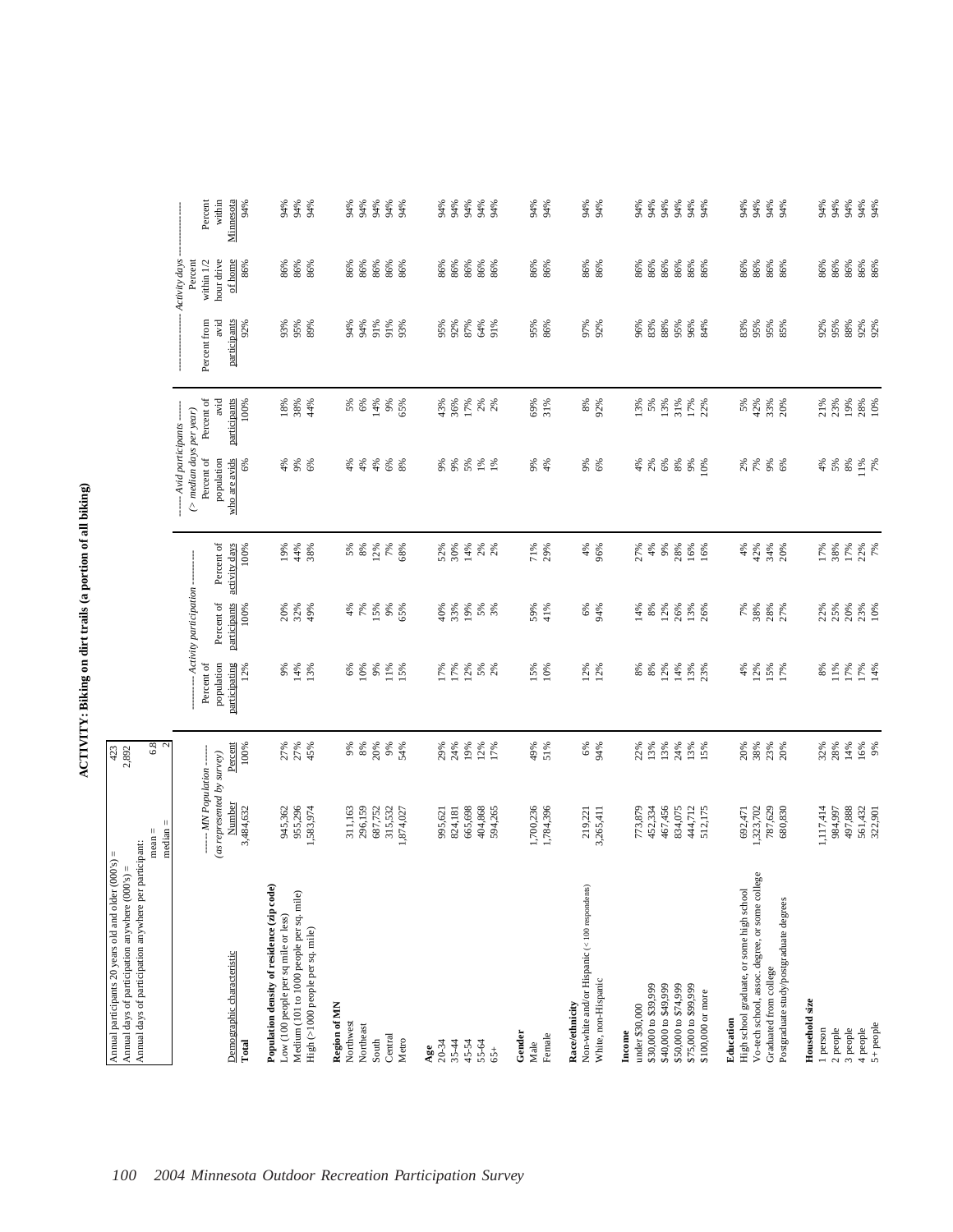# ACTIVITY: Biking on dirt trails (a portion of all biking)

| | |
|---|---|
| Annual participants 20 years old and older (000's) = | 423 |
| Annual days of participation anywhere (000's) = | 2,892 |
| Annual days of participation anywhere per participant: mean = | 6.8 |
| median = | 2 |

| Demographic characteristic | MN Population (as represented by survey) Number | Percent | Activity participation: Percent of population participating | Percent of participants | Percent of activity days | Avid participants (> median days per year): Percent of population who are avids | Percent of avid participants | Activity days: Percent from avid participants | Percent within 1/2 hour drive of home | Percent within Minnesota |
|---|---|---|---|---|---|---|---|---|---|---|
| **Total** | 3,484,632 | 100% | 12% | 100% | 100% | 6% | 100% | 92% | 86% | 94% |
| **Population density of residence (zip code)** | | | | | | | | | | |
| Low (100 people per sq mile or less) | 945,362 | 27% | 9% | 20% | 19% | 4% | 18% | 93% | 86% | 94% |
| Medium (101 to 1000 people per sq. mile) | 955,296 | 27% | 14% | 32% | 44% | 9% | 38% | 95% | 86% | 94% |
| High (>1000 people per sq. mile) | 1,583,974 | 45% | 13% | 49% | 38% | 6% | 44% | 89% | 86% | 94% |
| **Region of MN** | | | | | | | | | | |
| Northwest | 311,163 | 9% | 6% | 4% | 5% | 4% | 5% | 94% | 86% | 94% |
| Northeast | 296,159 | 8% | 10% | 7% | 8% | 4% | 6% | 94% | 86% | 94% |
| South | 687,752 | 20% | 9% | 15% | 12% | 4% | 14% | 91% | 86% | 94% |
| Central | 315,532 | 9% | 11% | 9% | 7% | 6% | 9% | 91% | 86% | 94% |
| Metro | 1,874,027 | 54% | 15% | 65% | 68% | 8% | 65% | 93% | 86% | 94% |
| **Age** | | | | | | | | | | |
| 20-34 | 995,621 | 29% | 17% | 40% | 52% | 9% | 43% | 95% | 86% | 94% |
| 35-44 | 824,181 | 24% | 17% | 33% | 30% | 9% | 36% | 92% | 86% | 94% |
| 45-54 | 665,698 | 19% | 12% | 19% | 14% | 5% | 17% | 87% | 86% | 94% |
| 55-64 | 404,868 | 12% | 5% | 5% | 2% | 1% | 2% | 64% | 86% | 94% |
| 65+ | 594,265 | 17% | 2% | 3% | 2% | 1% | 2% | 91% | 86% | 94% |
| **Gender** | | | | | | | | | | |
| Male | 1,700,236 | 49% | 15% | 59% | 71% | 9% | 69% | 95% | 86% | 94% |
| Female | 1,784,396 | 51% | 10% | 41% | 29% | 4% | 31% | 86% | 86% | 94% |
| **Race/ethnicity** | | | | | | | | | | |
| Non-white and/or Hispanic (< 100 respondents) | 219,221 | 6% | 12% | 6% | 4% | 9% | 8% | 97% | 86% | 94% |
| White, non-Hispanic | 3,265,411 | 94% | 12% | 94% | 96% | 6% | 92% | 92% | 86% | 94% |
| **Income** | | | | | | | | | | |
| under $30,000 | 773,879 | 22% | 8% | 14% | 27% | 4% | 13% | 96% | 86% | 94% |
| $30,000 to $39,999 | 452,334 | 13% | 8% | 8% | 4% | 2% | 5% | 83% | 86% | 94% |
| $40,000 to $49,999 | 467,456 | 13% | 12% | 12% | 9% | 6% | 13% | 88% | 86% | 94% |
| $50,000 to $74,999 | 834,075 | 24% | 14% | 26% | 28% | 8% | 31% | 95% | 86% | 94% |
| $75,000 to $99,999 | 444,712 | 13% | 13% | 13% | 16% | 9% | 17% | 96% | 86% | 94% |
| $100,000 or more | 512,175 | 15% | 23% | 26% | 16% | 10% | 22% | 84% | 86% | 94% |
| **Education** | | | | | | | | | | |
| High school graduate, or some high school | 692,471 | 20% | 4% | 7% | 4% | 2% | 5% | 83% | 86% | 94% |
| Vo-tech school, assoc. degree, or some college | 1,323,702 | 38% | 12% | 38% | 42% | 7% | 42% | 95% | 86% | 94% |
| Graduated from college | 787,629 | 23% | 15% | 28% | 34% | 9% | 33% | 95% | 86% | 94% |
| Postgraduate study/postgraduate degrees | 680,830 | 20% | 17% | 27% | 20% | 6% | 20% | 85% | 86% | 94% |
| **Household size** | | | | | | | | | | |
| 1 person | 1,117,414 | 32% | 8% | 22% | 17% | 4% | 21% | 92% | 86% | 94% |
| 2 people | 984,997 | 28% | 11% | 25% | 38% | 5% | 23% | 95% | 86% | 94% |
| 3 people | 497,888 | 14% | 17% | 20% | 17% | 8% | 19% | 88% | 86% | 94% |
| 4 people | 561,432 | 16% | 17% | 23% | 22% | 11% | 28% | 92% | 86% | 94% |
| 5+ people | 322,901 | 9% | 14% | 10% | 7% | 7% | 10% | 92% | 86% | 94% |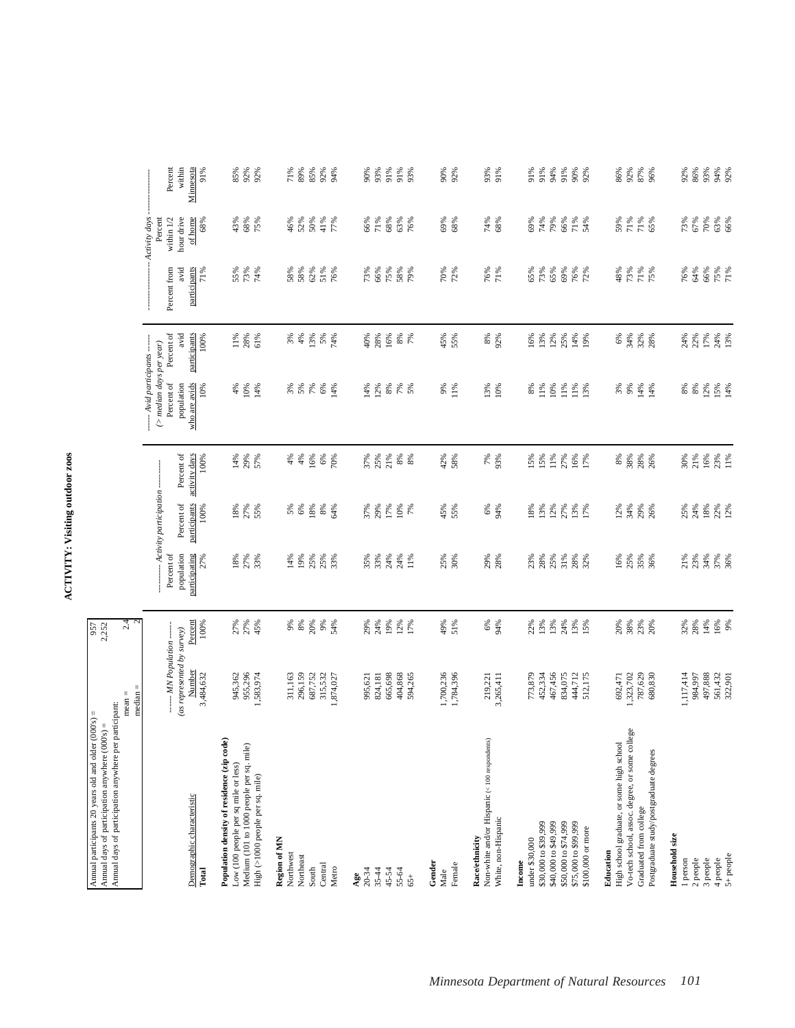# ACTIVITY: Visiting outdoor zoos

| | |
|---|---|
| Annual participants 20 years old and older (000's) = | 957 |
| Annual days of participation anywhere (000's) = | 2,252 |
| Annual days of participation anywhere per participant: mean = | 2.4 |
| median = | 2 |

| Demographic characteristic | MN Population (as represented by survey) Number | Percent | Activity participation Percent of population participating | Percent of participants | Percent of activity days | Avid participants (> median days per year) Percent of population who are avids | Percent of avid participants | Activity days Percent from avid participants | Percent within 1/2 hour drive of home | Percent within Minnesota |
|---|---|---|---|---|---|---|---|---|---|---|
| **Total** | 3,484,632 | 100% | 27% | 100% | 100% | 10% | 100% | 71% | 68% | 91% |
| **Population density of residence (zip code)** | | | | | | | | | | |
| Low (100 people per sq mile or less) | 945,362 | 27% | 18% | 18% | 14% | 4% | 11% | 55% | 43% | 85% |
| Medium (101 to 1000 people per sq. mile) | 955,296 | 27% | 27% | 27% | 29% | 10% | 28% | 73% | 68% | 92% |
| High (>1000 people per sq. mile) | 1,583,974 | 45% | 33% | 55% | 57% | 14% | 61% | 74% | 75% | 92% |
| **Region of MN** | | | | | | | | | | |
| Northwest | 311,163 | 9% | 14% | 5% | 4% | 3% | 3% | 58% | 46% | 71% |
| Northeast | 296,159 | 8% | 19% | 6% | 4% | 5% | 4% | 58% | 52% | 89% |
| South | 687,752 | 20% | 25% | 18% | 16% | 7% | 13% | 62% | 50% | 85% |
| Central | 315,532 | 9% | 25% | 8% | 6% | 6% | 5% | 51% | 41% | 92% |
| Metro | 1,874,027 | 54% | 33% | 64% | 70% | 14% | 74% | 76% | 77% | 94% |
| **Age** | | | | | | | | | | |
| 20-34 | 995,621 | 29% | 35% | 37% | 37% | 14% | 40% | 73% | 66% | 90% |
| 35-44 | 824,181 | 24% | 33% | 29% | 25% | 12% | 28% | 66% | 71% | 93% |
| 45-54 | 665,698 | 19% | 24% | 17% | 21% | 8% | 16% | 75% | 68% | 91% |
| 55-64 | 404,868 | 12% | 24% | 10% | 8% | 7% | 8% | 58% | 63% | 91% |
| 65+ | 594,265 | 17% | 11% | 7% | 8% | 5% | 7% | 79% | 76% | 93% |
| **Gender** | | | | | | | | | | |
| Male | 1,700,236 | 49% | 25% | 45% | 42% | 9% | 45% | 70% | 69% | 90% |
| Female | 1,784,396 | 51% | 30% | 55% | 58% | 11% | 55% | 72% | 68% | 92% |
| **Race/ethnicity** | | | | | | | | | | |
| Non-white and/or Hispanic (< 100 respondents) | 219,221 | 6% | 29% | 6% | 7% | 13% | 8% | 76% | 74% | 93% |
| White, non-Hispanic | 3,265,411 | 94% | 28% | 94% | 93% | 10% | 92% | 71% | 68% | 91% |
| **Income** | | | | | | | | | | |
| under $30,000 | 773,879 | 22% | 23% | 18% | 15% | 8% | 16% | 65% | 69% | 91% |
| $30,000 to $39,999 | 452,334 | 13% | 28% | 13% | 15% | 11% | 13% | 73% | 74% | 91% |
| $40,000 to $49,999 | 467,456 | 13% | 25% | 12% | 11% | 10% | 12% | 65% | 79% | 94% |
| $50,000 to $74,999 | 834,075 | 24% | 31% | 27% | 27% | 11% | 25% | 69% | 66% | 91% |
| $75,000 to $99,999 | 444,712 | 13% | 28% | 13% | 16% | 11% | 14% | 76% | 71% | 90% |
| $100,000 or more | 512,175 | 15% | 32% | 17% | 17% | 13% | 19% | 72% | 54% | 92% |
| **Education** | | | | | | | | | | |
| High school graduate, or some high school | 692,471 | 20% | 16% | 12% | 8% | 3% | 6% | 48% | 59% | 86% |
| Vo-tech school, assoc. degree, or some college | 1,323,702 | 38% | 25% | 34% | 38% | 9% | 34% | 73% | 71% | 92% |
| Graduated from college | 787,629 | 23% | 35% | 29% | 28% | 14% | 32% | 71% | 71% | 87% |
| Postgraduate study/postgraduate degrees | 680,830 | 20% | 36% | 26% | 26% | 14% | 28% | 75% | 65% | 96% |
| **Household size** | | | | | | | | | | |
| 1 person | 1,117,414 | 32% | 21% | 25% | 30% | 8% | 24% | 76% | 73% | 92% |
| 2 people | 984,997 | 28% | 23% | 24% | 21% | 8% | 22% | 64% | 67% | 86% |
| 3 people | 497,888 | 14% | 34% | 18% | 16% | 12% | 17% | 66% | 70% | 93% |
| 4 people | 561,432 | 16% | 37% | 22% | 23% | 15% | 24% | 75% | 63% | 94% |
| 5+ people | 322,901 | 9% | 36% | 12% | 11% | 14% | 13% | 71% | 66% | 92% |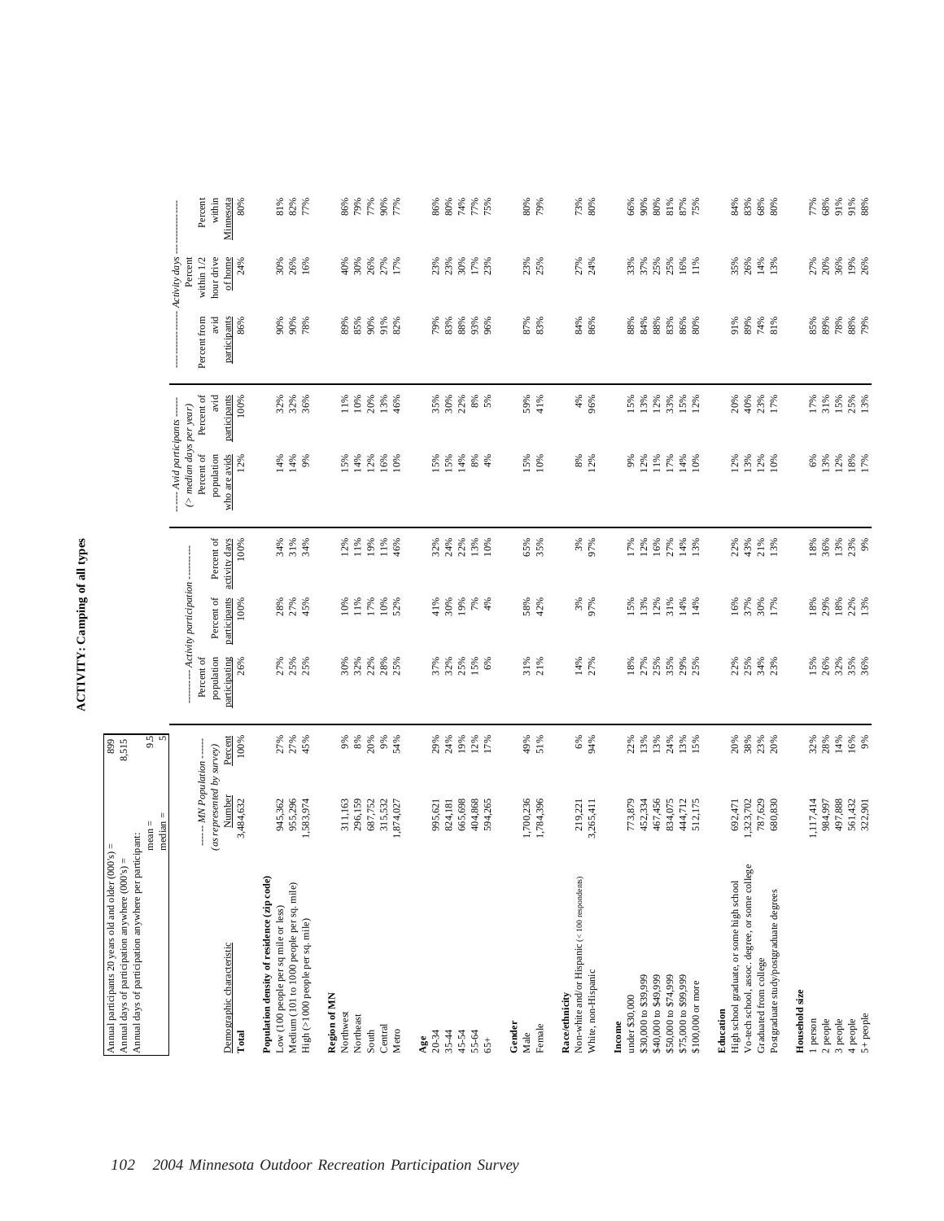# ACTIVITY: Camping of all types

| | |
|---|---|
| Annual participants 20 years old and older (000's) = | 899 |
| Annual days of participation anywhere (000's) = | 8,515 |
| Annual days of participation anywhere per participant: mean = | 9.5 |
| median = | 5 |

| | ------ MN Population ------ (as represented by survey) | | ---------- Activity participation ---------- | | | ------ Avid participants ------ (> median days per year) | | ------------------ Activity days ------------------ | | |
|---|---|---|---|---|---|---|---|---|---|---|
| Demographic characteristic | Number | Percent | Percent of population participating | Percent of participants | Percent of activity days | Percent of population who are avids | Percent of avid participants | Percent from avid participants | Percent within 1/2 hour drive of home | Percent within Minnesota |
| **Total** | 3,484,632 | 100% | 26% | 100% | 100% | 12% | 100% | 86% | 24% | 80% |
| **Population density of residence (zip code)** | | | | | | | | | | |
| Low (100 people per sq mile or less) | 945,362 | 27% | 27% | 28% | 34% | 14% | 32% | 90% | 30% | 81% |
| Medium (101 to 1000 people per sq. mile) | 955,296 | 27% | 25% | 27% | 31% | 14% | 32% | 90% | 26% | 82% |
| High (>1000 people per sq. mile) | 1,583,974 | 45% | 25% | 45% | 34% | 9% | 36% | 78% | 16% | 77% |
| **Region of MN** | | | | | | | | | | |
| Northwest | 311,163 | 9% | 30% | 10% | 12% | 15% | 11% | 89% | 40% | 86% |
| Northeast | 296,159 | 8% | 32% | 11% | 11% | 14% | 10% | 85% | 30% | 79% |
| South | 687,752 | 20% | 22% | 17% | 19% | 12% | 20% | 90% | 26% | 77% |
| Central | 315,532 | 9% | 28% | 10% | 11% | 16% | 13% | 91% | 27% | 90% |
| Metro | 1,874,027 | 54% | 25% | 52% | 46% | 10% | 46% | 82% | 17% | 77% |
| **Age** | | | | | | | | | | |
| 20-34 | 995,621 | 29% | 37% | 41% | 32% | 15% | 35% | 79% | 23% | 86% |
| 35-44 | 824,181 | 24% | 32% | 30% | 24% | 15% | 30% | 83% | 23% | 80% |
| 45-54 | 665,698 | 19% | 25% | 19% | 22% | 14% | 22% | 88% | 30% | 74% |
| 55-64 | 404,868 | 12% | 15% | 7% | 13% | 8% | 8% | 93% | 17% | 77% |
| 65+ | 594,265 | 17% | 6% | 4% | 10% | 4% | 5% | 96% | 23% | 75% |
| **Gender** | | | | | | | | | | |
| Male | 1,700,236 | 49% | 31% | 58% | 65% | 15% | 59% | 87% | 23% | 80% |
| Female | 1,784,396 | 51% | 21% | 42% | 35% | 10% | 41% | 83% | 25% | 79% |
| **Race/ethnicity** | | | | | | | | | | |
| Non-white and/or Hispanic (< 100 respondents) | 219,221 | 6% | 14% | 3% | 3% | 8% | 4% | 84% | 27% | 73% |
| White, non-Hispanic | 3,265,411 | 94% | 27% | 97% | 97% | 12% | 96% | 86% | 24% | 80% |
| **Income** | | | | | | | | | | |
| under $30,000 | 773,879 | 22% | 18% | 15% | 17% | 9% | 15% | 88% | 33% | 66% |
| $30,000 to $39,999 | 452,334 | 13% | 27% | 13% | 12% | 12% | 13% | 84% | 37% | 90% |
| $40,000 to $49,999 | 467,456 | 13% | 25% | 12% | 16% | 11% | 12% | 88% | 25% | 80% |
| $50,000 to $74,999 | 834,075 | 24% | 35% | 31% | 27% | 17% | 33% | 83% | 25% | 81% |
| $75,000 to $99,999 | 444,712 | 13% | 29% | 14% | 14% | 14% | 15% | 86% | 16% | 87% |
| $100,000 or more | 512,175 | 15% | 25% | 14% | 13% | 10% | 12% | 80% | 11% | 75% |
| **Education** | | | | | | | | | | |
| High school graduate, or some high school | 692,471 | 20% | 22% | 16% | 22% | 12% | 20% | 91% | 35% | 84% |
| Vo-tech school, assoc. degree, or some college | 1,323,702 | 38% | 25% | 37% | 43% | 13% | 40% | 89% | 26% | 83% |
| Graduated from college | 787,629 | 23% | 34% | 30% | 21% | 12% | 23% | 74% | 14% | 68% |
| Postgraduate study/postgraduate degrees | 680,830 | 20% | 23% | 17% | 13% | 10% | 17% | 81% | 13% | 80% |
| **Household size** | | | | | | | | | | |
| 1 person | 1,117,414 | 32% | 15% | 18% | 18% | 6% | 17% | 85% | 27% | 77% |
| 2 people | 984,997 | 28% | 26% | 29% | 36% | 13% | 31% | 89% | 20% | 68% |
| 3 people | 497,888 | 14% | 32% | 18% | 13% | 12% | 15% | 78% | 36% | 91% |
| 4 people | 561,432 | 16% | 35% | 22% | 23% | 18% | 25% | 88% | 19% | 91% |
| 5+ people | 322,901 | 9% | 36% | 13% | 9% | 17% | 13% | 79% | 26% | 88% |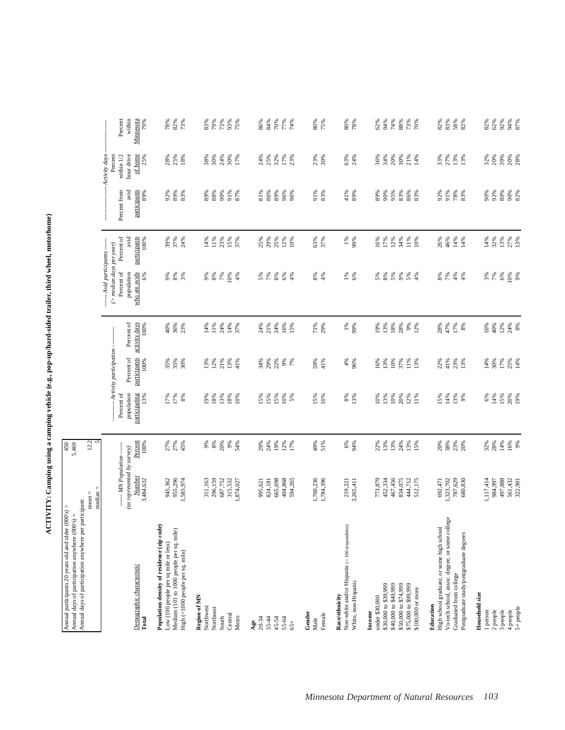# ACTIVITY: Camping using a camping vehicle (e.g., pop-up/hard-sided trailer, third wheel, motorhome)

| | |
|---|---|
| Annual participants 20 years old and older (000's) = | 450 |
| Annual days of participation anywhere (000's) = | 5,469 |
| Annual days of participation anywhere per participant: mean = | 12.2 |
| median = | 5 |

| Demographic characteristic | MN Population (as represented by survey) Number | Percent | Activity participation: Percent of population participating | Percent of participants | Percent of activity days | Avid participants (> median days per year): Percent of population who are avids | Percent of avid participants | Activity days: Percent from avid participants | Percent within 1/2 hour drive of home | Percent within Minnesota |
|---|---|---|---|---|---|---|---|---|---|---|
| **Total** | 3,484,632 | 100% | 13% | 100% | 100% | 6% | 100% | 89% | 25% | 79% |
| **Population density of residence (zip code)** | | | | | | | | | | |
| Low (100 people per sq mile or less) | 945,362 | 27% | 17% | 35% | 40% | 9% | 39% | 92% | 28% | 78% |
| Medium (101 to 1000 people per sq. mile) | 955,296 | 27% | 17% | 35% | 36% | 8% | 37% | 89% | 25% | 82% |
| High (>1000 people per sq. mile) | 1,583,974 | 45% | 8% | 30% | 23% | 3% | 24% | 83% | 18% | 73% |
| **Region of MN** | | | | | | | | | | |
| Northwest | 311,163 | 9% | 19% | 13% | 14% | 9% | 14% | 89% | 38% | 83% |
| Northeast | 296,159 | 8% | 18% | 12% | 11% | 8% | 11% | 88% | 30% | 79% |
| South | 687,752 | 20% | 13% | 21% | 24% | 7% | 23% | 90% | 24% | 73% |
| Central | 315,532 | 9% | 18% | 13% | 14% | 10% | 15% | 91% | 30% | 93% |
| Metro | 1,874,027 | 54% | 10% | 41% | 37% | 4% | 37% | 87% | 17% | 75% |
| **Age** | | | | | | | | | | |
| 20-34 | 995,621 | 29% | 15% | 34% | 24% | 5% | 25% | 81% | 24% | 86% |
| 35-44 | 824,181 | 24% | 15% | 29% | 21% | 7% | 29% | 86% | 25% | 84% |
| 45-54 | 665,698 | 19% | 15% | 22% | 24% | 8% | 25% | 89% | 32% | 70% |
| 55-64 | 404,868 | 12% | 10% | 9% | 16% | 6% | 12% | 96% | 17% | 77% |
| 65+ | 594,265 | 17% | 5% | 7% | 15% | 4% | 10% | 96% | 23% | 74% |
| **Gender** | | | | | | | | | | |
| Male | 1,700,236 | 49% | 15% | 59% | 71% | 8% | 63% | 91% | 23% | 80% |
| Female | 1,784,396 | 51% | 10% | 41% | 29% | 4% | 37% | 83% | 30% | 75% |
| **Race/ethnicity** | | | | | | | | | | |
| Non-white and/or Hispanic (< 100 respondents) | 219,221 | 6% | 8% | 4% | 1% | 1% | 1% | 41% | 63% | 80% |
| White, non-Hispanic | 3,265,411 | 94% | 13% | 96% | 99% | 6% | 99% | 89% | 24% | 78% |
| **Income** | | | | | | | | | | |
| under $30,000 | 773,879 | 22% | 10% | 16% | 19% | 5% | 16% | 89% | 36% | 62% |
| $30,000 to $39,999 | 452,334 | 13% | 13% | 13% | 13% | 8% | 17% | 90% | 34% | 94% |
| $40,000 to $49,999 | 467,456 | 13% | 10% | 10% | 18% | 5% | 12% | 95% | 20% | 74% |
| $50,000 to $74,999 | 834,075 | 24% | 20% | 37% | 28% | 9% | 34% | 83% | 30% | 88% |
| $75,000 to $99,999 | 444,712 | 13% | 12% | 11% | 9% | 5% | 11% | 86% | 21% | 73% |
| $100,000 or more | 512,175 | 15% | 11% | 13% | 12% | 4% | 10% | 83% | 14% | 70% |
| **Education** | | | | | | | | | | |
| High school graduate, or some high school | 692,471 | 20% | 15% | 22% | 28% | 8% | 26% | 92% | 33% | 82% |
| Vo-tech school, assoc. degree, or some college | 1,323,702 | 38% | 14% | 41% | 47% | 7% | 46% | 91% | 27% | 83% |
| Graduated from college | 787,629 | 23% | 13% | 23% | 17% | 4% | 14% | 78% | 13% | 58% |
| Postgraduate study/postgraduate degrees | 680,830 | 20% | 9% | 13% | 8% | 4% | 14% | 83% | 13% | 82% |
| **Household size** | | | | | | | | | | |
| 1 person | 1,117,414 | 32% | 6% | 14% | 16% | 3% | 14% | 90% | 32% | 82% |
| 2 people | 984,997 | 28% | 14% | 30% | 40% | 7% | 32% | 92% | 20% | 62% |
| 3 people | 497,888 | 14% | 15% | 17% | 12% | 6% | 13% | 80% | 39% | 92% |
| 4 people | 561,432 | 16% | 20% | 25% | 24% | 10% | 27% | 90% | 20% | 94% |
| 5+ people | 322,901 | 9% | 19% | 14% | 8% | 9% | 13% | 82% | 28% | 87% |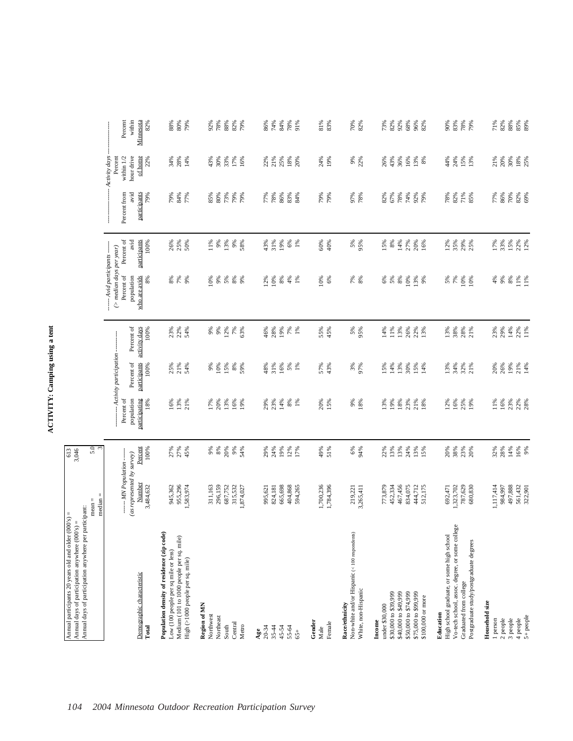# ACTIVITY: Camping using a tent

| | |
|---|---|
| Annual participants 20 years old and older (000's) = | 613 |
| Annual days of participation anywhere (000's) = | 3,046 |
| Annual days of participation anywhere per participant: mean = | 5.0 |
| median = | 3 |

| Demographic characteristic | ------ MN Population ------ (as represented by survey) Number | Percent | ---------- Activity participation ---------- Percent of population participating | Percent of participants | Percent of activity days | ------ Avid participants ------ (> median days per year) Percent of population who are avids | Percent of avid participants | ---------------- Activity days ---------------- Percent from avid participants | Percent within 1/2 hour drive of home | Percent within Minnesota |
|---|---|---|---|---|---|---|---|---|---|---|
| **Total** | 3,484,632 | 100% | 18% | 100% | 100% | 8% | 100% | 79% | 22% | 82% |
| **Population density of residence (zip code)** | | | | | | | | | | |
| Low (100 people per sq mile or less) | 945,362 | 27% | 16% | 25% | 23% | 8% | 26% | 79% | 34% | 88% |
| Medium (101 to 1000 people per sq. mile) | 955,296 | 27% | 13% | 21% | 22% | 7% | 25% | 84% | 28% | 80% |
| High (>1000 people per sq. mile) | 1,583,974 | 45% | 21% | 54% | 54% | 9% | 50% | 77% | 14% | 79% |
| **Region of MN** | | | | | | | | | | |
| Northwest | 311,163 | 9% | 17% | 9% | 9% | 10% | 11% | 85% | 43% | 92% |
| Northeast | 296,159 | 8% | 20% | 10% | 9% | 9% | 9% | 80% | 30% | 78% |
| South | 687,752 | 20% | 13% | 15% | 12% | 5% | 13% | 73% | 33% | 88% |
| Central | 315,532 | 9% | 16% | 8% | 7% | 8% | 9% | 79% | 17% | 82% |
| Metro | 1,874,027 | 54% | 19% | 59% | 63% | 9% | 58% | 79% | 16% | 79% |
| **Age** | | | | | | | | | | |
| 20-34 | 995,621 | 29% | 29% | 48% | 46% | 12% | 43% | 77% | 22% | 86% |
| 35-44 | 824,181 | 24% | 23% | 31% | 28% | 10% | 31% | 78% | 21% | 74% |
| 45-54 | 665,698 | 19% | 14% | 16% | 19% | 8% | 19% | 86% | 25% | 84% |
| 55-64 | 404,868 | 12% | 8% | 5% | 7% | 4% | 6% | 83% | 18% | 78% |
| 65+ | 594,265 | 17% | 1% | 1% | 1% | 1% | 1% | 84% | 20% | 91% |
| **Gender** | | | | | | | | | | |
| Male | 1,700,236 | 49% | 20% | 57% | 55% | 10% | 60% | 79% | 24% | 81% |
| Female | 1,784,396 | 51% | 15% | 43% | 45% | 6% | 40% | 79% | 19% | 83% |
| **Race/ethnicity** | | | | | | | | | | |
| Non-white and/or Hispanic (< 100 respondents) | 219,221 | 6% | 9% | 3% | 5% | 7% | 5% | 97% | 9% | 70% |
| White, non-Hispanic | 3,265,411 | 94% | 18% | 97% | 95% | 8% | 95% | 78% | 22% | 82% |
| **Income** | | | | | | | | | | |
| under $30,000 | 773,879 | 22% | 13% | 15% | 14% | 6% | 15% | 82% | 26% | 73% |
| $30,000 to $39,999 | 452,334 | 13% | 19% | 14% | 11% | 5% | 8% | 67% | 43% | 82% |
| $40,000 to $49,999 | 467,456 | 13% | 18% | 13% | 13% | 8% | 14% | 78% | 36% | 92% |
| $50,000 to $74,999 | 834,075 | 24% | 23% | 30% | 26% | 10% | 27% | 74% | 16% | 68% |
| $75,000 to $99,999 | 444,712 | 13% | 21% | 15% | 22% | 13% | 20% | 92% | 13% | 96% |
| $100,000 or more | 512,175 | 15% | 18% | 14% | 13% | 9% | 16% | 79% | 8% | 82% |
| **Education** | | | | | | | | | | |
| High school graduate, or some high school | 692,471 | 20% | 12% | 13% | 13% | 5% | 12% | 78% | 44% | 90% |
| Vo-tech school, assoc. degree, or some college | 1,323,702 | 38% | 16% | 34% | 38% | 7% | 35% | 82% | 24% | 83% |
| Graduated from college | 787,629 | 23% | 25% | 32% | 28% | 10% | 29% | 71% | 15% | 78% |
| Postgraduate study/postgraduate degrees | 680,830 | 20% | 19% | 21% | 21% | 10% | 25% | 85% | 13% | 79% |
| **Household size** | | | | | | | | | | |
| 1 person | 1,117,414 | 32% | 11% | 20% | 23% | 4% | 17% | 77% | 21% | 71% |
| 2 people | 984,997 | 28% | 16% | 26% | 29% | 9% | 33% | 86% | 20% | 82% |
| 3 people | 497,888 | 14% | 23% | 19% | 14% | 8% | 15% | 70% | 30% | 88% |
| 4 people | 561,432 | 16% | 22% | 21% | 22% | 11% | 22% | 82% | 18% | 85% |
| 5+ people | 322,901 | 9% | 28% | 14% | 11% | 11% | 12% | 69% | 25% | 89% |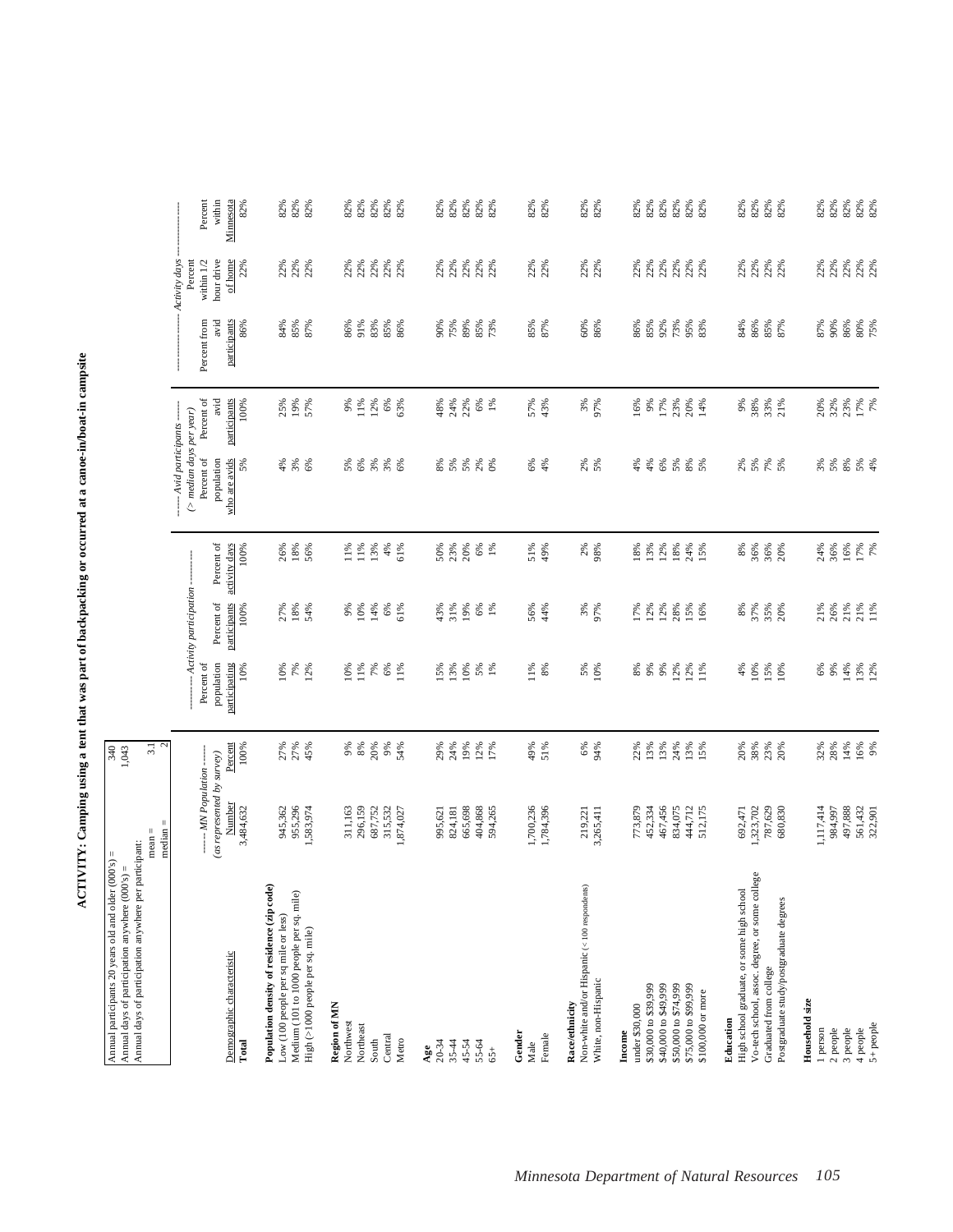# ACTIVITY: Camping using a tent that was part of backpacking or occurred at a canoe-in/boat-in campsite

| | |
|---|---|
| Annual participants 20 years old and older (000's) = | 340 |
| Annual days of participation anywhere (000's) = | 1,043 |
| Annual days of participation anywhere per participant: mean = | 3.1 |
| median = | 2 |

| Demographic characteristic | MN Population (as represented by survey) | | Activity participation | | | Avid participants (> median days per year) | | Activity days | | |
|---|---|---|---|---|---|---|---|---|---|---|
| | Number | Percent | Percent of population participating | Percent of participants | Percent of activity days | Percent of population who are avids | Percent of avid participants | Percent from avid participants | Percent within 1/2 hour drive of home | Percent within Minnesota |
| **Total** | 3,484,632 | 100% | 10% | 100% | 100% | 5% | 100% | 86% | 22% | 82% |
| **Population density of residence (zip code)** | | | | | | | | | | |
| Low (100 people per sq mile or less) | 945,362 | 27% | 10% | 27% | 26% | 4% | 25% | 84% | 22% | 82% |
| Medium (101 to 1000 people per sq. mile) | 955,296 | 27% | 7% | 18% | 18% | 3% | 19% | 85% | 22% | 82% |
| High (>1000 people per sq. mile) | 1,583,974 | 45% | 12% | 54% | 56% | 6% | 57% | 87% | 22% | 82% |
| **Region of MN** | | | | | | | | | | |
| Northwest | 311,163 | 9% | 10% | 9% | 11% | 5% | 9% | 86% | 22% | 82% |
| Northeast | 296,159 | 8% | 11% | 10% | 11% | 6% | 11% | 91% | 22% | 82% |
| South | 687,752 | 20% | 7% | 14% | 13% | 3% | 12% | 83% | 22% | 82% |
| Central | 315,532 | 9% | 6% | 6% | 4% | 3% | 6% | 85% | 22% | 82% |
| Metro | 1,874,027 | 54% | 11% | 61% | 61% | 6% | 63% | 86% | 22% | 82% |
| **Age** | | | | | | | | | | |
| 20-34 | 995,621 | 29% | 15% | 43% | 50% | 8% | 48% | 90% | 22% | 82% |
| 35-44 | 824,181 | 24% | 13% | 31% | 23% | 5% | 24% | 75% | 22% | 82% |
| 45-54 | 665,698 | 19% | 10% | 19% | 20% | 5% | 22% | 89% | 22% | 82% |
| 55-64 | 404,868 | 12% | 5% | 6% | 6% | 2% | 6% | 85% | 22% | 82% |
| 65+ | 594,265 | 17% | 1% | 1% | 1% | 0% | 1% | 73% | 22% | 82% |
| **Gender** | | | | | | | | | | |
| Male | 1,700,236 | 49% | 11% | 56% | 51% | 6% | 57% | 85% | 22% | 82% |
| Female | 1,784,396 | 51% | 8% | 44% | 49% | 4% | 43% | 87% | 22% | 82% |
| **Race/ethnicity** | | | | | | | | | | |
| Non-white and/or Hispanic (< 100 respondents) | 219,221 | 6% | 5% | 3% | 2% | 2% | 3% | 60% | 22% | 82% |
| White, non-Hispanic | 3,265,411 | 94% | 10% | 97% | 98% | 5% | 97% | 86% | 22% | 82% |
| **Income** | | | | | | | | | | |
| under $30,000 | 773,879 | 22% | 8% | 17% | 18% | 4% | 16% | 86% | 22% | 82% |
| $30,000 to $39,999 | 452,334 | 13% | 9% | 12% | 13% | 4% | 9% | 85% | 22% | 82% |
| $40,000 to $49,999 | 467,456 | 13% | 9% | 12% | 12% | 6% | 17% | 92% | 22% | 82% |
| $50,000 to $74,999 | 834,075 | 24% | 12% | 28% | 18% | 5% | 23% | 73% | 22% | 82% |
| $75,000 to $99,999 | 444,712 | 13% | 12% | 15% | 24% | 8% | 20% | 95% | 22% | 82% |
| $100,000 or more | 512,175 | 15% | 11% | 16% | 15% | 5% | 14% | 83% | 22% | 82% |
| **Education** | | | | | | | | | | |
| High school graduate, or some high school | 692,471 | 20% | 4% | 8% | 8% | 2% | 9% | 84% | 22% | 82% |
| Vo-tech school, assoc. degree, or some college | 1,323,702 | 38% | 10% | 37% | 36% | 5% | 38% | 86% | 22% | 82% |
| Graduated from college | 787,629 | 23% | 15% | 35% | 36% | 7% | 33% | 85% | 22% | 82% |
| Postgraduate study/postgraduate degrees | 680,830 | 20% | 10% | 20% | 20% | 5% | 21% | 87% | 22% | 82% |
| **Household size** | | | | | | | | | | |
| 1 person | 1,117,414 | 32% | 6% | 21% | 24% | 3% | 20% | 87% | 22% | 82% |
| 2 people | 984,997 | 28% | 9% | 26% | 36% | 5% | 32% | 90% | 22% | 82% |
| 3 people | 497,888 | 14% | 14% | 21% | 16% | 8% | 23% | 86% | 22% | 82% |
| 4 people | 561,432 | 16% | 13% | 21% | 17% | 5% | 17% | 80% | 22% | 82% |
| 5+ people | 322,901 | 9% | 12% | 11% | 7% | 4% | 7% | 75% | 22% | 82% |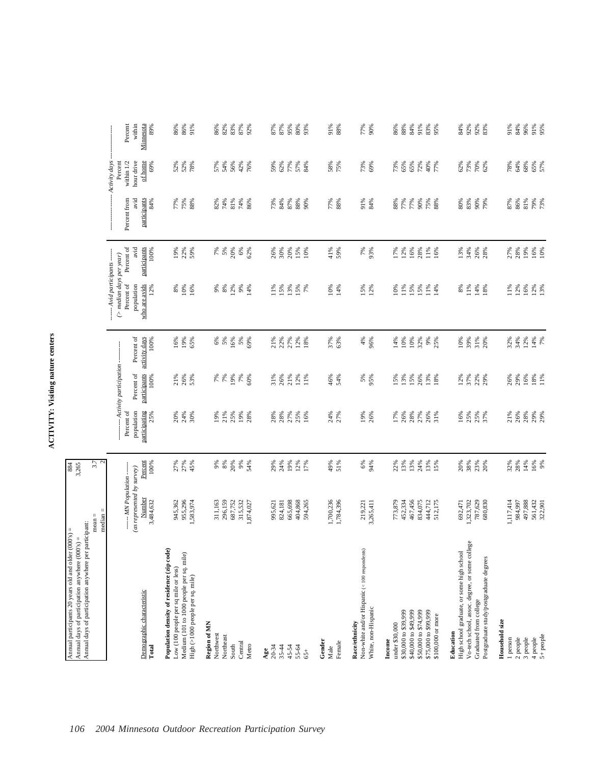# ACTIVITY: Visiting nature centers

| | |
|---|---|
| Annual participants 20 years old and older (000's) = | 884 |
| Annual days of participation anywhere (000's) = | 3,265 |
| Annual days of participation anywhere per participant: mean = | 3.7 |
| median = | 2 |

| Demographic characteristic | ------ MN Population ------ (as represented by survey) Number | Percent | --------- Activity participation --------- Percent of population participating | Percent of participants | Percent of activity days | ----- Avid participants ----- (> median days per year) Percent of population who are avids | Percent of avid participants | ------------------ Activity days ------------------ Percent from avid participants | Percent within 1/2 hour drive of home | Percent within Minnesota |
|---|---|---|---|---|---|---|---|---|---|---|
| **Total** | 3,484,632 | 100% | 25% | 100% | 100% | 12% | 100% | 84% | 69% | 89% |
| **Population density of residence (zip code)** | | | | | | | | | | |
| Low (100 people per sq mile or less) | 945,362 | 27% | 20% | 21% | 16% | 8% | 19% | 77% | 52% | 86% |
| Medium (101 to 1000 people per sq. mile) | 955,296 | 27% | 24% | 26% | 19% | 10% | 22% | 75% | 52% | 86% |
| High (>1000 people per sq. mile) | 1,583,974 | 45% | 30% | 53% | 65% | 16% | 59% | 88% | 78% | 91% |
| **Region of MN** | | | | | | | | | | |
| Northwest | 311,163 | 9% | 19% | 7% | 6% | 9% | 7% | 82% | 57% | 86% |
| Northeast | 296,159 | 8% | 21% | 7% | 5% | 8% | 5% | 74% | 54% | 82% |
| South | 687,752 | 20% | 25% | 19% | 16% | 12% | 20% | 81% | 56% | 83% |
| Central | 315,532 | 9% | 19% | 7% | 5% | 9% | 6% | 74% | 42% | 87% |
| Metro | 1,874,027 | 54% | 28% | 60% | 69% | 14% | 62% | 86% | 76% | 92% |
| **Age** | | | | | | | | | | |
| 20-34 | 995,621 | 29% | 28% | 31% | 21% | 11% | 26% | 73% | 59% | 87% |
| 35-44 | 824,181 | 24% | 28% | 26% | 22% | 15% | 30% | 84% | 62% | 87% |
| 45-54 | 665,698 | 19% | 27% | 21% | 27% | 13% | 20% | 87% | 77% | 95% |
| 55-64 | 404,868 | 12% | 25% | 12% | 12% | 15% | 15% | 88% | 57% | 80% |
| 65+ | 594,265 | 17% | 16% | 11% | 18% | 7% | 10% | 90% | 84% | 93% |
| **Gender** | | | | | | | | | | |
| Male | 1,700,236 | 49% | 24% | 46% | 37% | 10% | 41% | 77% | 58% | 91% |
| Female | 1,784,396 | 51% | 27% | 54% | 63% | 14% | 59% | 88% | 75% | 88% |
| **Race/ethnicity** | | | | | | | | | | |
| Non-white and/or Hispanic (< 100 respondents) | 219,221 | 6% | 19% | 5% | 4% | 15% | 7% | 91% | 73% | 77% |
| White, non-Hispanic | 3,265,411 | 94% | 26% | 95% | 96% | 12% | 93% | 84% | 69% | 90% |
| **Income** | | | | | | | | | | |
| under $30,000 | 773,879 | 22% | 17% | 15% | 14% | 10% | 17% | 88% | 73% | 86% |
| $30,000 to $39,999 | 452,334 | 13% | 26% | 13% | 10% | 11% | 12% | 77% | 65% | 88% |
| $40,000 to $49,999 | 467,456 | 13% | 28% | 15% | 10% | 15% | 16% | 77% | 65% | 84% |
| $50,000 to $74,999 | 834,075 | 24% | 27% | 26% | 32% | 15% | 28% | 90% | 72% | 91% |
| $75,000 to $99,999 | 444,712 | 13% | 26% | 13% | 9% | 11% | 11% | 75% | 40% | 83% |
| $100,000 or more | 512,175 | 15% | 31% | 18% | 25% | 14% | 16% | 88% | 77% | 95% |
| **Education** | | | | | | | | | | |
| High school graduate, or some high school | 692,471 | 20% | 16% | 12% | 10% | 8% | 13% | 80% | 62% | 84% |
| Vo-tech school, assoc. degree, or some college | 1,323,702 | 38% | 25% | 37% | 39% | 11% | 34% | 83% | 73% | 92% |
| Graduated from college | 787,629 | 23% | 25% | 22% | 31% | 14% | 26% | 90% | 70% | 92% |
| Postgraduate study/postgraduate degrees | 680,830 | 20% | 37% | 29% | 20% | 18% | 28% | 79% | 62% | 83% |
| **Household size** | | | | | | | | | | |
| 1 person | 1,117,414 | 32% | 21% | 26% | 32% | 11% | 27% | 87% | 78% | 91% |
| 2 people | 984,997 | 28% | 26% | 29% | 34% | 12% | 28% | 86% | 64% | 84% |
| 3 people | 497,888 | 14% | 28% | 16% | 12% | 16% | 19% | 81% | 68% | 96% |
| 4 people | 561,432 | 16% | 29% | 18% | 14% | 12% | 16% | 79% | 65% | 91% |
| 5+ people | 322,901 | 9% | 29% | 11% | 7% | 13% | 10% | 73% | 57% | 95% |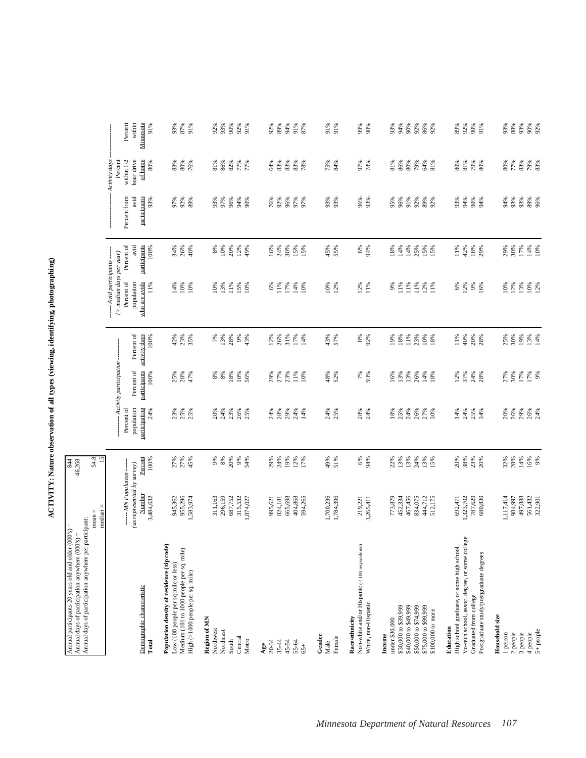# ACTIVITY: Nature observation of all types (viewing, identifying, photographing)

| | |
|---|---|
| Annual participants 20 years old and older (000's) = | 844 |
| Annual days of participation anywhere (000's) = | 46,268 |
| Annual days of participation anywhere per participant: mean = | 54.8 |
| median = | 15 |

| Demographic characteristic | MN Population (as represented by survey) | | Activity participation | | | Avid participants (> median days per year) | | Activity days | | |
|---|---|---|---|---|---|---|---|---|---|---|
| | Number | Percent | Percent of population participating | Percent of participants | Percent of activity days | Percent of population who are avids | Percent of avid participants | Percent from avid participants | Percent within 1/2 hour drive of home | Percent within Minnesota |
| **Total** | 3,484,632 | 100% | 24% | 100% | 100% | 11% | 100% | 93% | 80% | 91% |
| **Population density of residence (zip code)** | | | | | | | | | | |
| Low (100 people per sq mile or less) | 945,362 | 27% | 23% | 25% | 42% | 14% | 34% | 97% | 83% | 93% |
| Medium (101 to 1000 people per sq. mile) | 955,296 | 27% | 25% | 28% | 23% | 10% | 26% | 92% | 80% | 87% |
| High (>1000 people per sq. mile) | 1,583,974 | 45% | 25% | 47% | 35% | 10% | 40% | 89% | 76% | 91% |
| **Region of MN** | | | | | | | | | | |
| Northwest | 311,163 | 9% | 20% | 8% | 7% | 10% | 8% | 93% | 81% | 92% |
| Northeast | 296,159 | 8% | 24% | 8% | 13% | 13% | 10% | 97% | 86% | 93% |
| South | 687,752 | 20% | 23% | 18% | 28% | 11% | 20% | 96% | 82% | 90% |
| Central | 315,532 | 9% | 26% | 10% | 9% | 15% | 12% | 94% | 77% | 92% |
| Metro | 1,874,027 | 54% | 25% | 56% | 43% | 10% | 49% | 90% | 77% | 91% |
| **Age** | | | | | | | | | | |
| 20-34 | 995,621 | 29% | 24% | 29% | 12% | 6% | 16% | 76% | 64% | 92% |
| 35-44 | 824,181 | 24% | 28% | 27% | 26% | 11% | 24% | 92% | 83% | 89% |
| 45-54 | 665,698 | 19% | 29% | 23% | 31% | 17% | 30% | 96% | 83% | 94% |
| 55-64 | 404,868 | 12% | 24% | 11% | 17% | 14% | 15% | 97% | 83% | 91% |
| 65+ | 594,265 | 17% | 14% | 10% | 14% | 10% | 15% | 97% | 78% | 87% |
| **Gender** | | | | | | | | | | |
| Male | 1,700,236 | 49% | 24% | 48% | 43% | 10% | 45% | 93% | 75% | 91% |
| Female | 1,784,396 | 51% | 25% | 52% | 57% | 12% | 55% | 93% | 84% | 91% |
| **Race/ethnicity** | | | | | | | | | | |
| Non-white and/or Hispanic (< 100 respondents) | 219,221 | 6% | 28% | 7% | 8% | 12% | 6% | 96% | 97% | 99% |
| White, non-Hispanic | 3,265,411 | 94% | 24% | 93% | 92% | 11% | 94% | 93% | 78% | 90% |
| **Income** | | | | | | | | | | |
| under $30,000 | 773,879 | 22% | 18% | 16% | 19% | 9% | 18% | 95% | 81% | 93% |
| $30,000 to $39,999 | 452,334 | 13% | 25% | 13% | 18% | 11% | 14% | 96% | 86% | 94% |
| $40,000 to $49,999 | 467,456 | 13% | 24% | 13% | 11% | 11% | 14% | 91% | 80% | 90% |
| $50,000 to $74,999 | 834,075 | 24% | 26% | 26% | 23% | 11% | 25% | 92% | 79% | 92% |
| $75,000 to $99,999 | 444,712 | 13% | 27% | 14% | 10% | 12% | 15% | 89% | 64% | 86% |
| $100,000 or more | 512,175 | 15% | 30% | 18% | 18% | 11% | 15% | 92% | 81% | 92% |
| **Education** | | | | | | | | | | |
| High school graduate, or some high school | 692,471 | 20% | 14% | 12% | 11% | 6% | 11% | 93% | 80% | 89% |
| Vo-tech school, assoc. degree, or some college | 1,323,702 | 38% | 24% | 37% | 40% | 12% | 42% | 94% | 81% | 92% |
| Graduated from college | 787,629 | 23% | 25% | 24% | 20% | 9% | 18% | 90% | 79% | 90% |
| Postgraduate study/postgraduate degrees | 680,830 | 20% | 34% | 28% | 28% | 16% | 29% | 94% | 80% | 91% |
| **Household size** | | | | | | | | | | |
| 1 person | 1,117,414 | 32% | 20% | 27% | 25% | 10% | 29% | 94% | 80% | 93% |
| 2 people | 984,997 | 28% | 26% | 30% | 30% | 12% | 30% | 93% | 77% | 88% |
| 3 people | 497,888 | 14% | 29% | 17% | 19% | 13% | 17% | 93% | 83% | 93% |
| 4 people | 561,432 | 16% | 26% | 17% | 13% | 10% | 14% | 89% | 79% | 90% |
| 5+ people | 322,901 | 9% | 24% | 9% | 14% | 12% | 10% | 96% | 83% | 92% |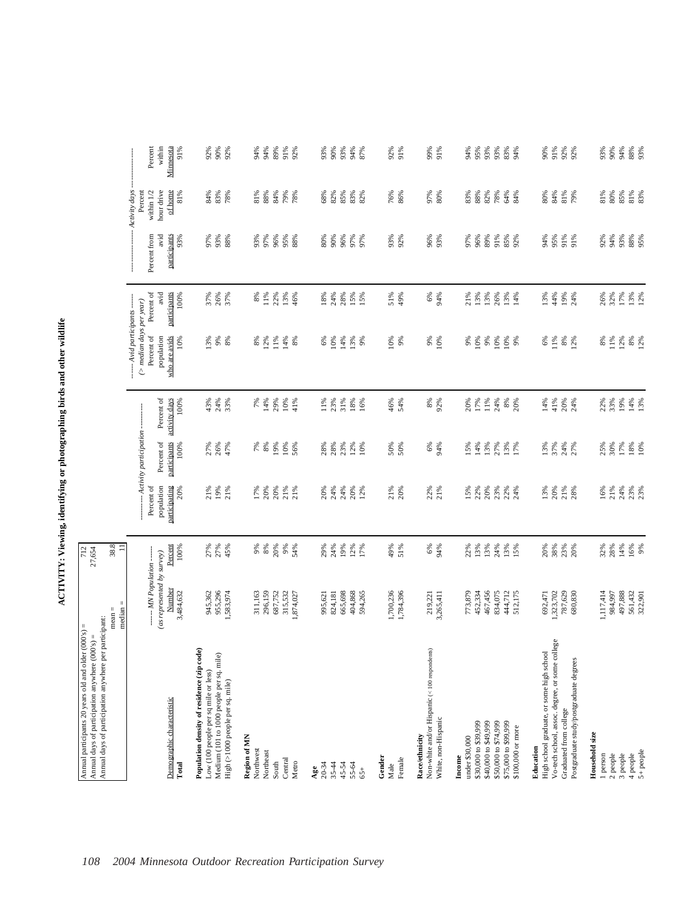# ACTIVITY: Viewing, identifying or photographing birds and other wildlife

Annual participants 20 years old and older (000's) = 712
Annual days of participation anywhere (000's) = 27,654
Annual days of participation anywhere per participant:
mean = 38.8
median = 11

| Demographic characteristic | MN Population (as represented by survey) Number | Percent | Activity participation: Percent of population participating | Percent of participants | Percent of activity days | Avid participants (> median days per year): Percent of population who are avids | Percent of avid participants | Activity days: Percent from avid participants | Percent within 1/2 hour drive of home | Percent within Minnesota |
|---|---|---|---|---|---|---|---|---|---|---|
| **Total** | 3,484,632 | 100% | 20% | 100% | 100% | 10% | 100% | 93% | 81% | 91% |
| **Population density of residence (zip code)** | | | | | | | | | | |
| Low (100 people per sq mile or less) | 945,362 | 27% | 21% | 27% | 43% | 13% | 37% | 97% | 84% | 92% |
| Medium (101 to 1000 people per sq. mile) | 955,296 | 27% | 19% | 26% | 24% | 9% | 26% | 93% | 83% | 90% |
| High (>1000 people per sq. mile) | 1,583,974 | 45% | 21% | 47% | 33% | 8% | 37% | 88% | 78% | 92% |
| **Region of MN** | | | | | | | | | | |
| Northwest | 311,163 | 9% | 17% | 7% | 7% | 8% | 8% | 93% | 81% | 94% |
| Northeast | 296,159 | 8% | 20% | 8% | 14% | 12% | 11% | 97% | 88% | 94% |
| South | 687,752 | 20% | 20% | 19% | 29% | 11% | 22% | 96% | 84% | 89% |
| Central | 315,532 | 9% | 21% | 10% | 10% | 14% | 13% | 95% | 79% | 91% |
| Metro | 1,874,027 | 54% | 21% | 56% | 41% | 8% | 46% | 88% | 78% | 92% |
| **Age** | | | | | | | | | | |
| 20-34 | 995,621 | 29% | 20% | 28% | 11% | 6% | 18% | 80% | 68% | 93% |
| 35-44 | 824,181 | 24% | 24% | 28% | 23% | 10% | 24% | 90% | 82% | 90% |
| 45-54 | 665,698 | 19% | 24% | 23% | 31% | 14% | 28% | 96% | 85% | 93% |
| 55-64 | 404,868 | 12% | 20% | 12% | 18% | 13% | 15% | 97% | 83% | 94% |
| 65+ | 594,265 | 17% | 12% | 10% | 16% | 9% | 15% | 97% | 82% | 87% |
| **Gender** | | | | | | | | | | |
| Male | 1,700,236 | 49% | 21% | 50% | 46% | 10% | 51% | 93% | 76% | 92% |
| Female | 1,784,396 | 51% | 20% | 50% | 54% | 9% | 49% | 92% | 86% | 91% |
| **Race/ethnicity** | | | | | | | | | | |
| Non-white and/or Hispanic (< 100 respondents) | 219,221 | 6% | 22% | 6% | 8% | 9% | 6% | 96% | 97% | 99% |
| White, non-Hispanic | 3,265,411 | 94% | 21% | 94% | 92% | 10% | 94% | 93% | 80% | 91% |
| **Income** | | | | | | | | | | |
| under $30,000 | 773,879 | 22% | 15% | 15% | 20% | 9% | 21% | 97% | 83% | 94% |
| $30,000 to $39,999 | 452,334 | 13% | 22% | 14% | 17% | 10% | 13% | 96% | 88% | 95% |
| $40,000 to $49,999 | 467,456 | 13% | 20% | 13% | 11% | 9% | 13% | 89% | 82% | 93% |
| $50,000 to $74,999 | 834,075 | 24% | 23% | 27% | 24% | 10% | 26% | 91% | 78% | 93% |
| $75,000 to $99,999 | 444,712 | 13% | 22% | 13% | 8% | 10% | 13% | 85% | 64% | 83% |
| $100,000 or more | 512,175 | 15% | 24% | 17% | 20% | 9% | 14% | 92% | 84% | 94% |
| **Education** | | | | | | | | | | |
| High school graduate, or some high school | 692,471 | 20% | 13% | 13% | 14% | 6% | 13% | 94% | 80% | 90% |
| Vo-tech school, assoc. degree, or some college | 1,323,702 | 38% | 20% | 37% | 41% | 11% | 44% | 95% | 84% | 91% |
| Graduated from college | 787,629 | 23% | 21% | 24% | 20% | 8% | 19% | 91% | 81% | 92% |
| Postgraduate study/postgraduate degrees | 680,830 | 20% | 28% | 27% | 24% | 12% | 24% | 91% | 79% | 92% |
| **Household size** | | | | | | | | | | |
| 1 person | 1,117,414 | 32% | 16% | 25% | 22% | 8% | 26% | 92% | 81% | 93% |
| 2 people | 984,997 | 28% | 21% | 30% | 33% | 11% | 32% | 94% | 80% | 90% |
| 3 people | 497,888 | 14% | 24% | 17% | 19% | 12% | 17% | 93% | 85% | 94% |
| 4 people | 561,432 | 16% | 23% | 18% | 14% | 8% | 13% | 88% | 81% | 88% |
| 5+ people | 322,901 | 9% | 23% | 10% | 13% | 12% | 12% | 95% | 83% | 93% |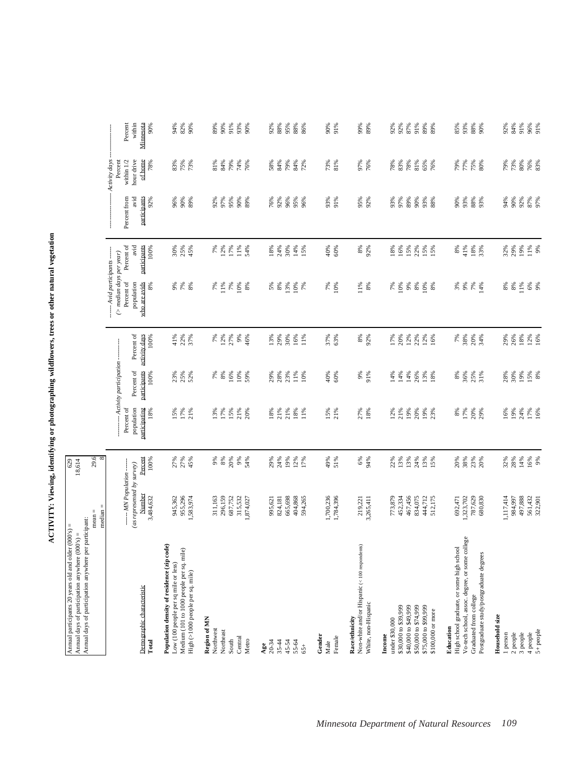# ACTIVITY: Viewing, identifying or photographing wildflowers, trees or other natural vegetation

| | |
|---|---|
| Annual participants 20 years old and older (000's) = | 629 |
| Annual days of participation anywhere (000's) = | 18,614 |
| Annual days of participation anywhere per participant: mean = | 29.6 |
| median = | 8 |

| | ------ MN Population ------ (as represented by survey) | | ---------- Activity participation ---------- | | | ------ Avid participants ------ (> median days per year) | | ------------------- Activity days ------------------- | | |
|---|---|---|---|---|---|---|---|---|---|---|
| Demographic characteristic | Number | Percent | Percent of population participating | Percent of participants | Percent of activity days | Percent of population who are avids | Percent of avid participants | Percent from avid participants | Percent within 1/2 hour drive of home | Percent within Minnesota |
| **Total** | 3,484,632 | 100% | 18% | 100% | 100% | 8% | 100% | 92% | 78% | 90% |
| **Population density of residence (zip code)** | | | | | | | | | | |
| Low (100 people per sq mile or less) | 945,362 | 27% | 15% | 23% | 41% | 9% | 30% | 96% | 83% | 94% |
| Medium (101 to 1000 people per sq. mile) | 955,296 | 27% | 17% | 25% | 22% | 7% | 25% | 90% | 75% | 82% |
| High (>1000 people per sq. mile) | 1,583,974 | 45% | 21% | 52% | 37% | 8% | 45% | 89% | 73% | 90% |
| **Region of MN** | | | | | | | | | | |
| Northwest | 311,163 | 9% | 13% | 7% | 7% | 7% | 7% | 92% | 81% | 89% |
| Northeast | 296,159 | 8% | 17% | 8% | 12% | 11% | 12% | 97% | 84% | 90% |
| South | 687,752 | 20% | 15% | 16% | 27% | 7% | 17% | 95% | 79% | 91% |
| Central | 315,532 | 9% | 21% | 10% | 9% | 10% | 11% | 90% | 74% | 93% |
| Metro | 1,874,027 | 54% | 20% | 59% | 46% | 8% | 54% | 89% | 76% | 90% |
| **Age** | | | | | | | | | | |
| 20-34 | 995,621 | 29% | 18% | 29% | 13% | 5% | 18% | 76% | 58% | 92% |
| 35-44 | 824,181 | 24% | 21% | 28% | 29% | 8% | 24% | 92% | 84% | 88% |
| 45-54 | 665,698 | 19% | 21% | 23% | 30% | 13% | 30% | 96% | 79% | 95% |
| 55-64 | 404,868 | 12% | 18% | 11% | 16% | 10% | 14% | 95% | 84% | 88% |
| 65+ | 594,265 | 17% | 11% | 10% | 11% | 7% | 15% | 96% | 72% | 86% |
| **Gender** | | | | | | | | | | |
| Male | 1,700,236 | 49% | 15% | 40% | 37% | 7% | 40% | 93% | 73% | 90% |
| Female | 1,784,396 | 51% | 21% | 60% | 63% | 10% | 60% | 91% | 81% | 91% |
| **Race/ethnicity** | | | | | | | | | | |
| Non-white and/or Hispanic (< 100 respondents) | 219,221 | 6% | 27% | 9% | 8% | 11% | 8% | 95% | 97% | 99% |
| White, non-Hispanic | 3,265,411 | 94% | 18% | 91% | 92% | 8% | 92% | 92% | 76% | 89% |
| **Income** | | | | | | | | | | |
| under $30,000 | 773,879 | 22% | 12% | 14% | 17% | 7% | 18% | 93% | 78% | 92% |
| $30,000 to $39,999 | 452,334 | 13% | 21% | 14% | 20% | 10% | 16% | 97% | 83% | 92% |
| $40,000 to $49,999 | 467,456 | 13% | 19% | 14% | 12% | 9% | 15% | 89% | 78% | 87% |
| $50,000 to $74,999 | 834,075 | 24% | 20% | 26% | 22% | 8% | 22% | 90% | 81% | 91% |
| $75,000 to $99,999 | 444,712 | 13% | 19% | 13% | 12% | 10% | 15% | 93% | 65% | 89% |
| $100,000 or more | 512,175 | 15% | 23% | 18% | 16% | 8% | 15% | 88% | 76% | 89% |
| **Education** | | | | | | | | | | |
| High school graduate, or some high school | 692,471 | 20% | 8% | 8% | 7% | 3% | 8% | 90% | 79% | 85% |
| Vo-tech school, assoc. degree, or some college | 1,323,702 | 38% | 17% | 36% | 38% | 9% | 41% | 93% | 77% | 93% |
| Graduated from college | 787,629 | 23% | 20% | 25% | 20% | 7% | 18% | 88% | 75% | 88% |
| Postgraduate study/postgraduate degrees | 680,830 | 20% | 29% | 31% | 34% | 14% | 33% | 93% | 80% | 90% |
| **Household size** | | | | | | | | | | |
| 1 person | 1,117,414 | 32% | 16% | 28% | 29% | 8% | 32% | 94% | 79% | 92% |
| 2 people | 984,997 | 28% | 19% | 30% | 26% | 8% | 29% | 90% | 73% | 84% |
| 3 people | 497,888 | 14% | 24% | 19% | 18% | 11% | 19% | 92% | 80% | 91% |
| 4 people | 561,432 | 16% | 17% | 15% | 12% | 6% | 11% | 87% | 76% | 96% |
| 5+ people | 322,901 | 9% | 16% | 8% | 16% | 9% | 9% | 97% | 83% | 91% |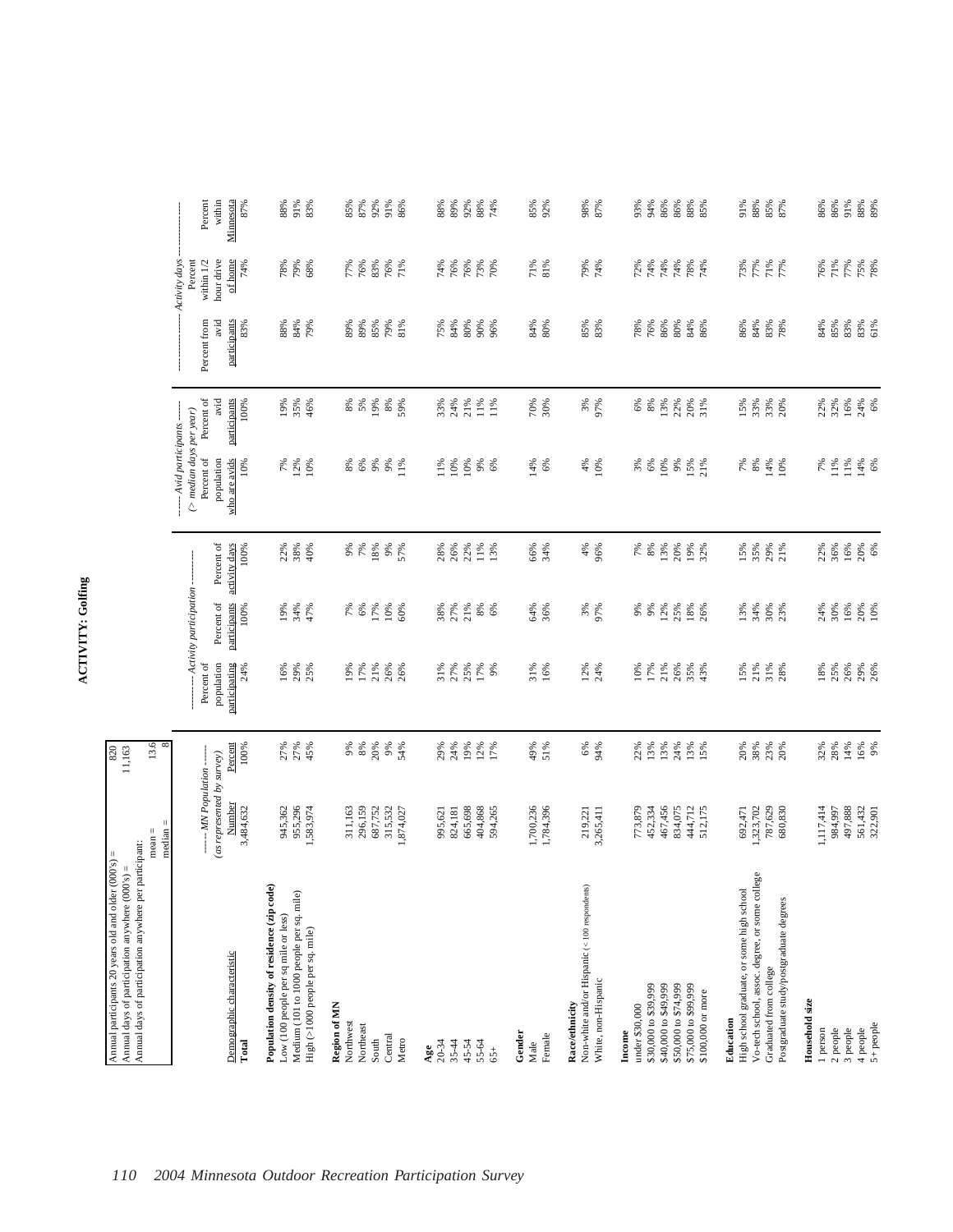# ACTIVITY: Golfing

| | |
|---|---|
| Annual participants 20 years old and older (000's) = | 820 |
| Annual days of participation anywhere (000's) = | 11,163 |
| Annual days of participation anywhere per participant: mean = | 13.6 |
| median = | 8 |

| Demographic characteristic | MN Population (as represented by survey) Number | Percent | Activity participation: Percent of population participating | Percent of participants | Percent of activity days | Avid participants (> median days per year): Percent of population who are avids | Percent of avid participants | Activity days: Percent from avid participants | Percent within 1/2 hour drive of home | Percent within Minnesota |
|---|---|---|---|---|---|---|---|---|---|---|
| **Total** | 3,484,632 | 100% | 24% | 100% | 100% | 10% | 100% | 83% | 74% | 87% |
| **Population density of residence (zip code)** | | | | | | | | | | |
| Low (100 people per sq mile or less) | 945,362 | 27% | 16% | 19% | 22% | 7% | 19% | 88% | 78% | 88% |
| Medium (101 to 1000 people per sq. mile) | 955,296 | 27% | 29% | 34% | 38% | 12% | 35% | 84% | 79% | 91% |
| High (>1000 people per sq. mile) | 1,583,974 | 45% | 25% | 47% | 40% | 10% | 46% | 79% | 68% | 83% |
| **Region of MN** | | | | | | | | | | |
| Northwest | 311,163 | 9% | 19% | 7% | 9% | 8% | 8% | 89% | 77% | 85% |
| Northeast | 296,159 | 8% | 17% | 6% | 7% | 6% | 5% | 89% | 76% | 87% |
| South | 687,752 | 20% | 21% | 17% | 18% | 9% | 19% | 85% | 83% | 92% |
| Central | 315,532 | 9% | 26% | 10% | 9% | 9% | 8% | 79% | 76% | 91% |
| Metro | 1,874,027 | 54% | 26% | 60% | 57% | 11% | 59% | 81% | 71% | 86% |
| **Age** | | | | | | | | | | |
| 20-34 | 995,621 | 29% | 31% | 38% | 28% | 11% | 33% | 75% | 74% | 88% |
| 35-44 | 824,181 | 24% | 27% | 27% | 26% | 10% | 24% | 84% | 76% | 89% |
| 45-54 | 665,698 | 19% | 25% | 21% | 22% | 10% | 21% | 80% | 76% | 92% |
| 55-64 | 404,868 | 12% | 17% | 8% | 11% | 9% | 11% | 90% | 73% | 88% |
| 65+ | 594,265 | 17% | 9% | 6% | 13% | 6% | 11% | 96% | 70% | 74% |
| **Gender** | | | | | | | | | | |
| Male | 1,700,236 | 49% | 31% | 64% | 66% | 14% | 70% | 84% | 71% | 85% |
| Female | 1,784,396 | 51% | 16% | 36% | 34% | 6% | 30% | 80% | 81% | 92% |
| **Race/ethnicity** | | | | | | | | | | |
| Non-white and/or Hispanic (< 100 respondents) | 219,221 | 6% | 12% | 3% | 4% | 4% | 3% | 85% | 79% | 98% |
| White, non-Hispanic | 3,265,411 | 94% | 24% | 97% | 96% | 10% | 97% | 83% | 74% | 87% |
| **Income** | | | | | | | | | | |
| under $30,000 | 773,879 | 22% | 10% | 9% | 7% | 3% | 6% | 78% | 72% | 93% |
| $30,000 to $39,999 | 452,334 | 13% | 17% | 9% | 8% | 6% | 8% | 76% | 74% | 94% |
| $40,000 to $49,999 | 467,456 | 13% | 21% | 12% | 13% | 10% | 13% | 86% | 74% | 86% |
| $50,000 to $74,999 | 834,075 | 24% | 26% | 25% | 20% | 9% | 22% | 80% | 74% | 86% |
| $75,000 to $99,999 | 444,712 | 13% | 35% | 18% | 19% | 15% | 20% | 84% | 78% | 88% |
| $100,000 or more | 512,175 | 15% | 43% | 26% | 32% | 21% | 31% | 86% | 74% | 85% |
| **Education** | | | | | | | | | | |
| High school graduate, or some high school | 692,471 | 20% | 15% | 13% | 15% | 7% | 15% | 86% | 73% | 91% |
| Vo-tech school, assoc. degree, or some college | 1,323,702 | 38% | 21% | 34% | 35% | 8% | 33% | 84% | 77% | 88% |
| Graduated from college | 787,629 | 23% | 31% | 30% | 29% | 14% | 33% | 83% | 71% | 85% |
| Postgraduate study/postgraduate degrees | 680,830 | 20% | 28% | 23% | 21% | 10% | 20% | 78% | 77% | 87% |
| **Household size** | | | | | | | | | | |
| 1 person | 1,117,414 | 32% | 18% | 24% | 22% | 7% | 22% | 84% | 76% | 86% |
| 2 people | 984,997 | 28% | 25% | 30% | 36% | 11% | 32% | 85% | 71% | 86% |
| 3 people | 497,888 | 14% | 26% | 16% | 16% | 11% | 16% | 83% | 77% | 91% |
| 4 people | 561,432 | 16% | 29% | 20% | 20% | 14% | 24% | 83% | 75% | 88% |
| 5+ people | 322,901 | 9% | 26% | 10% | 6% | 6% | 6% | 61% | 78% | 89% |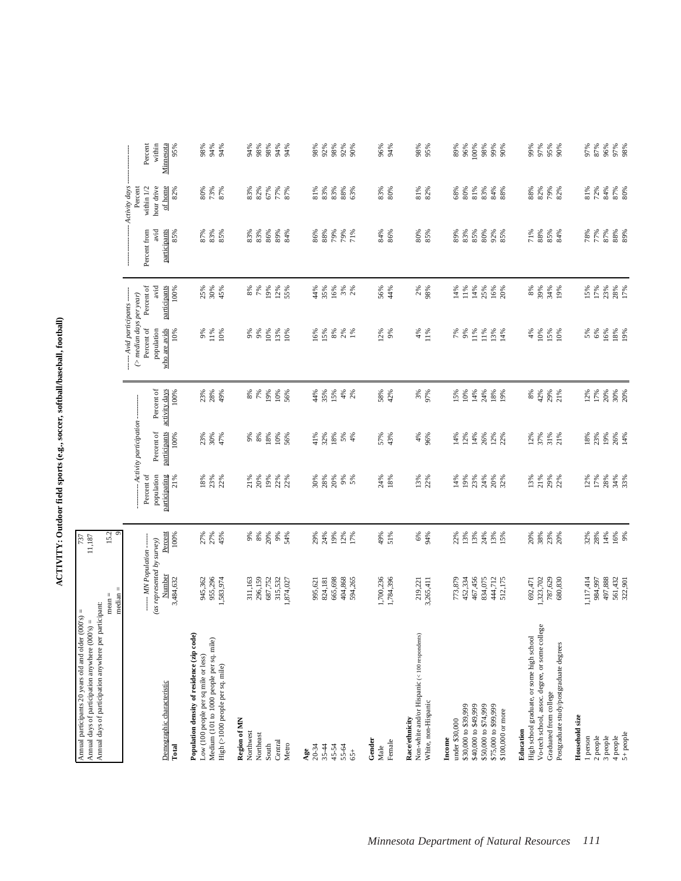# ACTIVITY: Outdoor field sports (e.g., soccer, softball/baseball, football)

| | |
|---|---|
| Annual participants 20 years old and older (000's) = | 737 |
| Annual days of participation anywhere (000's) = | 11,187 |
| Annual days of participation anywhere per participant: mean = | 15.2 |
| median = | 9 |

| Demographic characteristic | MN Population (as represented by survey) Number | Percent | Activity participation: Percent of population participating | Percent of participants | Percent of activity days | Avid participants (> median days per year): Percent of population who are avids | Percent of avid participants | Activity days: Percent from avid participants | Percent within 1/2 hour drive of home | Percent within Minnesota |
|---|---|---|---|---|---|---|---|---|---|---|
| **Total** | 3,484,632 | 100% | 21% | 100% | 100% | 10% | 100% | 85% | 82% | 95% |
| **Population density of residence (zip code)** | | | | | | | | | | |
| Low (100 people per sq mile or less) | 945,362 | 27% | 18% | 23% | 23% | 9% | 25% | 87% | 80% | 98% |
| Medium (101 to 1000 people per sq. mile) | 955,296 | 27% | 23% | 30% | 28% | 11% | 30% | 83% | 73% | 94% |
| High (>1000 people per sq. mile) | 1,583,974 | 45% | 22% | 47% | 49% | 10% | 45% | 85% | 87% | 94% |
| **Region of MN** | | | | | | | | | | |
| Northwest | 311,163 | 9% | 21% | 9% | 8% | 9% | 8% | 83% | 83% | 94% |
| Northeast | 296,159 | 8% | 20% | 8% | 7% | 9% | 7% | 83% | 82% | 98% |
| South | 687,752 | 20% | 19% | 18% | 19% | 10% | 19% | 86% | 67% | 98% |
| Central | 315,532 | 9% | 22% | 10% | 10% | 13% | 12% | 89% | 77% | 94% |
| Metro | 1,874,027 | 54% | 22% | 56% | 56% | 10% | 55% | 84% | 87% | 94% |
| **Age** | | | | | | | | | | |
| 20-34 | 995,621 | 29% | 30% | 41% | 44% | 16% | 44% | 86% | 81% | 98% |
| 35-44 | 824,181 | 24% | 28% | 32% | 35% | 15% | 35% | 88% | 83% | 92% |
| 45-54 | 665,698 | 19% | 20% | 18% | 15% | 8% | 16% | 79% | 83% | 98% |
| 55-64 | 404,868 | 12% | 9% | 5% | 4% | 2% | 3% | 79% | 88% | 92% |
| 65+ | 594,265 | 17% | 5% | 4% | 2% | 1% | 2% | 71% | 63% | 90% |
| **Gender** | | | | | | | | | | |
| Male | 1,700,236 | 49% | 24% | 57% | 58% | 12% | 56% | 84% | 83% | 96% |
| Female | 1,784,396 | 51% | 18% | 43% | 42% | 9% | 44% | 86% | 80% | 94% |
| **Race/ethnicity** | | | | | | | | | | |
| Non-white and/or Hispanic (< 100 respondents) | 219,221 | 6% | 13% | 4% | 3% | 4% | 2% | 80% | 81% | 98% |
| White, non-Hispanic | 3,265,411 | 94% | 22% | 96% | 97% | 11% | 98% | 85% | 82% | 95% |
| **Income** | | | | | | | | | | |
| under $30,000 | 773,879 | 22% | 14% | 14% | 15% | 7% | 14% | 89% | 68% | 89% |
| $30,000 to $39,999 | 452,334 | 13% | 19% | 12% | 10% | 9% | 11% | 83% | 80% | 96% |
| $40,000 to $49,999 | 467,456 | 13% | 23% | 14% | 14% | 11% | 14% | 85% | 81% | 100% |
| $50,000 to $74,999 | 834,075 | 24% | 24% | 26% | 24% | 11% | 25% | 80% | 83% | 98% |
| $75,000 to $99,999 | 444,712 | 13% | 20% | 12% | 18% | 13% | 16% | 92% | 84% | 99% |
| $100,000 or more | 512,175 | 15% | 32% | 22% | 19% | 14% | 20% | 85% | 88% | 90% |
| **Education** | | | | | | | | | | |
| High school graduate, or some high school | 692,471 | 20% | 13% | 12% | 8% | 4% | 8% | 71% | 88% | 99% |
| Vo-tech school, assoc. degree, or some college | 1,323,702 | 38% | 21% | 37% | 42% | 10% | 39% | 88% | 82% | 97% |
| Graduated from college | 787,629 | 23% | 29% | 31% | 29% | 15% | 34% | 85% | 79% | 95% |
| Postgraduate study/postgraduate degrees | 680,830 | 20% | 22% | 21% | 21% | 10% | 19% | 84% | 82% | 90% |
| **Household size** | | | | | | | | | | |
| 1 person | 1,117,414 | 32% | 12% | 18% | 12% | 5% | 15% | 78% | 81% | 97% |
| 2 people | 984,997 | 28% | 17% | 23% | 17% | 6% | 17% | 77% | 72% | 87% |
| 3 people | 497,888 | 14% | 28% | 19% | 20% | 16% | 23% | 87% | 84% | 96% |
| 4 people | 561,432 | 16% | 34% | 26% | 30% | 18% | 28% | 88% | 87% | 97% |
| 5+ people | 322,901 | 9% | 33% | 14% | 20% | 19% | 17% | 89% | 80% | 98% |

Minnesota Department of Natural Resources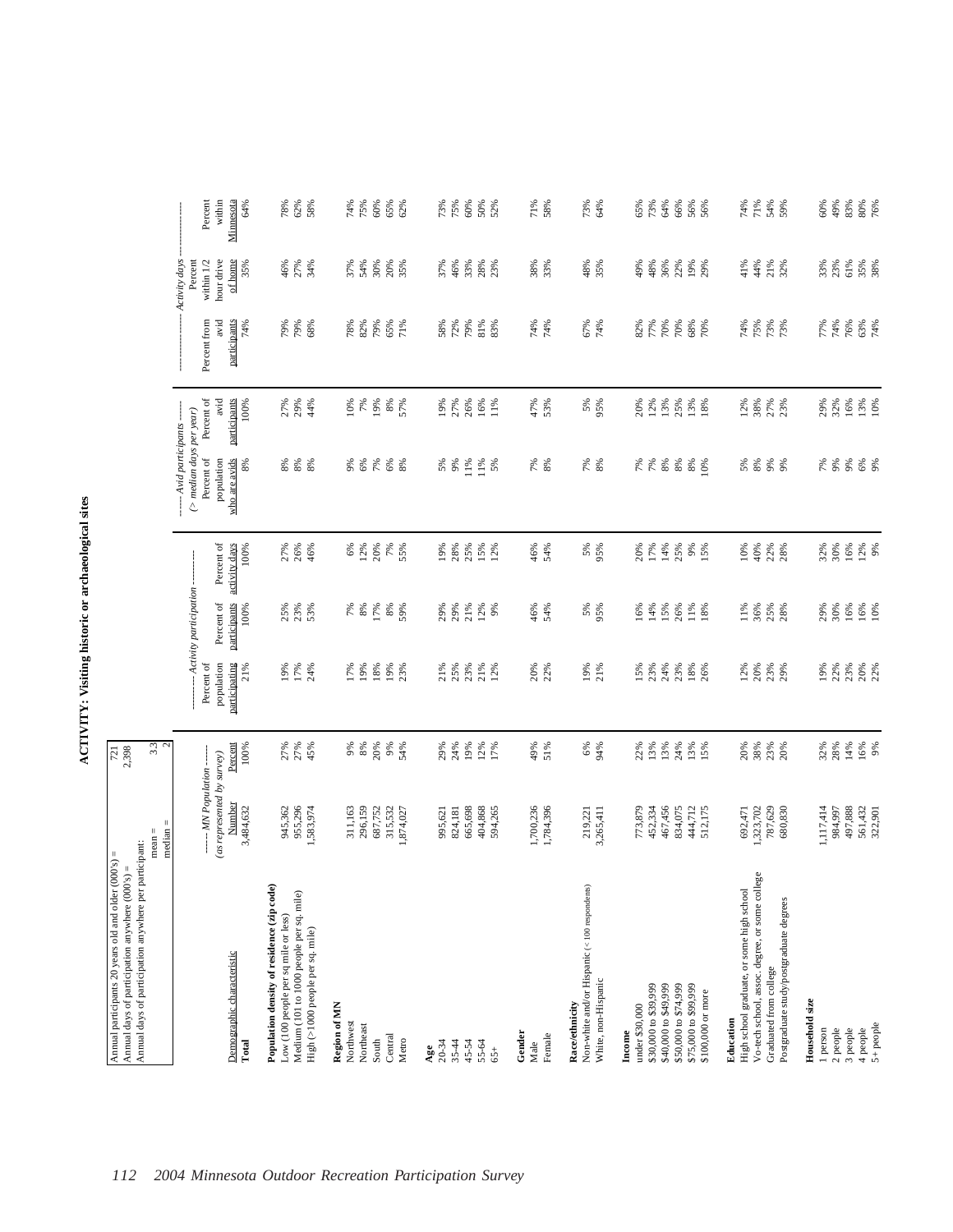# ACTIVITY: Visiting historic or archaeological sites

| | |
|---|---|
| Annual participants 20 years old and older (000's) = | 721 |
| Annual days of participation anywhere (000's) = | 2,398 |
| Annual days of participation anywhere per participant: mean = | 3.3 |
| median = | 2 |

| | ------ MN Population ------ (as represented by survey) | | ---------- Activity participation ---------- | | | ------ Avid participants ------ (> median days per year) | | ------------------ Activity days ------------------ | | |
|---|---|---|---|---|---|---|---|---|---|---|
| Demographic characteristic | Number | Percent | Percent of population participating | Percent of participants | Percent of activity days | Percent of population who are avids | Percent of avid participants | Percent from avid participants | Percent within 1/2 hour drive of home | Percent within Minnesota |
| **Total** | 3,484,632 | 100% | 21% | 100% | 100% | 8% | 100% | 74% | 35% | 64% |
| **Population density of residence (zip code)** | | | | | | | | | | |
| Low (100 people per sq mile or less) | 945,362 | 27% | 19% | 25% | 27% | 8% | 27% | 79% | 46% | 78% |
| Medium (101 to 1000 people per sq. mile) | 955,296 | 27% | 17% | 23% | 26% | 8% | 29% | 79% | 27% | 62% |
| High (>1000 people per sq. mile) | 1,583,974 | 45% | 24% | 53% | 46% | 8% | 44% | 68% | 34% | 58% |
| **Region of MN** | | | | | | | | | | |
| Northwest | 311,163 | 9% | 17% | 7% | 6% | 9% | 10% | 78% | 37% | 74% |
| Northeast | 296,159 | 8% | 19% | 8% | 12% | 6% | 7% | 82% | 54% | 75% |
| South | 687,752 | 20% | 18% | 17% | 20% | 7% | 19% | 79% | 30% | 60% |
| Central | 315,532 | 9% | 19% | 8% | 7% | 6% | 8% | 65% | 20% | 65% |
| Metro | 1,874,027 | 54% | 23% | 59% | 55% | 8% | 57% | 71% | 35% | 62% |
| **Age** | | | | | | | | | | |
| 20-34 | 995,621 | 29% | 21% | 29% | 19% | 5% | 19% | 58% | 37% | 73% |
| 35-44 | 824,181 | 24% | 25% | 29% | 28% | 9% | 27% | 72% | 46% | 75% |
| 45-54 | 665,698 | 19% | 23% | 21% | 25% | 11% | 26% | 79% | 33% | 60% |
| 55-64 | 404,868 | 12% | 21% | 12% | 15% | 11% | 16% | 81% | 28% | 50% |
| 65+ | 594,265 | 17% | 12% | 9% | 12% | 5% | 11% | 83% | 23% | 52% |
| **Gender** | | | | | | | | | | |
| Male | 1,700,236 | 49% | 20% | 46% | 46% | 7% | 47% | 74% | 38% | 71% |
| Female | 1,784,396 | 51% | 22% | 54% | 54% | 8% | 53% | 74% | 33% | 58% |
| **Race/ethnicity** | | | | | | | | | | |
| Non-white and/or Hispanic (< 100 respondents) | 219,221 | 6% | 19% | 5% | 5% | 7% | 5% | 67% | 48% | 73% |
| White, non-Hispanic | 3,265,411 | 94% | 21% | 95% | 95% | 8% | 95% | 74% | 35% | 64% |
| **Income** | | | | | | | | | | |
| under $30,000 | 773,879 | 22% | 15% | 16% | 20% | 7% | 20% | 82% | 49% | 65% |
| $30,000 to $39,999 | 452,334 | 13% | 23% | 14% | 17% | 7% | 12% | 77% | 48% | 73% |
| $40,000 to $49,999 | 467,456 | 13% | 24% | 15% | 14% | 8% | 13% | 70% | 36% | 64% |
| $50,000 to $74,999 | 834,075 | 24% | 23% | 26% | 25% | 8% | 25% | 70% | 22% | 66% |
| $75,000 to $99,999 | 444,712 | 13% | 18% | 11% | 9% | 8% | 13% | 68% | 19% | 56% |
| $100,000 or more | 512,175 | 15% | 26% | 18% | 15% | 10% | 18% | 70% | 29% | 56% |
| **Education** | | | | | | | | | | |
| High school graduate, or some high school | 692,471 | 20% | 12% | 11% | 10% | 5% | 12% | 74% | 41% | 74% |
| Vo-tech school, assoc. degree, or some college | 1,323,702 | 38% | 20% | 36% | 40% | 8% | 38% | 75% | 44% | 71% |
| Graduated from college | 787,629 | 23% | 23% | 25% | 22% | 9% | 27% | 73% | 21% | 54% |
| Postgraduate study/postgraduate degrees | 680,830 | 20% | 29% | 28% | 28% | 9% | 23% | 73% | 32% | 59% |
| **Household size** | | | | | | | | | | |
| 1 person | 1,117,414 | 32% | 19% | 29% | 32% | 7% | 29% | 77% | 33% | 60% |
| 2 people | 984,997 | 28% | 22% | 30% | 30% | 9% | 32% | 74% | 23% | 49% |
| 3 people | 497,888 | 14% | 23% | 16% | 16% | 9% | 16% | 76% | 61% | 83% |
| 4 people | 561,432 | 16% | 20% | 16% | 12% | 6% | 13% | 63% | 35% | 80% |
| 5+ people | 322,901 | 9% | 22% | 10% | 9% | 9% | 10% | 74% | 38% | 76% |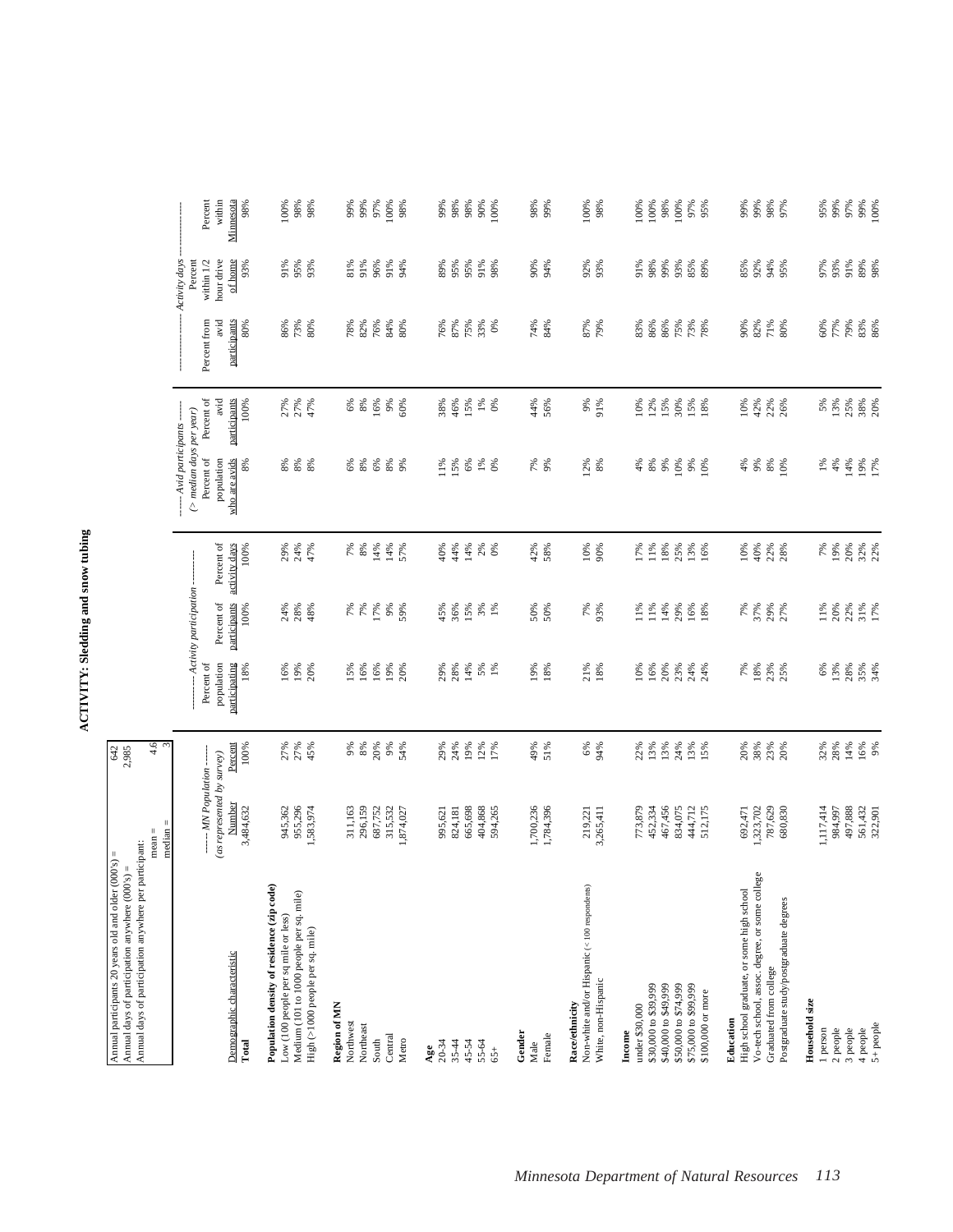# ACTIVITY: Sledding and snow tubing

| | |
|---|---|
| Annual participants 20 years old and older (000's) = | 642 |
| Annual days of participation anywhere (000's) = | 2,985 |
| Annual days of participation anywhere per participant: mean = | 4.6 |
| median = | 3 |

| Demographic characteristic | MN Population (as represented by survey) Number | Percent | Activity participation: Percent of population participating | Percent of participants | Percent of activity days | Avid participants (> median days per year): Percent of population who are avids | Percent of avid participants | Activity days: Percent from avid participants | Percent within 1/2 hour drive of home | Percent within Minnesota |
|---|---|---|---|---|---|---|---|---|---|---|
| **Total** | 3,484,632 | 100% | 18% | 100% | 100% | 8% | 100% | 80% | 93% | 98% |
| **Population density of residence (zip code)** | | | | | | | | | | |
| Low (100 people per sq mile or less) | 945,362 | 27% | 16% | 24% | 29% | 8% | 27% | 86% | 91% | 100% |
| Medium (101 to 1000 people per sq. mile) | 955,296 | 27% | 19% | 28% | 24% | 8% | 27% | 73% | 95% | 98% |
| High (>1000 people per sq. mile) | 1,583,974 | 45% | 20% | 48% | 47% | 8% | 47% | 80% | 93% | 98% |
| **Region of MN** | | | | | | | | | | |
| Northwest | 311,163 | 9% | 15% | 7% | 7% | 6% | 6% | 78% | 81% | 99% |
| Northeast | 296,159 | 8% | 16% | 7% | 8% | 8% | 8% | 82% | 91% | 99% |
| South | 687,752 | 20% | 16% | 17% | 14% | 6% | 16% | 76% | 96% | 97% |
| Central | 315,532 | 9% | 19% | 9% | 14% | 8% | 9% | 84% | 91% | 100% |
| Metro | 1,874,027 | 54% | 20% | 59% | 57% | 9% | 60% | 80% | 94% | 98% |
| **Age** | | | | | | | | | | |
| 20-34 | 995,621 | 29% | 29% | 45% | 40% | 11% | 38% | 76% | 89% | 99% |
| 35-44 | 824,181 | 24% | 28% | 36% | 44% | 15% | 46% | 87% | 95% | 98% |
| 45-54 | 665,698 | 19% | 14% | 15% | 14% | 6% | 15% | 75% | 95% | 98% |
| 55-64 | 404,868 | 12% | 5% | 3% | 2% | 1% | 1% | 33% | 91% | 90% |
| 65+ | 594,265 | 17% | 1% | 1% | 0% | 0% | 0% | 0% | 98% | 100% |
| **Gender** | | | | | | | | | | |
| Male | 1,700,236 | 49% | 19% | 50% | 42% | 7% | 44% | 74% | 90% | 98% |
| Female | 1,784,396 | 51% | 18% | 50% | 58% | 9% | 56% | 84% | 94% | 99% |
| **Race/ethnicity** | | | | | | | | | | |
| Non-white and/or Hispanic (< 100 respondents) | 219,221 | 6% | 21% | 7% | 10% | 12% | 9% | 87% | 92% | 100% |
| White, non-Hispanic | 3,265,411 | 94% | 18% | 93% | 90% | 8% | 91% | 79% | 93% | 98% |
| **Income** | | | | | | | | | | |
| under $30,000 | 773,879 | 22% | 10% | 11% | 17% | 4% | 10% | 83% | 91% | 100% |
| $30,000 to $39,999 | 452,334 | 13% | 16% | 11% | 11% | 8% | 12% | 86% | 98% | 100% |
| $40,000 to $49,999 | 467,456 | 13% | 20% | 14% | 18% | 9% | 15% | 86% | 99% | 98% |
| $50,000 to $74,999 | 834,075 | 24% | 23% | 29% | 25% | 10% | 30% | 75% | 93% | 100% |
| $75,000 to $99,999 | 444,712 | 13% | 24% | 16% | 13% | 9% | 15% | 73% | 85% | 97% |
| $100,000 or more | 512,175 | 15% | 24% | 18% | 16% | 10% | 18% | 78% | 89% | 95% |
| **Education** | | | | | | | | | | |
| High school graduate, or some high school | 692,471 | 20% | 7% | 7% | 10% | 4% | 10% | 90% | 85% | 99% |
| Vo-tech school, assoc. degree, or some college | 1,323,702 | 38% | 18% | 37% | 40% | 9% | 42% | 82% | 92% | 99% |
| Graduated from college | 787,629 | 23% | 23% | 29% | 22% | 8% | 22% | 71% | 94% | 98% |
| Postgraduate study/postgraduate degrees | 680,830 | 20% | 25% | 27% | 28% | 10% | 26% | 80% | 95% | 97% |
| **Household size** | | | | | | | | | | |
| 1 person | 1,117,414 | 32% | 6% | 11% | 7% | 1% | 5% | 60% | 97% | 95% |
| 2 people | 984,997 | 28% | 13% | 20% | 19% | 4% | 13% | 77% | 93% | 99% |
| 3 people | 497,888 | 14% | 28% | 22% | 20% | 14% | 25% | 79% | 91% | 97% |
| 4 people | 561,432 | 16% | 35% | 31% | 32% | 19% | 38% | 83% | 89% | 99% |
| 5+ people | 322,901 | 9% | 34% | 17% | 22% | 17% | 20% | 86% | 98% | 100% |

*Minnesota Department of Natural Resources*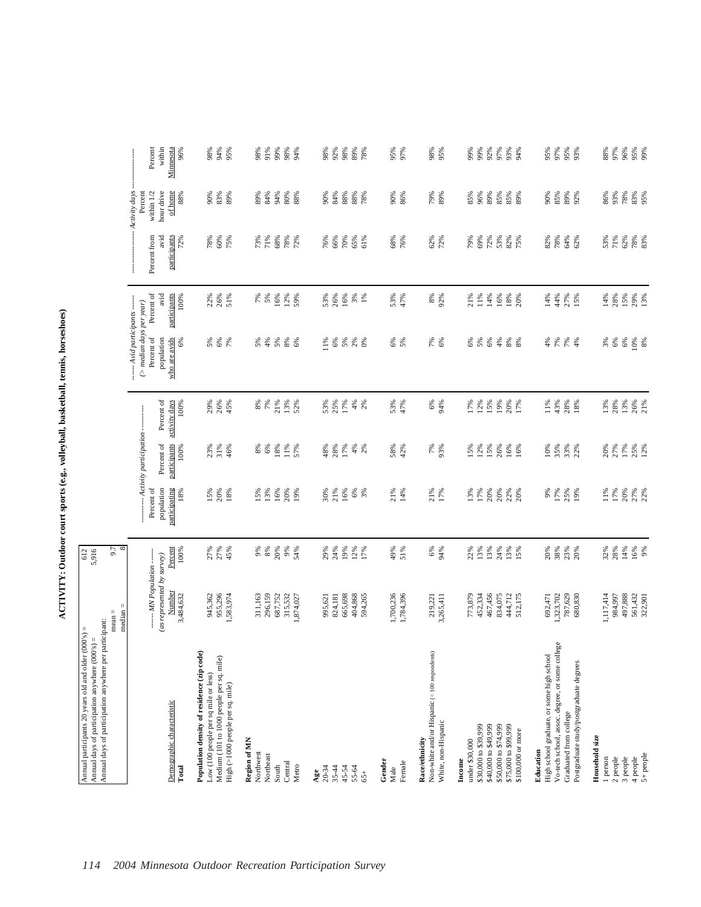# ACTIVITY: Outdoor court sports (e.g., volleyball, basketball, tennis, horseshoes)

| | |
|---|---|
| Annual participants 20 years old and older (000's) = | 612 |
| Annual days of participation anywhere (000's) = | 5,916 |
| Annual days of participation anywhere per participant: mean = | 9.7 |
| median = | 8 |

| Demographic characteristic | ------ MN Population ------ (as represented by survey) Number | Percent | ---------- Activity participation ---------- Percent of population participating | Percent of participants | Percent of activity days | ------ Avid participants ------ (> median days per year) Percent of population who are avids | Percent of avid participants | ---------------- Activity days ---------------- Percent from avid participants | Percent within 1/2 hour drive of home | Percent within Minnesota |
|---|---|---|---|---|---|---|---|---|---|---|
| **Total** | 3,484,632 | 100% | 18% | 100% | 100% | 6% | 100% | 72% | 88% | 96% |
| **Population density of residence (zip code)** | | | | | | | | | | |
| Low (100 people per sq mile or less) | 945,362 | 27% | 15% | 23% | 29% | 5% | 22% | 78% | 90% | 98% |
| Medium (101 to 1000 people per sq. mile) | 955,296 | 27% | 20% | 31% | 26% | 6% | 26% | 60% | 83% | 94% |
| High (>1000 people per sq. mile) | 1,583,974 | 45% | 18% | 46% | 45% | 7% | 51% | 75% | 89% | 95% |
| **Region of MN** | | | | | | | | | | |
| Northwest | 311,163 | 9% | 15% | 8% | 8% | 5% | 7% | 73% | 89% | 98% |
| Northeast | 296,159 | 8% | 13% | 6% | 7% | 4% | 5% | 71% | 84% | 91% |
| South | 687,752 | 20% | 16% | 18% | 21% | 5% | 16% | 68% | 94% | 99% |
| Central | 315,532 | 9% | 20% | 11% | 13% | 8% | 12% | 78% | 80% | 98% |
| Metro | 1,874,027 | 54% | 19% | 57% | 52% | 6% | 59% | 72% | 88% | 94% |
| **Age** | | | | | | | | | | |
| 20-34 | 995,621 | 29% | 30% | 48% | 53% | 11% | 53% | 76% | 90% | 98% |
| 35-44 | 824,181 | 24% | 21% | 28% | 25% | 6% | 26% | 66% | 84% | 92% |
| 45-54 | 665,698 | 19% | 16% | 17% | 17% | 5% | 16% | 70% | 88% | 98% |
| 55-64 | 404,868 | 12% | 6% | 4% | 4% | 2% | 3% | 65% | 88% | 89% |
| 65+ | 594,265 | 17% | 3% | 2% | 2% | 0% | 1% | 61% | 78% | 78% |
| **Gender** | | | | | | | | | | |
| Male | 1,700,236 | 49% | 21% | 58% | 53% | 6% | 53% | 68% | 90% | 95% |
| Female | 1,784,396 | 51% | 14% | 42% | 47% | 5% | 47% | 76% | 86% | 97% |
| **Race/ethnicity** | | | | | | | | | | |
| Non-white and/or Hispanic (< 100 respondents) | 219,221 | 6% | 21% | 7% | 6% | 7% | 8% | 62% | 79% | 98% |
| White, non-Hispanic | 3,265,411 | 94% | 17% | 93% | 94% | 6% | 92% | 72% | 89% | 95% |
| **Income** | | | | | | | | | | |
| under $30,000 | 773,879 | 22% | 13% | 15% | 17% | 6% | 21% | 79% | 85% | 99% |
| $30,000 to $39,999 | 452,334 | 13% | 17% | 12% | 12% | 5% | 11% | 69% | 96% | 99% |
| $40,000 to $49,999 | 467,456 | 13% | 20% | 15% | 15% | 6% | 14% | 72% | 89% | 92% |
| $50,000 to $74,999 | 834,075 | 24% | 20% | 26% | 19% | 4% | 16% | 53% | 85% | 97% |
| $75,000 to $99,999 | 444,712 | 13% | 22% | 16% | 20% | 8% | 18% | 82% | 85% | 93% |
| $100,000 or more | 512,175 | 15% | 20% | 16% | 17% | 8% | 20% | 75% | 89% | 94% |
| **Education** | | | | | | | | | | |
| High school graduate, or some high school | 692,471 | 20% | 9% | 10% | 11% | 4% | 14% | 82% | 90% | 95% |
| Vo-tech school, assoc. degree, or some college | 1,323,702 | 38% | 17% | 35% | 43% | 7% | 44% | 78% | 85% | 97% |
| Graduated from college | 787,629 | 23% | 25% | 33% | 28% | 7% | 27% | 64% | 89% | 95% |
| Postgraduate study/postgraduate degrees | 680,830 | 20% | 19% | 22% | 18% | 4% | 15% | 62% | 92% | 93% |
| **Household size** | | | | | | | | | | |
| 1 person | 1,117,414 | 32% | 11% | 20% | 13% | 3% | 14% | 53% | 86% | 88% |
| 2 people | 984,997 | 28% | 17% | 27% | 28% | 6% | 28% | 71% | 93% | 97% |
| 3 people | 497,888 | 14% | 20% | 17% | 13% | 6% | 15% | 62% | 78% | 96% |
| 4 people | 561,432 | 16% | 27% | 25% | 26% | 10% | 29% | 78% | 83% | 95% |
| 5+ people | 322,901 | 9% | 22% | 12% | 21% | 8% | 13% | 83% | 95% | 99% |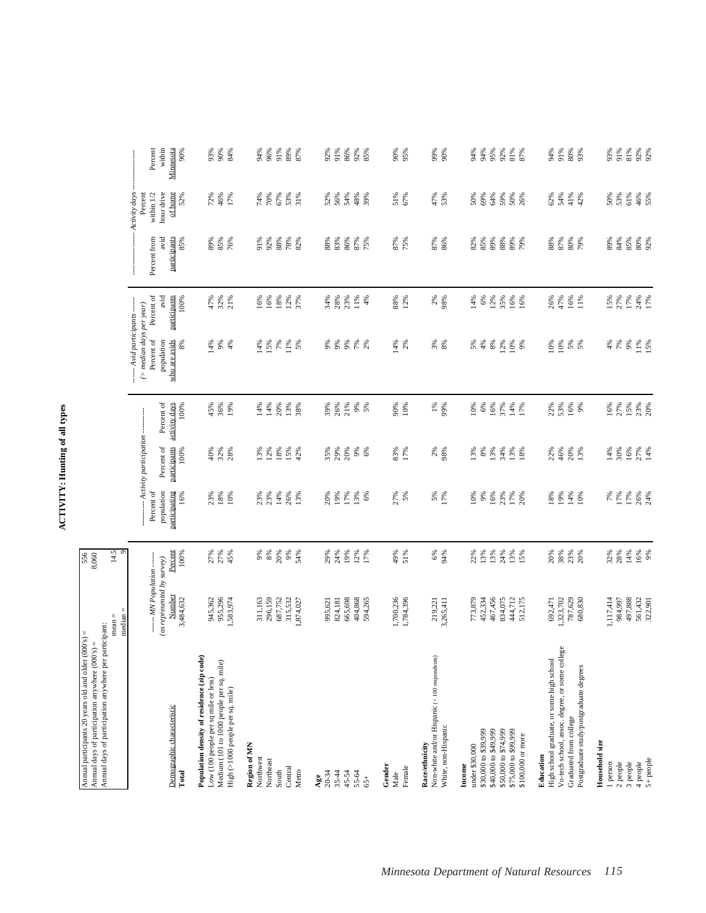# ACTIVITY: Hunting of all types

| | |
|---|---|
| Annual participants 20 years old and older (000's) = | 556 |
| Annual days of participation anywhere (000's) = | 8,060 |
| Annual days of participation anywhere per participant: mean = | 14.5 |
| median = | 9 |

| Demographic characteristic | ------ MN Population ------ (as represented by survey) Number | Percent | ---------- Activity participation ---------- Percent of population participating | Percent of participants | Percent of activity days | ------ Avid participants ------ (> median days per year) Percent of population who are avids | Percent of avid participants | ---------------------- Activity days ---------------------- Percent from avid participants | Percent within 1/2 hour drive of home | Percent within Minnesota |
|---|---|---|---|---|---|---|---|---|---|---|
| **Total** | 3,484,632 | 100% | 16% | 100% | 100% | 8% | 100% | 85% | 52% | 90% |
| **Population density of residence (zip code)** | | | | | | | | | | |
| Low (100 people per sq mile or less) | 945,362 | 27% | 23% | 40% | 45% | 14% | 47% | 89% | 72% | 93% |
| Medium (101 to 1000 people per sq. mile) | 955,296 | 27% | 18% | 32% | 36% | 9% | 32% | 85% | 46% | 90% |
| High (>1000 people per sq. mile) | 1,583,974 | 45% | 10% | 28% | 19% | 4% | 21% | 76% | 17% | 84% |
| **Region of MN** | | | | | | | | | | |
| Northwest | 311,163 | 9% | 23% | 13% | 14% | 14% | 16% | 91% | 74% | 94% |
| Northeast | 296,159 | 8% | 23% | 12% | 14% | 15% | 16% | 92% | 70% | 96% |
| South | 687,752 | 20% | 14% | 18% | 20% | 7% | 18% | 88% | 67% | 91% |
| Central | 315,532 | 9% | 26% | 15% | 13% | 11% | 12% | 78% | 53% | 89% |
| Metro | 1,874,027 | 54% | 13% | 42% | 38% | 5% | 37% | 82% | 31% | 87% |
| **Age** | | | | | | | | | | |
| 20-34 | 995,621 | 29% | 20% | 35% | 39% | 9% | 34% | 88% | 52% | 92% |
| 35-44 | 824,181 | 24% | 19% | 29% | 26% | 9% | 28% | 83% | 56% | 91% |
| 45-54 | 665,698 | 19% | 17% | 20% | 21% | 9% | 23% | 86% | 54% | 86% |
| 55-64 | 404,868 | 12% | 13% | 9% | 9% | 7% | 11% | 87% | 48% | 92% |
| 65+ | 594,265 | 17% | 6% | 6% | 5% | 2% | 4% | 75% | 39% | 85% |
| **Gender** | | | | | | | | | | |
| Male | 1,700,236 | 49% | 27% | 83% | 90% | 14% | 88% | 87% | 51% | 90% |
| Female | 1,784,396 | 51% | 5% | 17% | 10% | 2% | 12% | 75% | 67% | 95% |
| **Race/ethnicity** | | | | | | | | | | |
| Non-white and/or Hispanic (< 100 respondents) | 219,221 | 6% | 5% | 2% | 1% | 3% | 2% | 87% | 47% | 99% |
| White, non-Hispanic | 3,265,411 | 94% | 17% | 98% | 99% | 8% | 98% | 86% | 53% | 90% |
| **Income** | | | | | | | | | | |
| under $30,000 | 773,879 | 22% | 10% | 13% | 10% | 5% | 14% | 82% | 50% | 94% |
| $30,000 to $39,999 | 452,334 | 13% | 9% | 8% | 6% | 4% | 6% | 85% | 69% | 94% |
| $40,000 to $49,999 | 467,456 | 13% | 16% | 13% | 16% | 8% | 12% | 89% | 64% | 95% |
| $50,000 to $74,999 | 834,075 | 24% | 23% | 34% | 37% | 12% | 35% | 88% | 59% | 92% |
| $75,000 to $99,999 | 444,712 | 13% | 17% | 13% | 14% | 10% | 16% | 89% | 50% | 81% |
| $100,000 or more | 512,175 | 15% | 20% | 18% | 17% | 9% | 16% | 79% | 26% | 87% |
| **Education** | | | | | | | | | | |
| High school graduate, or some high school | 692,471 | 20% | 18% | 22% | 22% | 10% | 26% | 88% | 62% | 94% |
| Vo-tech school, assoc. degree, or some college | 1,323,702 | 38% | 19% | 46% | 53% | 10% | 47% | 87% | 54% | 91% |
| Graduated from college | 787,629 | 23% | 14% | 20% | 16% | 5% | 16% | 80% | 41% | 80% |
| Postgraduate study/postgraduate degrees | 680,830 | 20% | 10% | 13% | 9% | 5% | 11% | 79% | 42% | 93% |
| **Household size** | | | | | | | | | | |
| 1 person | 1,117,414 | 32% | 7% | 14% | 16% | 4% | 15% | 89% | 50% | 93% |
| 2 people | 984,997 | 28% | 17% | 30% | 27% | 7% | 27% | 84% | 53% | 91% |
| 3 people | 497,888 | 14% | 17% | 16% | 15% | 9% | 17% | 85% | 61% | 81% |
| 4 people | 561,432 | 16% | 26% | 27% | 23% | 11% | 24% | 80% | 46% | 92% |
| 5+ people | 322,901 | 9% | 24% | 14% | 20% | 15% | 17% | 92% | 55% | 92% |

*Minnesota Department of Natural Resources*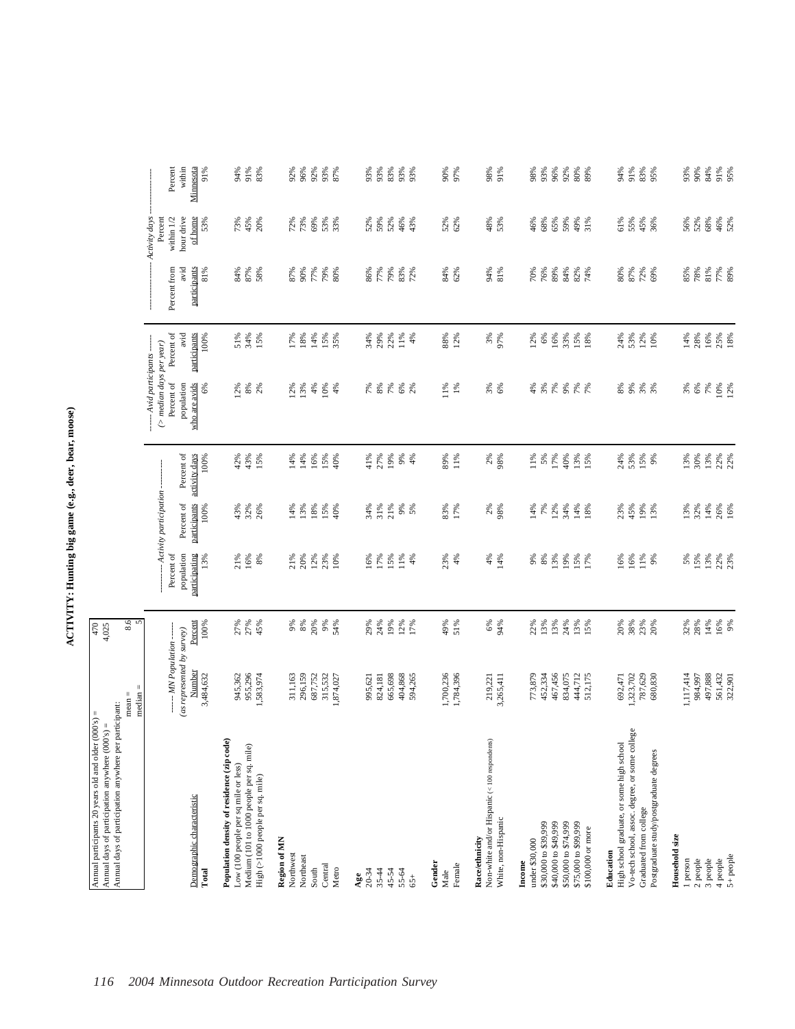# ACTIVITY: Hunting big game (e.g., deer, bear, moose)

| | |
|---|---|
| Annual participants 20 years old and older (000's) = | 470 |
| Annual days of participation anywhere (000's) = | 4,025 |
| Annual days of participation anywhere per participant: mean = | 8.6 |
| median = | 5 |

| Demographic characteristic | ------ MN Population ------ (as represented by survey) Number | Percent | ---------- Activity participation ---------- Percent of population participating | Percent of participants | Percent of activity days | ------ Avid participants ------ (> median days per year) Percent of population who are avids | Percent of avid participants | ---------------- Activity days ---------------- Percent from avid participants | Percent within 1/2 hour drive of home | Percent within Minnesota |
|---|---|---|---|---|---|---|---|---|---|---|
| **Total** | 3,484,632 | 100% | 13% | 100% | 100% | 6% | 100% | 81% | 53% | 91% |
| **Population density of residence (zip code)** | | | | | | | | | | |
| Low (100 people per sq mile or less) | 945,362 | 27% | 21% | 43% | 42% | 12% | 51% | 84% | 73% | 94% |
| Medium (101 to 1000 people per sq. mile) | 955,296 | 27% | 16% | 32% | 43% | 8% | 34% | 87% | 45% | 91% |
| High (>1000 people per sq. mile) | 1,583,974 | 45% | 8% | 26% | 15% | 2% | 15% | 58% | 20% | 83% |
| **Region of MN** | | | | | | | | | | |
| Northwest | 311,163 | 9% | 21% | 14% | 14% | 12% | 17% | 87% | 72% | 92% |
| Northeast | 296,159 | 8% | 20% | 13% | 14% | 13% | 18% | 90% | 73% | 96% |
| South | 687,752 | 20% | 12% | 18% | 16% | 4% | 14% | 77% | 69% | 92% |
| Central | 315,532 | 9% | 23% | 15% | 15% | 10% | 15% | 79% | 53% | 93% |
| Metro | 1,874,027 | 54% | 10% | 40% | 40% | 4% | 35% | 80% | 33% | 87% |
| **Age** | | | | | | | | | | |
| 20-34 | 995,621 | 29% | 16% | 34% | 41% | 7% | 34% | 86% | 52% | 93% |
| 35-44 | 824,181 | 24% | 17% | 31% | 27% | 8% | 29% | 77% | 59% | 93% |
| 45-54 | 665,698 | 19% | 15% | 21% | 19% | 7% | 22% | 79% | 52% | 83% |
| 55-64 | 404,868 | 12% | 11% | 9% | 9% | 6% | 11% | 83% | 46% | 93% |
| 65+ | 594,265 | 17% | 4% | 5% | 4% | 2% | 4% | 72% | 43% | 93% |
| **Gender** | | | | | | | | | | |
| Male | 1,700,236 | 49% | 23% | 83% | 89% | 11% | 88% | 84% | 52% | 90% |
| Female | 1,784,396 | 51% | 4% | 17% | 11% | 1% | 12% | 62% | 62% | 97% |
| **Race/ethnicity** | | | | | | | | | | |
| Non-white and/or Hispanic (< 100 respondents) | 219,221 | 6% | 4% | 2% | 2% | 3% | 3% | 94% | 48% | 98% |
| White, non-Hispanic | 3,265,411 | 94% | 14% | 98% | 98% | 6% | 97% | 81% | 53% | 91% |
| **Income** | | | | | | | | | | |
| under $30,000 | 773,879 | 22% | 9% | 14% | 11% | 4% | 12% | 70% | 46% | 98% |
| $30,000 to $39,999 | 452,334 | 13% | 8% | 7% | 5% | 3% | 6% | 76% | 68% | 93% |
| $40,000 to $49,999 | 467,456 | 13% | 13% | 12% | 17% | 7% | 16% | 89% | 65% | 96% |
| $50,000 to $74,999 | 834,075 | 24% | 19% | 34% | 40% | 9% | 33% | 84% | 59% | 92% |
| $75,000 to $99,999 | 444,712 | 13% | 15% | 14% | 13% | 7% | 15% | 82% | 49% | 80% |
| $100,000 or more | 512,175 | 15% | 17% | 18% | 15% | 7% | 18% | 74% | 31% | 89% |
| **Education** | | | | | | | | | | |
| High school graduate, or some high school | 692,471 | 20% | 16% | 23% | 24% | 8% | 24% | 80% | 61% | 94% |
| Vo-tech school, assoc. degree, or some college | 1,323,702 | 38% | 16% | 45% | 53% | 9% | 53% | 87% | 55% | 91% |
| Graduated from college | 787,629 | 23% | 11% | 19% | 15% | 3% | 12% | 72% | 45% | 83% |
| Postgraduate study/postgraduate degrees | 680,830 | 20% | 9% | 13% | 9% | 3% | 10% | 69% | 36% | 95% |
| **Household size** | | | | | | | | | | |
| 1 person | 1,117,414 | 32% | 5% | 13% | 13% | 3% | 14% | 85% | 56% | 93% |
| 2 people | 984,997 | 28% | 15% | 32% | 30% | 6% | 28% | 78% | 52% | 90% |
| 3 people | 497,888 | 14% | 13% | 14% | 13% | 7% | 16% | 81% | 68% | 84% |
| 4 people | 561,432 | 16% | 22% | 26% | 22% | 10% | 25% | 77% | 46% | 91% |
| 5+ people | 322,901 | 9% | 23% | 16% | 22% | 12% | 18% | 89% | 52% | 95% |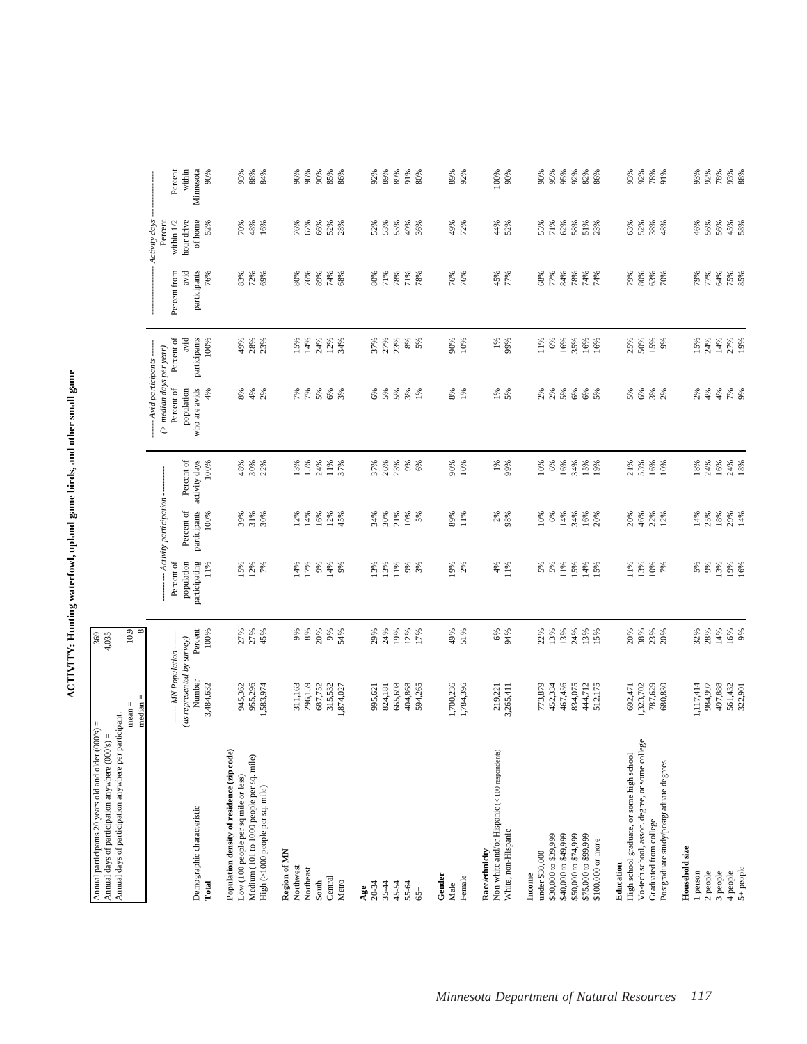# ACTIVITY: Hunting waterfowl, upland game birds, and other small game

| | |
|---|---|
| Annual participants 20 years old and older (000's) = | 369 |
| Annual days of participation anywhere (000's) = | 4,035 |
| Annual days of participation anywhere per participant: mean = | 10.9 |
| median = | 8 |

| Demographic characteristic | MN Population (as represented by survey) Number | Percent | Activity participation Percent of population participating | Percent of participants | Percent of activity days | Avid participants (> median days per year) Percent of population who are avids | Percent of avid participants | Activity days Percent from avid participants | Percent within 1/2 hour drive of home | Percent within Minnesota |
|---|---|---|---|---|---|---|---|---|---|---|
| **Total** | 3,484,632 | 100% | 11% | 100% | 100% | 4% | 100% | 76% | 52% | 90% |
| **Population density of residence (zip code)** | | | | | | | | | | |
| Low (100 people per sq mile or less) | 945,362 | 27% | 15% | 39% | 48% | 8% | 49% | 83% | 70% | 93% |
| Medium (101 to 1000 people per sq. mile) | 955,296 | 27% | 12% | 31% | 30% | 4% | 28% | 72% | 48% | 88% |
| High (>1000 people per sq. mile) | 1,583,974 | 45% | 7% | 30% | 22% | 2% | 23% | 69% | 16% | 84% |
| **Region of MN** | | | | | | | | | | |
| Northwest | 311,163 | 9% | 14% | 12% | 13% | 7% | 15% | 80% | 76% | 96% |
| Northeast | 296,159 | 8% | 17% | 14% | 15% | 7% | 14% | 76% | 67% | 96% |
| South | 687,752 | 20% | 9% | 16% | 24% | 5% | 24% | 89% | 66% | 90% |
| Central | 315,532 | 9% | 14% | 12% | 11% | 6% | 12% | 74% | 52% | 85% |
| Metro | 1,874,027 | 54% | 9% | 45% | 37% | 3% | 34% | 68% | 28% | 86% |
| **Age** | | | | | | | | | | |
| 20-34 | 995,621 | 29% | 13% | 34% | 37% | 6% | 37% | 80% | 52% | 92% |
| 35-44 | 824,181 | 24% | 13% | 30% | 26% | 5% | 27% | 71% | 53% | 89% |
| 45-54 | 665,698 | 19% | 11% | 21% | 23% | 5% | 23% | 78% | 55% | 89% |
| 55-64 | 404,868 | 12% | 9% | 10% | 9% | 3% | 8% | 71% | 49% | 91% |
| 65+ | 594,265 | 17% | 3% | 5% | 6% | 1% | 5% | 78% | 36% | 80% |
| **Gender** | | | | | | | | | | |
| Male | 1,700,236 | 49% | 19% | 89% | 90% | 8% | 90% | 76% | 49% | 89% |
| Female | 1,784,396 | 51% | 2% | 11% | 10% | 1% | 10% | 76% | 72% | 92% |
| **Race/ethnicity** | | | | | | | | | | |
| Non-white and/or Hispanic (< 100 respondents) | 219,221 | 6% | 4% | 2% | 1% | 1% | 1% | 45% | 44% | 100% |
| White, non-Hispanic | 3,265,411 | 94% | 11% | 98% | 99% | 5% | 99% | 77% | 52% | 90% |
| **Income** | | | | | | | | | | |
| under $30,000 | 773,879 | 22% | 5% | 10% | 10% | 2% | 11% | 68% | 55% | 90% |
| $30,000 to $39,999 | 452,334 | 13% | 5% | 6% | 6% | 2% | 6% | 77% | 71% | 95% |
| $40,000 to $49,999 | 467,456 | 13% | 11% | 14% | 16% | 5% | 16% | 84% | 62% | 95% |
| $50,000 to $74,999 | 834,075 | 24% | 15% | 34% | 34% | 6% | 35% | 78% | 58% | 92% |
| $75,000 to $99,999 | 444,712 | 13% | 14% | 16% | 15% | 6% | 16% | 74% | 51% | 82% |
| $100,000 or more | 512,175 | 15% | 15% | 20% | 19% | 5% | 16% | 74% | 23% | 86% |
| **Education** | | | | | | | | | | |
| High school graduate, or some high school | 692,471 | 20% | 11% | 20% | 21% | 5% | 25% | 79% | 63% | 93% |
| Vo-tech school, assoc. degree, or some college | 1,323,702 | 38% | 13% | 46% | 53% | 6% | 50% | 80% | 52% | 92% |
| Graduated from college | 787,629 | 23% | 10% | 22% | 16% | 3% | 15% | 63% | 38% | 78% |
| Postgraduate study/postgraduate degrees | 680,830 | 20% | 7% | 12% | 10% | 2% | 9% | 70% | 48% | 91% |
| **Household size** | | | | | | | | | | |
| 1 person | 1,117,414 | 32% | 5% | 14% | 18% | 2% | 15% | 79% | 46% | 93% |
| 2 people | 984,997 | 28% | 9% | 25% | 24% | 4% | 24% | 77% | 56% | 92% |
| 3 people | 497,888 | 14% | 13% | 18% | 16% | 4% | 14% | 64% | 56% | 78% |
| 4 people | 561,432 | 16% | 19% | 29% | 24% | 7% | 27% | 75% | 45% | 93% |
| 5+ people | 322,901 | 9% | 16% | 14% | 18% | 9% | 19% | 85% | 58% | 88% |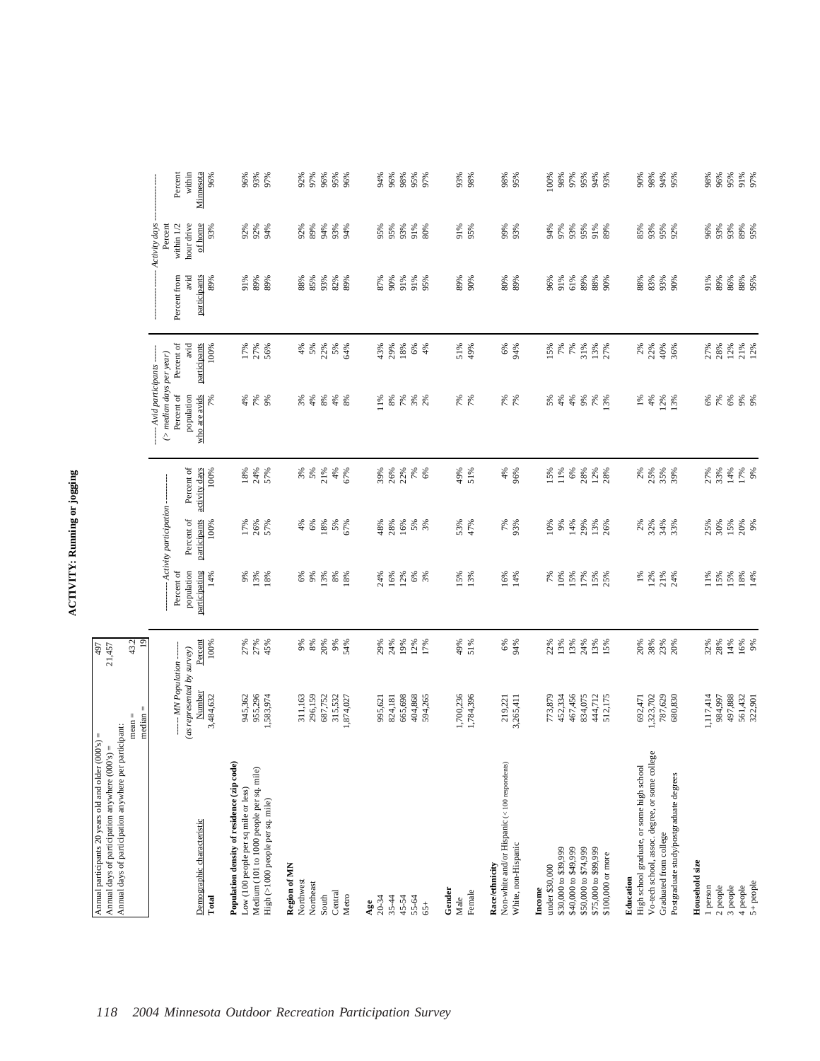# ACTIVITY: Running or jogging

| | |
|---|---|
| Annual participants 20 years old and older (000's) = | 497 |
| Annual days of participation anywhere (000's) = | 21,457 |
| Annual days of participation anywhere per participant: mean = | 43.2 |
| median = | 19 |

| Demographic characteristic | ------ MN Population ------ (as represented by survey) Number | Percent | -------- Activity participation -------- Percent of population participating | Percent of participants | Percent of activity days | ------ Avid participants ------ (> median days per year) Percent of population who are avids | Percent of avid participants | ---------------- Activity days ---------------- Percent from avid participants | Percent within 1/2 hour drive of home | Percent within Minnesota |
|---|---|---|---|---|---|---|---|---|---|---|
| **Total** | 3,484,632 | 100% | 14% | 100% | 100% | 7% | 100% | 89% | 93% | 96% |
| **Population density of residence (zip code)** | | | | | | | | | | |
| Low (100 people per sq mile or less) | 945,362 | 27% | 9% | 17% | 18% | 4% | 17% | 91% | 92% | 96% |
| Medium (101 to 1000 people per sq. mile) | 955,296 | 27% | 13% | 26% | 24% | 7% | 27% | 89% | 92% | 93% |
| High (>1000 people per sq. mile) | 1,583,974 | 45% | 18% | 57% | 57% | 9% | 56% | 89% | 94% | 97% |
| **Region of MN** | | | | | | | | | | |
| Northwest | 311,163 | 9% | 6% | 4% | 3% | 3% | 4% | 88% | 92% | 92% |
| Northeast | 296,159 | 8% | 9% | 6% | 5% | 4% | 5% | 85% | 89% | 97% |
| South | 687,752 | 20% | 13% | 18% | 21% | 8% | 22% | 93% | 94% | 96% |
| Central | 315,532 | 9% | 8% | 5% | 4% | 4% | 5% | 82% | 93% | 95% |
| Metro | 1,874,027 | 54% | 18% | 67% | 67% | 8% | 64% | 89% | 94% | 96% |
| **Age** | | | | | | | | | | |
| 20-34 | 995,621 | 29% | 24% | 48% | 39% | 11% | 43% | 87% | 95% | 94% |
| 35-44 | 824,181 | 24% | 16% | 28% | 26% | 8% | 29% | 90% | 95% | 96% |
| 45-54 | 665,698 | 19% | 12% | 16% | 22% | 7% | 18% | 91% | 93% | 98% |
| 55-64 | 404,868 | 12% | 6% | 5% | 7% | 3% | 6% | 91% | 91% | 95% |
| 65+ | 594,265 | 17% | 3% | 3% | 6% | 2% | 4% | 95% | 80% | 97% |
| **Gender** | | | | | | | | | | |
| Male | 1,700,236 | 49% | 15% | 53% | 49% | 7% | 51% | 89% | 91% | 93% |
| Female | 1,784,396 | 51% | 13% | 47% | 51% | 7% | 49% | 90% | 95% | 98% |
| **Race/ethnicity** | | | | | | | | | | |
| Non-white and/or Hispanic (< 100 respondents) | 219,221 | 6% | 16% | 7% | 4% | 7% | 6% | 80% | 99% | 98% |
| White, non-Hispanic | 3,265,411 | 94% | 14% | 93% | 96% | 7% | 94% | 89% | 93% | 95% |
| **Income** | | | | | | | | | | |
| under $30,000 | 773,879 | 22% | 7% | 10% | 15% | 5% | 15% | 96% | 94% | 100% |
| $30,000 to $39,999 | 452,334 | 13% | 10% | 9% | 11% | 4% | 7% | 91% | 97% | 98% |
| $40,000 to $49,999 | 467,456 | 13% | 15% | 14% | 6% | 4% | 7% | 61% | 93% | 97% |
| $50,000 to $74,999 | 834,075 | 24% | 17% | 29% | 28% | 9% | 31% | 89% | 95% | 95% |
| $75,000 to $99,999 | 444,712 | 13% | 15% | 13% | 12% | 7% | 13% | 88% | 91% | 94% |
| $100,000 or more | 512,175 | 15% | 25% | 26% | 28% | 13% | 27% | 90% | 89% | 93% |
| **Education** | | | | | | | | | | |
| High school graduate, or some high school | 692,471 | 20% | 1% | 2% | 2% | 1% | 2% | 88% | 85% | 90% |
| Vo-tech school, assoc. degree, or some college | 1,323,702 | 38% | 12% | 32% | 25% | 4% | 22% | 83% | 93% | 98% |
| Graduated from college | 787,629 | 23% | 21% | 34% | 35% | 12% | 40% | 93% | 95% | 94% |
| Postgraduate study/postgraduate degrees | 680,830 | 20% | 24% | 33% | 39% | 13% | 36% | 90% | 92% | 95% |
| **Household size** | | | | | | | | | | |
| 1 person | 1,117,414 | 32% | 11% | 25% | 27% | 6% | 27% | 91% | 96% | 98% |
| 2 people | 984,997 | 28% | 15% | 30% | 33% | 7% | 28% | 89% | 93% | 96% |
| 3 people | 497,888 | 14% | 15% | 15% | 14% | 6% | 12% | 86% | 93% | 95% |
| 4 people | 561,432 | 16% | 18% | 20% | 17% | 9% | 21% | 88% | 89% | 91% |
| 5+ people | 322,901 | 9% | 14% | 9% | 9% | 9% | 12% | 95% | 95% | 97% |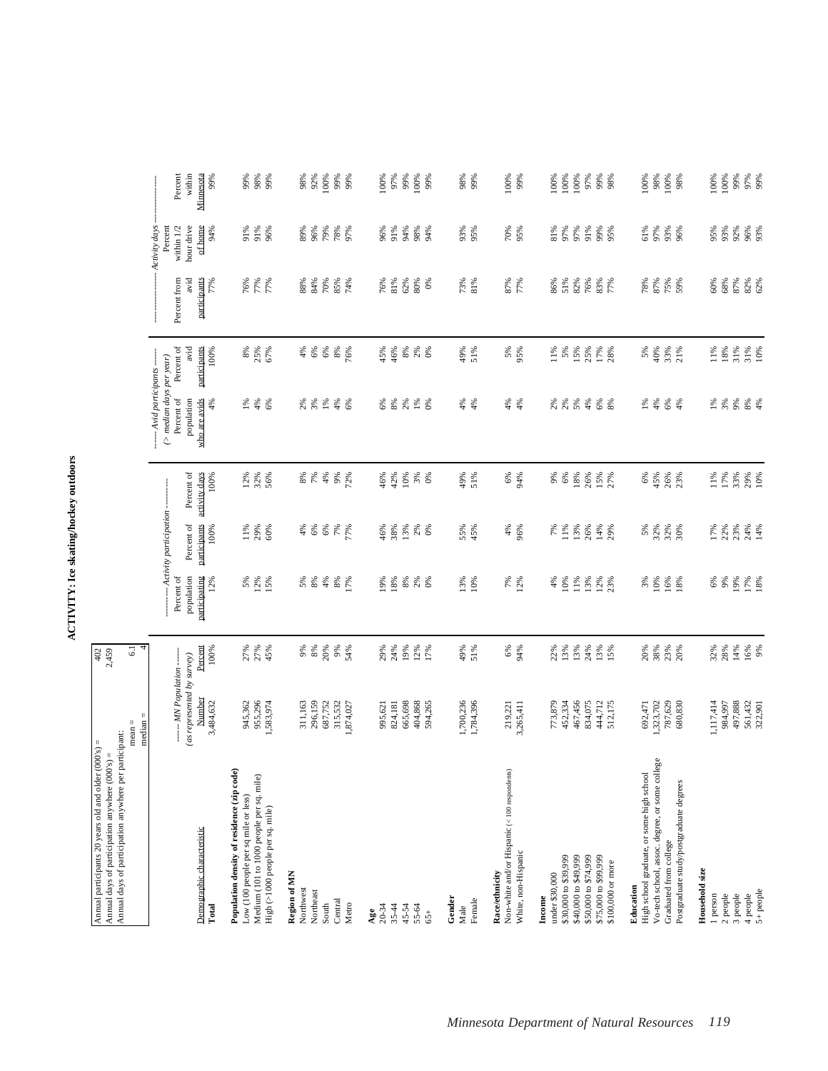# ACTIVITY: Ice skating/hockey outdoors

| | |
|---|---|
| Annual participants 20 years old and older (000's) = | 402 |
| Annual days of participation anywhere (000's) = | 2,459 |
| Annual days of participation anywhere per participant: mean = | 6.1 |
| median = | 4 |

| Demographic characteristic | ------ MN Population ------ (as represented by survey) Number | Percent | --------- Activity participation --------- Percent of population participating | Percent of participants | Percent of activity days | ------ Avid participants ------ (> median days per year) Percent of population who are avids | Percent of avid participants | ------------------ Activity days ------------------ Percent from avid participants | Percent within 1/2 hour drive of home | Percent within Minnesota |
|---|---|---|---|---|---|---|---|---|---|---|
| **Total** | 3,484,632 | 100% | 12% | 100% | 100% | 4% | 100% | 77% | 94% | 99% |
| **Population density of residence (zip code)** | | | | | | | | | | |
| Low (100 people per sq mile or less) | 945,362 | 27% | 5% | 11% | 12% | 1% | 8% | 76% | 91% | 99% |
| Medium (101 to 1000 people per sq. mile) | 955,296 | 27% | 12% | 29% | 32% | 4% | 25% | 77% | 91% | 98% |
| High (>1000 people per sq. mile) | 1,583,974 | 45% | 15% | 60% | 56% | 6% | 67% | 77% | 96% | 99% |
| **Region of MN** | | | | | | | | | | |
| Northwest | 311,163 | 9% | 5% | 4% | 8% | 2% | 4% | 88% | 89% | 98% |
| Northeast | 296,159 | 8% | 8% | 6% | 7% | 3% | 6% | 84% | 96% | 92% |
| South | 687,752 | 20% | 4% | 6% | 4% | 1% | 6% | 70% | 79% | 100% |
| Central | 315,532 | 9% | 8% | 7% | 9% | 4% | 8% | 85% | 78% | 99% |
| Metro | 1,874,027 | 54% | 17% | 77% | 72% | 6% | 76% | 74% | 97% | 99% |
| **Age** | | | | | | | | | | |
| 20-34 | 995,621 | 29% | 19% | 46% | 46% | 6% | 45% | 76% | 96% | 100% |
| 35-44 | 824,181 | 24% | 18% | 38% | 42% | 8% | 46% | 81% | 91% | 97% |
| 45-54 | 665,698 | 19% | 8% | 13% | 10% | 2% | 8% | 62% | 94% | 99% |
| 55-64 | 404,868 | 12% | 2% | 2% | 3% | 1% | 2% | 80% | 98% | 100% |
| 65+ | 594,265 | 17% | 0% | 0% | 0% | 0% | 0% | 0% | 94% | 99% |
| **Gender** | | | | | | | | | | |
| Male | 1,700,236 | 49% | 13% | 55% | 49% | 4% | 49% | 73% | 93% | 98% |
| Female | 1,784,396 | 51% | 10% | 45% | 51% | 4% | 51% | 81% | 95% | 99% |
| **Race/ethnicity** | | | | | | | | | | |
| Non-white and/or Hispanic (< 100 respondents) | 219,221 | 6% | 7% | 4% | 6% | 4% | 5% | 87% | 70% | 100% |
| White, non-Hispanic | 3,265,411 | 94% | 12% | 96% | 94% | 4% | 95% | 77% | 95% | 99% |
| **Income** | | | | | | | | | | |
| under $30,000 | 773,879 | 22% | 4% | 7% | 9% | 2% | 11% | 86% | 81% | 100% |
| $30,000 to $39,999 | 452,334 | 13% | 10% | 11% | 6% | 2% | 5% | 51% | 97% | 100% |
| $40,000 to $49,999 | 467,456 | 13% | 11% | 13% | 18% | 5% | 15% | 82% | 97% | 100% |
| $50,000 to $74,999 | 834,075 | 24% | 13% | 26% | 26% | 4% | 25% | 76% | 91% | 97% |
| $75,000 to $99,999 | 444,712 | 13% | 12% | 14% | 15% | 6% | 17% | 83% | 99% | 99% |
| $100,000 or more | 512,175 | 15% | 23% | 29% | 27% | 8% | 28% | 77% | 95% | 98% |
| **Education** | | | | | | | | | | |
| High school graduate, or some high school | 692,471 | 20% | 3% | 5% | 6% | 1% | 5% | 78% | 61% | 100% |
| Vo-tech school, assoc. degree, or some college | 1,323,702 | 38% | 10% | 32% | 45% | 4% | 40% | 87% | 97% | 98% |
| Graduated from college | 787,629 | 23% | 16% | 32% | 26% | 6% | 33% | 75% | 93% | 100% |
| Postgraduate study/postgraduate degrees | 680,830 | 20% | 18% | 30% | 23% | 4% | 21% | 59% | 96% | 98% |
| **Household size** | | | | | | | | | | |
| 1 person | 1,117,414 | 32% | 6% | 17% | 11% | 1% | 11% | 60% | 95% | 100% |
| 2 people | 984,997 | 28% | 9% | 22% | 17% | 3% | 18% | 68% | 93% | 100% |
| 3 people | 497,888 | 14% | 19% | 23% | 33% | 9% | 31% | 87% | 92% | 99% |
| 4 people | 561,432 | 16% | 17% | 24% | 29% | 8% | 31% | 82% | 96% | 97% |
| 5+ people | 322,901 | 9% | 18% | 14% | 10% | 4% | 10% | 62% | 93% | 99% |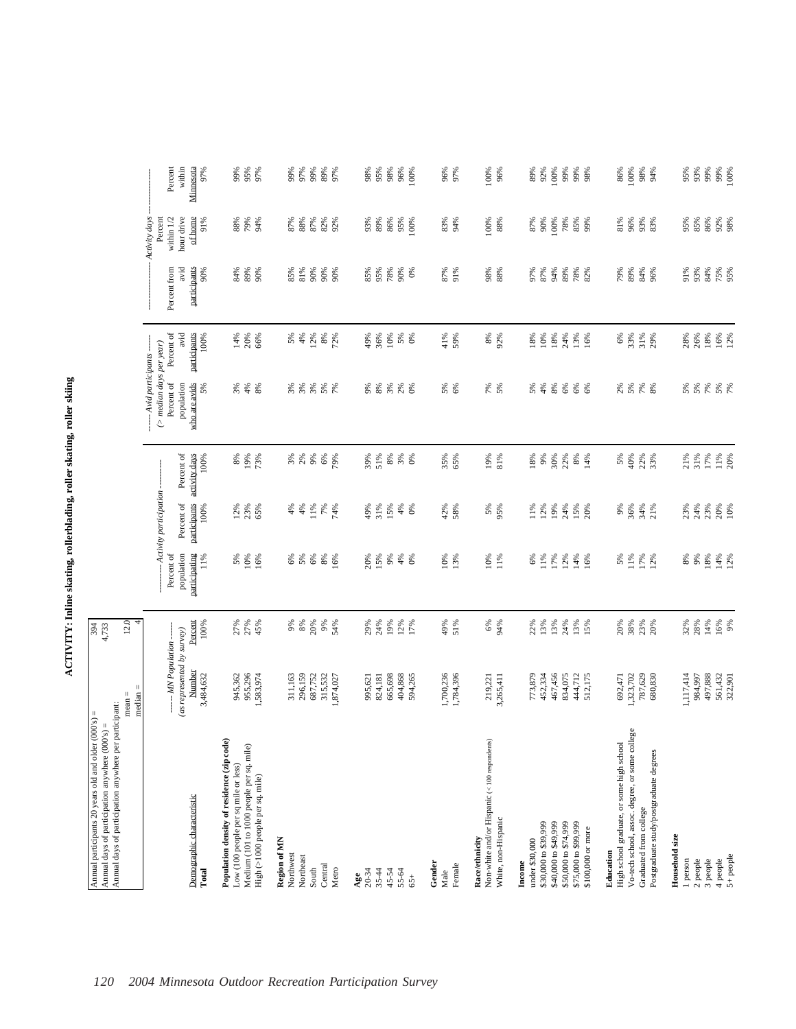# ACTIVITY: Inline skating, rollerblading, roller skating, roller skiing

| | |
|---|---|
| Annual participants 20 years old and older (000's) = | 394 |
| Annual days of participation anywhere (000's) = | 4,733 |
| Annual days of participation anywhere per participant: mean = | 12.0 |
| median = | 4 |

| Demographic characteristic | ----- MN Population ----- (as represented by survey) Number | Percent | --------- Activity participation --------- Percent of population participating | Percent of participants | Percent of activity days | ----- Avid participants ----- (> median days per year) Percent of population who are avids | Percent of avid participants | --------------- Activity days --------------- Percent from avid participants | Percent within 1/2 hour drive of home | Percent within Minnesota |
|---|---|---|---|---|---|---|---|---|---|---|
| **Total** | 3,484,632 | 100% | 11% | 100% | 100% | 5% | 100% | 90% | 91% | 97% |
| **Population density of residence (zip code)** | | | | | | | | | | |
| Low (100 people per sq mile or less) | 945,362 | 27% | 5% | 12% | 8% | 3% | 14% | 84% | 88% | 99% |
| Medium (101 to 1000 people per sq. mile) | 955,296 | 27% | 10% | 23% | 19% | 4% | 20% | 89% | 79% | 95% |
| High (>1000 people per sq. mile) | 1,583,974 | 45% | 16% | 65% | 73% | 8% | 66% | 90% | 94% | 97% |
| **Region of MN** | | | | | | | | | | |
| Northwest | 311,163 | 9% | 6% | 4% | 3% | 3% | 5% | 85% | 87% | 99% |
| Northeast | 296,159 | 8% | 5% | 4% | 2% | 3% | 4% | 81% | 88% | 97% |
| South | 687,752 | 20% | 6% | 11% | 9% | 3% | 12% | 90% | 87% | 99% |
| Central | 315,532 | 9% | 8% | 7% | 6% | 5% | 8% | 90% | 82% | 89% |
| Metro | 1,874,027 | 54% | 16% | 74% | 79% | 7% | 72% | 90% | 92% | 97% |
| **Age** | | | | | | | | | | |
| 20-34 | 995,621 | 29% | 20% | 49% | 39% | 9% | 49% | 85% | 93% | 98% |
| 35-44 | 824,181 | 24% | 15% | 31% | 51% | 8% | 36% | 95% | 89% | 95% |
| 45-54 | 665,698 | 19% | 9% | 15% | 8% | 3% | 10% | 78% | 86% | 98% |
| 55-64 | 404,868 | 12% | 4% | 4% | 3% | 2% | 5% | 90% | 95% | 96% |
| 65+ | 594,265 | 17% | 0% | 0% | 0% | 0% | 0% | 0% | 100% | 100% |
| **Gender** | | | | | | | | | | |
| Male | 1,700,236 | 49% | 10% | 42% | 35% | 5% | 41% | 87% | 83% | 96% |
| Female | 1,784,396 | 51% | 13% | 58% | 65% | 6% | 59% | 91% | 94% | 97% |
| **Race/ethnicity** | | | | | | | | | | |
| Non-white and/or Hispanic (< 100 respondents) | 219,221 | 6% | 10% | 5% | 19% | 7% | 8% | 98% | 100% | 100% |
| White, non-Hispanic | 3,265,411 | 94% | 11% | 95% | 81% | 5% | 92% | 88% | 88% | 96% |
| **Income** | | | | | | | | | | |
| under $30,000 | 773,879 | 22% | 6% | 11% | 18% | 5% | 18% | 97% | 87% | 89% |
| $30,000 to $39,999 | 452,334 | 13% | 11% | 12% | 9% | 4% | 10% | 87% | 90% | 92% |
| $40,000 to $49,999 | 467,456 | 13% | 17% | 19% | 30% | 8% | 18% | 94% | 100% | 100% |
| $50,000 to $74,999 | 834,075 | 24% | 12% | 24% | 22% | 6% | 24% | 89% | 78% | 99% |
| $75,000 to $99,999 | 444,712 | 13% | 14% | 15% | 8% | 6% | 13% | 78% | 85% | 99% |
| $100,000 or more | 512,175 | 15% | 16% | 20% | 14% | 6% | 16% | 82% | 99% | 98% |
| **Education** | | | | | | | | | | |
| High school graduate, or some high school | 692,471 | 20% | 5% | 9% | 5% | 2% | 6% | 79% | 81% | 86% |
| Vo-tech school, assoc. degree, or some college | 1,323,702 | 38% | 11% | 36% | 40% | 5% | 33% | 89% | 96% | 100% |
| Graduated from college | 787,629 | 23% | 17% | 34% | 22% | 7% | 31% | 84% | 93% | 98% |
| Postgraduate study/postgraduate degrees | 680,830 | 20% | 12% | 21% | 33% | 8% | 29% | 96% | 83% | 94% |
| **Household size** | | | | | | | | | | |
| 1 person | 1,117,414 | 32% | 8% | 23% | 21% | 5% | 28% | 91% | 95% | 95% |
| 2 people | 984,997 | 28% | 9% | 24% | 31% | 5% | 26% | 93% | 85% | 93% |
| 3 people | 497,888 | 14% | 18% | 23% | 17% | 7% | 18% | 84% | 86% | 99% |
| 4 people | 561,432 | 16% | 14% | 20% | 11% | 5% | 16% | 75% | 92% | 99% |
| 5+ people | 322,901 | 9% | 12% | 10% | 20% | 7% | 12% | 95% | 98% | 100% |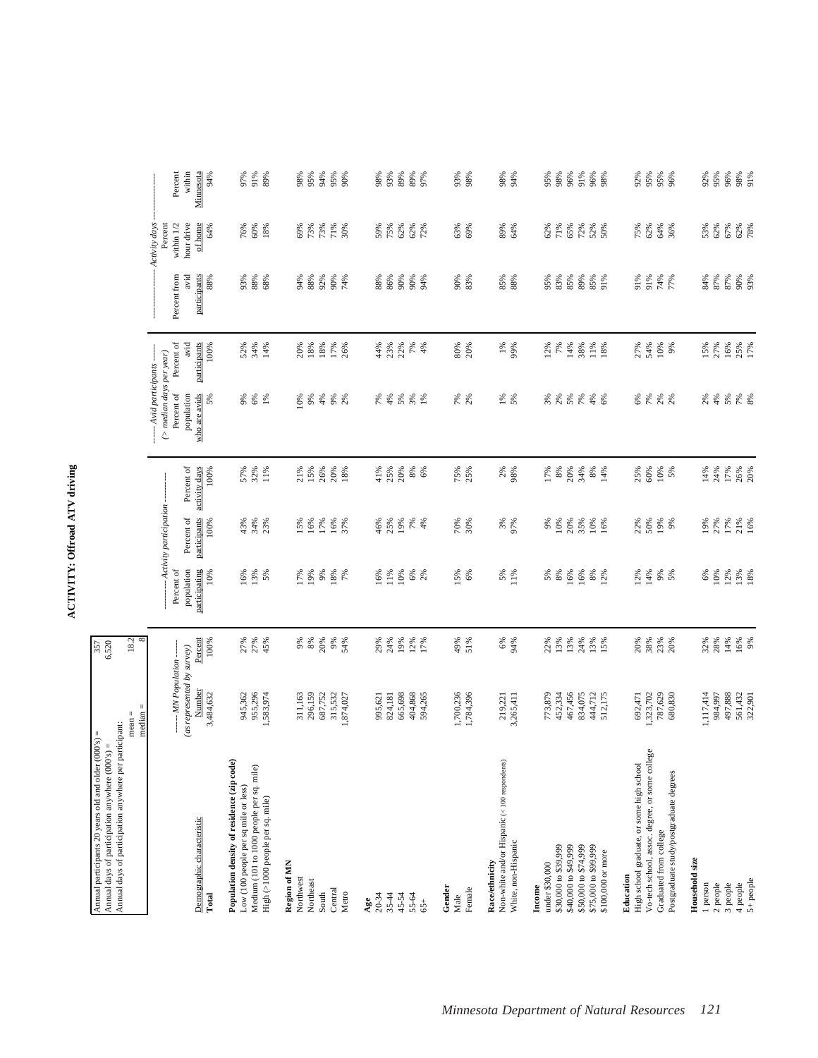# ACTIVITY: Offroad ATV driving

Annual participants 20 years old and older (000's) = 357
Annual days of participation anywhere (000's) = 6,520
Annual days of participation anywhere per participant: mean = 18.2; median = 8

| Demographic characteristic | MN Population (as represented by survey) Number | Percent | Activity participation: Percent of population participating | Percent of participants | Percent of activity days | Avid participants (> median days per year): Percent of population who are avids | Percent of avid participants | Activity days: Percent from avid participants | Percent within 1/2 hour drive of home | Percent within Minnesota |
|---|---|---|---|---|---|---|---|---|---|---|
| **Total** | 3,484,632 | 100% | 10% | 100% | 100% | 5% | 100% | 88% | 64% | 94% |
| **Population density of residence (zip code)** | | | | | | | | | | |
| Low (100 people per sq mile or less) | 945,362 | 27% | 16% | 43% | 57% | 9% | 52% | 93% | 76% | 97% |
| Medium (101 to 1000 people per sq. mile) | 955,296 | 27% | 13% | 34% | 32% | 6% | 34% | 88% | 60% | 91% |
| High (>1000 people per sq. mile) | 1,583,974 | 45% | 5% | 23% | 11% | 1% | 14% | 68% | 18% | 89% |
| **Region of MN** | | | | | | | | | | |
| Northwest | 311,163 | 9% | 17% | 15% | 21% | 10% | 20% | 94% | 69% | 98% |
| Northeast | 296,159 | 8% | 19% | 16% | 15% | 9% | 18% | 88% | 73% | 95% |
| South | 687,752 | 20% | 9% | 17% | 26% | 4% | 18% | 92% | 73% | 94% |
| Central | 315,532 | 9% | 18% | 16% | 20% | 9% | 17% | 90% | 71% | 95% |
| Metro | 1,874,027 | 54% | 7% | 37% | 18% | 2% | 26% | 74% | 30% | 90% |
| **Age** | | | | | | | | | | |
| 20-34 | 995,621 | 29% | 16% | 46% | 41% | 7% | 44% | 88% | 59% | 98% |
| 35-44 | 824,181 | 24% | 11% | 25% | 25% | 4% | 23% | 86% | 75% | 93% |
| 45-54 | 665,698 | 19% | 10% | 19% | 20% | 5% | 22% | 90% | 62% | 89% |
| 55-64 | 404,868 | 12% | 6% | 7% | 8% | 3% | 7% | 90% | 62% | 89% |
| 65+ | 594,265 | 17% | 2% | 4% | 6% | 1% | 4% | 94% | 72% | 97% |
| **Gender** | | | | | | | | | | |
| Male | 1,700,236 | 49% | 15% | 70% | 75% | 7% | 80% | 90% | 63% | 93% |
| Female | 1,784,396 | 51% | 6% | 30% | 25% | 2% | 20% | 83% | 69% | 98% |
| **Race/ethnicity** | | | | | | | | | | |
| Non-white and/or Hispanic (< 100 respondents) | 219,221 | 6% | 5% | 3% | 2% | 1% | 1% | 85% | 89% | 98% |
| White, non-Hispanic | 3,265,411 | 94% | 11% | 97% | 98% | 5% | 99% | 88% | 64% | 94% |
| **Income** | | | | | | | | | | |
| under $30,000 | 773,879 | 22% | 5% | 9% | 17% | 3% | 12% | 95% | 62% | 95% |
| $30,000 to $39,999 | 452,334 | 13% | 8% | 10% | 8% | 2% | 7% | 83% | 71% | 98% |
| $40,000 to $49,999 | 467,456 | 13% | 16% | 20% | 20% | 5% | 14% | 85% | 65% | 96% |
| $50,000 to $74,999 | 834,075 | 24% | 16% | 35% | 34% | 7% | 38% | 89% | 72% | 91% |
| $75,000 to $99,999 | 444,712 | 13% | 8% | 10% | 8% | 4% | 11% | 85% | 52% | 96% |
| $100,000 or more | 512,175 | 15% | 12% | 16% | 14% | 6% | 18% | 91% | 50% | 98% |
| **Education** | | | | | | | | | | |
| High school graduate, or some high school | 692,471 | 20% | 12% | 22% | 25% | 6% | 27% | 91% | 75% | 92% |
| Vo-tech school, assoc. degree, or some college | 1,323,702 | 38% | 14% | 50% | 60% | 7% | 54% | 91% | 62% | 95% |
| Graduated from college | 787,629 | 23% | 9% | 19% | 10% | 2% | 10% | 74% | 64% | 95% |
| Postgraduate study/postgraduate degrees | 680,830 | 20% | 5% | 9% | 5% | 2% | 9% | 77% | 36% | 96% |
| **Household size** | | | | | | | | | | |
| 1 person | 1,117,414 | 32% | 6% | 19% | 14% | 2% | 15% | 84% | 53% | 92% |
| 2 people | 984,997 | 28% | 10% | 27% | 24% | 4% | 27% | 87% | 62% | 95% |
| 3 people | 497,888 | 14% | 12% | 17% | 17% | 5% | 16% | 87% | 67% | 96% |
| 4 people | 561,432 | 16% | 13% | 21% | 26% | 7% | 25% | 90% | 62% | 98% |
| 5+ people | 322,901 | 9% | 18% | 16% | 20% | 8% | 17% | 93% | 78% | 91% |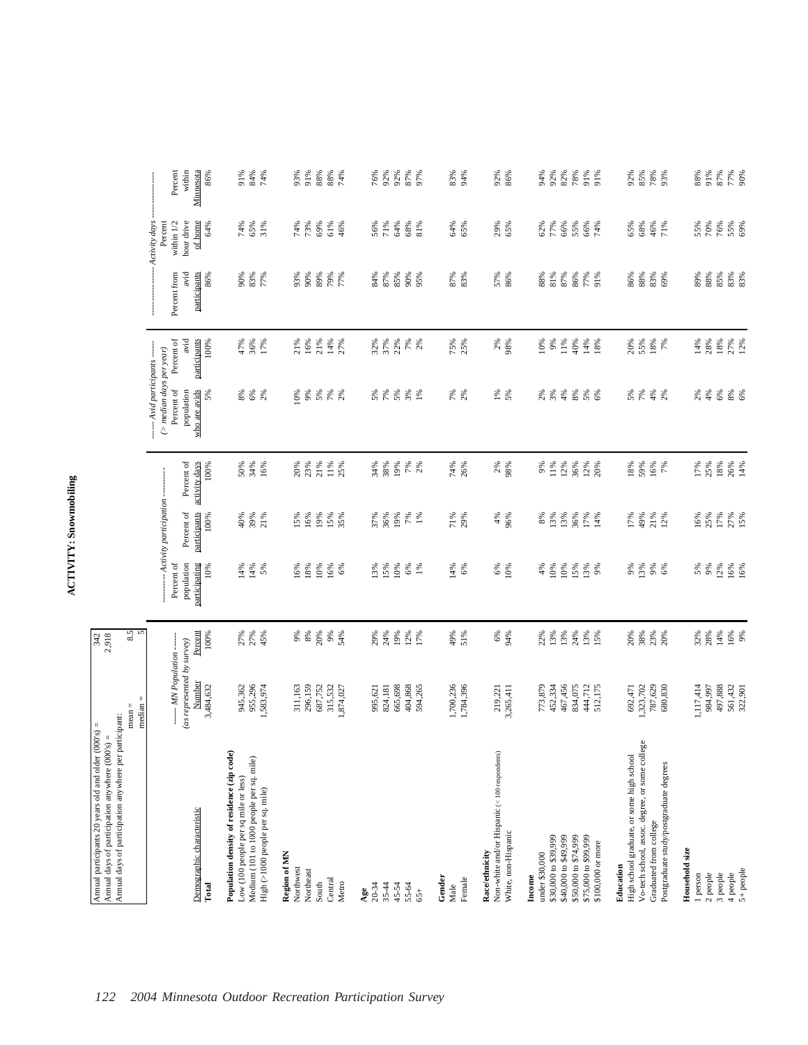# ACTIVITY: Snowmobiling

| | |
|---|---|
| Annual participants 20 years old and older (000's) = | 342 |
| Annual days of participation anywhere (000's) = | 2,918 |
| Annual days of participation anywhere per participant: | |
| mean = | 8.5 |
| median = | 5 |

| Demographic characteristic | MN Population (as represented by survey) Number | Percent | Activity participation Percent of population participating | Percent of participants | Percent of activity days | Avid participants (> median days per year) Percent of population who are avids | Percent of avid participants | Activity days Percent from avid participants | Percent within 1/2 hour drive of home | Percent within Minnesota |
|---|---|---|---|---|---|---|---|---|---|---|
| **Total** | 3,484,632 | 100% | 10% | 100% | 100% | 5% | 100% | 86% | 64% | 86% |
| **Population density of residence (zip code)** | | | | | | | | | | |
| Low (100 people per sq mile or less) | 945,362 | 27% | 14% | 40% | 50% | 8% | 47% | 90% | 74% | 91% |
| Medium (101 to 1000 people per sq. mile) | 955,296 | 27% | 14% | 39% | 34% | 6% | 36% | 83% | 65% | 84% |
| High (>1000 people per sq. mile) | 1,583,974 | 45% | 5% | 21% | 16% | 2% | 17% | 77% | 31% | 74% |
| **Region of MN** | | | | | | | | | | |
| Northwest | 311,163 | 9% | 16% | 15% | 20% | 10% | 21% | 93% | 74% | 93% |
| Northeast | 296,159 | 8% | 18% | 16% | 23% | 9% | 16% | 90% | 73% | 91% |
| South | 687,752 | 20% | 10% | 19% | 21% | 5% | 21% | 89% | 69% | 88% |
| Central | 315,532 | 9% | 16% | 15% | 11% | 7% | 14% | 79% | 61% | 88% |
| Metro | 1,874,027 | 54% | 6% | 35% | 25% | 2% | 27% | 77% | 46% | 74% |
| **Age** | | | | | | | | | | |
| 20-34 | 995,621 | 29% | 13% | 37% | 34% | 5% | 32% | 84% | 56% | 76% |
| 35-44 | 824,181 | 24% | 15% | 36% | 38% | 7% | 37% | 87% | 71% | 92% |
| 45-54 | 665,698 | 19% | 10% | 19% | 19% | 5% | 22% | 85% | 64% | 92% |
| 55-64 | 404,868 | 12% | 6% | 7% | 7% | 3% | 7% | 90% | 68% | 87% |
| 65+ | 594,265 | 17% | 1% | 1% | 2% | 1% | 2% | 95% | 81% | 97% |
| **Gender** | | | | | | | | | | |
| Male | 1,700,236 | 49% | 14% | 71% | 74% | 7% | 75% | 87% | 64% | 83% |
| Female | 1,784,396 | 51% | 6% | 29% | 26% | 2% | 25% | 83% | 65% | 94% |
| **Race/ethnicity** | | | | | | | | | | |
| Non-white and/or Hispanic (< 100 respondents) | 219,221 | 6% | 6% | 4% | 2% | 1% | 2% | 57% | 29% | 92% |
| White, non-Hispanic | 3,265,411 | 94% | 10% | 96% | 98% | 5% | 98% | 86% | 65% | 86% |
| **Income** | | | | | | | | | | |
| under $30,000 | 773,879 | 22% | 4% | 8% | 9% | 2% | 10% | 88% | 62% | 94% |
| $30,000 to $39,999 | 452,334 | 13% | 10% | 13% | 11% | 3% | 9% | 81% | 77% | 92% |
| $40,000 to $49,999 | 467,456 | 13% | 10% | 13% | 12% | 4% | 11% | 87% | 66% | 82% |
| $50,000 to $74,999 | 834,075 | 24% | 15% | 36% | 36% | 8% | 40% | 86% | 55% | 78% |
| $75,000 to $99,999 | 444,712 | 13% | 13% | 17% | 12% | 5% | 14% | 77% | 66% | 91% |
| $100,000 or more | 512,175 | 15% | 9% | 14% | 20% | 6% | 18% | 91% | 74% | 91% |
| **Education** | | | | | | | | | | |
| High school graduate, or some high school | 692,471 | 20% | 9% | 17% | 18% | 5% | 20% | 86% | 65% | 92% |
| Vo-tech school, assoc. degree, or some college | 1,323,702 | 38% | 13% | 49% | 59% | 7% | 55% | 88% | 68% | 85% |
| Graduated from college | 787,629 | 23% | 9% | 21% | 16% | 4% | 18% | 83% | 46% | 78% |
| Postgraduate study/postgraduate degrees | 680,830 | 20% | 6% | 12% | 7% | 2% | 7% | 69% | 71% | 93% |
| **Household size** | | | | | | | | | | |
| 1 person | 1,117,414 | 32% | 5% | 16% | 17% | 2% | 14% | 89% | 55% | 88% |
| 2 people | 984,997 | 28% | 9% | 25% | 25% | 4% | 28% | 88% | 70% | 91% |
| 3 people | 497,888 | 14% | 12% | 17% | 18% | 6% | 18% | 85% | 76% | 87% |
| 4 people | 561,432 | 16% | 16% | 27% | 26% | 8% | 27% | 83% | 55% | 77% |
| 5+ people | 322,901 | 9% | 16% | 15% | 14% | 6% | 12% | 83% | 69% | 90% |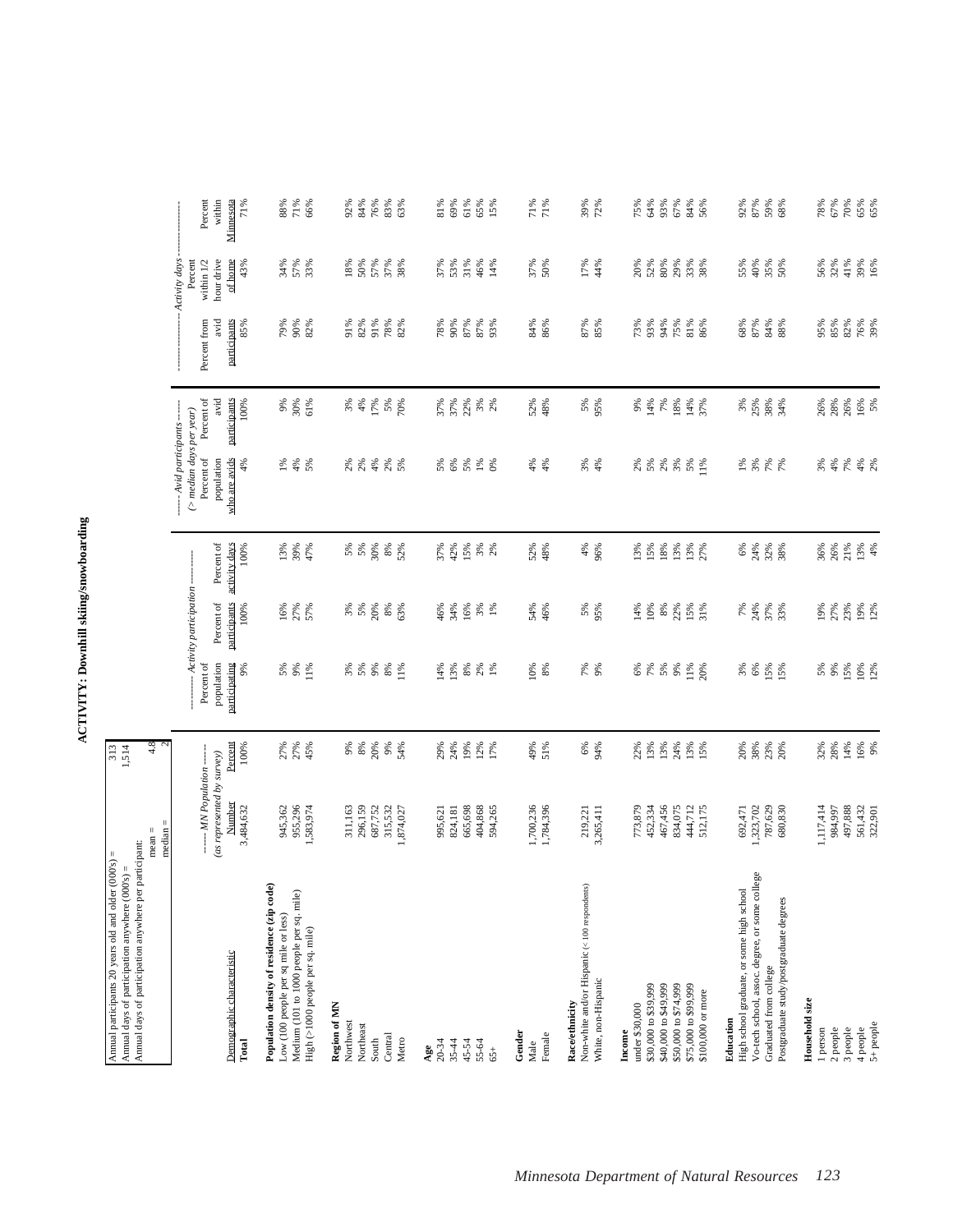# ACTIVITY: Downhill skiing/snowboarding

| | |
|---|---|
| Annual participants 20 years old and older (000's) = | 313 |
| Annual days of participation anywhere (000's) = | 1,514 |
| Annual days of participation anywhere per participant: mean = | 4.8 |
| median = | 2 |

| Demographic characteristic | ------ MN Population ------ (as represented by survey) Number | Percent | --------- Activity participation --------- Percent of population participating | Percent of participants | Percent of activity days | ------ Avid participants ------ (> median days per year) Percent of population who are avids | Percent of avid participants | ---------------- Activity days ---------------- Percent from avid participants | Percent within 1/2 hour drive of home | Percent within Minnesota |
|---|---|---|---|---|---|---|---|---|---|---|
| **Total** | 3,484,632 | 100% | 9% | 100% | 100% | 4% | 100% | 85% | 43% | 71% |
| **Population density of residence (zip code)** | | | | | | | | | | |
| Low (100 people per sq mile or less) | 945,362 | 27% | 5% | 16% | 13% | 1% | 9% | 79% | 34% | 88% |
| Medium (101 to 1000 people per sq. mile) | 955,296 | 27% | 9% | 27% | 39% | 4% | 30% | 90% | 57% | 71% |
| High (>1000 people per sq. mile) | 1,583,974 | 45% | 11% | 57% | 47% | 5% | 61% | 82% | 33% | 66% |
| **Region of MN** | | | | | | | | | | |
| Northwest | 311,163 | 9% | 3% | 3% | 5% | 2% | 3% | 91% | 18% | 92% |
| Northeast | 296,159 | 8% | 5% | 5% | 5% | 2% | 4% | 82% | 50% | 84% |
| South | 687,752 | 20% | 9% | 20% | 30% | 4% | 17% | 91% | 57% | 76% |
| Central | 315,532 | 9% | 8% | 8% | 8% | 2% | 5% | 78% | 37% | 83% |
| Metro | 1,874,027 | 54% | 11% | 63% | 52% | 5% | 70% | 82% | 38% | 63% |
| **Age** | | | | | | | | | | |
| 20-34 | 995,621 | 29% | 14% | 46% | 37% | 5% | 37% | 78% | 37% | 81% |
| 35-44 | 824,181 | 24% | 13% | 34% | 42% | 6% | 37% | 90% | 53% | 69% |
| 45-54 | 665,698 | 19% | 8% | 16% | 15% | 5% | 22% | 87% | 31% | 61% |
| 55-64 | 404,868 | 12% | 2% | 3% | 3% | 1% | 3% | 87% | 46% | 65% |
| 65+ | 594,265 | 17% | 1% | 1% | 2% | 0% | 2% | 93% | 14% | 15% |
| **Gender** | | | | | | | | | | |
| Male | 1,700,236 | 49% | 10% | 54% | 52% | 4% | 52% | 84% | 37% | 71% |
| Female | 1,784,396 | 51% | 8% | 46% | 48% | 4% | 48% | 86% | 50% | 71% |
| **Race/ethnicity** | | | | | | | | | | |
| Non-white and/or Hispanic (< 100 respondents) | 219,221 | 6% | 7% | 5% | 4% | 3% | 5% | 87% | 17% | 39% |
| White, non-Hispanic | 3,265,411 | 94% | 9% | 95% | 96% | 4% | 95% | 85% | 44% | 72% |
| **Income** | | | | | | | | | | |
| under $30,000 | 773,879 | 22% | 6% | 14% | 13% | 2% | 9% | 73% | 20% | 75% |
| $30,000 to $39,999 | 452,334 | 13% | 7% | 10% | 15% | 5% | 14% | 93% | 52% | 64% |
| $40,000 to $49,999 | 467,456 | 13% | 5% | 8% | 18% | 2% | 7% | 94% | 80% | 93% |
| $50,000 to $74,999 | 834,075 | 24% | 9% | 22% | 13% | 3% | 18% | 75% | 29% | 67% |
| $75,000 to $99,999 | 444,712 | 13% | 11% | 15% | 13% | 5% | 14% | 81% | 33% | 84% |
| $100,000 or more | 512,175 | 15% | 20% | 31% | 27% | 11% | 37% | 86% | 38% | 56% |
| **Education** | | | | | | | | | | |
| High school graduate, or some high school | 692,471 | 20% | 3% | 7% | 6% | 1% | 3% | 68% | 55% | 92% |
| Vo-tech school, assoc. degree, or some college | 1,323,702 | 38% | 6% | 24% | 24% | 3% | 25% | 87% | 40% | 87% |
| Graduated from college | 787,629 | 23% | 15% | 37% | 32% | 7% | 38% | 84% | 35% | 59% |
| Postgraduate study/postgraduate degrees | 680,830 | 20% | 15% | 33% | 38% | 7% | 34% | 88% | 50% | 68% |
| **Household size** | | | | | | | | | | |
| 1 person | 1,117,414 | 32% | 5% | 19% | 36% | 3% | 26% | 95% | 56% | 78% |
| 2 people | 984,997 | 28% | 9% | 27% | 26% | 4% | 28% | 85% | 32% | 67% |
| 3 people | 497,888 | 14% | 15% | 23% | 21% | 7% | 26% | 82% | 41% | 70% |
| 4 people | 561,432 | 16% | 10% | 19% | 13% | 4% | 16% | 76% | 39% | 65% |
| 5+ people | 322,901 | 9% | 12% | 12% | 4% | 2% | 5% | 39% | 16% | 65% |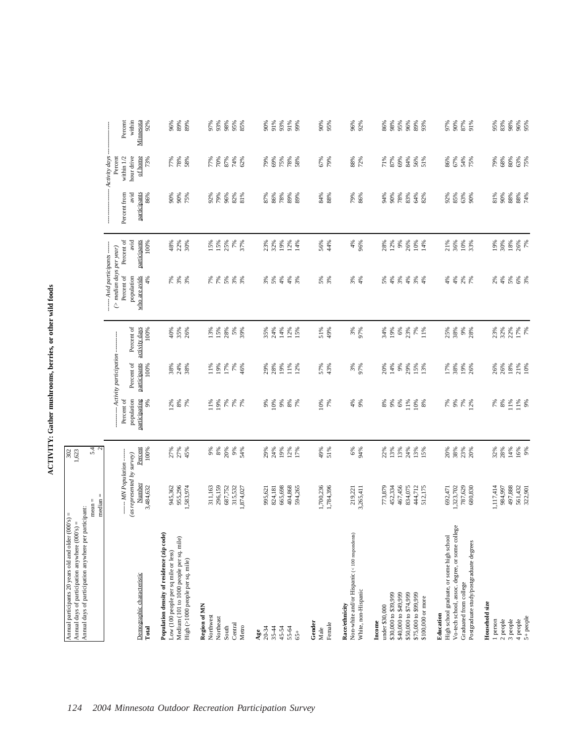# ACTIVITY: Gather mushrooms, berries, or other wild foods

| | |
|---|---|
| Annual participants 20 years old and older (000's) = | 302 |
| Annual days of participation anywhere (000's) = | 1,623 |
| Annual days of participation anywhere per participant: mean = | 5.4 |
| median = | 2 |

| Demographic characteristic | MN Population (as represented by survey) Number | Percent | Activity participation Percent of population participating | Percent of participants | Percent of activity days | Avid participants (> median days per year) Percent of population who are avids | Percent of avid participants | Activity days Percent from avid participants | Percent within 1/2 hour drive of home | Percent within Minnesota |
|---|---|---|---|---|---|---|---|---|---|---|
| **Total** | 3,484,632 | 100% | 9% | 100% | 100% | 4% | 100% | 86% | 73% | 92% |
| **Population density of residence (zip code)** | | | | | | | | | | |
| Low (100 people per sq mile or less) | 945,362 | 27% | 12% | 38% | 40% | 7% | 48% | 90% | 77% | 96% |
| Medium (101 to 1000 people per sq. mile) | 955,296 | 27% | 8% | 24% | 35% | 3% | 22% | 90% | 78% | 89% |
| High (>1000 people per sq. mile) | 1,583,974 | 45% | 7% | 38% | 26% | 3% | 30% | 75% | 58% | 89% |
| **Region of MN** | | | | | | | | | | |
| Northwest | 311,163 | 9% | 11% | 11% | 13% | 7% | 15% | 92% | 77% | 97% |
| Northeast | 296,159 | 8% | 19% | 19% | 15% | 7% | 15% | 79% | 70% | 93% |
| South | 687,752 | 20% | 7% | 17% | 28% | 5% | 25% | 96% | 87% | 98% |
| Central | 315,532 | 9% | 7% | 7% | 5% | 3% | 7% | 82% | 74% | 95% |
| Metro | 1,874,027 | 54% | 7% | 46% | 39% | 3% | 37% | 81% | 62% | 85% |
| **Age** | | | | | | | | | | |
| 20-34 | 995,621 | 29% | 9% | 29% | 35% | 3% | 23% | 87% | 79% | 90% |
| 35-44 | 824,181 | 24% | 10% | 28% | 24% | 5% | 32% | 86% | 69% | 91% |
| 45-54 | 665,698 | 19% | 9% | 19% | 14% | 4% | 19% | 78% | 75% | 93% |
| 55-64 | 404,868 | 12% | 8% | 11% | 12% | 4% | 12% | 89% | 78% | 91% |
| 65+ | 594,265 | 17% | 7% | 12% | 15% | 3% | 14% | 89% | 58% | 99% |
| **Gender** | | | | | | | | | | |
| Male | 1,700,236 | 49% | 10% | 57% | 51% | 5% | 56% | 84% | 67% | 90% |
| Female | 1,784,396 | 51% | 7% | 43% | 49% | 3% | 44% | 88% | 79% | 95% |
| **Race/ethnicity** | | | | | | | | | | |
| Non-white and/or Hispanic (< 100 respondents) | 219,221 | 6% | 4% | 3% | 3% | 3% | 4% | 79% | 88% | 96% |
| White, non-Hispanic | 3,265,411 | 94% | 9% | 97% | 97% | 4% | 96% | 86% | 72% | 92% |
| **Income** | | | | | | | | | | |
| under $30,000 | 773,879 | 22% | 8% | 20% | 34% | 5% | 28% | 94% | 71% | 86% |
| $30,000 to $39,999 | 452,334 | 13% | 9% | 14% | 19% | 4% | 12% | 90% | 87% | 98% |
| $40,000 to $49,999 | 467,456 | 13% | 6% | 9% | 6% | 3% | 9% | 78% | 69% | 95% |
| $50,000 to $74,999 | 834,075 | 24% | 11% | 29% | 23% | 4% | 26% | 83% | 84% | 96% |
| $75,000 to $99,999 | 444,712 | 13% | 10% | 15% | 7% | 3% | 10% | 64% | 56% | 89% |
| $100,000 or more | 512,175 | 15% | 8% | 13% | 11% | 4% | 14% | 82% | 51% | 93% |
| **Education** | | | | | | | | | | |
| High school graduate, or some high school | 692,471 | 20% | 7% | 17% | 25% | 4% | 21% | 92% | 86% | 97% |
| Vo-tech school, assoc. degree, or some college | 1,323,702 | 38% | 9% | 38% | 38% | 4% | 36% | 85% | 67% | 90% |
| Graduated from college | 787,629 | 23% | 7% | 19% | 9% | 2% | 10% | 63% | 54% | 87% |
| Postgraduate study/postgraduate degrees | 680,830 | 20% | 12% | 26% | 28% | 7% | 33% | 90% | 75% | 91% |
| **Household size** | | | | | | | | | | |
| 1 person | 1,117,414 | 32% | 7% | 26% | 23% | 2% | 19% | 81% | 79% | 95% |
| 2 people | 984,997 | 28% | 8% | 26% | 32% | 4% | 30% | 90% | 68% | 83% |
| 3 people | 497,888 | 14% | 11% | 18% | 22% | 5% | 18% | 88% | 80% | 98% |
| 4 people | 561,432 | 16% | 11% | 21% | 17% | 6% | 26% | 88% | 63% | 96% |
| 5+ people | 322,901 | 9% | 9% | 10% | 7% | 3% | 7% | 74% | 75% | 95% |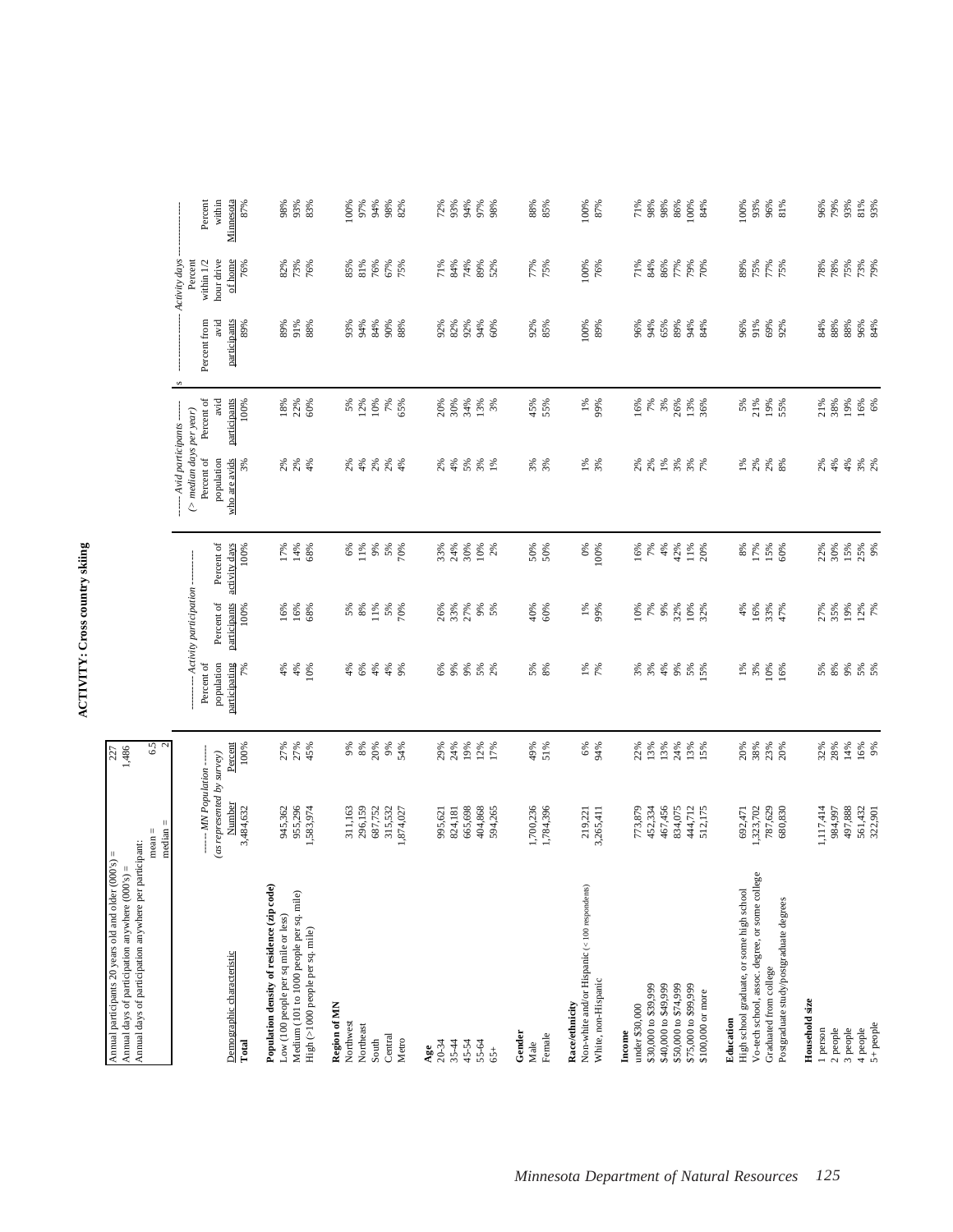# ACTIVITY: Cross country skiing

| | |
|---|---|
| Annual participants 20 years old and older (000's) = | 227 |
| Annual days of participation anywhere (000's) = | 1,486 |
| Annual days of participation anywhere per participant: mean = | 6.5 |
| median = | 2 |

| Demographic characteristic | ------ MN Population ------ (as represented by survey) Number | Percent | --------- Activity participation --------- Percent of population participating | Percent of participants | Percent of activity days | ----- Avid participants ----- (> median days per year) Percent of population who are avids | Percent of avid participants | ---------------- Activity days ---------------- Percent from avid participants | Percent within 1/2 hour drive of home | Percent within Minnesota |
|---|---|---|---|---|---|---|---|---|---|---|
| **Total** | 3,484,632 | 100% | 7% | 100% | 100% | 3% | 100% | 89% | 76% | 87% |
| **Population density of residence (zip code)** | | | | | | | | | | |
| Low (100 people per sq mile or less) | 945,362 | 27% | 4% | 16% | 17% | 2% | 18% | 89% | 82% | 98% |
| Medium (101 to 1000 people per sq. mile) | 955,296 | 27% | 4% | 16% | 14% | 2% | 22% | 91% | 73% | 93% |
| High (>1000 people per sq. mile) | 1,583,974 | 45% | 10% | 68% | 68% | 4% | 60% | 88% | 76% | 83% |
| **Region of MN** | | | | | | | | | | |
| Northwest | 311,163 | 9% | 4% | 5% | 6% | 2% | 5% | 93% | 85% | 100% |
| Northeast | 296,159 | 8% | 6% | 8% | 11% | 4% | 12% | 94% | 81% | 97% |
| South | 687,752 | 20% | 4% | 11% | 9% | 2% | 10% | 84% | 76% | 94% |
| Central | 315,532 | 9% | 4% | 5% | 5% | 2% | 7% | 90% | 67% | 98% |
| Metro | 1,874,027 | 54% | 9% | 70% | 70% | 4% | 65% | 88% | 75% | 82% |
| **Age** | | | | | | | | | | |
| 20-34 | 995,621 | 29% | 6% | 26% | 33% | 2% | 20% | 92% | 71% | 72% |
| 35-44 | 824,181 | 24% | 9% | 33% | 24% | 4% | 30% | 82% | 84% | 93% |
| 45-54 | 665,698 | 19% | 9% | 27% | 30% | 5% | 34% | 92% | 74% | 94% |
| 55-64 | 404,868 | 12% | 5% | 9% | 10% | 3% | 13% | 94% | 89% | 97% |
| 65+ | 594,265 | 17% | 2% | 5% | 2% | 1% | 3% | 60% | 52% | 98% |
| **Gender** | | | | | | | | | | |
| Male | 1,700,236 | 49% | 5% | 40% | 50% | 3% | 45% | 92% | 77% | 88% |
| Female | 1,784,396 | 51% | 8% | 60% | 50% | 3% | 55% | 85% | 75% | 85% |
| **Race/ethnicity** | | | | | | | | | | |
| Non-white and/or Hispanic (< 100 respondents) | 219,221 | 6% | 1% | 1% | 0% | 1% | 1% | 100% | 100% | 100% |
| White, non-Hispanic | 3,265,411 | 94% | 7% | 99% | 100% | 3% | 99% | 89% | 76% | 87% |
| **Income** | | | | | | | | | | |
| under $30,000 | 773,879 | 22% | 3% | 10% | 16% | 2% | 16% | 96% | 71% | 71% |
| $30,000 to $39,999 | 452,334 | 13% | 3% | 7% | 7% | 2% | 7% | 94% | 84% | 98% |
| $40,000 to $49,999 | 467,456 | 13% | 4% | 9% | 4% | 1% | 3% | 65% | 86% | 98% |
| $50,000 to $74,999 | 834,075 | 24% | 9% | 32% | 42% | 3% | 26% | 89% | 77% | 86% |
| $75,000 to $99,999 | 444,712 | 13% | 5% | 10% | 11% | 3% | 13% | 94% | 79% | 100% |
| $100,000 or more | 512,175 | 15% | 15% | 32% | 20% | 7% | 36% | 84% | 70% | 84% |
| **Education** | | | | | | | | | | |
| High school graduate, or some high school | 692,471 | 20% | 1% | 4% | 8% | 1% | 5% | 96% | 89% | 100% |
| Vo-tech school, assoc. degree, or some college | 1,323,702 | 38% | 3% | 16% | 17% | 2% | 21% | 91% | 75% | 93% |
| Graduated from college | 787,629 | 23% | 10% | 33% | 15% | 2% | 19% | 69% | 77% | 96% |
| Postgraduate study/postgraduate degrees | 680,830 | 20% | 16% | 47% | 60% | 8% | 55% | 92% | 75% | 81% |
| **Household size** | | | | | | | | | | |
| 1 person | 1,117,414 | 32% | 5% | 27% | 22% | 2% | 21% | 84% | 78% | 96% |
| 2 people | 984,997 | 28% | 8% | 35% | 30% | 4% | 38% | 88% | 78% | 79% |
| 3 people | 497,888 | 14% | 9% | 19% | 15% | 4% | 19% | 88% | 75% | 93% |
| 4 people | 561,432 | 16% | 5% | 12% | 25% | 3% | 16% | 96% | 73% | 81% |
| 5+ people | 322,901 | 9% | 5% | 7% | 9% | 2% | 6% | 84% | 79% | 93% |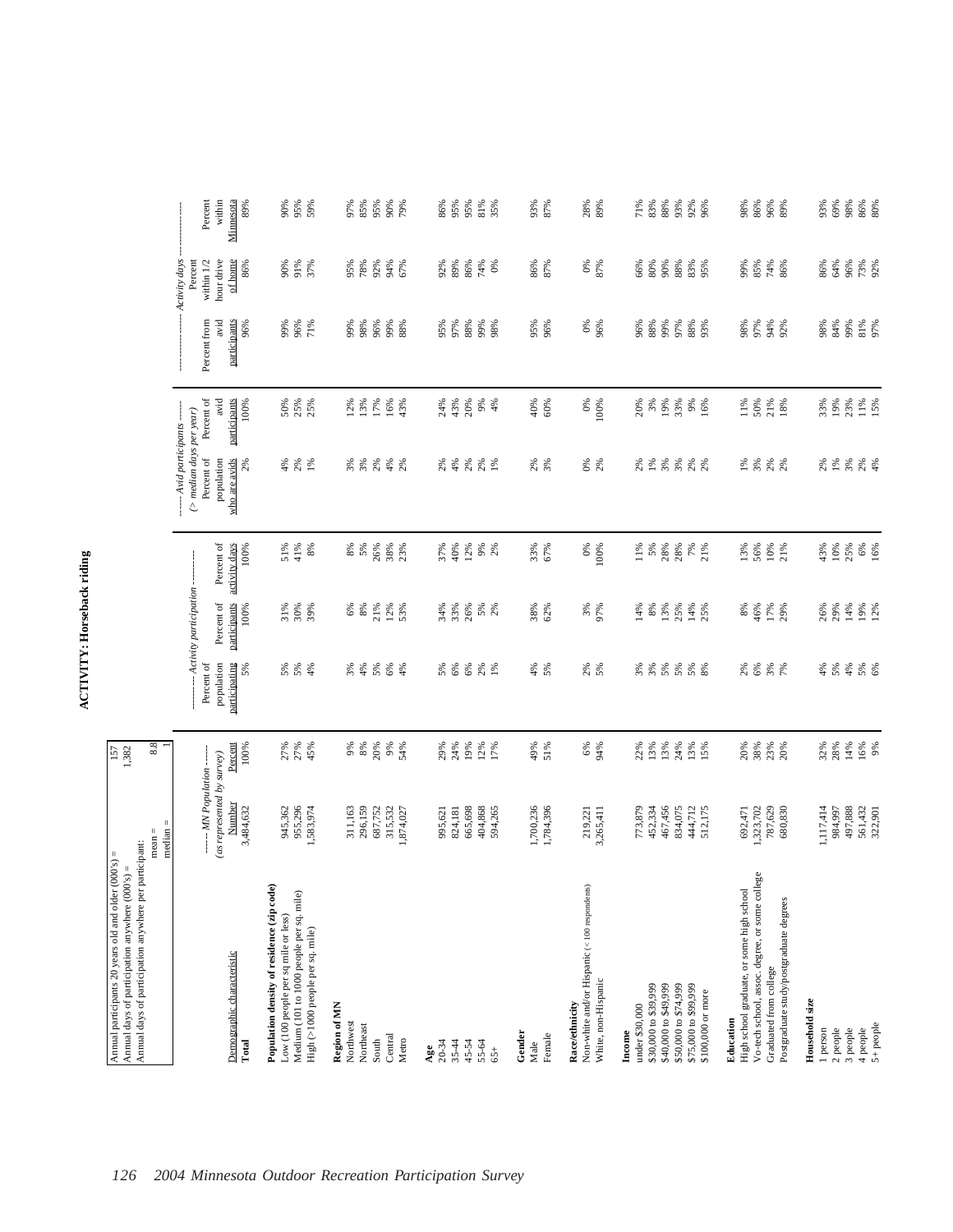# ACTIVITY: Horseback riding

Annual participants 20 years old and older (000's) = 157
Annual days of participation anywhere (000's) = 1,382
Annual days of participation anywhere per participant:
mean = 8.8
median = 1

| Demographic characteristic | MN Population (as represented by survey) Number | Percent | Activity participation Percent of population participating | Percent of participants | Percent of activity days | Avid participants (> median days per year) Percent of population who are avids | Percent of avid participants | Activity days Percent from avid participants | Percent within 1/2 hour drive of home | Percent within Minnesota |
|---|---|---|---|---|---|---|---|---|---|---|
| **Total** | 3,484,632 | 100% | 5% | 100% | 100% | 2% | 100% | 96% | 86% | 89% |
| **Population density of residence (zip code)** | | | | | | | | | | |
| Low (100 people per sq mile or less) | 945,362 | 27% | 5% | 31% | 51% | 4% | 50% | 99% | 90% | 90% |
| Medium (101 to 1000 people per sq. mile) | 955,296 | 27% | 5% | 30% | 41% | 2% | 25% | 96% | 91% | 95% |
| High (>1000 people per sq. mile) | 1,583,974 | 45% | 4% | 39% | 8% | 1% | 25% | 71% | 37% | 59% |
| **Region of MN** | | | | | | | | | | |
| Northwest | 311,163 | 9% | 3% | 6% | 8% | 3% | 12% | 99% | 95% | 97% |
| Northeast | 296,159 | 8% | 4% | 8% | 5% | 3% | 13% | 98% | 78% | 85% |
| South | 687,752 | 20% | 5% | 21% | 26% | 2% | 17% | 96% | 92% | 95% |
| Central | 315,532 | 9% | 6% | 12% | 38% | 4% | 16% | 99% | 94% | 90% |
| Metro | 1,874,027 | 54% | 4% | 53% | 23% | 2% | 43% | 88% | 67% | 79% |
| **Age** | | | | | | | | | | |
| 20-34 | 995,621 | 29% | 5% | 34% | 37% | 2% | 24% | 95% | 92% | 86% |
| 35-44 | 824,181 | 24% | 6% | 33% | 40% | 4% | 43% | 97% | 89% | 95% |
| 45-54 | 665,698 | 19% | 6% | 26% | 12% | 2% | 20% | 88% | 86% | 95% |
| 55-64 | 404,868 | 12% | 2% | 5% | 9% | 2% | 9% | 99% | 74% | 81% |
| 65+ | 594,265 | 17% | 1% | 2% | 2% | 1% | 4% | 98% | 0% | 35% |
| **Gender** | | | | | | | | | | |
| Male | 1,700,236 | 49% | 4% | 38% | 33% | 2% | 40% | 95% | 86% | 93% |
| Female | 1,784,396 | 51% | 5% | 62% | 67% | 3% | 60% | 96% | 87% | 87% |
| **Race/ethnicity** | | | | | | | | | | |
| Non-white and/or Hispanic (< 100 respondents) | 219,221 | 6% | 2% | 3% | 0% | 0% | 0% | 0% | 0% | 28% |
| White, non-Hispanic | 3,265,411 | 94% | 5% | 97% | 100% | 2% | 100% | 96% | 87% | 89% |
| **Income** | | | | | | | | | | |
| under $30,000 | 773,879 | 22% | 3% | 14% | 11% | 2% | 20% | 96% | 66% | 71% |
| $30,000 to $39,999 | 452,334 | 13% | 3% | 8% | 5% | 1% | 3% | 88% | 80% | 83% |
| $40,000 to $49,999 | 467,456 | 13% | 5% | 13% | 28% | 3% | 19% | 99% | 90% | 88% |
| $50,000 to $74,999 | 834,075 | 24% | 5% | 25% | 28% | 3% | 33% | 97% | 88% | 93% |
| $75,000 to $99,999 | 444,712 | 13% | 5% | 14% | 7% | 2% | 9% | 88% | 83% | 92% |
| $100,000 or more | 512,175 | 15% | 8% | 25% | 21% | 2% | 16% | 93% | 95% | 96% |
| **Education** | | | | | | | | | | |
| High school graduate, or some high school | 692,471 | 20% | 2% | 8% | 13% | 1% | 11% | 98% | 99% | 98% |
| Vo-tech school, assoc. degree, or some college | 1,323,702 | 38% | 6% | 46% | 56% | 3% | 50% | 97% | 85% | 86% |
| Graduated from college | 787,629 | 23% | 3% | 17% | 10% | 2% | 21% | 94% | 74% | 96% |
| Postgraduate study/postgraduate degrees | 680,830 | 20% | 7% | 29% | 21% | 2% | 18% | 92% | 86% | 89% |
| **Household size** | | | | | | | | | | |
| 1 person | 1,117,414 | 32% | 4% | 26% | 43% | 2% | 33% | 98% | 86% | 93% |
| 2 people | 984,997 | 28% | 5% | 29% | 10% | 1% | 19% | 84% | 64% | 69% |
| 3 people | 497,888 | 14% | 4% | 14% | 25% | 3% | 23% | 99% | 96% | 98% |
| 4 people | 561,432 | 16% | 5% | 19% | 6% | 2% | 11% | 81% | 73% | 86% |
| 5+ people | 322,901 | 9% | 6% | 12% | 16% | 4% | 15% | 97% | 92% | 80% |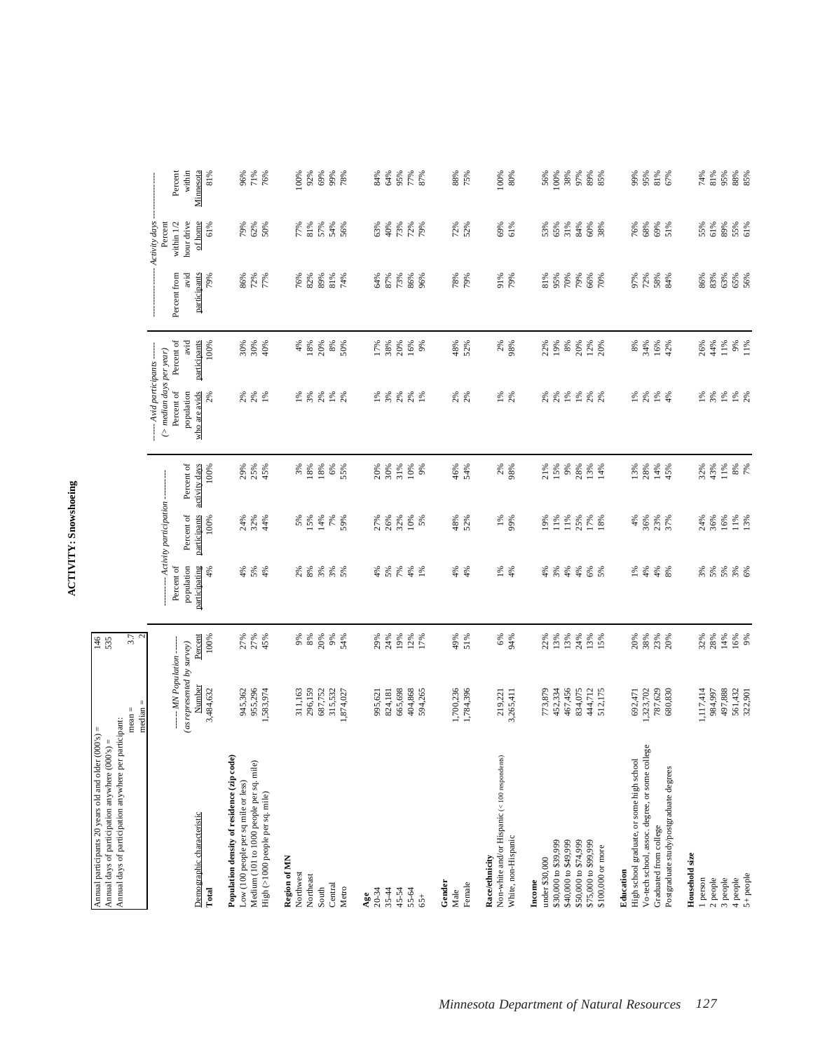# ACTIVITY: Snowshoeing

| | |
|---|---|
| Annual participants 20 years old and older (000's) = | 146 |
| Annual days of participation anywhere (000's) = | 535 |
| Annual days of participation anywhere per participant: mean = | 3.7 |
| median = | 2 |

| Demographic characteristic | ------ MN Population ------ (as represented by survey) | | --------- Activity participation --------- | | | ------ Avid participants ------ (> median days per year) | | ------------------ Activity days ------------------ | | |
|---|---|---|---|---|---|---|---|---|---|---|
| | Number | Percent | Percent of population participating | Percent of participants | Percent of activity days | Percent of population who are avids | Percent of avid participants | Percent from avid participants | Percent within 1/2 hour drive of home | Percent within Minnesota |
| **Total** | 3,484,632 | 100% | 4% | 100% | 100% | 2% | 100% | 79% | 61% | 81% |
| **Population density of residence (zip code)** | | | | | | | | | | |
| Low (100 people per sq mile or less) | 945,362 | 27% | 4% | 24% | 29% | 2% | 30% | 86% | 79% | 96% |
| Medium (101 to 1000 people per sq. mile) | 955,296 | 27% | 5% | 32% | 25% | 2% | 30% | 72% | 62% | 71% |
| High (>1000 people per sq. mile) | 1,583,974 | 45% | 4% | 44% | 45% | 1% | 40% | 77% | 50% | 76% |
| **Region of MN** | | | | | | | | | | |
| Northwest | 311,163 | 9% | 2% | 5% | 3% | 1% | 4% | 76% | 77% | 100% |
| Northeast | 296,159 | 8% | 8% | 15% | 18% | 3% | 18% | 82% | 81% | 92% |
| South | 687,752 | 20% | 3% | 14% | 18% | 2% | 20% | 89% | 57% | 69% |
| Central | 315,532 | 9% | 3% | 7% | 6% | 1% | 8% | 81% | 54% | 99% |
| Metro | 1,874,027 | 54% | 5% | 59% | 55% | 2% | 50% | 74% | 56% | 78% |
| **Age** | | | | | | | | | | |
| 20-34 | 995,621 | 29% | 4% | 27% | 20% | 1% | 17% | 64% | 63% | 84% |
| 35-44 | 824,181 | 24% | 5% | 26% | 30% | 3% | 38% | 87% | 40% | 64% |
| 45-54 | 665,698 | 19% | 7% | 32% | 31% | 2% | 20% | 73% | 73% | 95% |
| 55-64 | 404,868 | 12% | 4% | 10% | 10% | 2% | 16% | 86% | 72% | 77% |
| 65+ | 594,265 | 17% | 1% | 5% | 9% | 1% | 9% | 96% | 79% | 87% |
| **Gender** | | | | | | | | | | |
| Male | 1,700,236 | 49% | 4% | 48% | 46% | 2% | 48% | 78% | 72% | 88% |
| Female | 1,784,396 | 51% | 4% | 52% | 54% | 2% | 52% | 79% | 52% | 75% |
| **Race/ethnicity** | | | | | | | | | | |
| Non-white and/or Hispanic (< 100 respondents) | 219,221 | 6% | 1% | 1% | 2% | 1% | 2% | 91% | 69% | 100% |
| White, non-Hispanic | 3,265,411 | 94% | 4% | 99% | 98% | 2% | 98% | 79% | 61% | 80% |
| **Income** | | | | | | | | | | |
| under $30,000 | 773,879 | 22% | 4% | 19% | 21% | 2% | 22% | 81% | 53% | 56% |
| $30,000 to $39,999 | 452,334 | 13% | 3% | 11% | 15% | 2% | 19% | 95% | 65% | 100% |
| $40,000 to $49,999 | 467,456 | 13% | 4% | 11% | 9% | 1% | 8% | 70% | 31% | 38% |
| $50,000 to $74,999 | 834,075 | 24% | 4% | 25% | 28% | 1% | 20% | 79% | 84% | 97% |
| $75,000 to $99,999 | 444,712 | 13% | 6% | 17% | 13% | 2% | 12% | 66% | 60% | 89% |
| $100,000 or more | 512,175 | 15% | 5% | 18% | 14% | 2% | 20% | 70% | 38% | 85% |
| **Education** | | | | | | | | | | |
| High school graduate, or some high school | 692,471 | 20% | 1% | 4% | 13% | 1% | 8% | 97% | 76% | 99% |
| Vo-tech school, assoc. degree, or some college | 1,323,702 | 38% | 4% | 36% | 28% | 2% | 34% | 72% | 68% | 95% |
| Graduated from college | 787,629 | 23% | 4% | 23% | 14% | 1% | 16% | 58% | 69% | 81% |
| Postgraduate study/postgraduate degrees | 680,830 | 20% | 8% | 37% | 45% | 4% | 42% | 84% | 51% | 67% |
| **Household size** | | | | | | | | | | |
| 1 person | 1,117,414 | 32% | 3% | 24% | 32% | 1% | 26% | 86% | 55% | 74% |
| 2 people | 984,997 | 28% | 5% | 36% | 43% | 3% | 44% | 83% | 61% | 81% |
| 3 people | 497,888 | 14% | 5% | 16% | 11% | 1% | 11% | 63% | 89% | 95% |
| 4 people | 561,432 | 16% | 3% | 11% | 8% | 1% | 9% | 65% | 55% | 88% |
| 5+ people | 322,901 | 9% | 6% | 13% | 7% | 2% | 11% | 56% | 61% | 85% |

*Minnesota Department of Natural Resources*